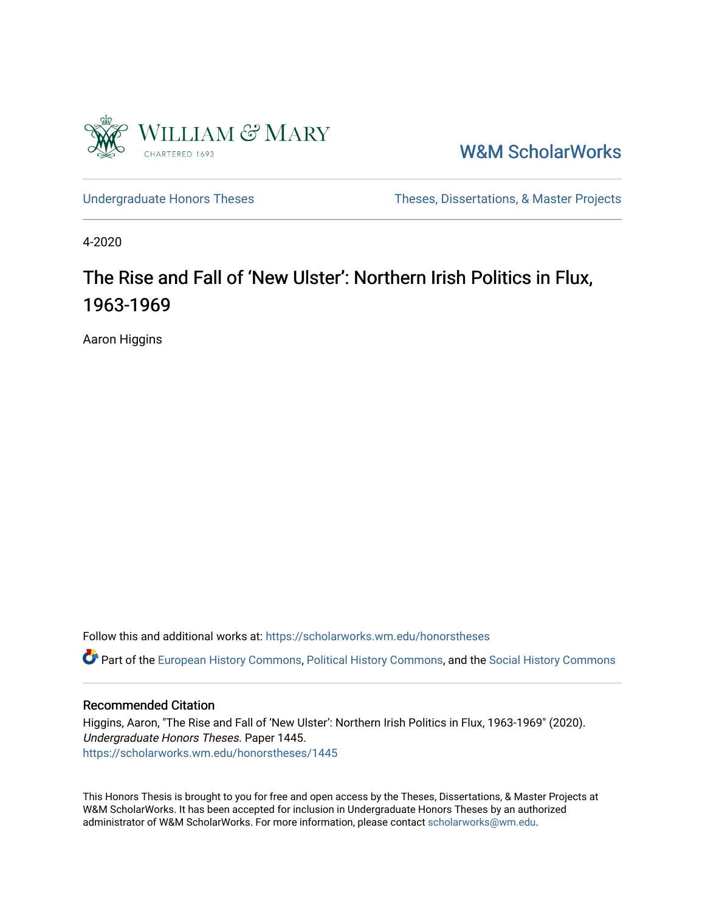William & Mary

CHARTERED 1693

W&M ScholarWorks

Undergraduate Honors Theses | Theses, Dissertations, & Master Projects

4-2020

# The Rise and Fall of 'New Ulster': Northern Irish Politics in Flux, 1963-1969

Aaron Higgins

Follow this and additional works at: https://scholarworks.wm.edu/honorstheses

Part of the European History Commons, Political History Commons, and the Social History Commons

### Recommended Citation

Higgins, Aaron, "The Rise and Fall of 'New Ulster': Northern Irish Politics in Flux, 1963-1969" (2020). *Undergraduate Honors Theses.* Paper 1445.
https://scholarworks.wm.edu/honorstheses/1445

This Honors Thesis is brought to you for free and open access by the Theses, Dissertations, & Master Projects at W&M ScholarWorks. It has been accepted for inclusion in Undergraduate Honors Theses by an authorized administrator of W&M ScholarWorks. For more information, please contact scholarworks@wm.edu.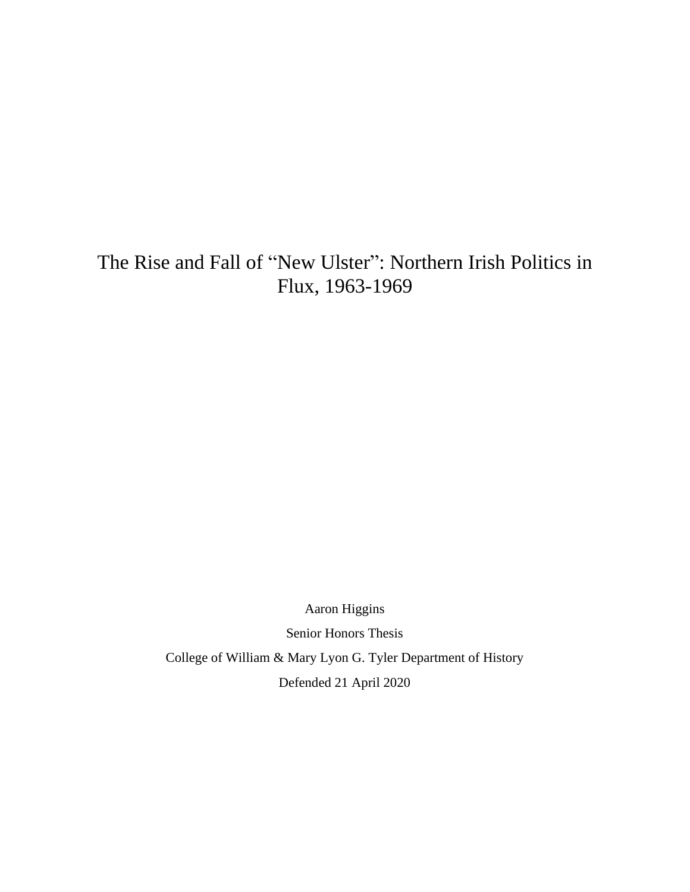# The Rise and Fall of "New Ulster": Northern Irish Politics in Flux, 1963-1969

Aaron Higgins

Senior Honors Thesis

College of William & Mary Lyon G. Tyler Department of History

Defended 21 April 2020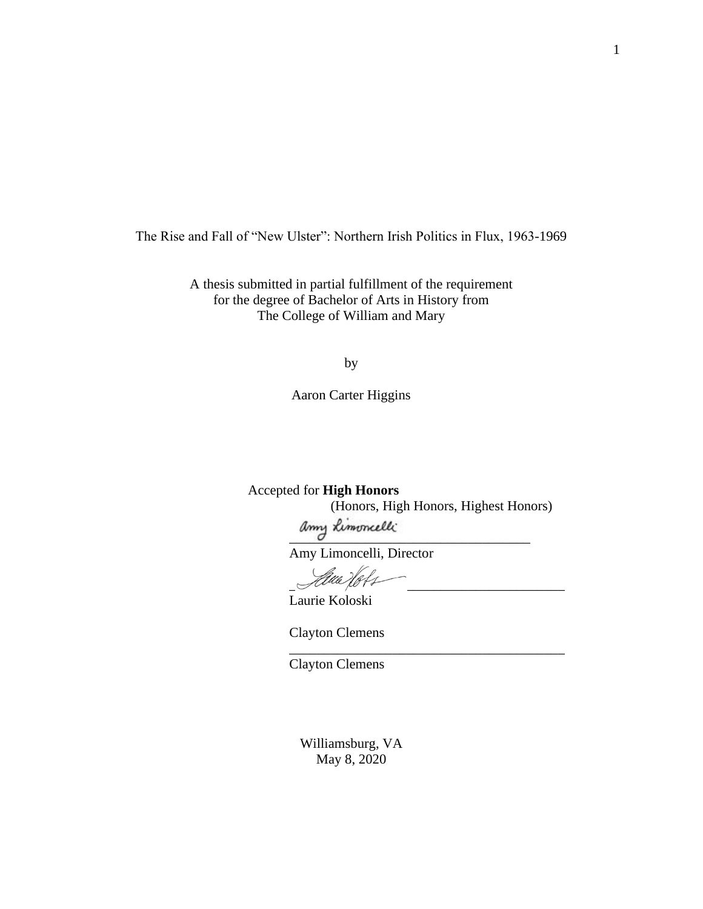The Rise and Fall of "New Ulster": Northern Irish Politics in Flux, 1963-1969

A thesis submitted in partial fulfillment of the requirement
for the degree of Bachelor of Arts in History from
The College of William and Mary

by

Aaron Carter Higgins

Accepted for **High Honors**
(Honors, High Honors, Highest Honors)

________________________________________
Amy Limoncelli, Director

________________________________________
Laurie Koloski

Clayton Clemens
________________________________________
Clayton Clemens

Williamsburg, VA
May 8, 2020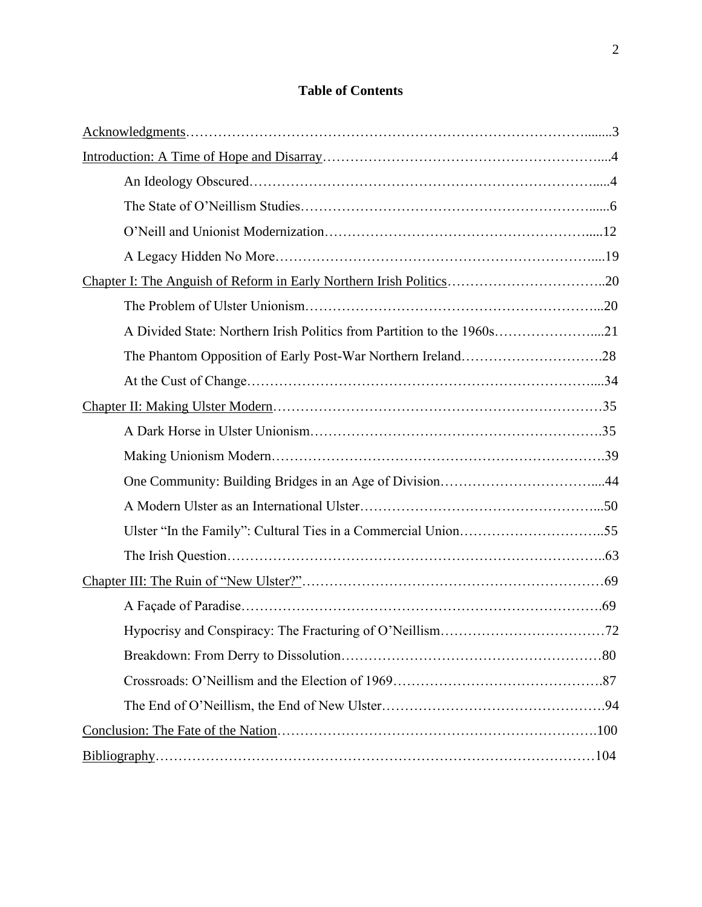# Table of Contents

Acknowledgments……………………………………………………………………………........3

Introduction: A Time of Hope and Disarray…………………………………………………….....4

- An Ideology Obscured…………………………………………………………………......4
- The State of O'Neillism Studies……………………………………………………….......6
- O'Neill and Unionist Modernization……………………………………………….......12
- A Legacy Hidden No More……………………………………………………………....19

Chapter I: The Anguish of Reform in Early Northern Irish Politics……………………………..20

- The Problem of Ulster Unionism…………………………………………………………...20
- A Divided State: Northern Irish Politics from Partition to the 1960s…………………....21
- The Phantom Opposition of Early Post-War Northern Ireland………………………….28
- At the Cust of Change………………………………………………………………….....34

Chapter II: Making Ulster Modern………………………………………………………………35

- A Dark Horse in Ulster Unionism……………………………………………………….35
- Making Unionism Modern……………………………………………………………….39
- One Community: Building Bridges in an Age of Division……………………………....44
- A Modern Ulster as an International Ulster……………………………………………...50
- Ulster "In the Family": Cultural Ties in a Commercial Union…………………………..55
- The Irish Question………………………………………………………………………..63

Chapter III: The Ruin of "New Ulster?"…………………………………………………………69

- A Façade of Paradise…………………………………………………………………….69
- Hypocrisy and Conspiracy: The Fracturing of O'Neillism………………………………72
- Breakdown: From Derry to Dissolution…………………………………………………80
- Crossroads: O'Neillism and the Election of 1969……………………………………….87
- The End of O'Neillism, the End of New Ulster………………………………………….94

Conclusion: The Fate of the Nation…………………………………………………………….100

Bibliography……………………………………………………………………………………104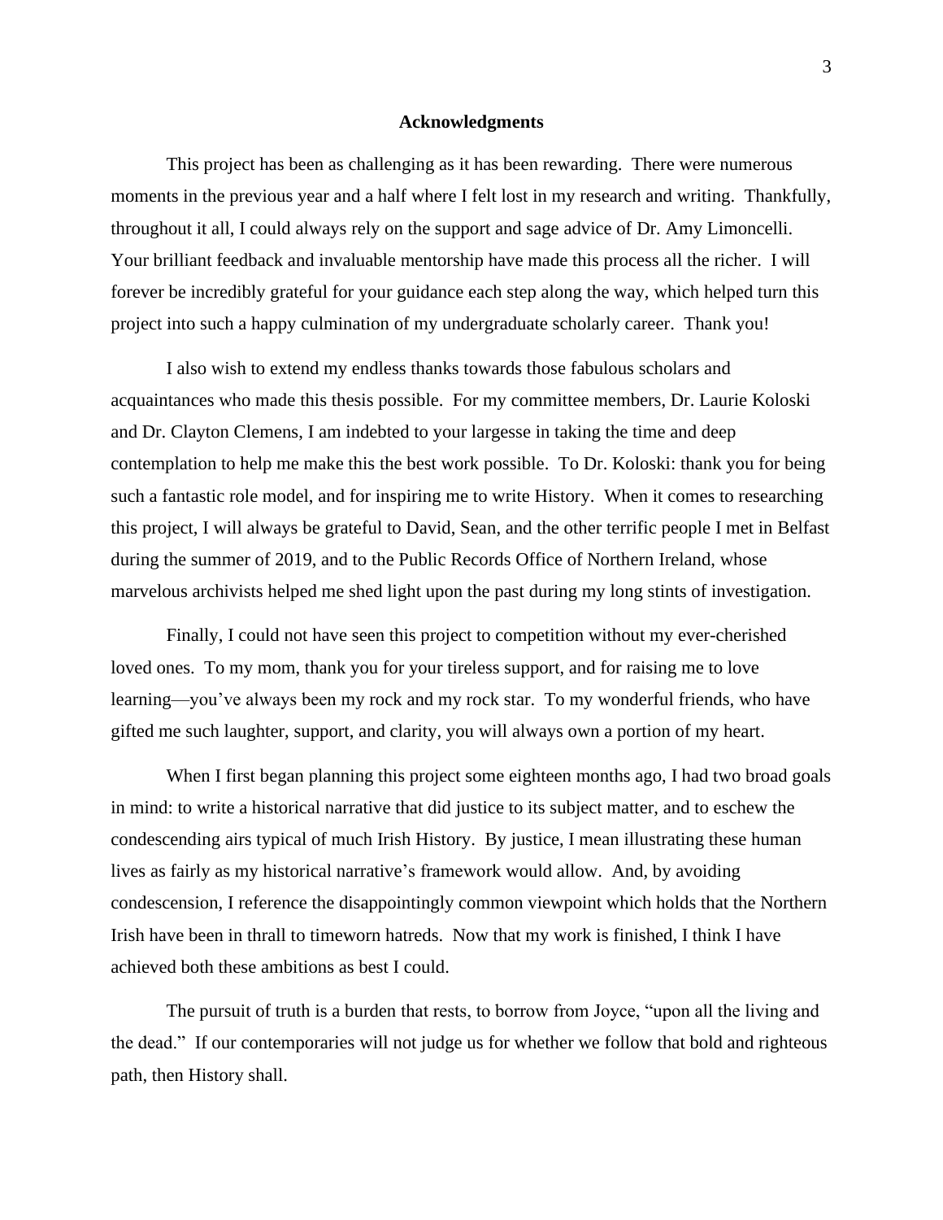## Acknowledgments

This project has been as challenging as it has been rewarding. There were numerous moments in the previous year and a half where I felt lost in my research and writing. Thankfully, throughout it all, I could always rely on the support and sage advice of Dr. Amy Limoncelli. Your brilliant feedback and invaluable mentorship have made this process all the richer. I will forever be incredibly grateful for your guidance each step along the way, which helped turn this project into such a happy culmination of my undergraduate scholarly career. Thank you!

I also wish to extend my endless thanks towards those fabulous scholars and acquaintances who made this thesis possible. For my committee members, Dr. Laurie Koloski and Dr. Clayton Clemens, I am indebted to your largesse in taking the time and deep contemplation to help me make this the best work possible. To Dr. Koloski: thank you for being such a fantastic role model, and for inspiring me to write History. When it comes to researching this project, I will always be grateful to David, Sean, and the other terrific people I met in Belfast during the summer of 2019, and to the Public Records Office of Northern Ireland, whose marvelous archivists helped me shed light upon the past during my long stints of investigation.

Finally, I could not have seen this project to competition without my ever-cherished loved ones. To my mom, thank you for your tireless support, and for raising me to love learning—you've always been my rock and my rock star. To my wonderful friends, who have gifted me such laughter, support, and clarity, you will always own a portion of my heart.

When I first began planning this project some eighteen months ago, I had two broad goals in mind: to write a historical narrative that did justice to its subject matter, and to eschew the condescending airs typical of much Irish History. By justice, I mean illustrating these human lives as fairly as my historical narrative's framework would allow. And, by avoiding condescension, I reference the disappointingly common viewpoint which holds that the Northern Irish have been in thrall to timeworn hatreds. Now that my work is finished, I think I have achieved both these ambitions as best I could.

The pursuit of truth is a burden that rests, to borrow from Joyce, "upon all the living and the dead." If our contemporaries will not judge us for whether we follow that bold and righteous path, then History shall.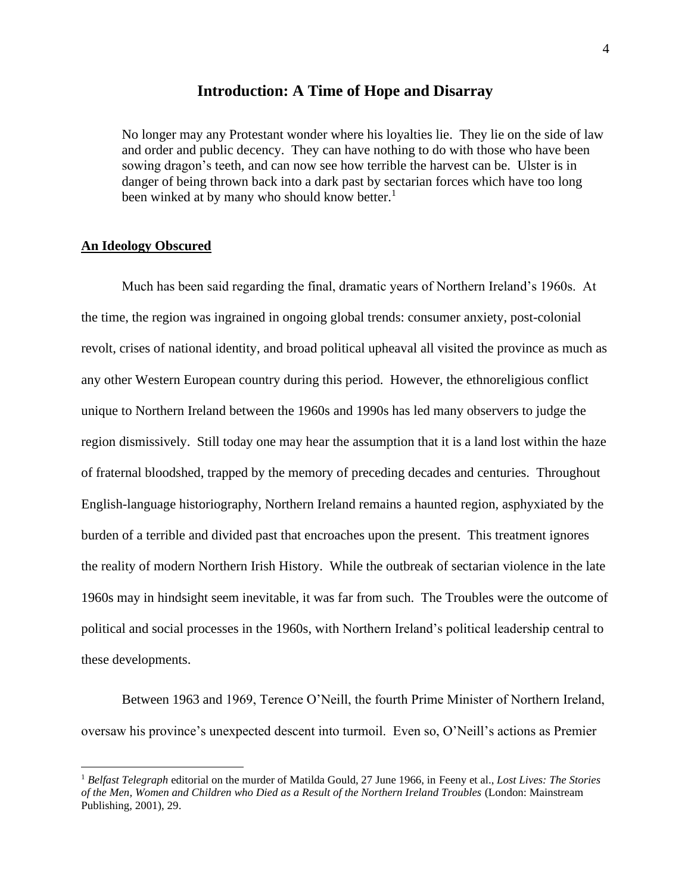## Introduction: A Time of Hope and Disarray

> No longer may any Protestant wonder where his loyalties lie. They lie on the side of law and order and public decency. They can have nothing to do with those who have been sowing dragon's teeth, and can now see how terrible the harvest can be. Ulster is in danger of being thrown back into a dark past by sectarian forces which have too long been winked at by many who should know better.[1]

### An Ideology Obscured

Much has been said regarding the final, dramatic years of Northern Ireland's 1960s. At the time, the region was ingrained in ongoing global trends: consumer anxiety, post-colonial revolt, crises of national identity, and broad political upheaval all visited the province as much as any other Western European country during this period. However, the ethnoreligious conflict unique to Northern Ireland between the 1960s and 1990s has led many observers to judge the region dismissively. Still today one may hear the assumption that it is a land lost within the haze of fraternal bloodshed, trapped by the memory of preceding decades and centuries. Throughout English-language historiography, Northern Ireland remains a haunted region, asphyxiated by the burden of a terrible and divided past that encroaches upon the present. This treatment ignores the reality of modern Northern Irish History. While the outbreak of sectarian violence in the late 1960s may in hindsight seem inevitable, it was far from such. The Troubles were the outcome of political and social processes in the 1960s, with Northern Ireland's political leadership central to these developments.

Between 1963 and 1969, Terence O'Neill, the fourth Prime Minister of Northern Ireland, oversaw his province's unexpected descent into turmoil. Even so, O'Neill's actions as Premier

[1] *Belfast Telegraph* editorial on the murder of Matilda Gould, 27 June 1966, in Feeny et al., *Lost Lives: The Stories of the Men, Women and Children who Died as a Result of the Northern Ireland Troubles* (London: Mainstream Publishing, 2001), 29.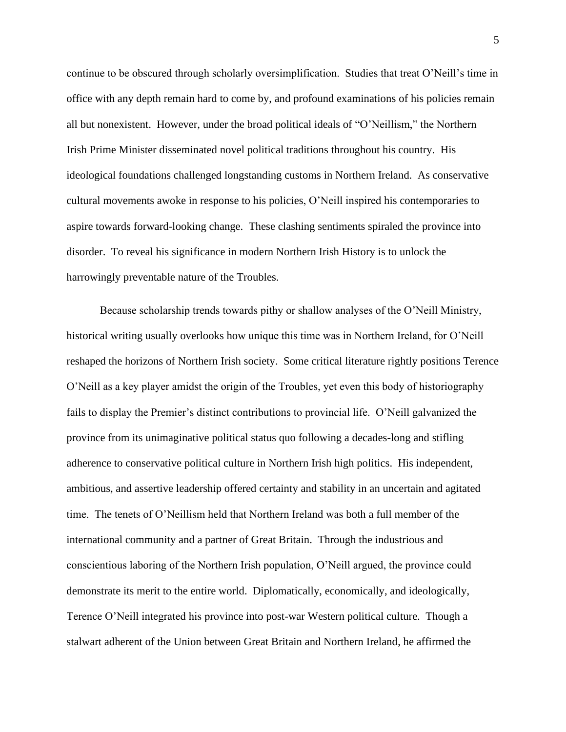continue to be obscured through scholarly oversimplification. Studies that treat O'Neill's time in office with any depth remain hard to come by, and profound examinations of his policies remain all but nonexistent. However, under the broad political ideals of "O'Neillism," the Northern Irish Prime Minister disseminated novel political traditions throughout his country. His ideological foundations challenged longstanding customs in Northern Ireland. As conservative cultural movements awoke in response to his policies, O'Neill inspired his contemporaries to aspire towards forward-looking change. These clashing sentiments spiraled the province into disorder. To reveal his significance in modern Northern Irish History is to unlock the harrowingly preventable nature of the Troubles.

Because scholarship trends towards pithy or shallow analyses of the O'Neill Ministry, historical writing usually overlooks how unique this time was in Northern Ireland, for O'Neill reshaped the horizons of Northern Irish society. Some critical literature rightly positions Terence O'Neill as a key player amidst the origin of the Troubles, yet even this body of historiography fails to display the Premier's distinct contributions to provincial life. O'Neill galvanized the province from its unimaginative political status quo following a decades-long and stifling adherence to conservative political culture in Northern Irish high politics. His independent, ambitious, and assertive leadership offered certainty and stability in an uncertain and agitated time. The tenets of O'Neillism held that Northern Ireland was both a full member of the international community and a partner of Great Britain. Through the industrious and conscientious laboring of the Northern Irish population, O'Neill argued, the province could demonstrate its merit to the entire world. Diplomatically, economically, and ideologically, Terence O'Neill integrated his province into post-war Western political culture. Though a stalwart adherent of the Union between Great Britain and Northern Ireland, he affirmed the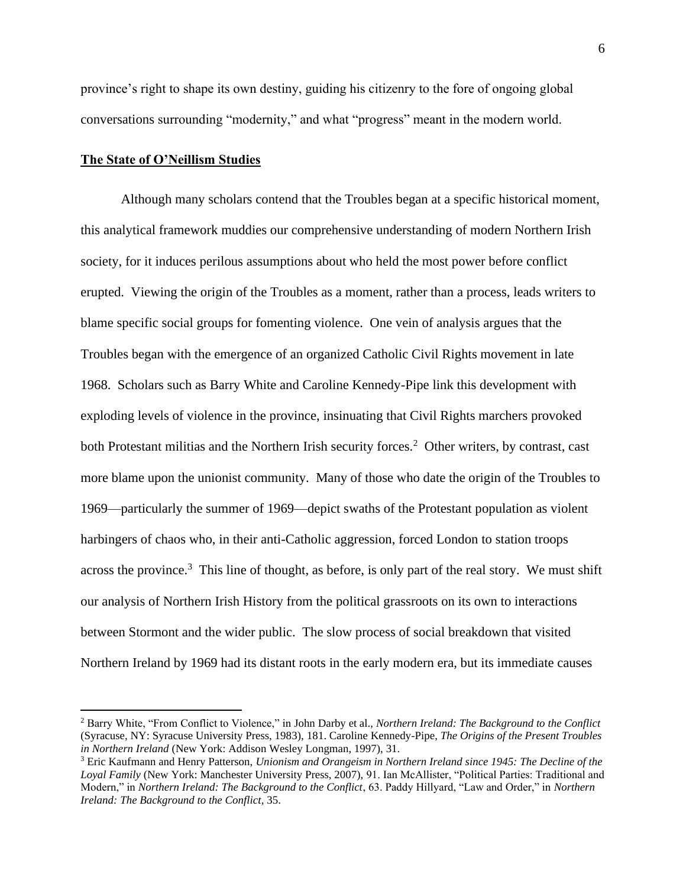province's right to shape its own destiny, guiding his citizenry to the fore of ongoing global conversations surrounding "modernity," and what "progress" meant in the modern world.

## The State of O'Neillism Studies

Although many scholars contend that the Troubles began at a specific historical moment, this analytical framework muddies our comprehensive understanding of modern Northern Irish society, for it induces perilous assumptions about who held the most power before conflict erupted. Viewing the origin of the Troubles as a moment, rather than a process, leads writers to blame specific social groups for fomenting violence. One vein of analysis argues that the Troubles began with the emergence of an organized Catholic Civil Rights movement in late 1968. Scholars such as Barry White and Caroline Kennedy-Pipe link this development with exploding levels of violence in the province, insinuating that Civil Rights marchers provoked both Protestant militias and the Northern Irish security forces.[2] Other writers, by contrast, cast more blame upon the unionist community. Many of those who date the origin of the Troubles to 1969—particularly the summer of 1969—depict swaths of the Protestant population as violent harbingers of chaos who, in their anti-Catholic aggression, forced London to station troops across the province.[3] This line of thought, as before, is only part of the real story. We must shift our analysis of Northern Irish History from the political grassroots on its own to interactions between Stormont and the wider public. The slow process of social breakdown that visited Northern Ireland by 1969 had its distant roots in the early modern era, but its immediate causes

---

[2] Barry White, "From Conflict to Violence," in John Darby et al., *Northern Ireland: The Background to the Conflict* (Syracuse, NY: Syracuse University Press, 1983), 181. Caroline Kennedy-Pipe, *The Origins of the Present Troubles in Northern Ireland* (New York: Addison Wesley Longman, 1997), 31.

[3] Eric Kaufmann and Henry Patterson, *Unionism and Orangeism in Northern Ireland since 1945: The Decline of the Loyal Family* (New York: Manchester University Press, 2007), 91. Ian McAllister, "Political Parties: Traditional and Modern," in *Northern Ireland: The Background to the Conflict*, 63. Paddy Hillyard, "Law and Order," in *Northern Ireland: The Background to the Conflict*, 35.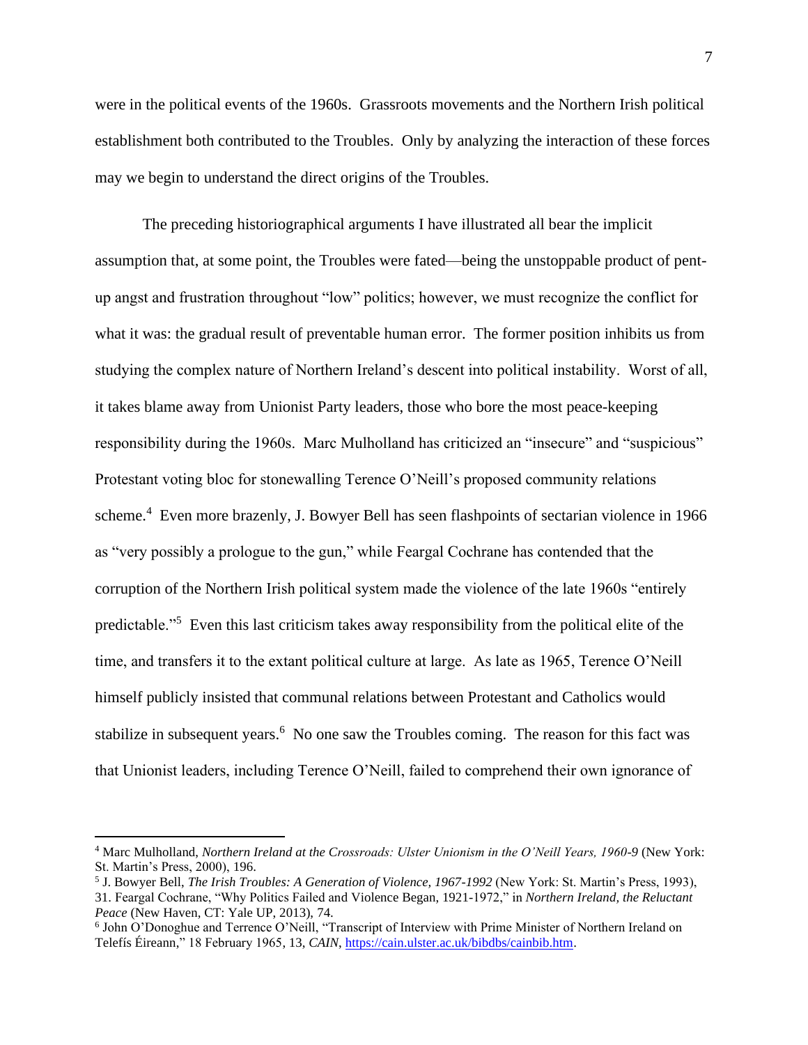were in the political events of the 1960s. Grassroots movements and the Northern Irish political establishment both contributed to the Troubles. Only by analyzing the interaction of these forces may we begin to understand the direct origins of the Troubles.

The preceding historiographical arguments I have illustrated all bear the implicit assumption that, at some point, the Troubles were fated—being the unstoppable product of pent-up angst and frustration throughout "low" politics; however, we must recognize the conflict for what it was: the gradual result of preventable human error. The former position inhibits us from studying the complex nature of Northern Ireland's descent into political instability. Worst of all, it takes blame away from Unionist Party leaders, those who bore the most peace-keeping responsibility during the 1960s. Marc Mulholland has criticized an "insecure" and "suspicious" Protestant voting bloc for stonewalling Terence O'Neill's proposed community relations scheme.[4] Even more brazenly, J. Bowyer Bell has seen flashpoints of sectarian violence in 1966 as "very possibly a prologue to the gun," while Feargal Cochrane has contended that the corruption of the Northern Irish political system made the violence of the late 1960s "entirely predictable."[5] Even this last criticism takes away responsibility from the political elite of the time, and transfers it to the extant political culture at large. As late as 1965, Terence O'Neill himself publicly insisted that communal relations between Protestant and Catholics would stabilize in subsequent years.[6] No one saw the Troubles coming. The reason for this fact was that Unionist leaders, including Terence O'Neill, failed to comprehend their own ignorance of

---

[4] Marc Mulholland, *Northern Ireland at the Crossroads: Ulster Unionism in the O'Neill Years, 1960-9* (New York: St. Martin's Press, 2000), 196.

[5] J. Bowyer Bell, *The Irish Troubles: A Generation of Violence, 1967-1992* (New York: St. Martin's Press, 1993), 31. Feargal Cochrane, "Why Politics Failed and Violence Began, 1921-1972," in *Northern Ireland, the Reluctant Peace* (New Haven, CT: Yale UP, 2013), 74.

[6] John O'Donoghue and Terrence O'Neill, "Transcript of Interview with Prime Minister of Northern Ireland on Telefís Éireann," 18 February 1965, 13, *CAIN*, https://cain.ulster.ac.uk/bibdbs/cainbib.htm.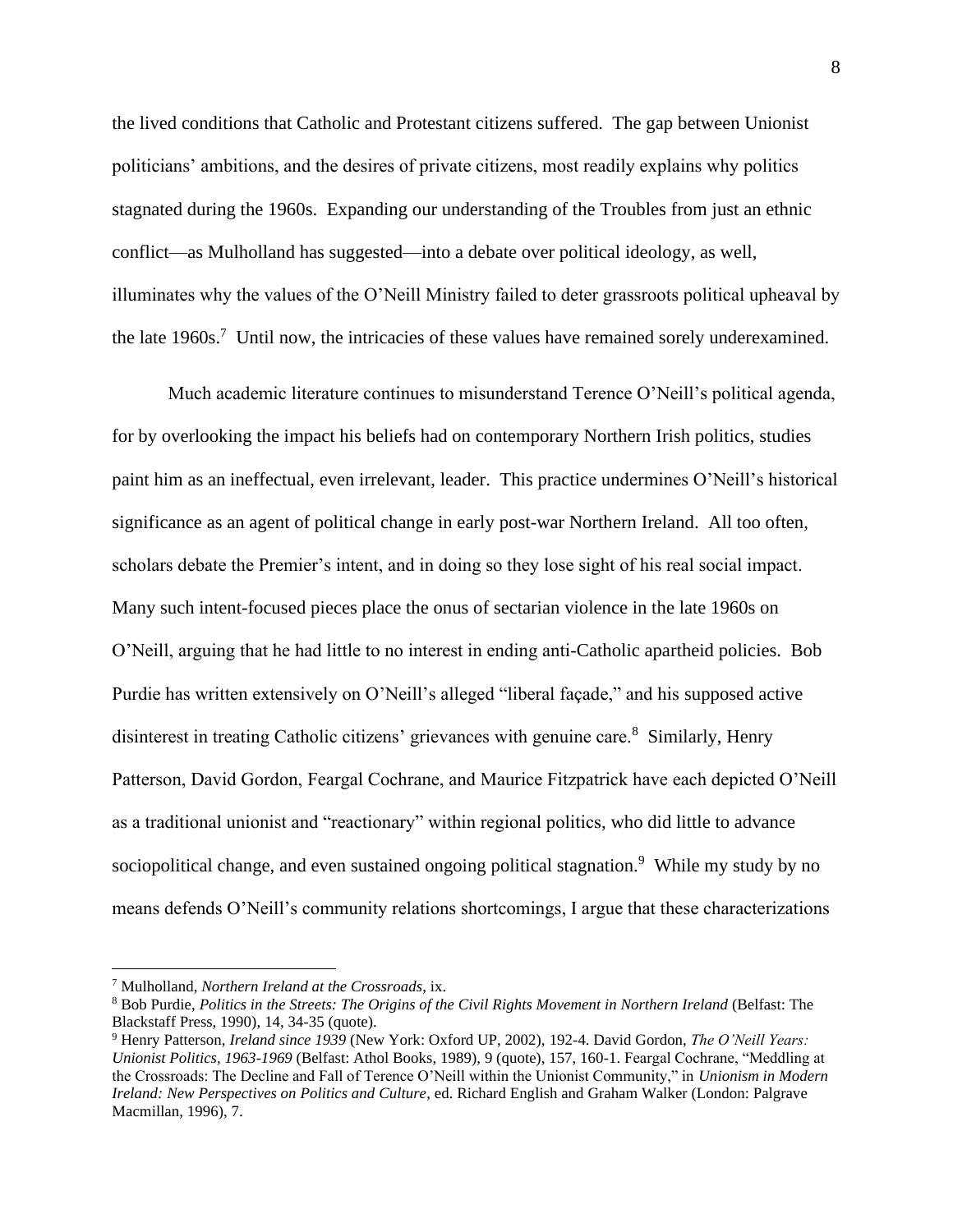the lived conditions that Catholic and Protestant citizens suffered. The gap between Unionist politicians' ambitions, and the desires of private citizens, most readily explains why politics stagnated during the 1960s. Expanding our understanding of the Troubles from just an ethnic conflict—as Mulholland has suggested—into a debate over political ideology, as well, illuminates why the values of the O'Neill Ministry failed to deter grassroots political upheaval by the late 1960s.[7] Until now, the intricacies of these values have remained sorely underexamined.

Much academic literature continues to misunderstand Terence O'Neill's political agenda, for by overlooking the impact his beliefs had on contemporary Northern Irish politics, studies paint him as an ineffectual, even irrelevant, leader. This practice undermines O'Neill's historical significance as an agent of political change in early post-war Northern Ireland. All too often, scholars debate the Premier's intent, and in doing so they lose sight of his real social impact. Many such intent-focused pieces place the onus of sectarian violence in the late 1960s on O'Neill, arguing that he had little to no interest in ending anti-Catholic apartheid policies. Bob Purdie has written extensively on O'Neill's alleged "liberal façade," and his supposed active disinterest in treating Catholic citizens' grievances with genuine care.[8] Similarly, Henry Patterson, David Gordon, Feargal Cochrane, and Maurice Fitzpatrick have each depicted O'Neill as a traditional unionist and "reactionary" within regional politics, who did little to advance sociopolitical change, and even sustained ongoing political stagnation.[9] While my study by no means defends O'Neill's community relations shortcomings, I argue that these characterizations

---

[7] Mulholland, *Northern Ireland at the Crossroads*, ix.

[8] Bob Purdie, *Politics in the Streets: The Origins of the Civil Rights Movement in Northern Ireland* (Belfast: The Blackstaff Press, 1990), 14, 34-35 (quote).

[9] Henry Patterson, *Ireland since 1939* (New York: Oxford UP, 2002), 192-4. David Gordon, *The O'Neill Years: Unionist Politics, 1963-1969* (Belfast: Athol Books, 1989), 9 (quote), 157, 160-1. Feargal Cochrane, "Meddling at the Crossroads: The Decline and Fall of Terence O'Neill within the Unionist Community," in *Unionism in Modern Ireland: New Perspectives on Politics and Culture*, ed. Richard English and Graham Walker (London: Palgrave Macmillan, 1996), 7.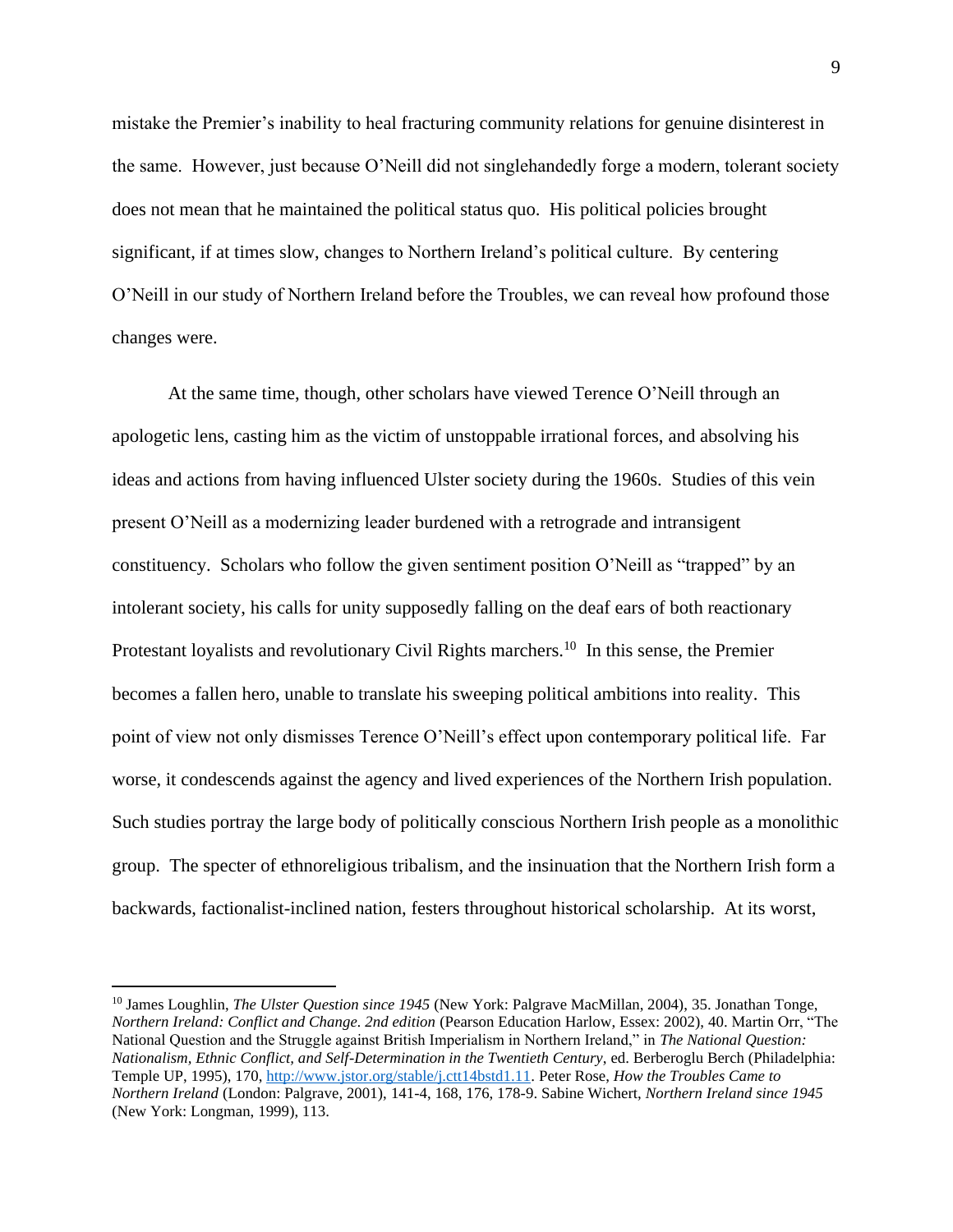mistake the Premier's inability to heal fracturing community relations for genuine disinterest in the same. However, just because O'Neill did not singlehandedly forge a modern, tolerant society does not mean that he maintained the political status quo. His political policies brought significant, if at times slow, changes to Northern Ireland's political culture. By centering O'Neill in our study of Northern Ireland before the Troubles, we can reveal how profound those changes were.

At the same time, though, other scholars have viewed Terence O'Neill through an apologetic lens, casting him as the victim of unstoppable irrational forces, and absolving his ideas and actions from having influenced Ulster society during the 1960s. Studies of this vein present O'Neill as a modernizing leader burdened with a retrograde and intransigent constituency. Scholars who follow the given sentiment position O'Neill as "trapped" by an intolerant society, his calls for unity supposedly falling on the deaf ears of both reactionary Protestant loyalists and revolutionary Civil Rights marchers.[10] In this sense, the Premier becomes a fallen hero, unable to translate his sweeping political ambitions into reality. This point of view not only dismisses Terence O'Neill's effect upon contemporary political life. Far worse, it condescends against the agency and lived experiences of the Northern Irish population. Such studies portray the large body of politically conscious Northern Irish people as a monolithic group. The specter of ethnoreligious tribalism, and the insinuation that the Northern Irish form a backwards, factionalist-inclined nation, festers throughout historical scholarship. At its worst,

[10] James Loughlin, *The Ulster Question since 1945* (New York: Palgrave MacMillan, 2004), 35. Jonathan Tonge, *Northern Ireland: Conflict and Change. 2nd edition* (Pearson Education Harlow, Essex: 2002), 40. Martin Orr, "The National Question and the Struggle against British Imperialism in Northern Ireland," in *The National Question: Nationalism, Ethnic Conflict, and Self-Determination in the Twentieth Century*, ed. Berberoglu Berch (Philadelphia: Temple UP, 1995), 170, http://www.jstor.org/stable/j.ctt14bstd1.11. Peter Rose, *How the Troubles Came to Northern Ireland* (London: Palgrave, 2001), 141-4, 168, 176, 178-9. Sabine Wichert, *Northern Ireland since 1945* (New York: Longman, 1999), 113.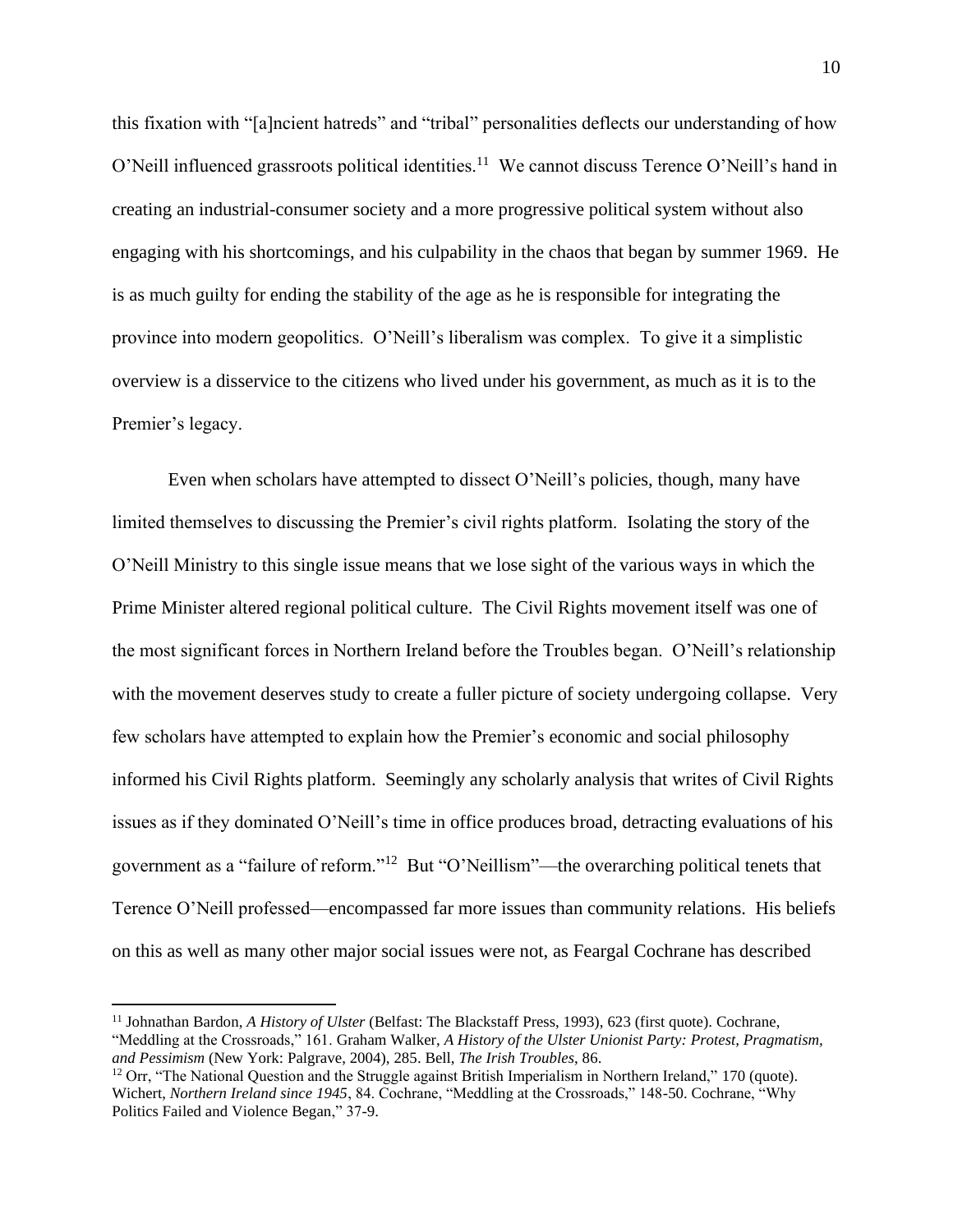this fixation with "[a]ncient hatreds" and "tribal" personalities deflects our understanding of how O'Neill influenced grassroots political identities.[11] We cannot discuss Terence O'Neill's hand in creating an industrial-consumer society and a more progressive political system without also engaging with his shortcomings, and his culpability in the chaos that began by summer 1969. He is as much guilty for ending the stability of the age as he is responsible for integrating the province into modern geopolitics. O'Neill's liberalism was complex. To give it a simplistic overview is a disservice to the citizens who lived under his government, as much as it is to the Premier's legacy.

Even when scholars have attempted to dissect O'Neill's policies, though, many have limited themselves to discussing the Premier's civil rights platform. Isolating the story of the O'Neill Ministry to this single issue means that we lose sight of the various ways in which the Prime Minister altered regional political culture. The Civil Rights movement itself was one of the most significant forces in Northern Ireland before the Troubles began. O'Neill's relationship with the movement deserves study to create a fuller picture of society undergoing collapse. Very few scholars have attempted to explain how the Premier's economic and social philosophy informed his Civil Rights platform. Seemingly any scholarly analysis that writes of Civil Rights issues as if they dominated O'Neill's time in office produces broad, detracting evaluations of his government as a "failure of reform."[12] But "O'Neillism"—the overarching political tenets that Terence O'Neill professed—encompassed far more issues than community relations. His beliefs on this as well as many other major social issues were not, as Feargal Cochrane has described

---

[11] Johnathan Bardon, *A History of Ulster* (Belfast: The Blackstaff Press, 1993), 623 (first quote). Cochrane, "Meddling at the Crossroads," 161. Graham Walker, *A History of the Ulster Unionist Party: Protest, Pragmatism, and Pessimism* (New York: Palgrave, 2004), 285. Bell, *The Irish Troubles*, 86.

[12] Orr, "The National Question and the Struggle against British Imperialism in Northern Ireland," 170 (quote). Wichert, *Northern Ireland since 1945*, 84. Cochrane, "Meddling at the Crossroads," 148-50. Cochrane, "Why Politics Failed and Violence Began," 37-9.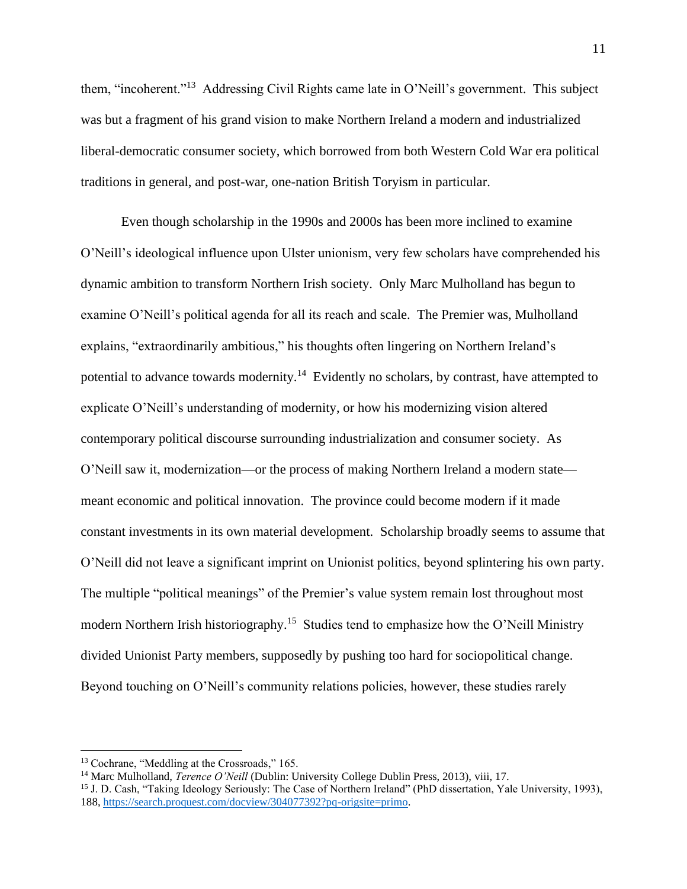them, "incoherent."[13] Addressing Civil Rights came late in O'Neill's government. This subject was but a fragment of his grand vision to make Northern Ireland a modern and industrialized liberal-democratic consumer society, which borrowed from both Western Cold War era political traditions in general, and post-war, one-nation British Toryism in particular.

Even though scholarship in the 1990s and 2000s has been more inclined to examine O'Neill's ideological influence upon Ulster unionism, very few scholars have comprehended his dynamic ambition to transform Northern Irish society. Only Marc Mulholland has begun to examine O'Neill's political agenda for all its reach and scale. The Premier was, Mulholland explains, "extraordinarily ambitious," his thoughts often lingering on Northern Ireland's potential to advance towards modernity.[14] Evidently no scholars, by contrast, have attempted to explicate O'Neill's understanding of modernity, or how his modernizing vision altered contemporary political discourse surrounding industrialization and consumer society. As O'Neill saw it, modernization—or the process of making Northern Ireland a modern state—meant economic and political innovation. The province could become modern if it made constant investments in its own material development. Scholarship broadly seems to assume that O'Neill did not leave a significant imprint on Unionist politics, beyond splintering his own party. The multiple "political meanings" of the Premier's value system remain lost throughout most modern Northern Irish historiography.[15] Studies tend to emphasize how the O'Neill Ministry divided Unionist Party members, supposedly by pushing too hard for sociopolitical change. Beyond touching on O'Neill's community relations policies, however, these studies rarely

---

[13] Cochrane, "Meddling at the Crossroads," 165.

[14] Marc Mulholland, *Terence O'Neill* (Dublin: University College Dublin Press, 2013), viii, 17.

[15] J. D. Cash, "Taking Ideology Seriously: The Case of Northern Ireland" (PhD dissertation, Yale University, 1993), 188, https://search.proquest.com/docview/304077392?pq-origsite=primo.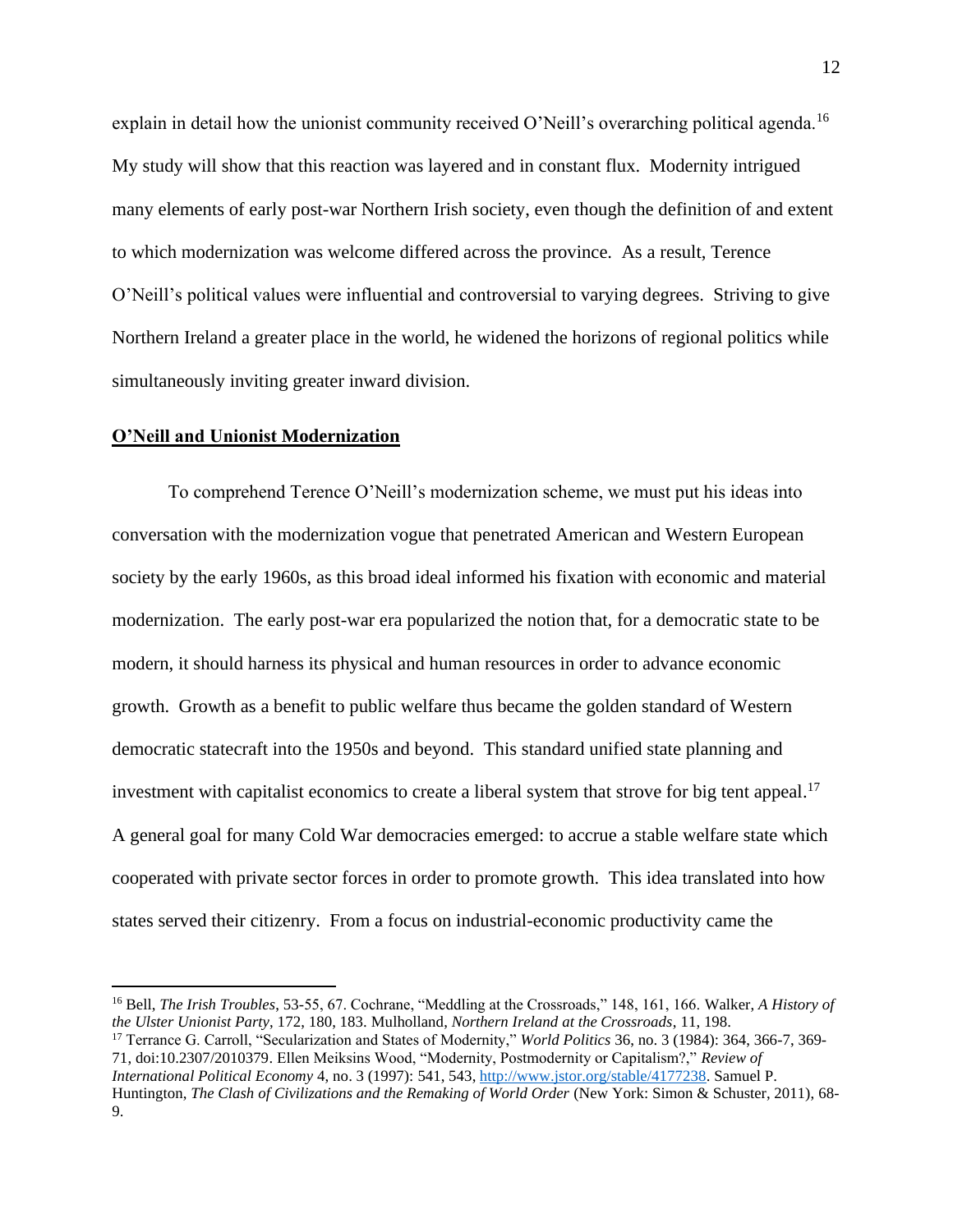explain in detail how the unionist community received O'Neill's overarching political agenda.[16] My study will show that this reaction was layered and in constant flux. Modernity intrigued many elements of early post-war Northern Irish society, even though the definition of and extent to which modernization was welcome differed across the province. As a result, Terence O'Neill's political values were influential and controversial to varying degrees. Striving to give Northern Ireland a greater place in the world, he widened the horizons of regional politics while simultaneously inviting greater inward division.

## **O'Neill and Unionist Modernization**

To comprehend Terence O'Neill's modernization scheme, we must put his ideas into conversation with the modernization vogue that penetrated American and Western European society by the early 1960s, as this broad ideal informed his fixation with economic and material modernization. The early post-war era popularized the notion that, for a democratic state to be modern, it should harness its physical and human resources in order to advance economic growth. Growth as a benefit to public welfare thus became the golden standard of Western democratic statecraft into the 1950s and beyond. This standard unified state planning and investment with capitalist economics to create a liberal system that strove for big tent appeal.[17] A general goal for many Cold War democracies emerged: to accrue a stable welfare state which cooperated with private sector forces in order to promote growth. This idea translated into how states served their citizenry. From a focus on industrial-economic productivity came the

---

[16] Bell, *The Irish Troubles*, 53-55, 67. Cochrane, "Meddling at the Crossroads," 148, 161, 166. Walker, *A History of the Ulster Unionist Party*, 172, 180, 183. Mulholland, *Northern Ireland at the Crossroads*, 11, 198.

[17] Terrance G. Carroll, "Secularization and States of Modernity," *World Politics* 36, no. 3 (1984): 364, 366-7, 369-71, doi:10.2307/2010379. Ellen Meiksins Wood, "Modernity, Postmodernity or Capitalism?," *Review of International Political Economy* 4, no. 3 (1997): 541, 543, http://www.jstor.org/stable/4177238. Samuel P. Huntington, *The Clash of Civilizations and the Remaking of World Order* (New York: Simon & Schuster, 2011), 68-9.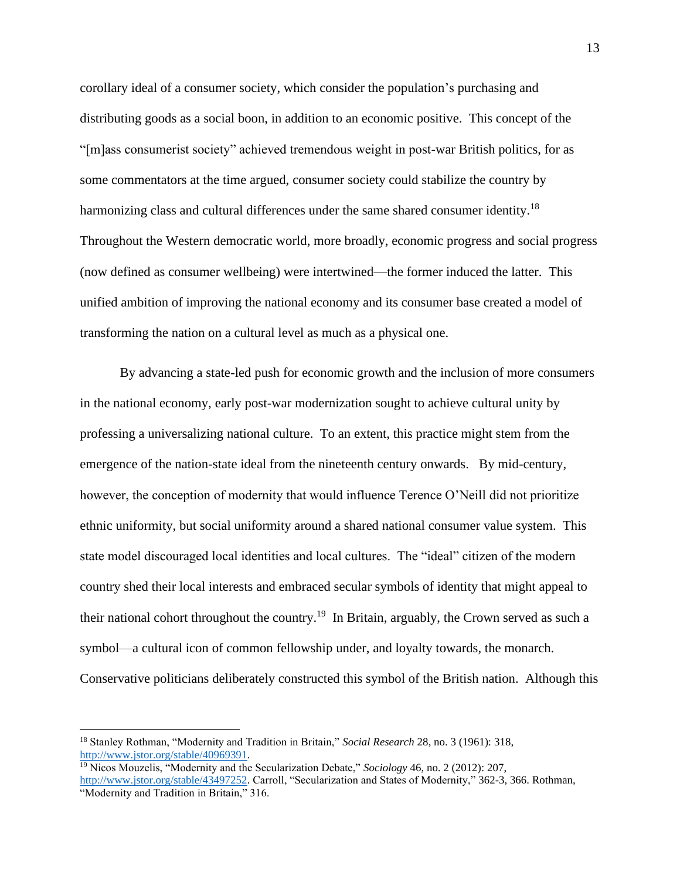corollary ideal of a consumer society, which consider the population's purchasing and distributing goods as a social boon, in addition to an economic positive. This concept of the "[m]ass consumerist society" achieved tremendous weight in post-war British politics, for as some commentators at the time argued, consumer society could stabilize the country by harmonizing class and cultural differences under the same shared consumer identity.[18] Throughout the Western democratic world, more broadly, economic progress and social progress (now defined as consumer wellbeing) were intertwined—the former induced the latter. This unified ambition of improving the national economy and its consumer base created a model of transforming the nation on a cultural level as much as a physical one.

By advancing a state-led push for economic growth and the inclusion of more consumers in the national economy, early post-war modernization sought to achieve cultural unity by professing a universalizing national culture. To an extent, this practice might stem from the emergence of the nation-state ideal from the nineteenth century onwards. By mid-century, however, the conception of modernity that would influence Terence O'Neill did not prioritize ethnic uniformity, but social uniformity around a shared national consumer value system. This state model discouraged local identities and local cultures. The "ideal" citizen of the modern country shed their local interests and embraced secular symbols of identity that might appeal to their national cohort throughout the country.[19] In Britain, arguably, the Crown served as such a symbol—a cultural icon of common fellowship under, and loyalty towards, the monarch. Conservative politicians deliberately constructed this symbol of the British nation. Although this

---

[18] Stanley Rothman, "Modernity and Tradition in Britain," *Social Research* 28, no. 3 (1961): 318, http://www.jstor.org/stable/40969391.

[19] Nicos Mouzelis, "Modernity and the Secularization Debate," *Sociology* 46, no. 2 (2012): 207, http://www.jstor.org/stable/43497252. Carroll, "Secularization and States of Modernity," 362-3, 366. Rothman, "Modernity and Tradition in Britain," 316.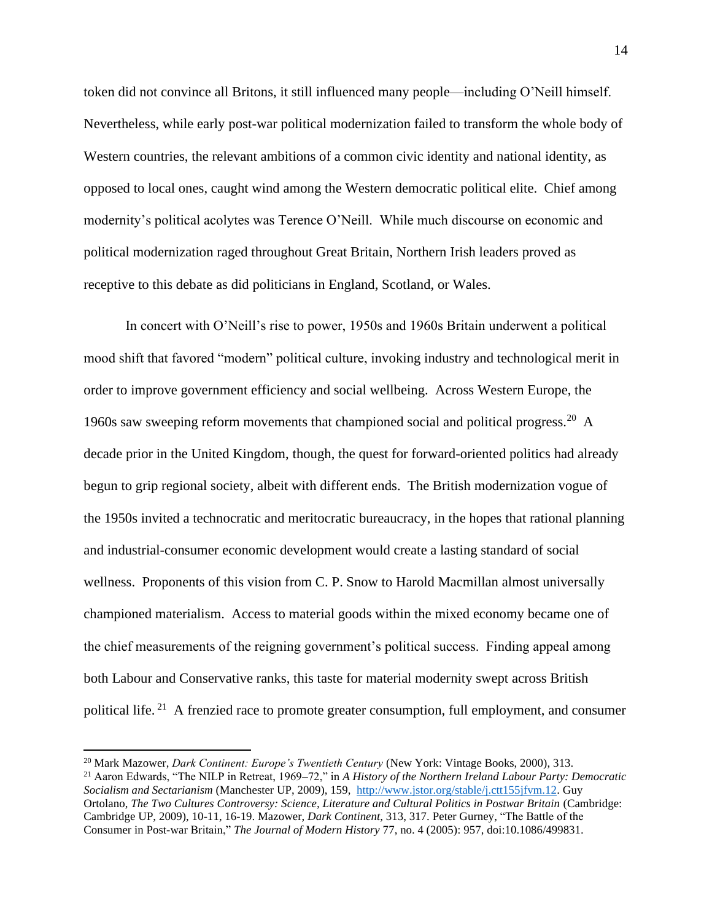token did not convince all Britons, it still influenced many people—including O'Neill himself. Nevertheless, while early post-war political modernization failed to transform the whole body of Western countries, the relevant ambitions of a common civic identity and national identity, as opposed to local ones, caught wind among the Western democratic political elite. Chief among modernity's political acolytes was Terence O'Neill. While much discourse on economic and political modernization raged throughout Great Britain, Northern Irish leaders proved as receptive to this debate as did politicians in England, Scotland, or Wales.

In concert with O'Neill's rise to power, 1950s and 1960s Britain underwent a political mood shift that favored "modern" political culture, invoking industry and technological merit in order to improve government efficiency and social wellbeing. Across Western Europe, the 1960s saw sweeping reform movements that championed social and political progress.[20] A decade prior in the United Kingdom, though, the quest for forward-oriented politics had already begun to grip regional society, albeit with different ends. The British modernization vogue of the 1950s invited a technocratic and meritocratic bureaucracy, in the hopes that rational planning and industrial-consumer economic development would create a lasting standard of social wellness. Proponents of this vision from C. P. Snow to Harold Macmillan almost universally championed materialism. Access to material goods within the mixed economy became one of the chief measurements of the reigning government's political success. Finding appeal among both Labour and Conservative ranks, this taste for material modernity swept across British political life.[21] A frenzied race to promote greater consumption, full employment, and consumer

---

[20] Mark Mazower, *Dark Continent: Europe's Twentieth Century* (New York: Vintage Books, 2000), 313.

[21] Aaron Edwards, "The NILP in Retreat, 1969–72," in *A History of the Northern Ireland Labour Party: Democratic Socialism and Sectarianism* (Manchester UP, 2009), 159, http://www.jstor.org/stable/j.ctt155jfvm.12. Guy Ortolano, *The Two Cultures Controversy: Science, Literature and Cultural Politics in Postwar Britain* (Cambridge: Cambridge UP, 2009), 10-11, 16-19. Mazower, *Dark Continent*, 313, 317. Peter Gurney, "The Battle of the Consumer in Post-war Britain," *The Journal of Modern History* 77, no. 4 (2005): 957, doi:10.1086/499831.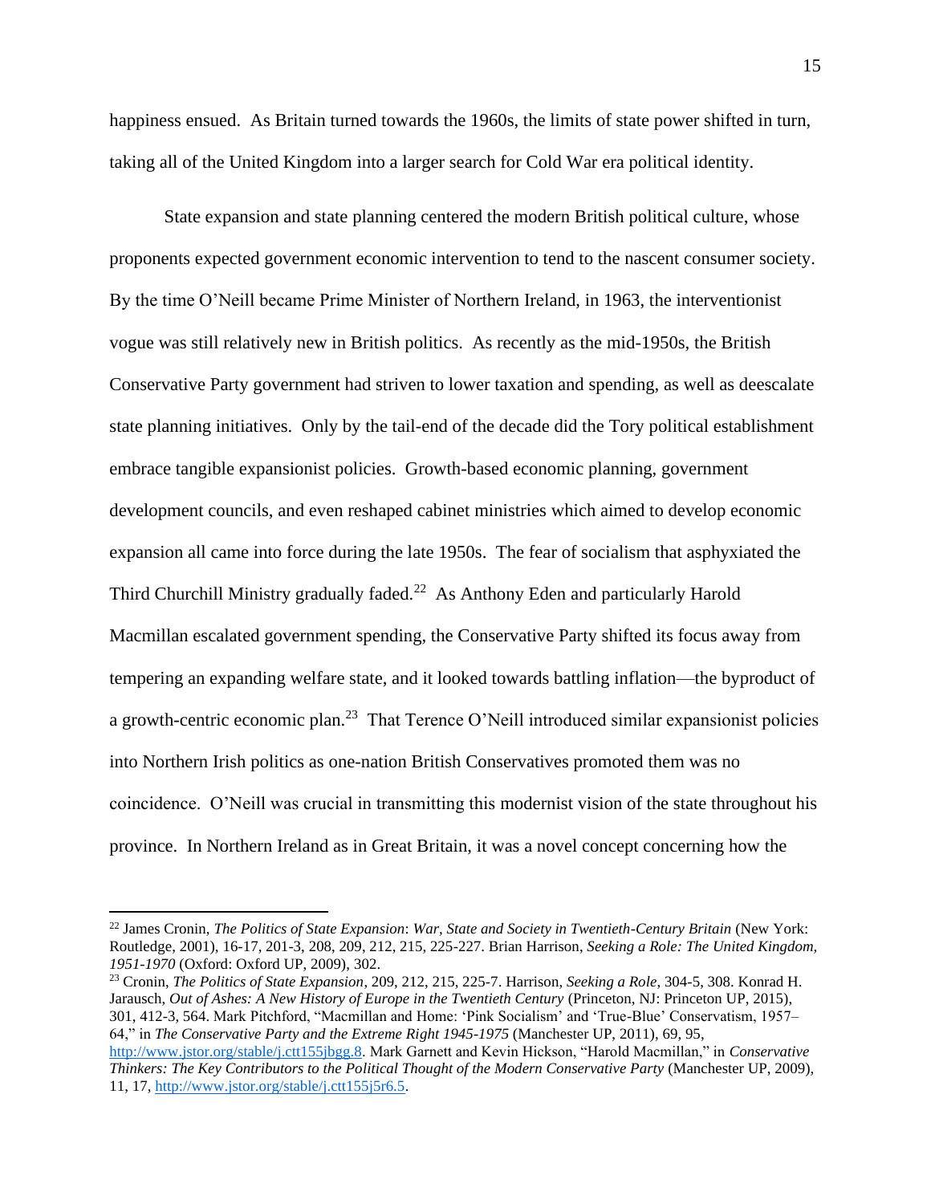happiness ensued. As Britain turned towards the 1960s, the limits of state power shifted in turn, taking all of the United Kingdom into a larger search for Cold War era political identity.

State expansion and state planning centered the modern British political culture, whose proponents expected government economic intervention to tend to the nascent consumer society. By the time O'Neill became Prime Minister of Northern Ireland, in 1963, the interventionist vogue was still relatively new in British politics. As recently as the mid-1950s, the British Conservative Party government had striven to lower taxation and spending, as well as deescalate state planning initiatives. Only by the tail-end of the decade did the Tory political establishment embrace tangible expansionist policies. Growth-based economic planning, government development councils, and even reshaped cabinet ministries which aimed to develop economic expansion all came into force during the late 1950s. The fear of socialism that asphyxiated the Third Churchill Ministry gradually faded.[22] As Anthony Eden and particularly Harold Macmillan escalated government spending, the Conservative Party shifted its focus away from tempering an expanding welfare state, and it looked towards battling inflation—the byproduct of a growth-centric economic plan.[23] That Terence O'Neill introduced similar expansionist policies into Northern Irish politics as one-nation British Conservatives promoted them was no coincidence. O'Neill was crucial in transmitting this modernist vision of the state throughout his province. In Northern Ireland as in Great Britain, it was a novel concept concerning how the

---

[22] James Cronin, *The Politics of State Expansion*: *War, State and Society in Twentieth-Century Britain* (New York: Routledge, 2001), 16-17, 201-3, 208, 209, 212, 215, 225-227. Brian Harrison, *Seeking a Role: The United Kingdom, 1951-1970* (Oxford: Oxford UP, 2009), 302.

[23] Cronin, *The Politics of State Expansion*, 209, 212, 215, 225-7. Harrison, *Seeking a Role*, 304-5, 308. Konrad H. Jarausch, *Out of Ashes: A New History of Europe in the Twentieth Century* (Princeton, NJ: Princeton UP, 2015), 301, 412-3, 564. Mark Pitchford, "Macmillan and Home: 'Pink Socialism' and 'True-Blue' Conservatism, 1957–64," in *The Conservative Party and the Extreme Right 1945-1975* (Manchester UP, 2011), 69, 95, http://www.jstor.org/stable/j.ctt155jbgg.8. Mark Garnett and Kevin Hickson, "Harold Macmillan," in *Conservative Thinkers: The Key Contributors to the Political Thought of the Modern Conservative Party* (Manchester UP, 2009), 11, 17, http://www.jstor.org/stable/j.ctt155j5r6.5.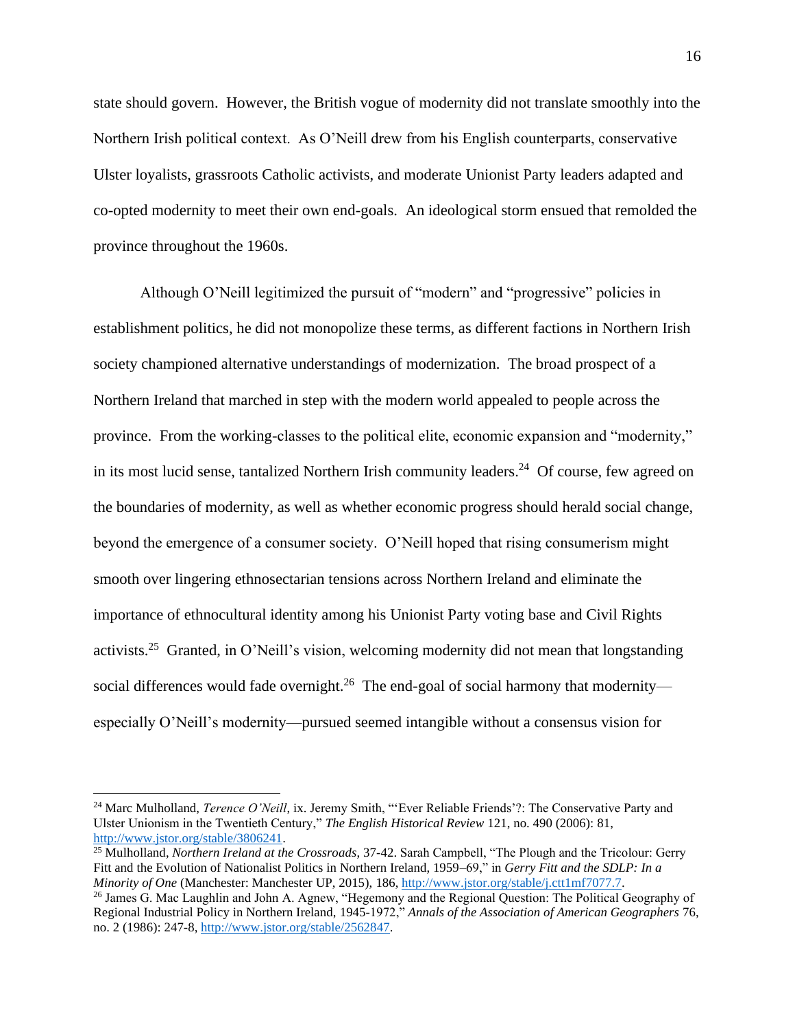state should govern. However, the British vogue of modernity did not translate smoothly into the Northern Irish political context. As O'Neill drew from his English counterparts, conservative Ulster loyalists, grassroots Catholic activists, and moderate Unionist Party leaders adapted and co-opted modernity to meet their own end-goals. An ideological storm ensued that remolded the province throughout the 1960s.

Although O'Neill legitimized the pursuit of "modern" and "progressive" policies in establishment politics, he did not monopolize these terms, as different factions in Northern Irish society championed alternative understandings of modernization. The broad prospect of a Northern Ireland that marched in step with the modern world appealed to people across the province. From the working-classes to the political elite, economic expansion and "modernity," in its most lucid sense, tantalized Northern Irish community leaders.[24] Of course, few agreed on the boundaries of modernity, as well as whether economic progress should herald social change, beyond the emergence of a consumer society. O'Neill hoped that rising consumerism might smooth over lingering ethnosectarian tensions across Northern Ireland and eliminate the importance of ethnocultural identity among his Unionist Party voting base and Civil Rights activists.[25] Granted, in O'Neill's vision, welcoming modernity did not mean that longstanding social differences would fade overnight.[26] The end-goal of social harmony that modernity—especially O'Neill's modernity—pursued seemed intangible without a consensus vision for

---

[24] Marc Mulholland, *Terence O'Neill*, ix. Jeremy Smith, "'Ever Reliable Friends'?: The Conservative Party and Ulster Unionism in the Twentieth Century," *The English Historical Review* 121, no. 490 (2006): 81, http://www.jstor.org/stable/3806241.

[25] Mulholland, *Northern Ireland at the Crossroads*, 37-42. Sarah Campbell, "The Plough and the Tricolour: Gerry Fitt and the Evolution of Nationalist Politics in Northern Ireland, 1959–69," in *Gerry Fitt and the SDLP: In a Minority of One* (Manchester: Manchester UP, 2015), 186, http://www.jstor.org/stable/j.ctt1mf7077.7.

[26] James G. Mac Laughlin and John A. Agnew, "Hegemony and the Regional Question: The Political Geography of Regional Industrial Policy in Northern Ireland, 1945-1972," *Annals of the Association of American Geographers* 76, no. 2 (1986): 247-8, http://www.jstor.org/stable/2562847.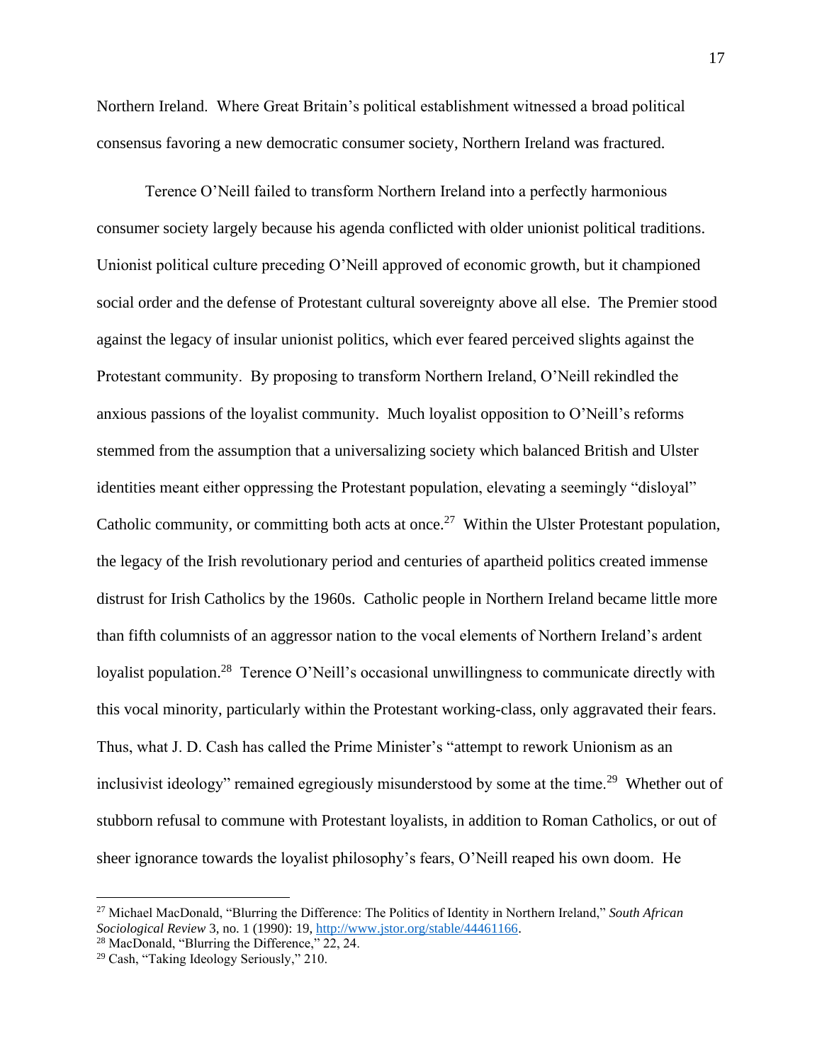Northern Ireland. Where Great Britain's political establishment witnessed a broad political consensus favoring a new democratic consumer society, Northern Ireland was fractured.

Terence O'Neill failed to transform Northern Ireland into a perfectly harmonious consumer society largely because his agenda conflicted with older unionist political traditions. Unionist political culture preceding O'Neill approved of economic growth, but it championed social order and the defense of Protestant cultural sovereignty above all else. The Premier stood against the legacy of insular unionist politics, which ever feared perceived slights against the Protestant community. By proposing to transform Northern Ireland, O'Neill rekindled the anxious passions of the loyalist community. Much loyalist opposition to O'Neill's reforms stemmed from the assumption that a universalizing society which balanced British and Ulster identities meant either oppressing the Protestant population, elevating a seemingly "disloyal" Catholic community, or committing both acts at once.[27] Within the Ulster Protestant population, the legacy of the Irish revolutionary period and centuries of apartheid politics created immense distrust for Irish Catholics by the 1960s. Catholic people in Northern Ireland became little more than fifth columnists of an aggressor nation to the vocal elements of Northern Ireland's ardent loyalist population.[28] Terence O'Neill's occasional unwillingness to communicate directly with this vocal minority, particularly within the Protestant working-class, only aggravated their fears. Thus, what J. D. Cash has called the Prime Minister's "attempt to rework Unionism as an inclusivist ideology" remained egregiously misunderstood by some at the time.[29] Whether out of stubborn refusal to commune with Protestant loyalists, in addition to Roman Catholics, or out of sheer ignorance towards the loyalist philosophy's fears, O'Neill reaped his own doom. He

---

[27] Michael MacDonald, "Blurring the Difference: The Politics of Identity in Northern Ireland," *South African Sociological Review* 3, no. 1 (1990): 19, http://www.jstor.org/stable/44461166.

[28] MacDonald, "Blurring the Difference," 22, 24.

[29] Cash, "Taking Ideology Seriously," 210.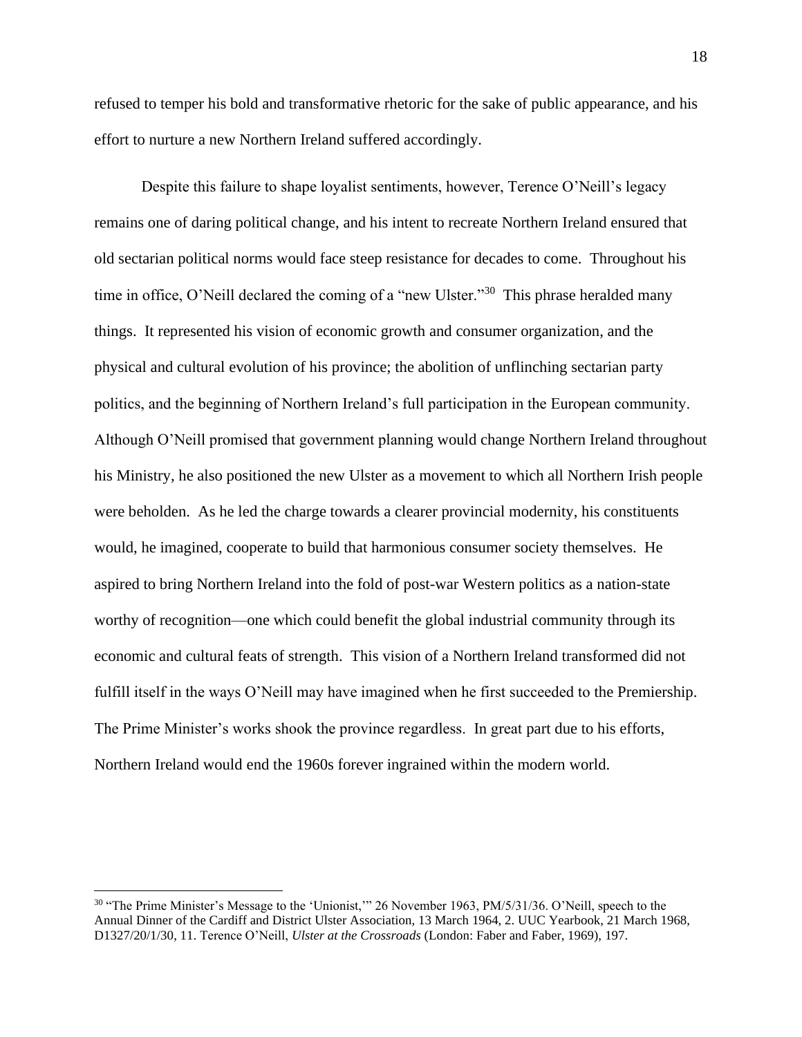refused to temper his bold and transformative rhetoric for the sake of public appearance, and his effort to nurture a new Northern Ireland suffered accordingly.

Despite this failure to shape loyalist sentiments, however, Terence O'Neill's legacy remains one of daring political change, and his intent to recreate Northern Ireland ensured that old sectarian political norms would face steep resistance for decades to come. Throughout his time in office, O'Neill declared the coming of a "new Ulster."[30] This phrase heralded many things. It represented his vision of economic growth and consumer organization, and the physical and cultural evolution of his province; the abolition of unflinching sectarian party politics, and the beginning of Northern Ireland's full participation in the European community. Although O'Neill promised that government planning would change Northern Ireland throughout his Ministry, he also positioned the new Ulster as a movement to which all Northern Irish people were beholden. As he led the charge towards a clearer provincial modernity, his constituents would, he imagined, cooperate to build that harmonious consumer society themselves. He aspired to bring Northern Ireland into the fold of post-war Western politics as a nation-state worthy of recognition—one which could benefit the global industrial community through its economic and cultural feats of strength. This vision of a Northern Ireland transformed did not fulfill itself in the ways O'Neill may have imagined when he first succeeded to the Premiership. The Prime Minister's works shook the province regardless. In great part due to his efforts, Northern Ireland would end the 1960s forever ingrained within the modern world.

---

[30] "The Prime Minister's Message to the 'Unionist,'" 26 November 1963, PM/5/31/36. O'Neill, speech to the Annual Dinner of the Cardiff and District Ulster Association, 13 March 1964, 2. UUC Yearbook, 21 March 1968, D1327/20/1/30, 11. Terence O'Neill, *Ulster at the Crossroads* (London: Faber and Faber, 1969), 197.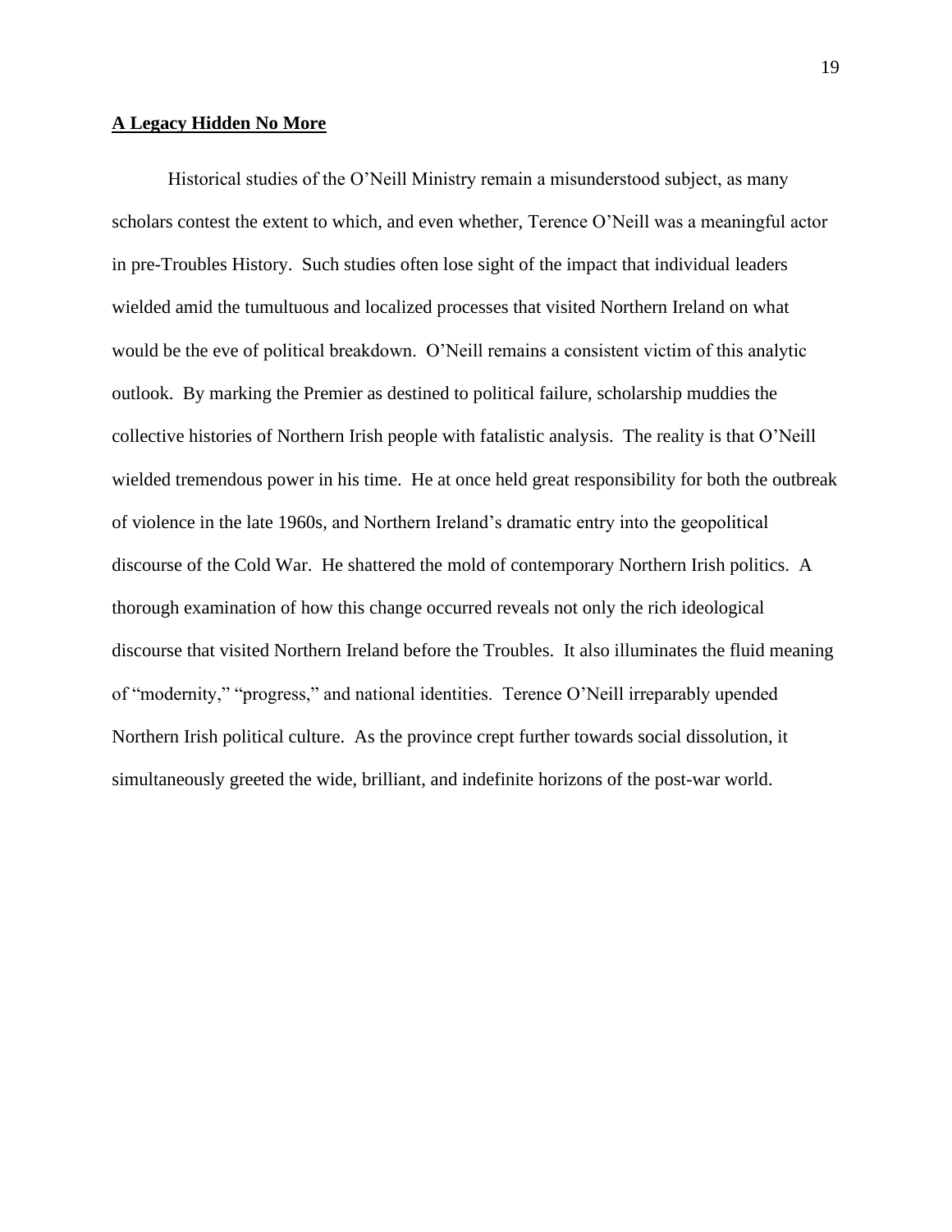## **A Legacy Hidden No More**

Historical studies of the O'Neill Ministry remain a misunderstood subject, as many scholars contest the extent to which, and even whether, Terence O'Neill was a meaningful actor in pre-Troubles History. Such studies often lose sight of the impact that individual leaders wielded amid the tumultuous and localized processes that visited Northern Ireland on what would be the eve of political breakdown. O'Neill remains a consistent victim of this analytic outlook. By marking the Premier as destined to political failure, scholarship muddies the collective histories of Northern Irish people with fatalistic analysis. The reality is that O'Neill wielded tremendous power in his time. He at once held great responsibility for both the outbreak of violence in the late 1960s, and Northern Ireland's dramatic entry into the geopolitical discourse of the Cold War. He shattered the mold of contemporary Northern Irish politics. A thorough examination of how this change occurred reveals not only the rich ideological discourse that visited Northern Ireland before the Troubles. It also illuminates the fluid meaning of "modernity," "progress," and national identities. Terence O'Neill irreparably upended Northern Irish political culture. As the province crept further towards social dissolution, it simultaneously greeted the wide, brilliant, and indefinite horizons of the post-war world.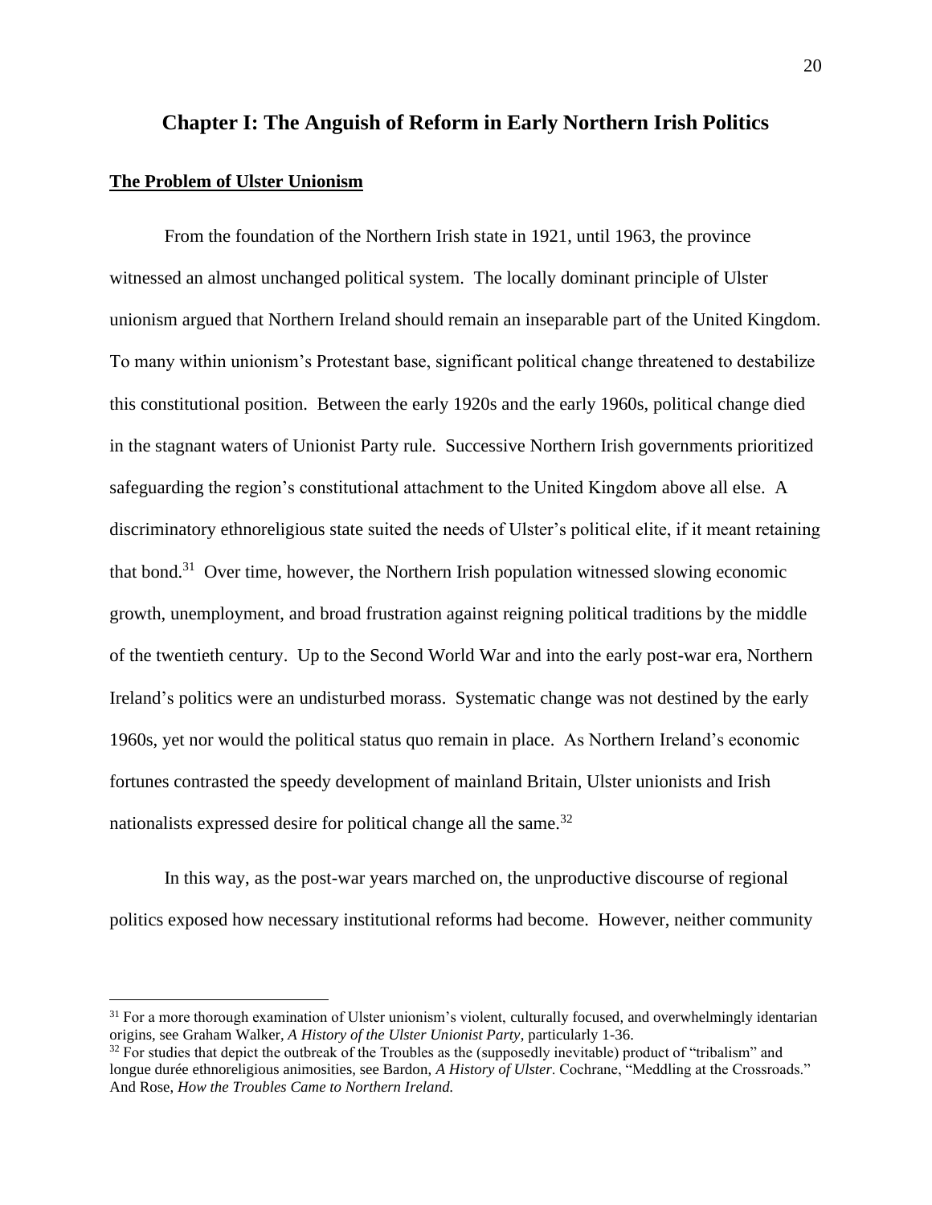# Chapter I: The Anguish of Reform in Early Northern Irish Politics

## The Problem of Ulster Unionism

From the foundation of the Northern Irish state in 1921, until 1963, the province witnessed an almost unchanged political system. The locally dominant principle of Ulster unionism argued that Northern Ireland should remain an inseparable part of the United Kingdom. To many within unionism's Protestant base, significant political change threatened to destabilize this constitutional position. Between the early 1920s and the early 1960s, political change died in the stagnant waters of Unionist Party rule. Successive Northern Irish governments prioritized safeguarding the region's constitutional attachment to the United Kingdom above all else. A discriminatory ethnoreligious state suited the needs of Ulster's political elite, if it meant retaining that bond.[31] Over time, however, the Northern Irish population witnessed slowing economic growth, unemployment, and broad frustration against reigning political traditions by the middle of the twentieth century. Up to the Second World War and into the early post-war era, Northern Ireland's politics were an undisturbed morass. Systematic change was not destined by the early 1960s, yet nor would the political status quo remain in place. As Northern Ireland's economic fortunes contrasted the speedy development of mainland Britain, Ulster unionists and Irish nationalists expressed desire for political change all the same.[32]

In this way, as the post-war years marched on, the unproductive discourse of regional politics exposed how necessary institutional reforms had become. However, neither community

---

[31] For a more thorough examination of Ulster unionism's violent, culturally focused, and overwhelmingly identarian origins, see Graham Walker, *A History of the Ulster Unionist Party*, particularly 1-36.

[32] For studies that depict the outbreak of the Troubles as the (supposedly inevitable) product of "tribalism" and longue durée ethnoreligious animosities, see Bardon, *A History of Ulster*. Cochrane, "Meddling at the Crossroads." And Rose, *How the Troubles Came to Northern Ireland.*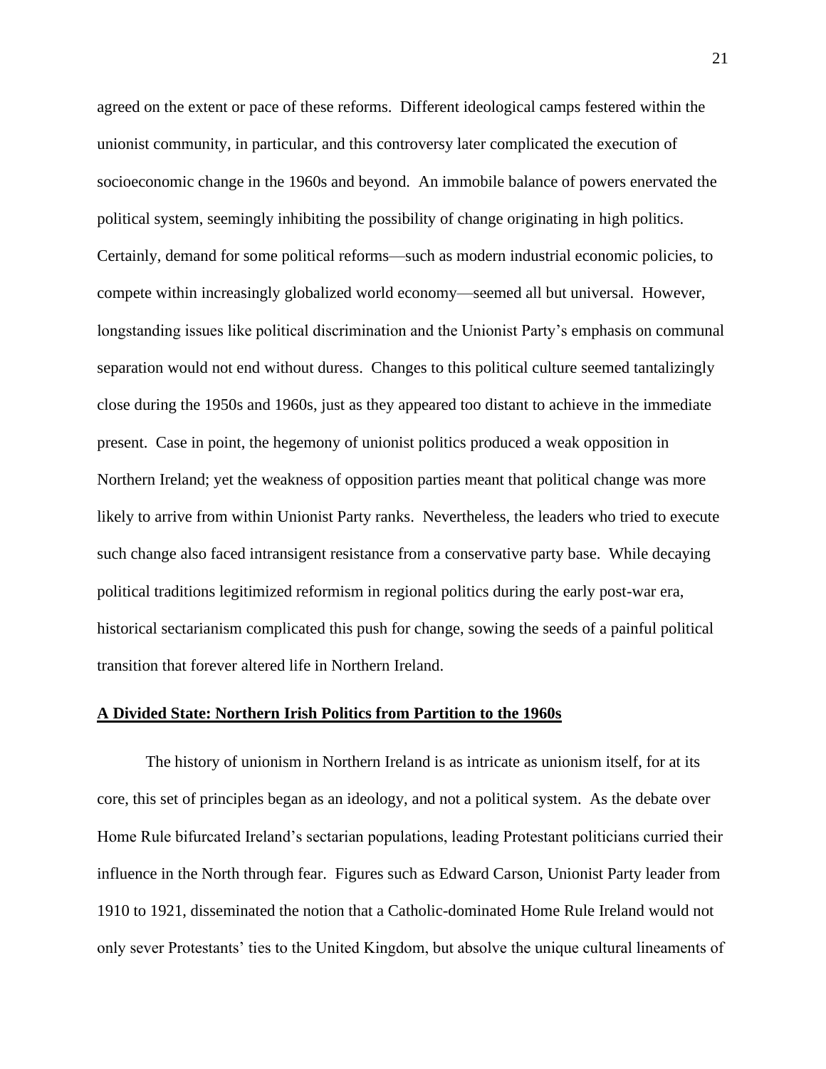agreed on the extent or pace of these reforms. Different ideological camps festered within the unionist community, in particular, and this controversy later complicated the execution of socioeconomic change in the 1960s and beyond. An immobile balance of powers enervated the political system, seemingly inhibiting the possibility of change originating in high politics. Certainly, demand for some political reforms—such as modern industrial economic policies, to compete within increasingly globalized world economy—seemed all but universal. However, longstanding issues like political discrimination and the Unionist Party's emphasis on communal separation would not end without duress. Changes to this political culture seemed tantalizingly close during the 1950s and 1960s, just as they appeared too distant to achieve in the immediate present. Case in point, the hegemony of unionist politics produced a weak opposition in Northern Ireland; yet the weakness of opposition parties meant that political change was more likely to arrive from within Unionist Party ranks. Nevertheless, the leaders who tried to execute such change also faced intransigent resistance from a conservative party base. While decaying political traditions legitimized reformism in regional politics during the early post-war era, historical sectarianism complicated this push for change, sowing the seeds of a painful political transition that forever altered life in Northern Ireland.

## A Divided State: Northern Irish Politics from Partition to the 1960s

The history of unionism in Northern Ireland is as intricate as unionism itself, for at its core, this set of principles began as an ideology, and not a political system. As the debate over Home Rule bifurcated Ireland's sectarian populations, leading Protestant politicians curried their influence in the North through fear. Figures such as Edward Carson, Unionist Party leader from 1910 to 1921, disseminated the notion that a Catholic-dominated Home Rule Ireland would not only sever Protestants' ties to the United Kingdom, but absolve the unique cultural lineaments of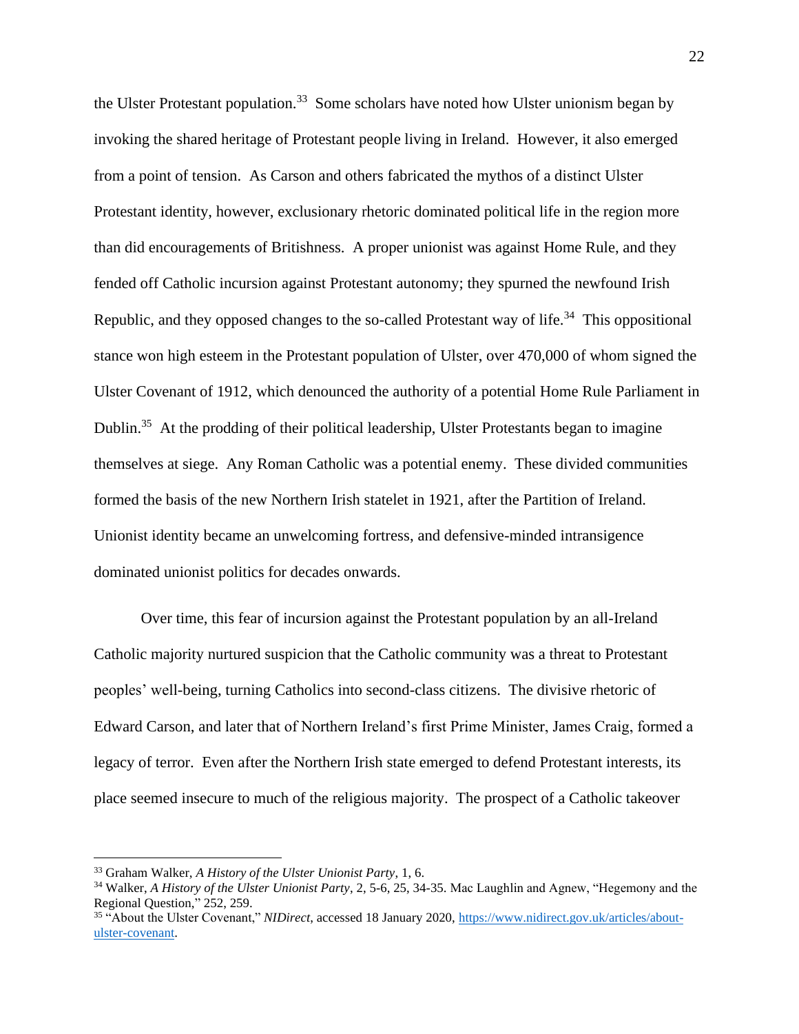the Ulster Protestant population.[33] Some scholars have noted how Ulster unionism began by invoking the shared heritage of Protestant people living in Ireland. However, it also emerged from a point of tension. As Carson and others fabricated the mythos of a distinct Ulster Protestant identity, however, exclusionary rhetoric dominated political life in the region more than did encouragements of Britishness. A proper unionist was against Home Rule, and they fended off Catholic incursion against Protestant autonomy; they spurned the newfound Irish Republic, and they opposed changes to the so-called Protestant way of life.[34] This oppositional stance won high esteem in the Protestant population of Ulster, over 470,000 of whom signed the Ulster Covenant of 1912, which denounced the authority of a potential Home Rule Parliament in Dublin.[35] At the prodding of their political leadership, Ulster Protestants began to imagine themselves at siege. Any Roman Catholic was a potential enemy. These divided communities formed the basis of the new Northern Irish statelet in 1921, after the Partition of Ireland. Unionist identity became an unwelcoming fortress, and defensive-minded intransigence dominated unionist politics for decades onwards.

Over time, this fear of incursion against the Protestant population by an all-Ireland Catholic majority nurtured suspicion that the Catholic community was a threat to Protestant peoples' well-being, turning Catholics into second-class citizens. The divisive rhetoric of Edward Carson, and later that of Northern Ireland's first Prime Minister, James Craig, formed a legacy of terror. Even after the Northern Irish state emerged to defend Protestant interests, its place seemed insecure to much of the religious majority. The prospect of a Catholic takeover

---

[33] Graham Walker, *A History of the Ulster Unionist Party*, 1, 6.

[34] Walker, *A History of the Ulster Unionist Party*, 2, 5-6, 25, 34-35. Mac Laughlin and Agnew, "Hegemony and the Regional Question," 252, 259.

[35] "About the Ulster Covenant," *NIDirect*, accessed 18 January 2020, https://www.nidirect.gov.uk/articles/about-ulster-covenant.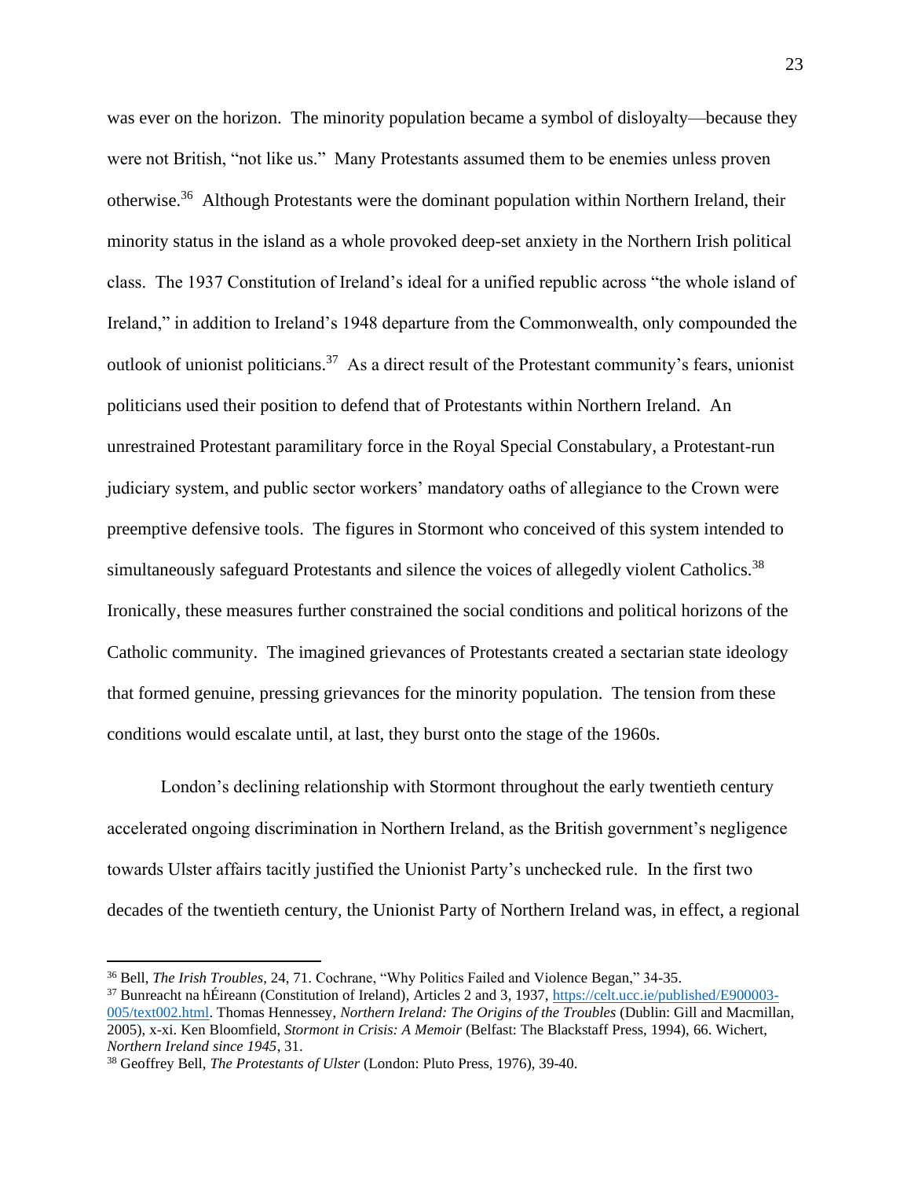was ever on the horizon. The minority population became a symbol of disloyalty—because they were not British, "not like us." Many Protestants assumed them to be enemies unless proven otherwise.[36] Although Protestants were the dominant population within Northern Ireland, their minority status in the island as a whole provoked deep-set anxiety in the Northern Irish political class. The 1937 Constitution of Ireland's ideal for a unified republic across "the whole island of Ireland," in addition to Ireland's 1948 departure from the Commonwealth, only compounded the outlook of unionist politicians.[37] As a direct result of the Protestant community's fears, unionist politicians used their position to defend that of Protestants within Northern Ireland. An unrestrained Protestant paramilitary force in the Royal Special Constabulary, a Protestant-run judiciary system, and public sector workers' mandatory oaths of allegiance to the Crown were preemptive defensive tools. The figures in Stormont who conceived of this system intended to simultaneously safeguard Protestants and silence the voices of allegedly violent Catholics.[38] Ironically, these measures further constrained the social conditions and political horizons of the Catholic community. The imagined grievances of Protestants created a sectarian state ideology that formed genuine, pressing grievances for the minority population. The tension from these conditions would escalate until, at last, they burst onto the stage of the 1960s.

London's declining relationship with Stormont throughout the early twentieth century accelerated ongoing discrimination in Northern Ireland, as the British government's negligence towards Ulster affairs tacitly justified the Unionist Party's unchecked rule. In the first two decades of the twentieth century, the Unionist Party of Northern Ireland was, in effect, a regional

---

[36] Bell, *The Irish Troubles*, 24, 71. Cochrane, "Why Politics Failed and Violence Began," 34-35.

[37] Bunreacht na hÉireann (Constitution of Ireland), Articles 2 and 3, 1937, https://celt.ucc.ie/published/E900003-005/text002.html. Thomas Hennessey, *Northern Ireland: The Origins of the Troubles* (Dublin: Gill and Macmillan, 2005), x-xi. Ken Bloomfield, *Stormont in Crisis: A Memoir* (Belfast: The Blackstaff Press, 1994), 66. Wichert, *Northern Ireland since 1945*, 31.

[38] Geoffrey Bell, *The Protestants of Ulster* (London: Pluto Press, 1976), 39-40.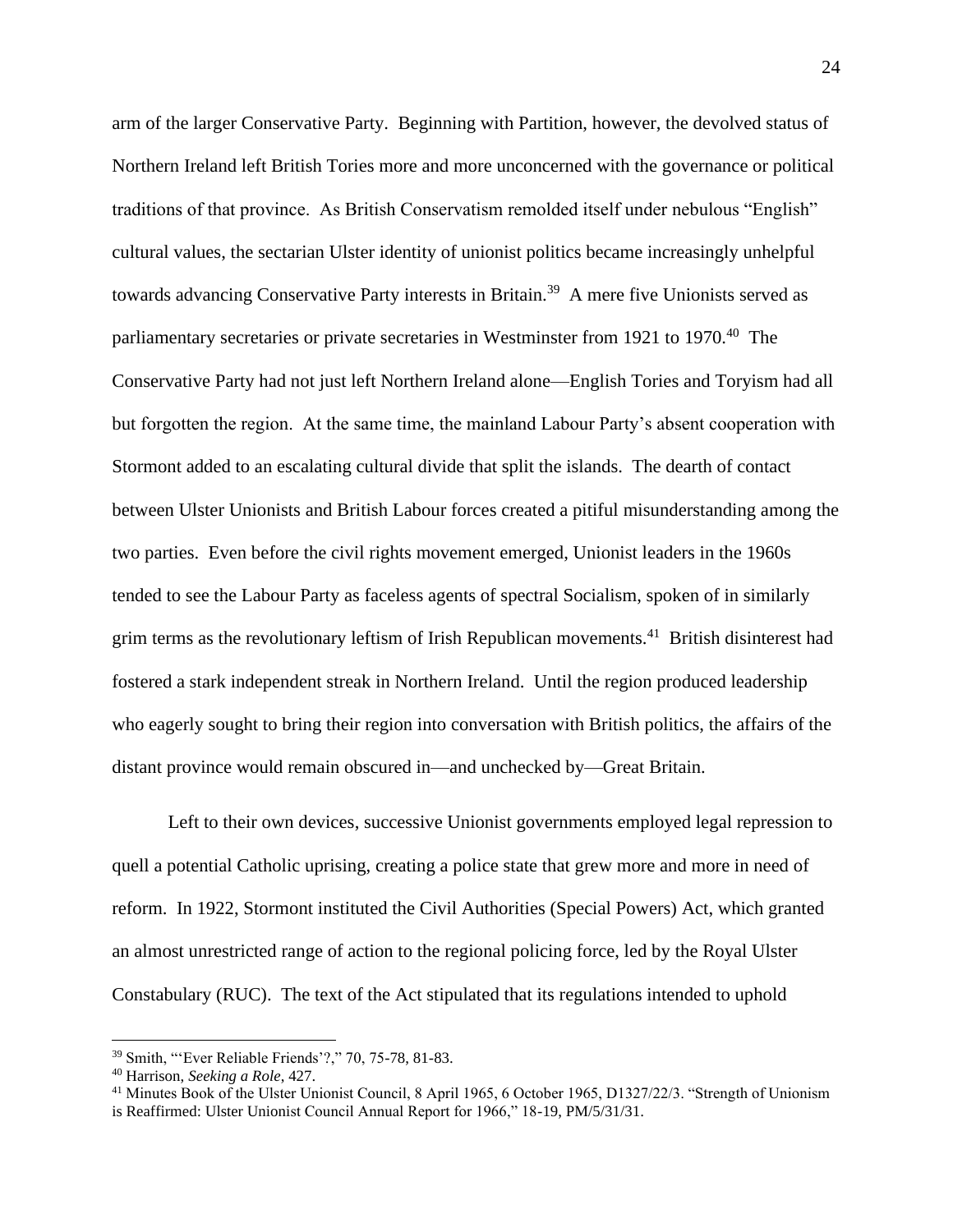arm of the larger Conservative Party. Beginning with Partition, however, the devolved status of Northern Ireland left British Tories more and more unconcerned with the governance or political traditions of that province. As British Conservatism remolded itself under nebulous "English" cultural values, the sectarian Ulster identity of unionist politics became increasingly unhelpful towards advancing Conservative Party interests in Britain.[39] A mere five Unionists served as parliamentary secretaries or private secretaries in Westminster from 1921 to 1970.[40] The Conservative Party had not just left Northern Ireland alone—English Tories and Toryism had all but forgotten the region. At the same time, the mainland Labour Party's absent cooperation with Stormont added to an escalating cultural divide that split the islands. The dearth of contact between Ulster Unionists and British Labour forces created a pitiful misunderstanding among the two parties. Even before the civil rights movement emerged, Unionist leaders in the 1960s tended to see the Labour Party as faceless agents of spectral Socialism, spoken of in similarly grim terms as the revolutionary leftism of Irish Republican movements.[41] British disinterest had fostered a stark independent streak in Northern Ireland. Until the region produced leadership who eagerly sought to bring their region into conversation with British politics, the affairs of the distant province would remain obscured in—and unchecked by—Great Britain.

Left to their own devices, successive Unionist governments employed legal repression to quell a potential Catholic uprising, creating a police state that grew more and more in need of reform. In 1922, Stormont instituted the Civil Authorities (Special Powers) Act, which granted an almost unrestricted range of action to the regional policing force, led by the Royal Ulster Constabulary (RUC). The text of the Act stipulated that its regulations intended to uphold

---

[39] Smith, "'Ever Reliable Friends'?," 70, 75-78, 81-83.

[40] Harrison, *Seeking a Role*, 427.

[41] Minutes Book of the Ulster Unionist Council, 8 April 1965, 6 October 1965, D1327/22/3. "Strength of Unionism is Reaffirmed: Ulster Unionist Council Annual Report for 1966," 18-19, PM/5/31/31.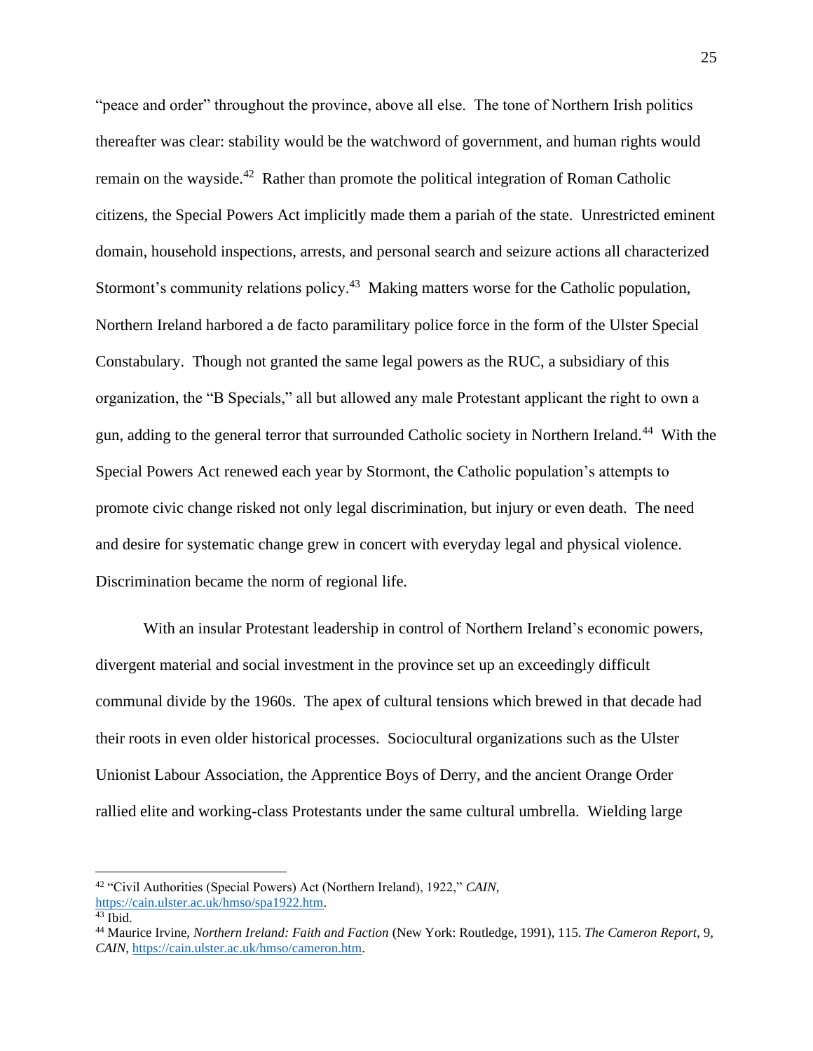"peace and order" throughout the province, above all else. The tone of Northern Irish politics thereafter was clear: stability would be the watchword of government, and human rights would remain on the wayside.[42] Rather than promote the political integration of Roman Catholic citizens, the Special Powers Act implicitly made them a pariah of the state. Unrestricted eminent domain, household inspections, arrests, and personal search and seizure actions all characterized Stormont's community relations policy.[43] Making matters worse for the Catholic population, Northern Ireland harbored a de facto paramilitary police force in the form of the Ulster Special Constabulary. Though not granted the same legal powers as the RUC, a subsidiary of this organization, the "B Specials," all but allowed any male Protestant applicant the right to own a gun, adding to the general terror that surrounded Catholic society in Northern Ireland.[44] With the Special Powers Act renewed each year by Stormont, the Catholic population's attempts to promote civic change risked not only legal discrimination, but injury or even death. The need and desire for systematic change grew in concert with everyday legal and physical violence. Discrimination became the norm of regional life.

With an insular Protestant leadership in control of Northern Ireland's economic powers, divergent material and social investment in the province set up an exceedingly difficult communal divide by the 1960s. The apex of cultural tensions which brewed in that decade had their roots in even older historical processes. Sociocultural organizations such as the Ulster Unionist Labour Association, the Apprentice Boys of Derry, and the ancient Orange Order rallied elite and working-class Protestants under the same cultural umbrella. Wielding large

---

[42] "Civil Authorities (Special Powers) Act (Northern Ireland), 1922," *CAIN*, https://cain.ulster.ac.uk/hmso/spa1922.htm.

[43] Ibid.

[44] Maurice Irvine, *Northern Ireland: Faith and Faction* (New York: Routledge, 1991), 115. *The Cameron Report*, 9, *CAIN*, https://cain.ulster.ac.uk/hmso/cameron.htm.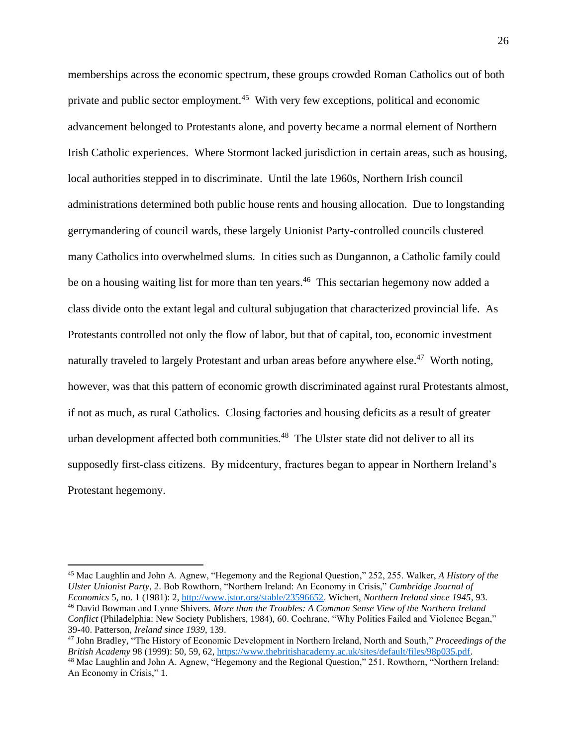memberships across the economic spectrum, these groups crowded Roman Catholics out of both private and public sector employment.[45] With very few exceptions, political and economic advancement belonged to Protestants alone, and poverty became a normal element of Northern Irish Catholic experiences. Where Stormont lacked jurisdiction in certain areas, such as housing, local authorities stepped in to discriminate. Until the late 1960s, Northern Irish council administrations determined both public house rents and housing allocation. Due to longstanding gerrymandering of council wards, these largely Unionist Party-controlled councils clustered many Catholics into overwhelmed slums. In cities such as Dungannon, a Catholic family could be on a housing waiting list for more than ten years.[46] This sectarian hegemony now added a class divide onto the extant legal and cultural subjugation that characterized provincial life. As Protestants controlled not only the flow of labor, but that of capital, too, economic investment naturally traveled to largely Protestant and urban areas before anywhere else.[47] Worth noting, however, was that this pattern of economic growth discriminated against rural Protestants almost, if not as much, as rural Catholics. Closing factories and housing deficits as a result of greater urban development affected both communities.[48] The Ulster state did not deliver to all its supposedly first-class citizens. By midcentury, fractures began to appear in Northern Ireland's Protestant hegemony.

---

[45] Mac Laughlin and John A. Agnew, "Hegemony and the Regional Question," 252, 255. Walker, *A History of the Ulster Unionist Party*, 2. Bob Rowthorn, "Northern Ireland: An Economy in Crisis," *Cambridge Journal of Economics* 5, no. 1 (1981): 2, http://www.jstor.org/stable/23596652. Wichert, *Northern Ireland since 1945*, 93.

[46] David Bowman and Lynne Shivers. *More than the Troubles: A Common Sense View of the Northern Ireland Conflict* (Philadelphia: New Society Publishers, 1984), 60. Cochrane, "Why Politics Failed and Violence Began," 39-40. Patterson, *Ireland since 1939*, 139.

[47] John Bradley, "The History of Economic Development in Northern Ireland, North and South," *Proceedings of the British Academy* 98 (1999): 50, 59, 62, https://www.thebritishacademy.ac.uk/sites/default/files/98p035.pdf.

[48] Mac Laughlin and John A. Agnew, "Hegemony and the Regional Question," 251. Rowthorn, "Northern Ireland: An Economy in Crisis," 1.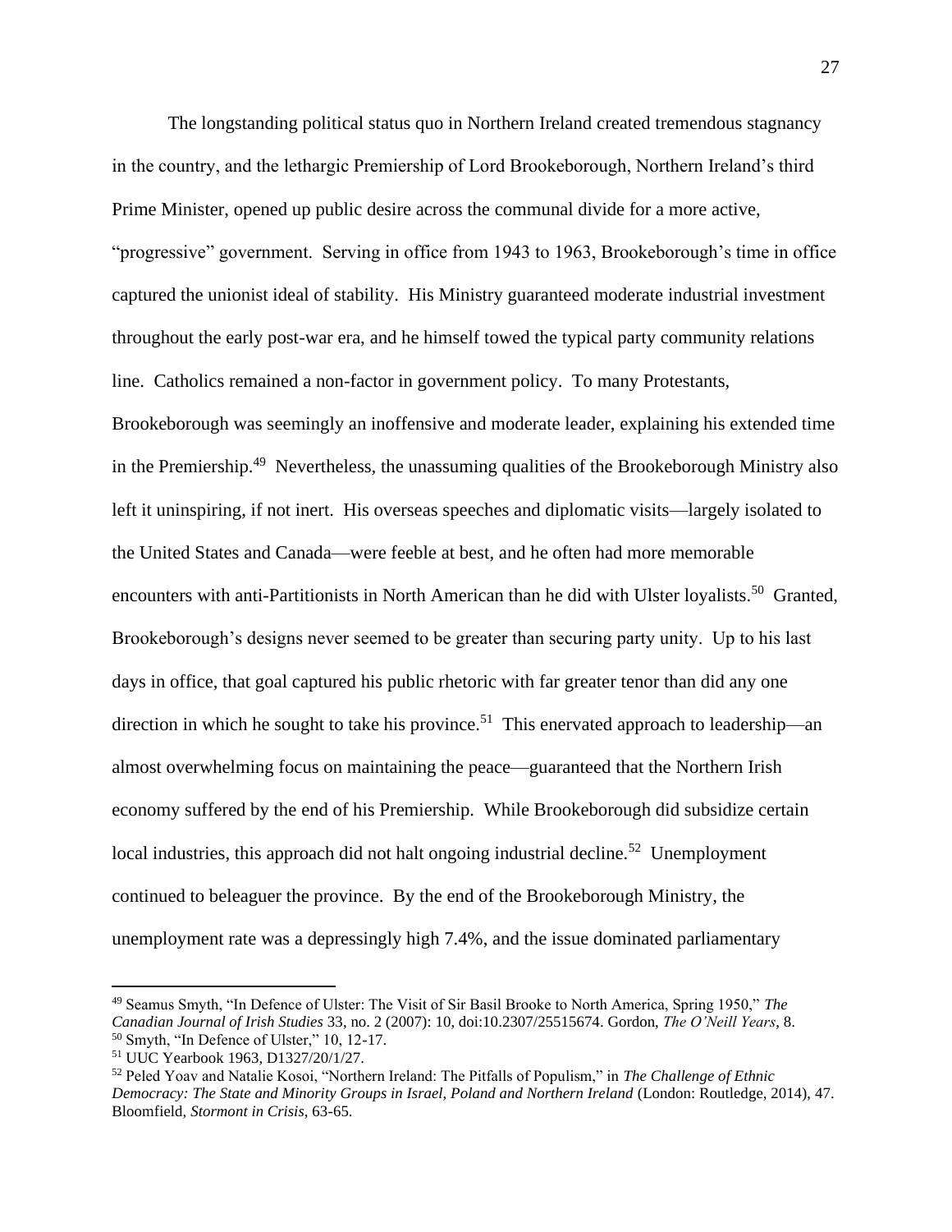The longstanding political status quo in Northern Ireland created tremendous stagnancy in the country, and the lethargic Premiership of Lord Brookeborough, Northern Ireland's third Prime Minister, opened up public desire across the communal divide for a more active, "progressive" government. Serving in office from 1943 to 1963, Brookeborough's time in office captured the unionist ideal of stability. His Ministry guaranteed moderate industrial investment throughout the early post-war era, and he himself towed the typical party community relations line. Catholics remained a non-factor in government policy. To many Protestants, Brookeborough was seemingly an inoffensive and moderate leader, explaining his extended time in the Premiership.[49] Nevertheless, the unassuming qualities of the Brookeborough Ministry also left it uninspiring, if not inert. His overseas speeches and diplomatic visits—largely isolated to the United States and Canada—were feeble at best, and he often had more memorable encounters with anti-Partitionists in North American than he did with Ulster loyalists.[50] Granted, Brookeborough's designs never seemed to be greater than securing party unity. Up to his last days in office, that goal captured his public rhetoric with far greater tenor than did any one direction in which he sought to take his province.[51] This enervated approach to leadership—an almost overwhelming focus on maintaining the peace—guaranteed that the Northern Irish economy suffered by the end of his Premiership. While Brookeborough did subsidize certain local industries, this approach did not halt ongoing industrial decline.[52] Unemployment continued to beleaguer the province. By the end of the Brookeborough Ministry, the unemployment rate was a depressingly high 7.4%, and the issue dominated parliamentary

---

[49] Seamus Smyth, "In Defence of Ulster: The Visit of Sir Basil Brooke to North America, Spring 1950," *The Canadian Journal of Irish Studies* 33, no. 2 (2007): 10, doi:10.2307/25515674. Gordon, *The O'Neill Years*, 8.

[50] Smyth, "In Defence of Ulster," 10, 12-17.

[51] UUC Yearbook 1963, D1327/20/1/27.

[52] Peled Yoav and Natalie Kosoi, "Northern Ireland: The Pitfalls of Populism," in *The Challenge of Ethnic Democracy: The State and Minority Groups in Israel, Poland and Northern Ireland* (London: Routledge, 2014), 47. Bloomfield, *Stormont in Crisis*, 63-65.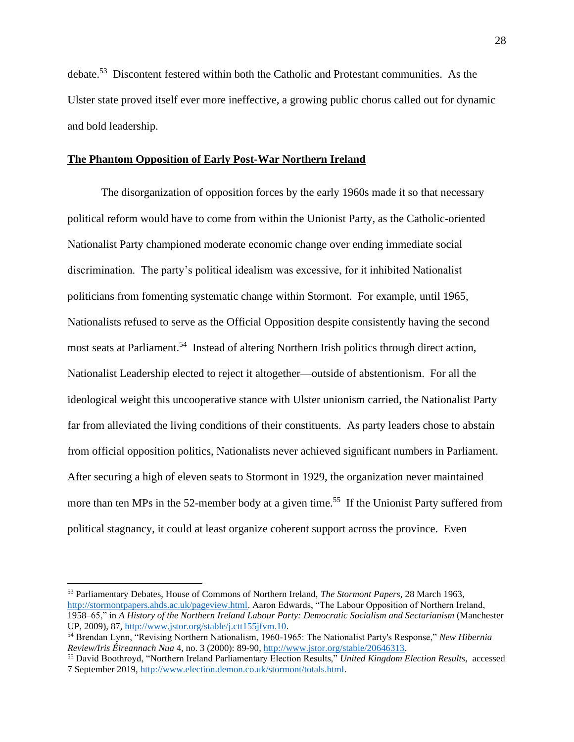debate.[53] Discontent festered within both the Catholic and Protestant communities. As the Ulster state proved itself ever more ineffective, a growing public chorus called out for dynamic and bold leadership.

## **The Phantom Opposition of Early Post-War Northern Ireland**

The disorganization of opposition forces by the early 1960s made it so that necessary political reform would have to come from within the Unionist Party, as the Catholic-oriented Nationalist Party championed moderate economic change over ending immediate social discrimination. The party's political idealism was excessive, for it inhibited Nationalist politicians from fomenting systematic change within Stormont. For example, until 1965, Nationalists refused to serve as the Official Opposition despite consistently having the second most seats at Parliament.[54] Instead of altering Northern Irish politics through direct action, Nationalist Leadership elected to reject it altogether—outside of abstentionism. For all the ideological weight this uncooperative stance with Ulster unionism carried, the Nationalist Party far from alleviated the living conditions of their constituents. As party leaders chose to abstain from official opposition politics, Nationalists never achieved significant numbers in Parliament. After securing a high of eleven seats to Stormont in 1929, the organization never maintained more than ten MPs in the 52-member body at a given time.[55] If the Unionist Party suffered from political stagnancy, it could at least organize coherent support across the province. Even

---

[53] Parliamentary Debates, House of Commons of Northern Ireland, *The Stormont Papers*, 28 March 1963, http://stormontpapers.ahds.ac.uk/pageview.html. Aaron Edwards, "The Labour Opposition of Northern Ireland, 1958–65," in *A History of the Northern Ireland Labour Party: Democratic Socialism and Sectarianism* (Manchester UP, 2009), 87, http://www.jstor.org/stable/j.ctt155jfvm.10.

[54] Brendan Lynn, "Revising Northern Nationalism, 1960-1965: The Nationalist Party's Response," *New Hibernia Review/Iris Éireannach Nua* 4, no. 3 (2000): 89-90, http://www.jstor.org/stable/20646313.

[55] David Boothroyd, "Northern Ireland Parliamentary Election Results," *United Kingdom Election Results*, accessed 7 September 2019, http://www.election.demon.co.uk/stormont/totals.html.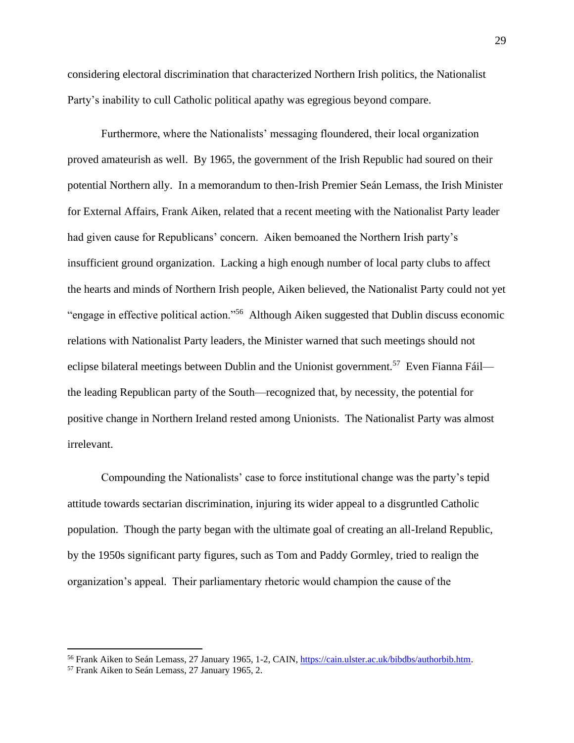considering electoral discrimination that characterized Northern Irish politics, the Nationalist Party's inability to cull Catholic political apathy was egregious beyond compare.

Furthermore, where the Nationalists' messaging floundered, their local organization proved amateurish as well. By 1965, the government of the Irish Republic had soured on their potential Northern ally. In a memorandum to then-Irish Premier Seán Lemass, the Irish Minister for External Affairs, Frank Aiken, related that a recent meeting with the Nationalist Party leader had given cause for Republicans' concern. Aiken bemoaned the Northern Irish party's insufficient ground organization. Lacking a high enough number of local party clubs to affect the hearts and minds of Northern Irish people, Aiken believed, the Nationalist Party could not yet "engage in effective political action."[56] Although Aiken suggested that Dublin discuss economic relations with Nationalist Party leaders, the Minister warned that such meetings should not eclipse bilateral meetings between Dublin and the Unionist government.[57] Even Fianna Fáil—the leading Republican party of the South—recognized that, by necessity, the potential for positive change in Northern Ireland rested among Unionists. The Nationalist Party was almost irrelevant.

Compounding the Nationalists' case to force institutional change was the party's tepid attitude towards sectarian discrimination, injuring its wider appeal to a disgruntled Catholic population. Though the party began with the ultimate goal of creating an all-Ireland Republic, by the 1950s significant party figures, such as Tom and Paddy Gormley, tried to realign the organization's appeal. Their parliamentary rhetoric would champion the cause of the

---

[56] Frank Aiken to Seán Lemass, 27 January 1965, 1-2, CAIN, https://cain.ulster.ac.uk/bibdbs/authorbib.htm.

[57] Frank Aiken to Seán Lemass, 27 January 1965, 2.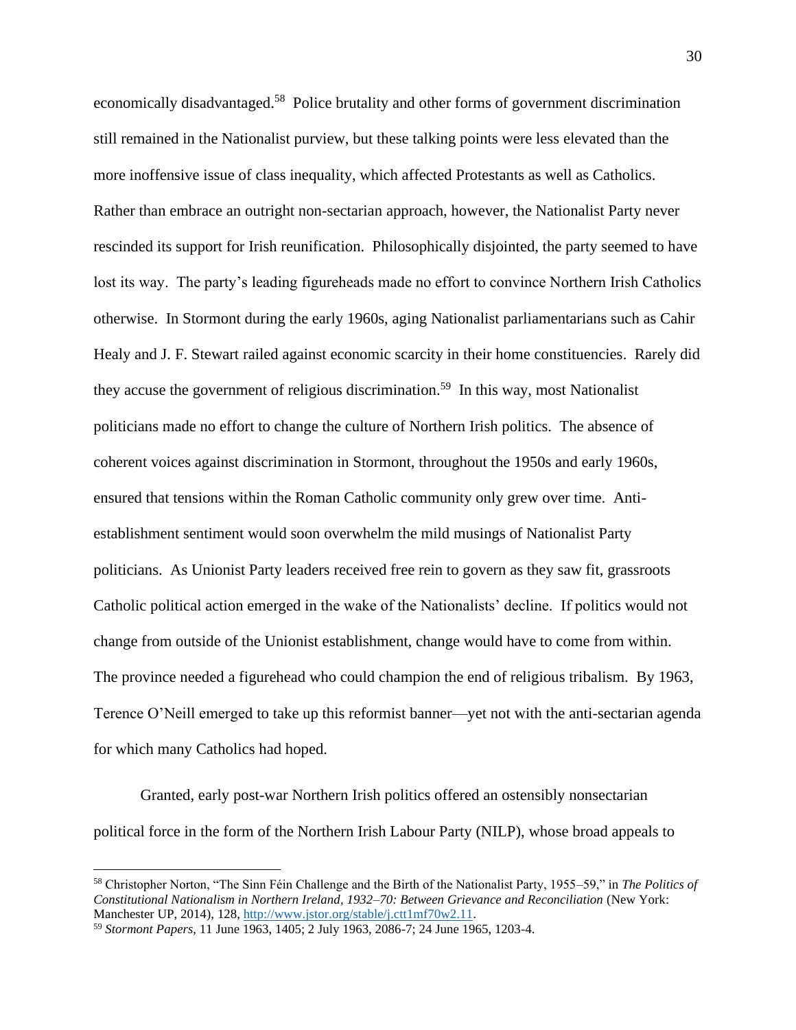economically disadvantaged.[58] Police brutality and other forms of government discrimination still remained in the Nationalist purview, but these talking points were less elevated than the more inoffensive issue of class inequality, which affected Protestants as well as Catholics. Rather than embrace an outright non-sectarian approach, however, the Nationalist Party never rescinded its support for Irish reunification. Philosophically disjointed, the party seemed to have lost its way. The party's leading figureheads made no effort to convince Northern Irish Catholics otherwise. In Stormont during the early 1960s, aging Nationalist parliamentarians such as Cahir Healy and J. F. Stewart railed against economic scarcity in their home constituencies. Rarely did they accuse the government of religious discrimination.[59] In this way, most Nationalist politicians made no effort to change the culture of Northern Irish politics. The absence of coherent voices against discrimination in Stormont, throughout the 1950s and early 1960s, ensured that tensions within the Roman Catholic community only grew over time. Anti-establishment sentiment would soon overwhelm the mild musings of Nationalist Party politicians. As Unionist Party leaders received free rein to govern as they saw fit, grassroots Catholic political action emerged in the wake of the Nationalists' decline. If politics would not change from outside of the Unionist establishment, change would have to come from within. The province needed a figurehead who could champion the end of religious tribalism. By 1963, Terence O'Neill emerged to take up this reformist banner—yet not with the anti-sectarian agenda for which many Catholics had hoped.

Granted, early post-war Northern Irish politics offered an ostensibly nonsectarian political force in the form of the Northern Irish Labour Party (NILP), whose broad appeals to

---

[58] Christopher Norton, "The Sinn Féin Challenge and the Birth of the Nationalist Party, 1955–59," in *The Politics of Constitutional Nationalism in Northern Ireland, 1932–70: Between Grievance and Reconciliation* (New York: Manchester UP, 2014), 128, http://www.jstor.org/stable/j.ctt1mf70w2.11.

[59] *Stormont Papers*, 11 June 1963, 1405; 2 July 1963, 2086-7; 24 June 1965, 1203-4.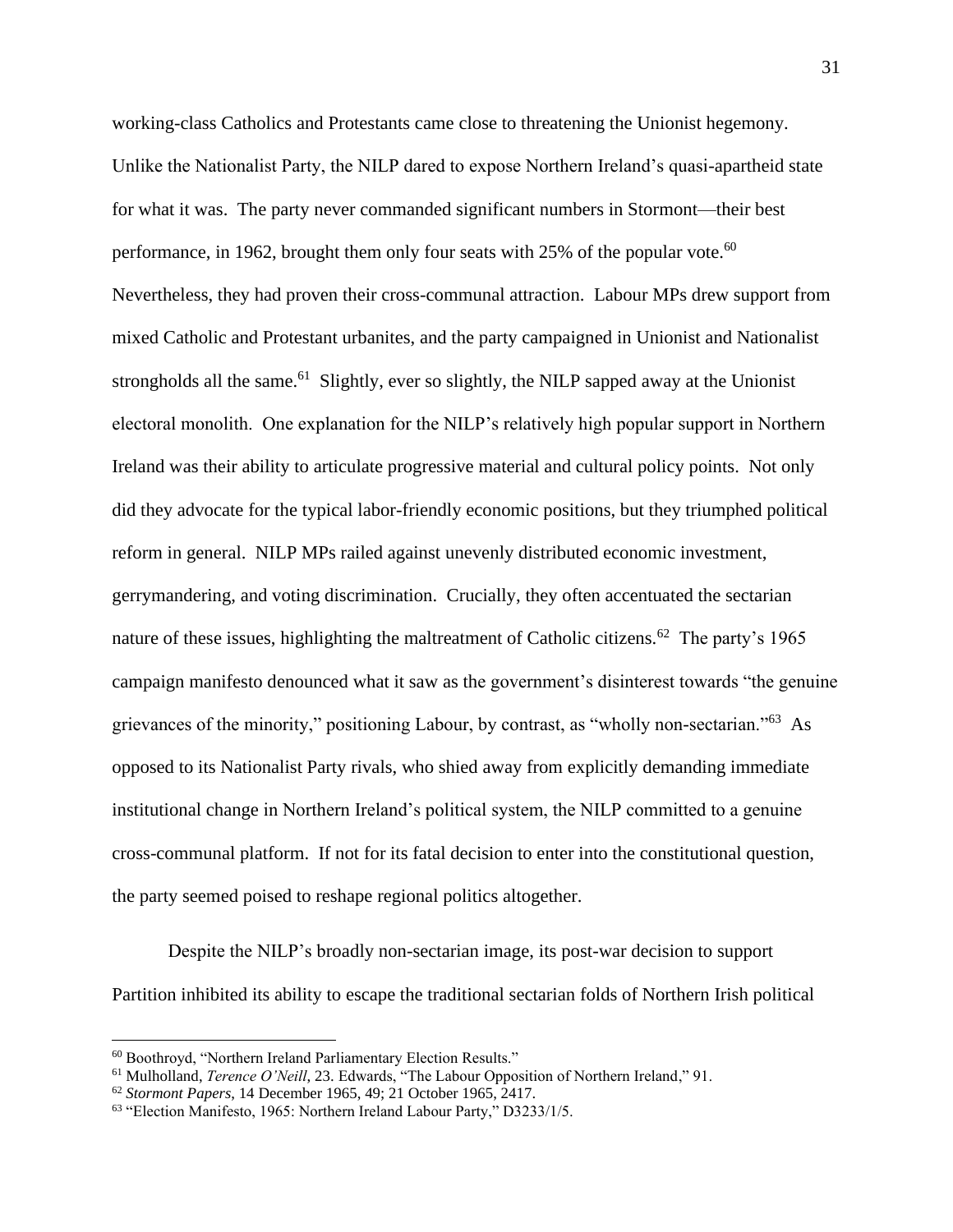working-class Catholics and Protestants came close to threatening the Unionist hegemony. Unlike the Nationalist Party, the NILP dared to expose Northern Ireland's quasi-apartheid state for what it was. The party never commanded significant numbers in Stormont—their best performance, in 1962, brought them only four seats with 25% of the popular vote.[60] Nevertheless, they had proven their cross-communal attraction. Labour MPs drew support from mixed Catholic and Protestant urbanites, and the party campaigned in Unionist and Nationalist strongholds all the same.[61] Slightly, ever so slightly, the NILP sapped away at the Unionist electoral monolith. One explanation for the NILP's relatively high popular support in Northern Ireland was their ability to articulate progressive material and cultural policy points. Not only did they advocate for the typical labor-friendly economic positions, but they triumphed political reform in general. NILP MPs railed against unevenly distributed economic investment, gerrymandering, and voting discrimination. Crucially, they often accentuated the sectarian nature of these issues, highlighting the maltreatment of Catholic citizens.[62] The party's 1965 campaign manifesto denounced what it saw as the government's disinterest towards "the genuine grievances of the minority," positioning Labour, by contrast, as "wholly non-sectarian."[63] As opposed to its Nationalist Party rivals, who shied away from explicitly demanding immediate institutional change in Northern Ireland's political system, the NILP committed to a genuine cross-communal platform. If not for its fatal decision to enter into the constitutional question, the party seemed poised to reshape regional politics altogether.

Despite the NILP's broadly non-sectarian image, its post-war decision to support Partition inhibited its ability to escape the traditional sectarian folds of Northern Irish political

---

[60] Boothroyd, "Northern Ireland Parliamentary Election Results."

[61] Mulholland, *Terence O'Neill*, 23. Edwards, "The Labour Opposition of Northern Ireland," 91.

[62] *Stormont Papers*, 14 December 1965, 49; 21 October 1965, 2417.

[63] "Election Manifesto, 1965: Northern Ireland Labour Party," D3233/1/5.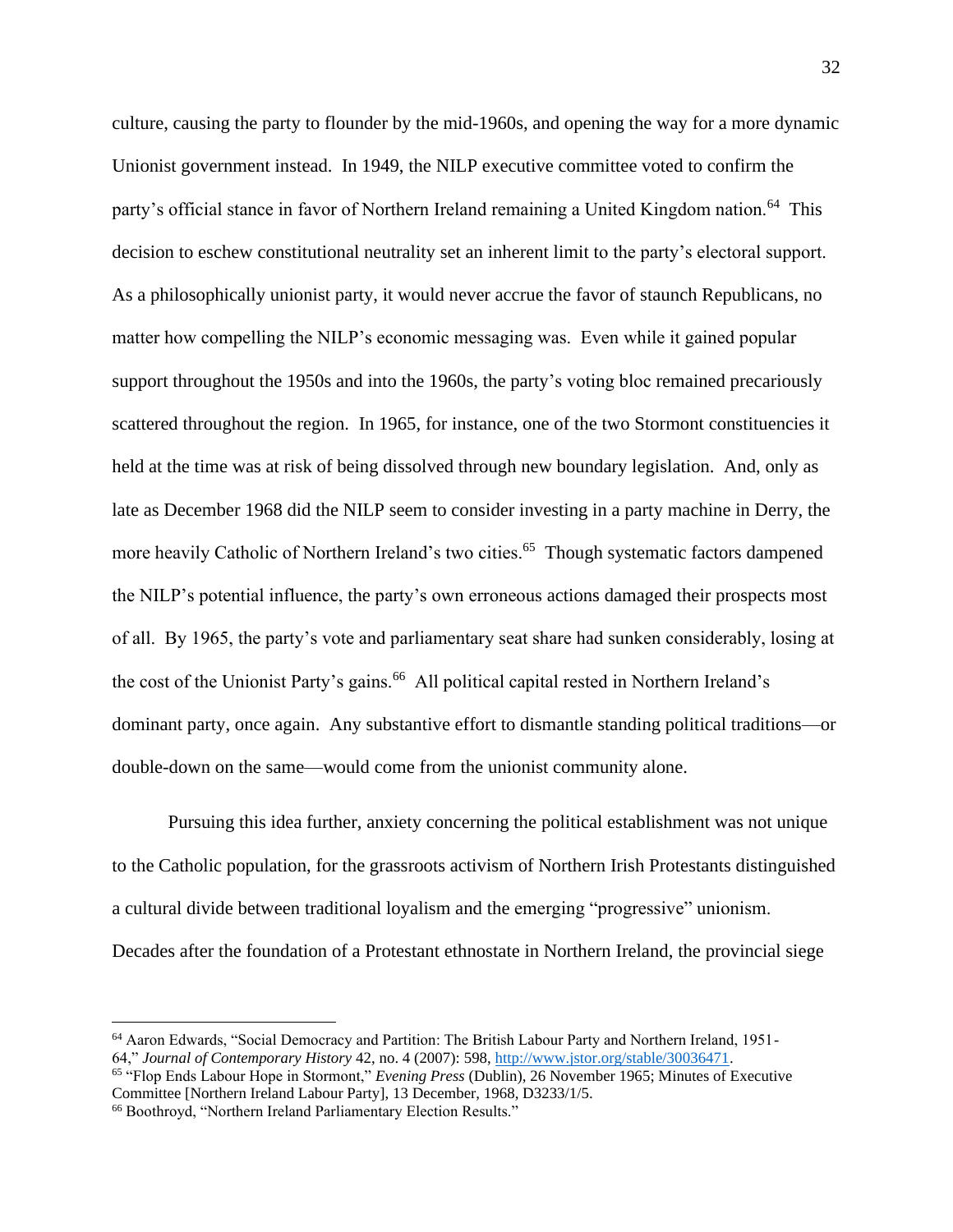culture, causing the party to flounder by the mid-1960s, and opening the way for a more dynamic Unionist government instead. In 1949, the NILP executive committee voted to confirm the party's official stance in favor of Northern Ireland remaining a United Kingdom nation.[64] This decision to eschew constitutional neutrality set an inherent limit to the party's electoral support. As a philosophically unionist party, it would never accrue the favor of staunch Republicans, no matter how compelling the NILP's economic messaging was. Even while it gained popular support throughout the 1950s and into the 1960s, the party's voting bloc remained precariously scattered throughout the region. In 1965, for instance, one of the two Stormont constituencies it held at the time was at risk of being dissolved through new boundary legislation. And, only as late as December 1968 did the NILP seem to consider investing in a party machine in Derry, the more heavily Catholic of Northern Ireland's two cities.[65] Though systematic factors dampened the NILP's potential influence, the party's own erroneous actions damaged their prospects most of all. By 1965, the party's vote and parliamentary seat share had sunken considerably, losing at the cost of the Unionist Party's gains.[66] All political capital rested in Northern Ireland's dominant party, once again. Any substantive effort to dismantle standing political traditions—or double-down on the same—would come from the unionist community alone.

Pursuing this idea further, anxiety concerning the political establishment was not unique to the Catholic population, for the grassroots activism of Northern Irish Protestants distinguished a cultural divide between traditional loyalism and the emerging "progressive" unionism. Decades after the foundation of a Protestant ethnostate in Northern Ireland, the provincial siege

---

[64] Aaron Edwards, "Social Democracy and Partition: The British Labour Party and Northern Ireland, 1951-64," *Journal of Contemporary History* 42, no. 4 (2007): 598, http://www.jstor.org/stable/30036471.

[65] "Flop Ends Labour Hope in Stormont," *Evening Press* (Dublin), 26 November 1965; Minutes of Executive Committee [Northern Ireland Labour Party], 13 December, 1968, D3233/1/5.

[66] Boothroyd, "Northern Ireland Parliamentary Election Results."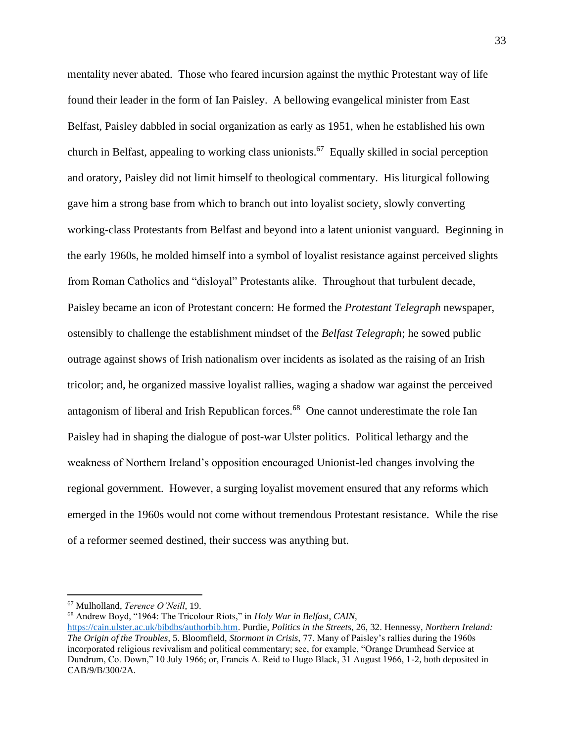mentality never abated. Those who feared incursion against the mythic Protestant way of life found their leader in the form of Ian Paisley. A bellowing evangelical minister from East Belfast, Paisley dabbled in social organization as early as 1951, when he established his own church in Belfast, appealing to working class unionists.[67] Equally skilled in social perception and oratory, Paisley did not limit himself to theological commentary. His liturgical following gave him a strong base from which to branch out into loyalist society, slowly converting working-class Protestants from Belfast and beyond into a latent unionist vanguard. Beginning in the early 1960s, he molded himself into a symbol of loyalist resistance against perceived slights from Roman Catholics and "disloyal" Protestants alike. Throughout that turbulent decade, Paisley became an icon of Protestant concern: He formed the *Protestant Telegraph* newspaper, ostensibly to challenge the establishment mindset of the *Belfast Telegraph*; he sowed public outrage against shows of Irish nationalism over incidents as isolated as the raising of an Irish tricolor; and, he organized massive loyalist rallies, waging a shadow war against the perceived antagonism of liberal and Irish Republican forces.[68] One cannot underestimate the role Ian Paisley had in shaping the dialogue of post-war Ulster politics. Political lethargy and the weakness of Northern Ireland's opposition encouraged Unionist-led changes involving the regional government. However, a surging loyalist movement ensured that any reforms which emerged in the 1960s would not come without tremendous Protestant resistance. While the rise of a reformer seemed destined, their success was anything but.

---

[67] Mulholland, *Terence O'Neill*, 19.

[68] Andrew Boyd, "1964: The Tricolour Riots," in *Holy War in Belfast*, *CAIN*, https://cain.ulster.ac.uk/bibdbs/authorbib.htm. Purdie, *Politics in the Streets*, 26, 32. Hennessy, *Northern Ireland: The Origin of the Troubles*, 5. Bloomfield, *Stormont in Crisis*, 77. Many of Paisley's rallies during the 1960s incorporated religious revivalism and political commentary; see, for example, "Orange Drumhead Service at Dundrum, Co. Down," 10 July 1966; or, Francis A. Reid to Hugo Black, 31 August 1966, 1-2, both deposited in CAB/9/B/300/2A.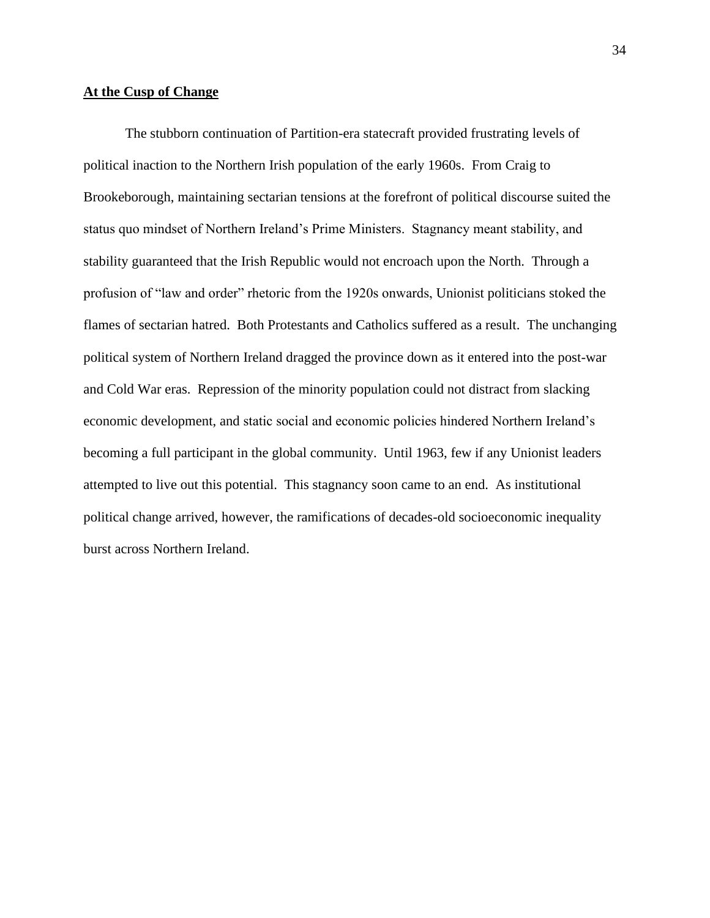**At the Cusp of Change**

The stubborn continuation of Partition-era statecraft provided frustrating levels of political inaction to the Northern Irish population of the early 1960s. From Craig to Brookeborough, maintaining sectarian tensions at the forefront of political discourse suited the status quo mindset of Northern Ireland's Prime Ministers. Stagnancy meant stability, and stability guaranteed that the Irish Republic would not encroach upon the North. Through a profusion of "law and order" rhetoric from the 1920s onwards, Unionist politicians stoked the flames of sectarian hatred. Both Protestants and Catholics suffered as a result. The unchanging political system of Northern Ireland dragged the province down as it entered into the post-war and Cold War eras. Repression of the minority population could not distract from slacking economic development, and static social and economic policies hindered Northern Ireland's becoming a full participant in the global community. Until 1963, few if any Unionist leaders attempted to live out this potential. This stagnancy soon came to an end. As institutional political change arrived, however, the ramifications of decades-old socioeconomic inequality burst across Northern Ireland.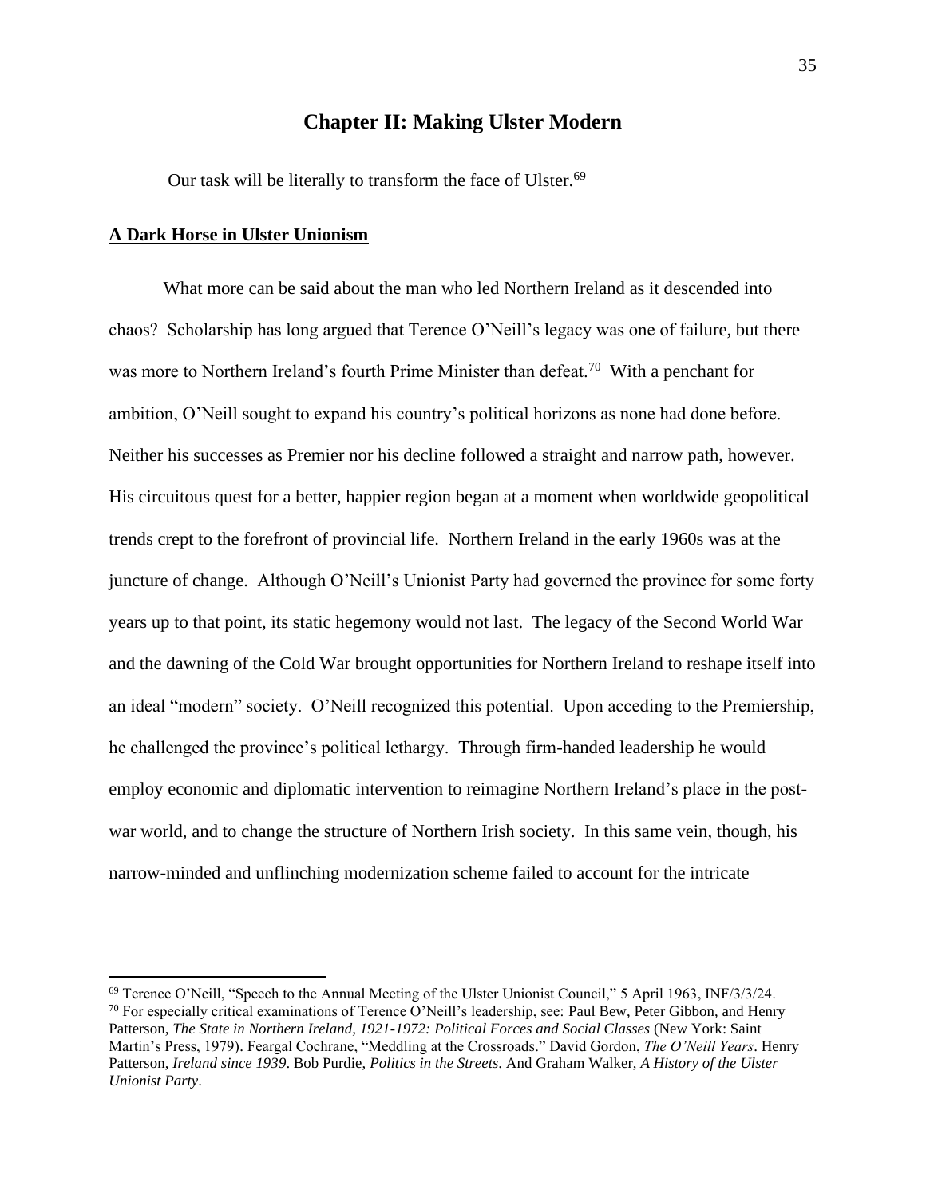# Chapter II: Making Ulster Modern

Our task will be literally to transform the face of Ulster.[69]

## **A Dark Horse in Ulster Unionism**

What more can be said about the man who led Northern Ireland as it descended into chaos? Scholarship has long argued that Terence O'Neill's legacy was one of failure, but there was more to Northern Ireland's fourth Prime Minister than defeat.[70] With a penchant for ambition, O'Neill sought to expand his country's political horizons as none had done before. Neither his successes as Premier nor his decline followed a straight and narrow path, however. His circuitous quest for a better, happier region began at a moment when worldwide geopolitical trends crept to the forefront of provincial life. Northern Ireland in the early 1960s was at the juncture of change. Although O'Neill's Unionist Party had governed the province for some forty years up to that point, its static hegemony would not last. The legacy of the Second World War and the dawning of the Cold War brought opportunities for Northern Ireland to reshape itself into an ideal "modern" society. O'Neill recognized this potential. Upon acceding to the Premiership, he challenged the province's political lethargy. Through firm-handed leadership he would employ economic and diplomatic intervention to reimagine Northern Ireland's place in the post-war world, and to change the structure of Northern Irish society. In this same vein, though, his narrow-minded and unflinching modernization scheme failed to account for the intricate

---

[69] Terence O'Neill, "Speech to the Annual Meeting of the Ulster Unionist Council," 5 April 1963, INF/3/3/24.

[70] For especially critical examinations of Terence O'Neill's leadership, see: Paul Bew, Peter Gibbon, and Henry Patterson, *The State in Northern Ireland, 1921-1972: Political Forces and Social Classes* (New York: Saint Martin's Press, 1979). Feargal Cochrane, "Meddling at the Crossroads." David Gordon, *The O'Neill Years*. Henry Patterson, *Ireland since 1939*. Bob Purdie, *Politics in the Streets*. And Graham Walker, *A History of the Ulster Unionist Party*.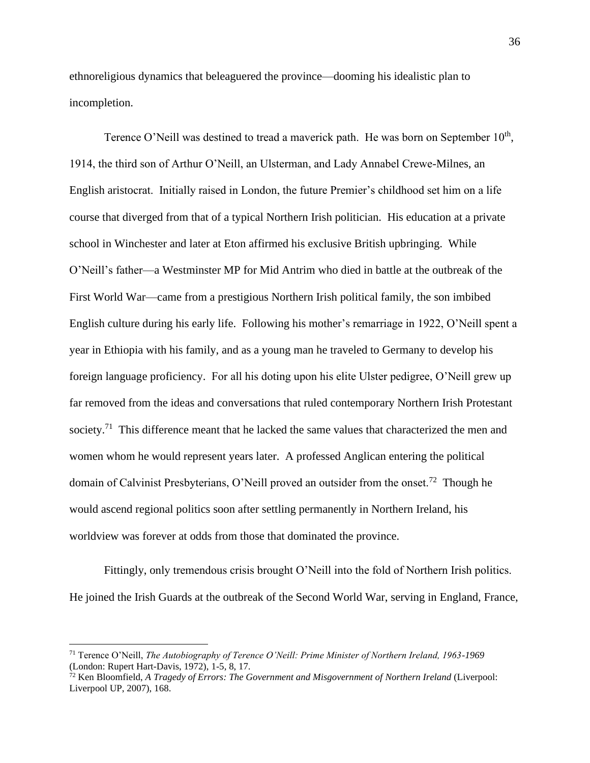ethnoreligious dynamics that beleaguered the province—dooming his idealistic plan to incompletion.

Terence O'Neill was destined to tread a maverick path. He was born on September 10$^{th}$, 1914, the third son of Arthur O'Neill, an Ulsterman, and Lady Annabel Crewe-Milnes, an English aristocrat. Initially raised in London, the future Premier's childhood set him on a life course that diverged from that of a typical Northern Irish politician. His education at a private school in Winchester and later at Eton affirmed his exclusive British upbringing. While O'Neill's father—a Westminster MP for Mid Antrim who died in battle at the outbreak of the First World War—came from a prestigious Northern Irish political family, the son imbibed English culture during his early life. Following his mother's remarriage in 1922, O'Neill spent a year in Ethiopia with his family, and as a young man he traveled to Germany to develop his foreign language proficiency. For all his doting upon his elite Ulster pedigree, O'Neill grew up far removed from the ideas and conversations that ruled contemporary Northern Irish Protestant society.[71] This difference meant that he lacked the same values that characterized the men and women whom he would represent years later. A professed Anglican entering the political domain of Calvinist Presbyterians, O'Neill proved an outsider from the onset.[72] Though he would ascend regional politics soon after settling permanently in Northern Ireland, his worldview was forever at odds from those that dominated the province.

Fittingly, only tremendous crisis brought O'Neill into the fold of Northern Irish politics. He joined the Irish Guards at the outbreak of the Second World War, serving in England, France,

---

[71] Terence O'Neill, *The Autobiography of Terence O'Neill: Prime Minister of Northern Ireland, 1963-1969* (London: Rupert Hart-Davis, 1972), 1-5, 8, 17.

[72] Ken Bloomfield, *A Tragedy of Errors: The Government and Misgovernment of Northern Ireland* (Liverpool: Liverpool UP, 2007), 168.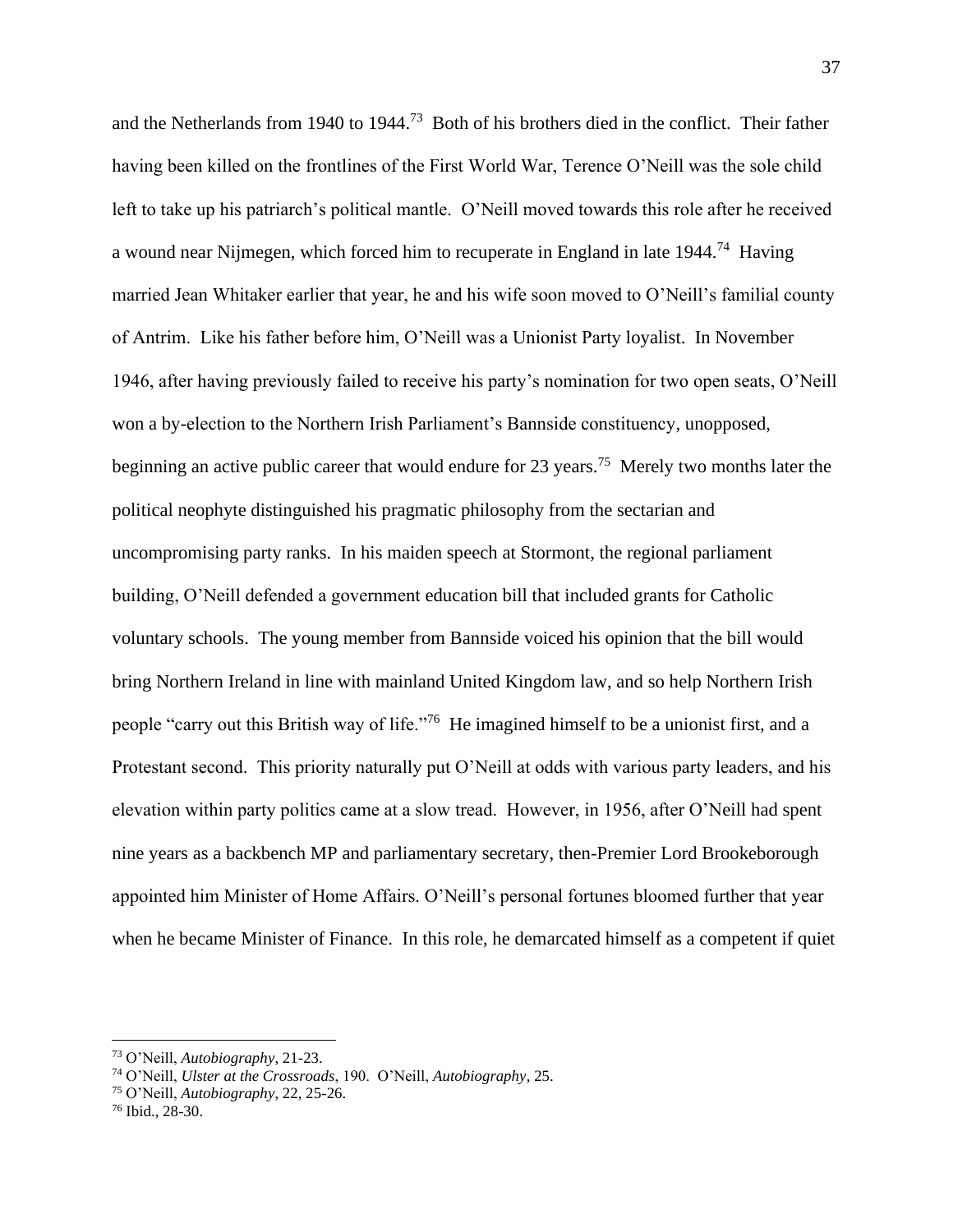and the Netherlands from 1940 to 1944.[73] Both of his brothers died in the conflict. Their father having been killed on the frontlines of the First World War, Terence O'Neill was the sole child left to take up his patriarch's political mantle. O'Neill moved towards this role after he received a wound near Nijmegen, which forced him to recuperate in England in late 1944.[74] Having married Jean Whitaker earlier that year, he and his wife soon moved to O'Neill's familial county of Antrim. Like his father before him, O'Neill was a Unionist Party loyalist. In November 1946, after having previously failed to receive his party's nomination for two open seats, O'Neill won a by-election to the Northern Irish Parliament's Bannside constituency, unopposed, beginning an active public career that would endure for 23 years.[75] Merely two months later the political neophyte distinguished his pragmatic philosophy from the sectarian and uncompromising party ranks. In his maiden speech at Stormont, the regional parliament building, O'Neill defended a government education bill that included grants for Catholic voluntary schools. The young member from Bannside voiced his opinion that the bill would bring Northern Ireland in line with mainland United Kingdom law, and so help Northern Irish people "carry out this British way of life."[76] He imagined himself to be a unionist first, and a Protestant second. This priority naturally put O'Neill at odds with various party leaders, and his elevation within party politics came at a slow tread. However, in 1956, after O'Neill had spent nine years as a backbench MP and parliamentary secretary, then-Premier Lord Brookeborough appointed him Minister of Home Affairs. O'Neill's personal fortunes bloomed further that year when he became Minister of Finance. In this role, he demarcated himself as a competent if quiet

---

[73] O'Neill, *Autobiography*, 21-23.

[74] O'Neill, *Ulster at the Crossroads*, 190. O'Neill, *Autobiography*, 25.

[75] O'Neill, *Autobiography*, 22, 25-26.

[76] Ibid., 28-30.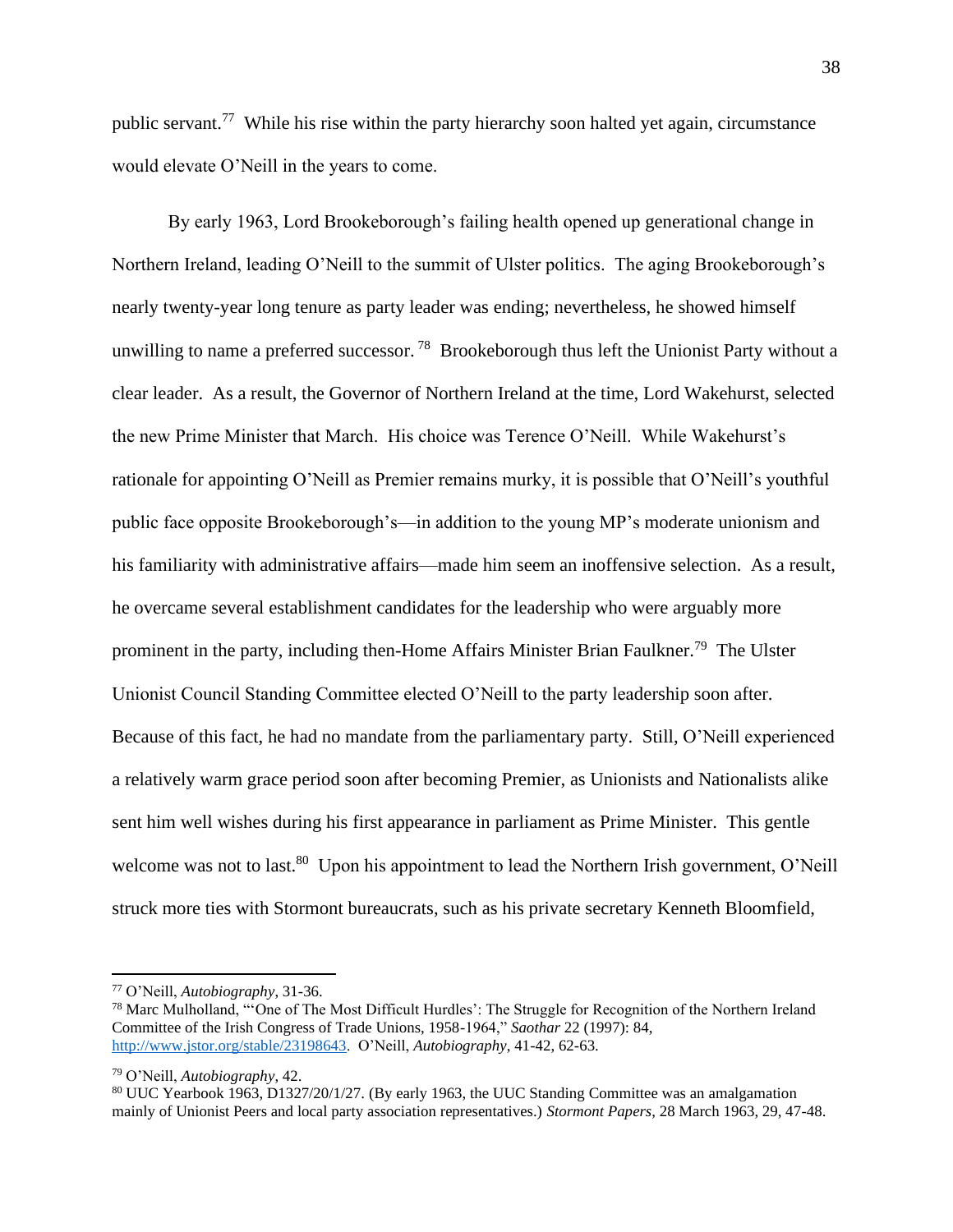public servant.[77] While his rise within the party hierarchy soon halted yet again, circumstance would elevate O'Neill in the years to come.

By early 1963, Lord Brookeborough's failing health opened up generational change in Northern Ireland, leading O'Neill to the summit of Ulster politics. The aging Brookeborough's nearly twenty-year long tenure as party leader was ending; nevertheless, he showed himself unwilling to name a preferred successor.[78] Brookeborough thus left the Unionist Party without a clear leader. As a result, the Governor of Northern Ireland at the time, Lord Wakehurst, selected the new Prime Minister that March. His choice was Terence O'Neill. While Wakehurst's rationale for appointing O'Neill as Premier remains murky, it is possible that O'Neill's youthful public face opposite Brookeborough's—in addition to the young MP's moderate unionism and his familiarity with administrative affairs—made him seem an inoffensive selection. As a result, he overcame several establishment candidates for the leadership who were arguably more prominent in the party, including then-Home Affairs Minister Brian Faulkner.[79] The Ulster Unionist Council Standing Committee elected O'Neill to the party leadership soon after. Because of this fact, he had no mandate from the parliamentary party. Still, O'Neill experienced a relatively warm grace period soon after becoming Premier, as Unionists and Nationalists alike sent him well wishes during his first appearance in parliament as Prime Minister. This gentle welcome was not to last.[80] Upon his appointment to lead the Northern Irish government, O'Neill struck more ties with Stormont bureaucrats, such as his private secretary Kenneth Bloomfield,

---

[77] O'Neill, *Autobiography*, 31-36.

[78] Marc Mulholland, "'One of The Most Difficult Hurdles': The Struggle for Recognition of the Northern Ireland Committee of the Irish Congress of Trade Unions, 1958-1964," *Saothar* 22 (1997): 84, http://www.jstor.org/stable/23198643. O'Neill, *Autobiography*, 41-42, 62-63.

[79] O'Neill, *Autobiography*, 42.

[80] UUC Yearbook 1963, D1327/20/1/27. (By early 1963, the UUC Standing Committee was an amalgamation mainly of Unionist Peers and local party association representatives.) *Stormont Papers*, 28 March 1963, 29, 47-48.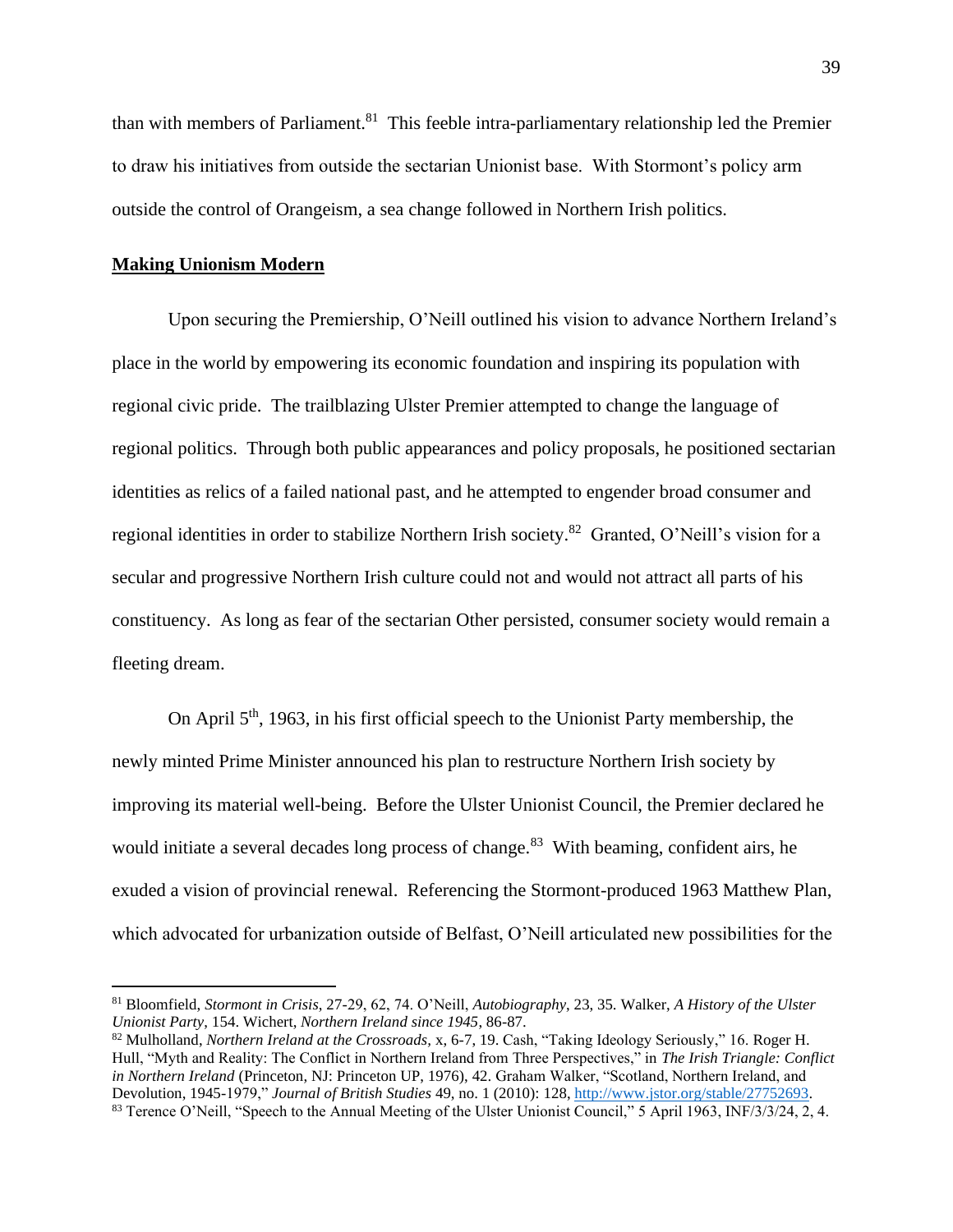than with members of Parliament.[81] This feeble intra-parliamentary relationship led the Premier to draw his initiatives from outside the sectarian Unionist base. With Stormont's policy arm outside the control of Orangeism, a sea change followed in Northern Irish politics.

**Making Unionism Modern**

Upon securing the Premiership, O'Neill outlined his vision to advance Northern Ireland's place in the world by empowering its economic foundation and inspiring its population with regional civic pride. The trailblazing Ulster Premier attempted to change the language of regional politics. Through both public appearances and policy proposals, he positioned sectarian identities as relics of a failed national past, and he attempted to engender broad consumer and regional identities in order to stabilize Northern Irish society.[82] Granted, O'Neill's vision for a secular and progressive Northern Irish culture could not and would not attract all parts of his constituency. As long as fear of the sectarian Other persisted, consumer society would remain a fleeting dream.

On April 5th, 1963, in his first official speech to the Unionist Party membership, the newly minted Prime Minister announced his plan to restructure Northern Irish society by improving its material well-being. Before the Ulster Unionist Council, the Premier declared he would initiate a several decades long process of change.[83] With beaming, confident airs, he exuded a vision of provincial renewal. Referencing the Stormont-produced 1963 Matthew Plan, which advocated for urbanization outside of Belfast, O'Neill articulated new possibilities for the

---

[81] Bloomfield, *Stormont in Crisis*, 27-29, 62, 74. O'Neill, *Autobiography*, 23, 35. Walker, *A History of the Ulster Unionist Party*, 154. Wichert, *Northern Ireland since 1945*, 86-87.

[82] Mulholland, *Northern Ireland at the Crossroads*, x, 6-7, 19. Cash, "Taking Ideology Seriously," 16. Roger H. Hull, "Myth and Reality: The Conflict in Northern Ireland from Three Perspectives," in *The Irish Triangle: Conflict in Northern Ireland* (Princeton, NJ: Princeton UP, 1976), 42. Graham Walker, "Scotland, Northern Ireland, and Devolution, 1945-1979," *Journal of British Studies* 49, no. 1 (2010): 128, http://www.jstor.org/stable/27752693.

[83] Terence O'Neill, "Speech to the Annual Meeting of the Ulster Unionist Council," 5 April 1963, INF/3/3/24, 2, 4.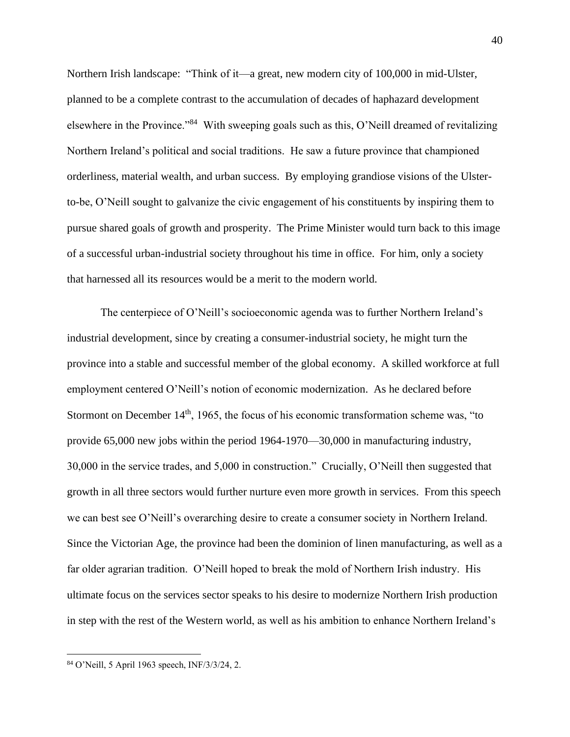Northern Irish landscape: "Think of it—a great, new modern city of 100,000 in mid-Ulster, planned to be a complete contrast to the accumulation of decades of haphazard development elsewhere in the Province."[84] With sweeping goals such as this, O'Neill dreamed of revitalizing Northern Ireland's political and social traditions. He saw a future province that championed orderliness, material wealth, and urban success. By employing grandiose visions of the Ulster-to-be, O'Neill sought to galvanize the civic engagement of his constituents by inspiring them to pursue shared goals of growth and prosperity. The Prime Minister would turn back to this image of a successful urban-industrial society throughout his time in office. For him, only a society that harnessed all its resources would be a merit to the modern world.

The centerpiece of O'Neill's socioeconomic agenda was to further Northern Ireland's industrial development, since by creating a consumer-industrial society, he might turn the province into a stable and successful member of the global economy. A skilled workforce at full employment centered O'Neill's notion of economic modernization. As he declared before Stormont on December 14th, 1965, the focus of his economic transformation scheme was, "to provide 65,000 new jobs within the period 1964-1970—30,000 in manufacturing industry, 30,000 in the service trades, and 5,000 in construction." Crucially, O'Neill then suggested that growth in all three sectors would further nurture even more growth in services. From this speech we can best see O'Neill's overarching desire to create a consumer society in Northern Ireland. Since the Victorian Age, the province had been the dominion of linen manufacturing, as well as a far older agrarian tradition. O'Neill hoped to break the mold of Northern Irish industry. His ultimate focus on the services sector speaks to his desire to modernize Northern Irish production in step with the rest of the Western world, as well as his ambition to enhance Northern Ireland's

[84] O'Neill, 5 April 1963 speech, INF/3/3/24, 2.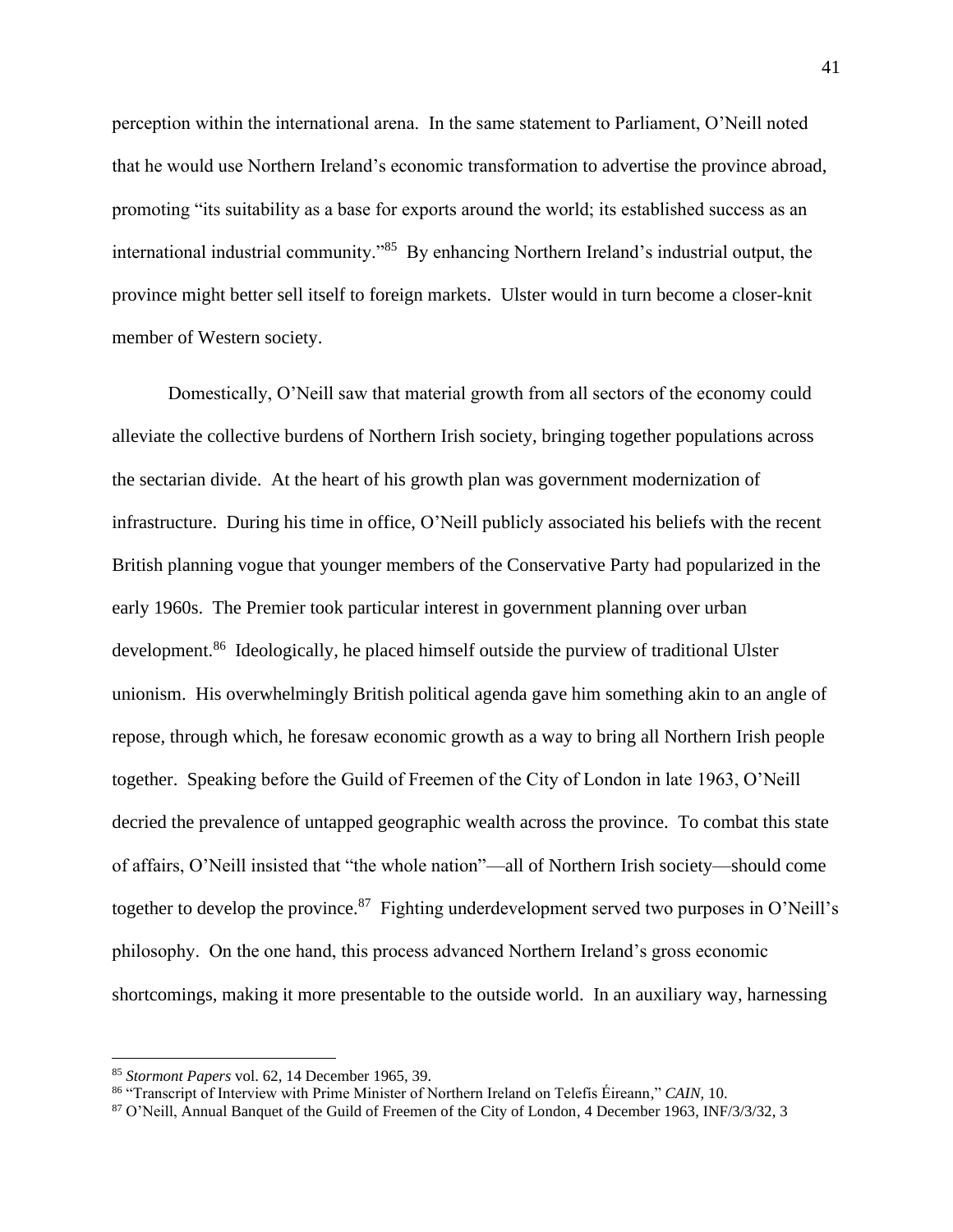perception within the international arena. In the same statement to Parliament, O'Neill noted that he would use Northern Ireland's economic transformation to advertise the province abroad, promoting "its suitability as a base for exports around the world; its established success as an international industrial community."[85] By enhancing Northern Ireland's industrial output, the province might better sell itself to foreign markets. Ulster would in turn become a closer-knit member of Western society.

Domestically, O'Neill saw that material growth from all sectors of the economy could alleviate the collective burdens of Northern Irish society, bringing together populations across the sectarian divide. At the heart of his growth plan was government modernization of infrastructure. During his time in office, O'Neill publicly associated his beliefs with the recent British planning vogue that younger members of the Conservative Party had popularized in the early 1960s. The Premier took particular interest in government planning over urban development.[86] Ideologically, he placed himself outside the purview of traditional Ulster unionism. His overwhelmingly British political agenda gave him something akin to an angle of repose, through which, he foresaw economic growth as a way to bring all Northern Irish people together. Speaking before the Guild of Freemen of the City of London in late 1963, O'Neill decried the prevalence of untapped geographic wealth across the province. To combat this state of affairs, O'Neill insisted that "the whole nation"—all of Northern Irish society—should come together to develop the province.[87] Fighting underdevelopment served two purposes in O'Neill's philosophy. On the one hand, this process advanced Northern Ireland's gross economic shortcomings, making it more presentable to the outside world. In an auxiliary way, harnessing

---

[85] *Stormont Papers* vol. 62, 14 December 1965, 39.

[86] "Transcript of Interview with Prime Minister of Northern Ireland on Telefís Éireann," *CAIN*, 10.

[87] O'Neill, Annual Banquet of the Guild of Freemen of the City of London, 4 December 1963, INF/3/3/32, 3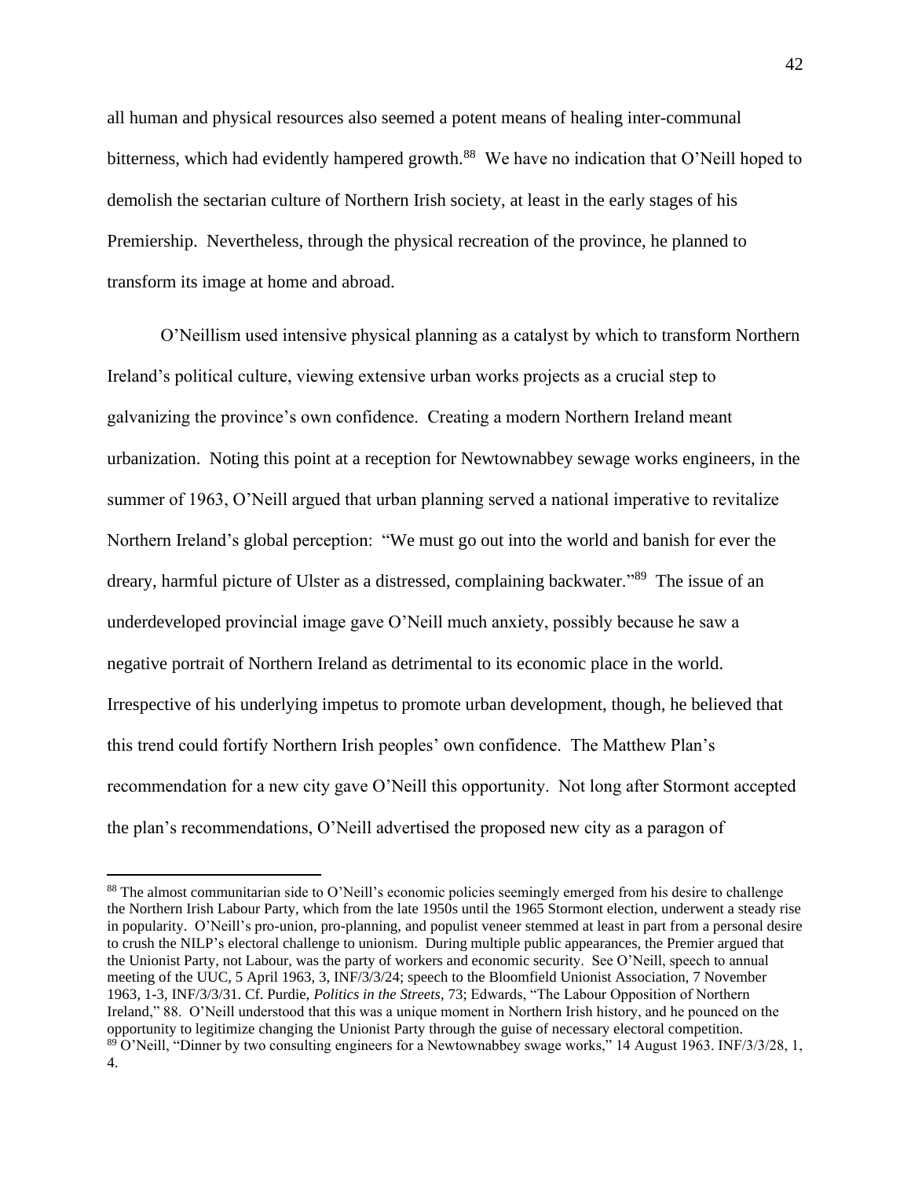all human and physical resources also seemed a potent means of healing inter-communal bitterness, which had evidently hampered growth.[88] We have no indication that O'Neill hoped to demolish the sectarian culture of Northern Irish society, at least in the early stages of his Premiership. Nevertheless, through the physical recreation of the province, he planned to transform its image at home and abroad.

O'Neillism used intensive physical planning as a catalyst by which to transform Northern Ireland's political culture, viewing extensive urban works projects as a crucial step to galvanizing the province's own confidence. Creating a modern Northern Ireland meant urbanization. Noting this point at a reception for Newtownabbey sewage works engineers, in the summer of 1963, O'Neill argued that urban planning served a national imperative to revitalize Northern Ireland's global perception: "We must go out into the world and banish for ever the dreary, harmful picture of Ulster as a distressed, complaining backwater."[89] The issue of an underdeveloped provincial image gave O'Neill much anxiety, possibly because he saw a negative portrait of Northern Ireland as detrimental to its economic place in the world. Irrespective of his underlying impetus to promote urban development, though, he believed that this trend could fortify Northern Irish peoples' own confidence. The Matthew Plan's recommendation for a new city gave O'Neill this opportunity. Not long after Stormont accepted the plan's recommendations, O'Neill advertised the proposed new city as a paragon of

---

[88] The almost communitarian side to O'Neill's economic policies seemingly emerged from his desire to challenge the Northern Irish Labour Party, which from the late 1950s until the 1965 Stormont election, underwent a steady rise in popularity. O'Neill's pro-union, pro-planning, and populist veneer stemmed at least in part from a personal desire to crush the NILP's electoral challenge to unionism. During multiple public appearances, the Premier argued that the Unionist Party, not Labour, was the party of workers and economic security. See O'Neill, speech to annual meeting of the UUC, 5 April 1963, 3, INF/3/3/24; speech to the Bloomfield Unionist Association, 7 November 1963, 1-3, INF/3/3/31. Cf. Purdie, *Politics in the Streets*, 73; Edwards, "The Labour Opposition of Northern Ireland," 88. O'Neill understood that this was a unique moment in Northern Irish history, and he pounced on the opportunity to legitimize changing the Unionist Party through the guise of necessary electoral competition.

[89] O'Neill, "Dinner by two consulting engineers for a Newtownabbey swage works," 14 August 1963. INF/3/3/28, 1, 4.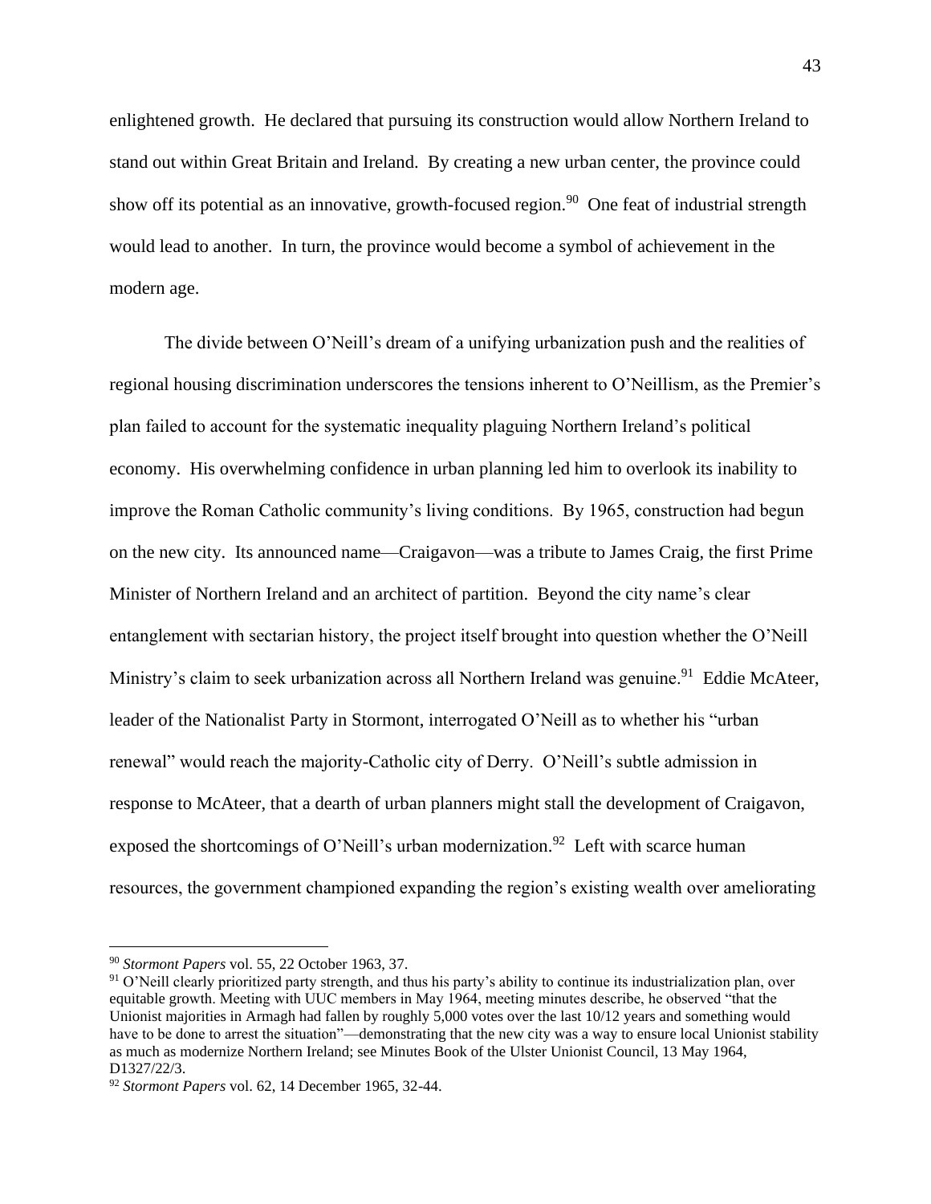enlightened growth. He declared that pursuing its construction would allow Northern Ireland to stand out within Great Britain and Ireland. By creating a new urban center, the province could show off its potential as an innovative, growth-focused region.[90] One feat of industrial strength would lead to another. In turn, the province would become a symbol of achievement in the modern age.

The divide between O'Neill's dream of a unifying urbanization push and the realities of regional housing discrimination underscores the tensions inherent to O'Neillism, as the Premier's plan failed to account for the systematic inequality plaguing Northern Ireland's political economy. His overwhelming confidence in urban planning led him to overlook its inability to improve the Roman Catholic community's living conditions. By 1965, construction had begun on the new city. Its announced name—Craigavon—was a tribute to James Craig, the first Prime Minister of Northern Ireland and an architect of partition. Beyond the city name's clear entanglement with sectarian history, the project itself brought into question whether the O'Neill Ministry's claim to seek urbanization across all Northern Ireland was genuine.[91] Eddie McAteer, leader of the Nationalist Party in Stormont, interrogated O'Neill as to whether his "urban renewal" would reach the majority-Catholic city of Derry. O'Neill's subtle admission in response to McAteer, that a dearth of urban planners might stall the development of Craigavon, exposed the shortcomings of O'Neill's urban modernization.[92] Left with scarce human resources, the government championed expanding the region's existing wealth over ameliorating

---

[90] *Stormont Papers* vol. 55, 22 October 1963, 37.

[91] O'Neill clearly prioritized party strength, and thus his party's ability to continue its industrialization plan, over equitable growth. Meeting with UUC members in May 1964, meeting minutes describe, he observed "that the Unionist majorities in Armagh had fallen by roughly 5,000 votes over the last 10/12 years and something would have to be done to arrest the situation"—demonstrating that the new city was a way to ensure local Unionist stability as much as modernize Northern Ireland; see Minutes Book of the Ulster Unionist Council, 13 May 1964, D1327/22/3.

[92] *Stormont Papers* vol. 62, 14 December 1965, 32-44.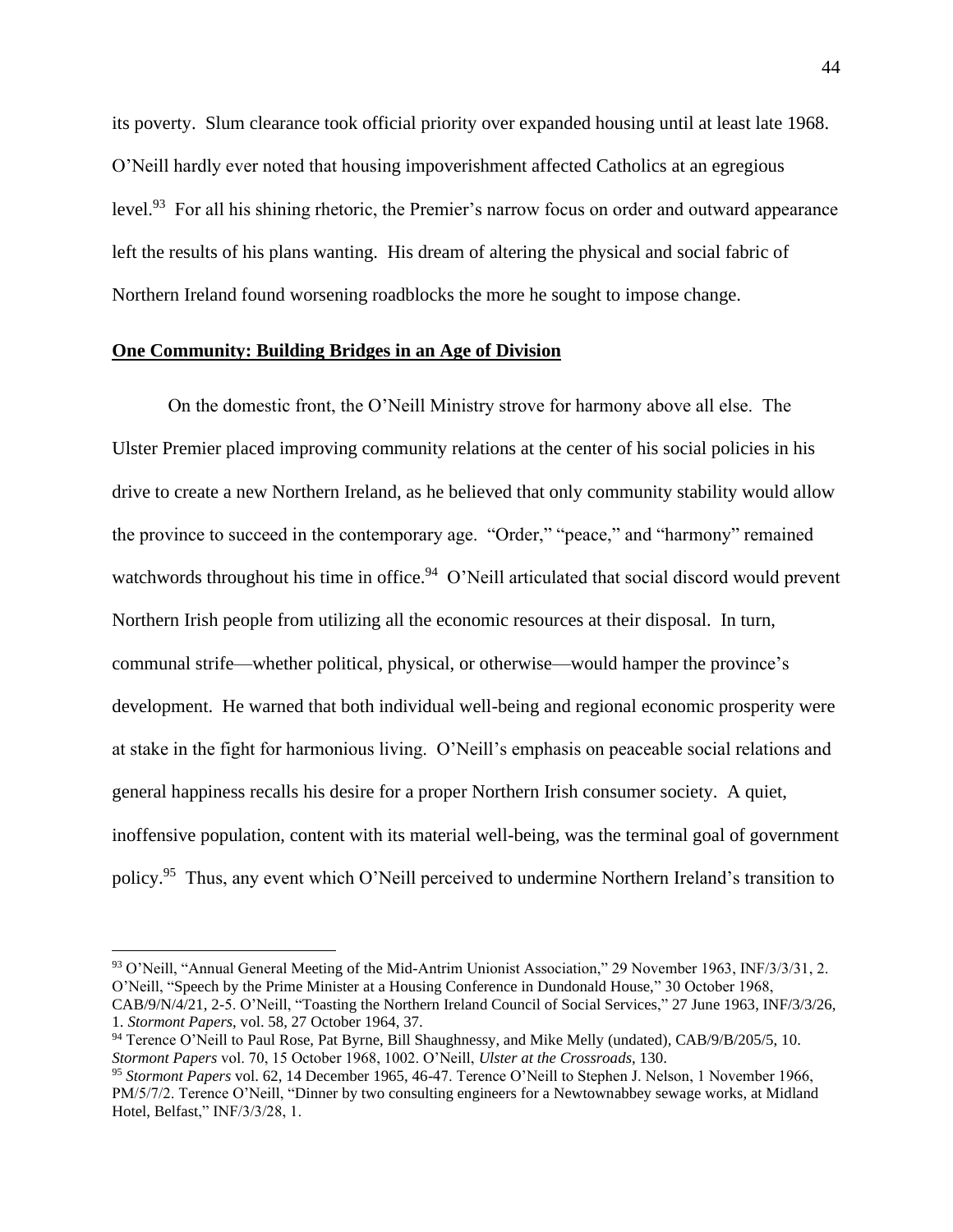its poverty. Slum clearance took official priority over expanded housing until at least late 1968. O'Neill hardly ever noted that housing impoverishment affected Catholics at an egregious level.[93] For all his shining rhetoric, the Premier's narrow focus on order and outward appearance left the results of his plans wanting. His dream of altering the physical and social fabric of Northern Ireland found worsening roadblocks the more he sought to impose change.

## **One Community: Building Bridges in an Age of Division**

On the domestic front, the O'Neill Ministry strove for harmony above all else. The Ulster Premier placed improving community relations at the center of his social policies in his drive to create a new Northern Ireland, as he believed that only community stability would allow the province to succeed in the contemporary age. "Order," "peace," and "harmony" remained watchwords throughout his time in office.[94] O'Neill articulated that social discord would prevent Northern Irish people from utilizing all the economic resources at their disposal. In turn, communal strife—whether political, physical, or otherwise—would hamper the province's development. He warned that both individual well-being and regional economic prosperity were at stake in the fight for harmonious living. O'Neill's emphasis on peaceable social relations and general happiness recalls his desire for a proper Northern Irish consumer society. A quiet, inoffensive population, content with its material well-being, was the terminal goal of government policy.[95] Thus, any event which O'Neill perceived to undermine Northern Ireland's transition to

---

[93] O'Neill, "Annual General Meeting of the Mid-Antrim Unionist Association," 29 November 1963, INF/3/3/31, 2. O'Neill, "Speech by the Prime Minister at a Housing Conference in Dundonald House," 30 October 1968, CAB/9/N/4/21, 2-5. O'Neill, "Toasting the Northern Ireland Council of Social Services," 27 June 1963, INF/3/3/26, 1. *Stormont Papers*, vol. 58, 27 October 1964, 37.

[94] Terence O'Neill to Paul Rose, Pat Byrne, Bill Shaughnessy, and Mike Melly (undated), CAB/9/B/205/5, 10. *Stormont Papers* vol. 70, 15 October 1968, 1002. O'Neill, *Ulster at the Crossroads*, 130.

[95] *Stormont Papers* vol. 62, 14 December 1965, 46-47. Terence O'Neill to Stephen J. Nelson, 1 November 1966, PM/5/7/2. Terence O'Neill, "Dinner by two consulting engineers for a Newtownabbey sewage works, at Midland Hotel, Belfast," INF/3/3/28, 1.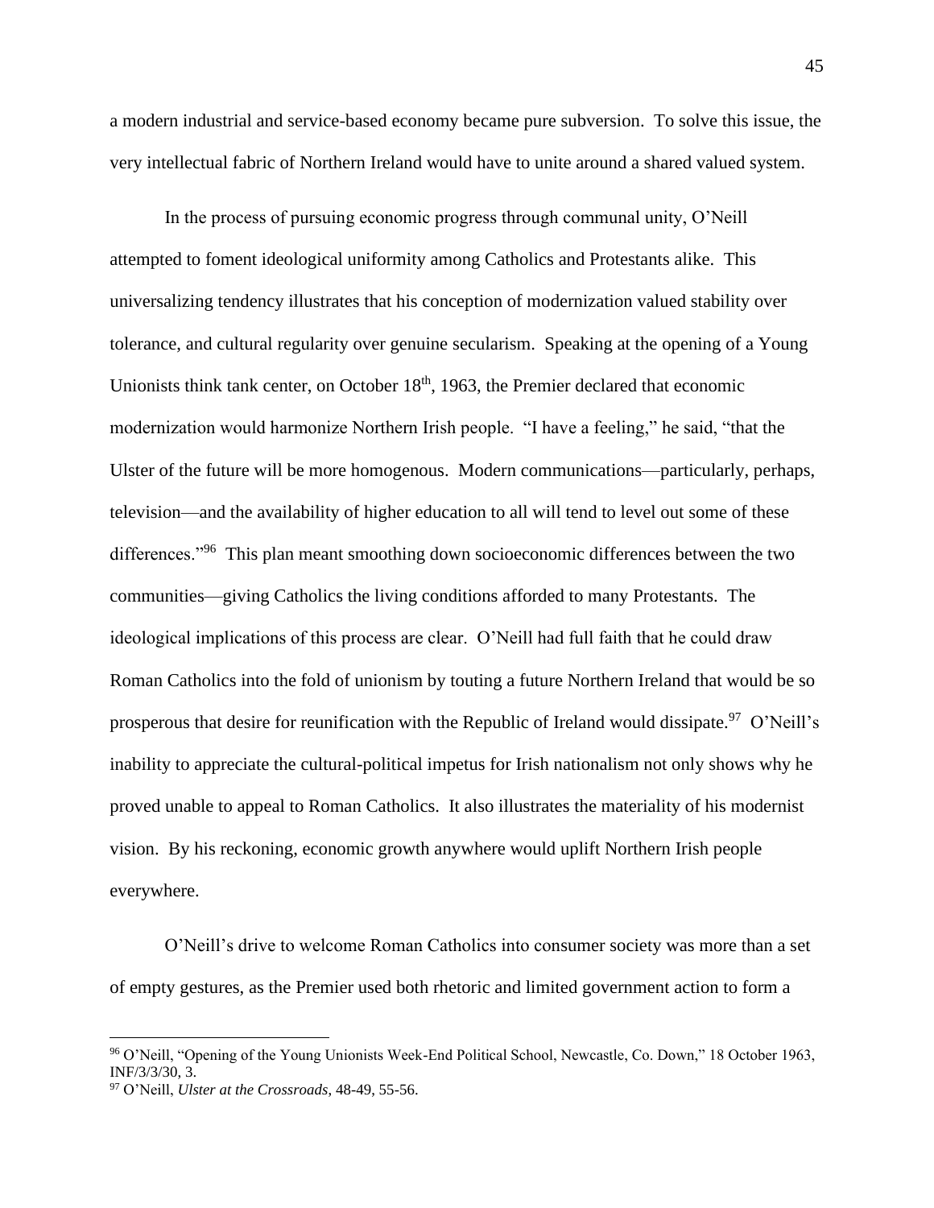a modern industrial and service-based economy became pure subversion. To solve this issue, the very intellectual fabric of Northern Ireland would have to unite around a shared valued system.

In the process of pursuing economic progress through communal unity, O'Neill attempted to foment ideological uniformity among Catholics and Protestants alike. This universalizing tendency illustrates that his conception of modernization valued stability over tolerance, and cultural regularity over genuine secularism. Speaking at the opening of a Young Unionists think tank center, on October 18th, 1963, the Premier declared that economic modernization would harmonize Northern Irish people. "I have a feeling," he said, "that the Ulster of the future will be more homogenous. Modern communications—particularly, perhaps, television—and the availability of higher education to all will tend to level out some of these differences."[96] This plan meant smoothing down socioeconomic differences between the two communities—giving Catholics the living conditions afforded to many Protestants. The ideological implications of this process are clear. O'Neill had full faith that he could draw Roman Catholics into the fold of unionism by touting a future Northern Ireland that would be so prosperous that desire for reunification with the Republic of Ireland would dissipate.[97] O'Neill's inability to appreciate the cultural-political impetus for Irish nationalism not only shows why he proved unable to appeal to Roman Catholics. It also illustrates the materiality of his modernist vision. By his reckoning, economic growth anywhere would uplift Northern Irish people everywhere.

O'Neill's drive to welcome Roman Catholics into consumer society was more than a set of empty gestures, as the Premier used both rhetoric and limited government action to form a

[96] O'Neill, "Opening of the Young Unionists Week-End Political School, Newcastle, Co. Down," 18 October 1963, INF/3/3/30, 3.

[97] O'Neill, *Ulster at the Crossroads*, 48-49, 55-56.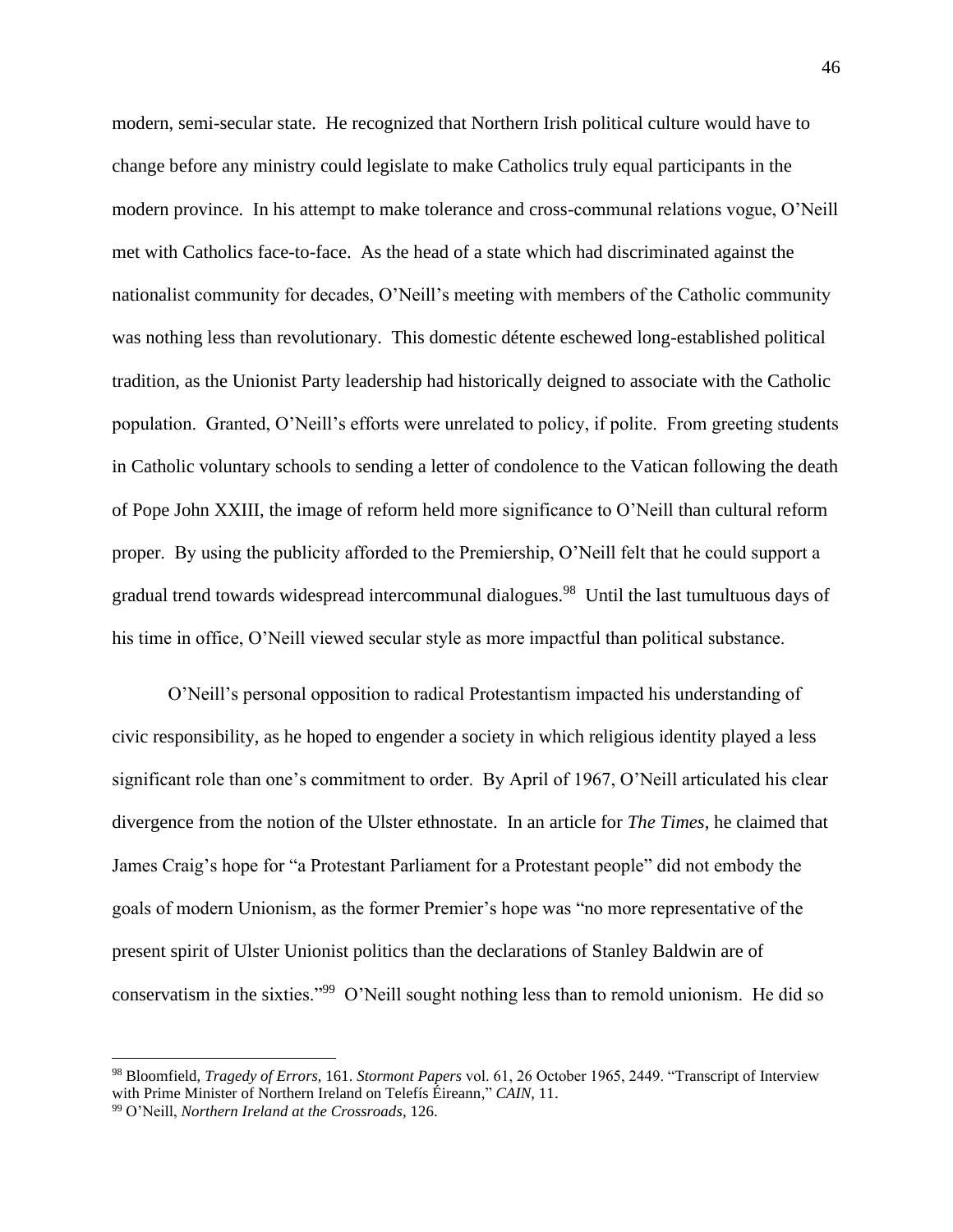modern, semi-secular state. He recognized that Northern Irish political culture would have to change before any ministry could legislate to make Catholics truly equal participants in the modern province. In his attempt to make tolerance and cross-communal relations vogue, O'Neill met with Catholics face-to-face. As the head of a state which had discriminated against the nationalist community for decades, O'Neill's meeting with members of the Catholic community was nothing less than revolutionary. This domestic détente eschewed long-established political tradition, as the Unionist Party leadership had historically deigned to associate with the Catholic population. Granted, O'Neill's efforts were unrelated to policy, if polite. From greeting students in Catholic voluntary schools to sending a letter of condolence to the Vatican following the death of Pope John XXIII, the image of reform held more significance to O'Neill than cultural reform proper. By using the publicity afforded to the Premiership, O'Neill felt that he could support a gradual trend towards widespread intercommunal dialogues.[98] Until the last tumultuous days of his time in office, O'Neill viewed secular style as more impactful than political substance.

O'Neill's personal opposition to radical Protestantism impacted his understanding of civic responsibility, as he hoped to engender a society in which religious identity played a less significant role than one's commitment to order. By April of 1967, O'Neill articulated his clear divergence from the notion of the Ulster ethnostate. In an article for *The Times*, he claimed that James Craig's hope for "a Protestant Parliament for a Protestant people" did not embody the goals of modern Unionism, as the former Premier's hope was "no more representative of the present spirit of Ulster Unionist politics than the declarations of Stanley Baldwin are of conservatism in the sixties."[99] O'Neill sought nothing less than to remold unionism. He did so

---

[98] Bloomfield, *Tragedy of Errors*, 161. *Stormont Papers* vol. 61, 26 October 1965, 2449. "Transcript of Interview with Prime Minister of Northern Ireland on Telefís Éireann," *CAIN*, 11.

[99] O'Neill, *Northern Ireland at the Crossroads*, 126.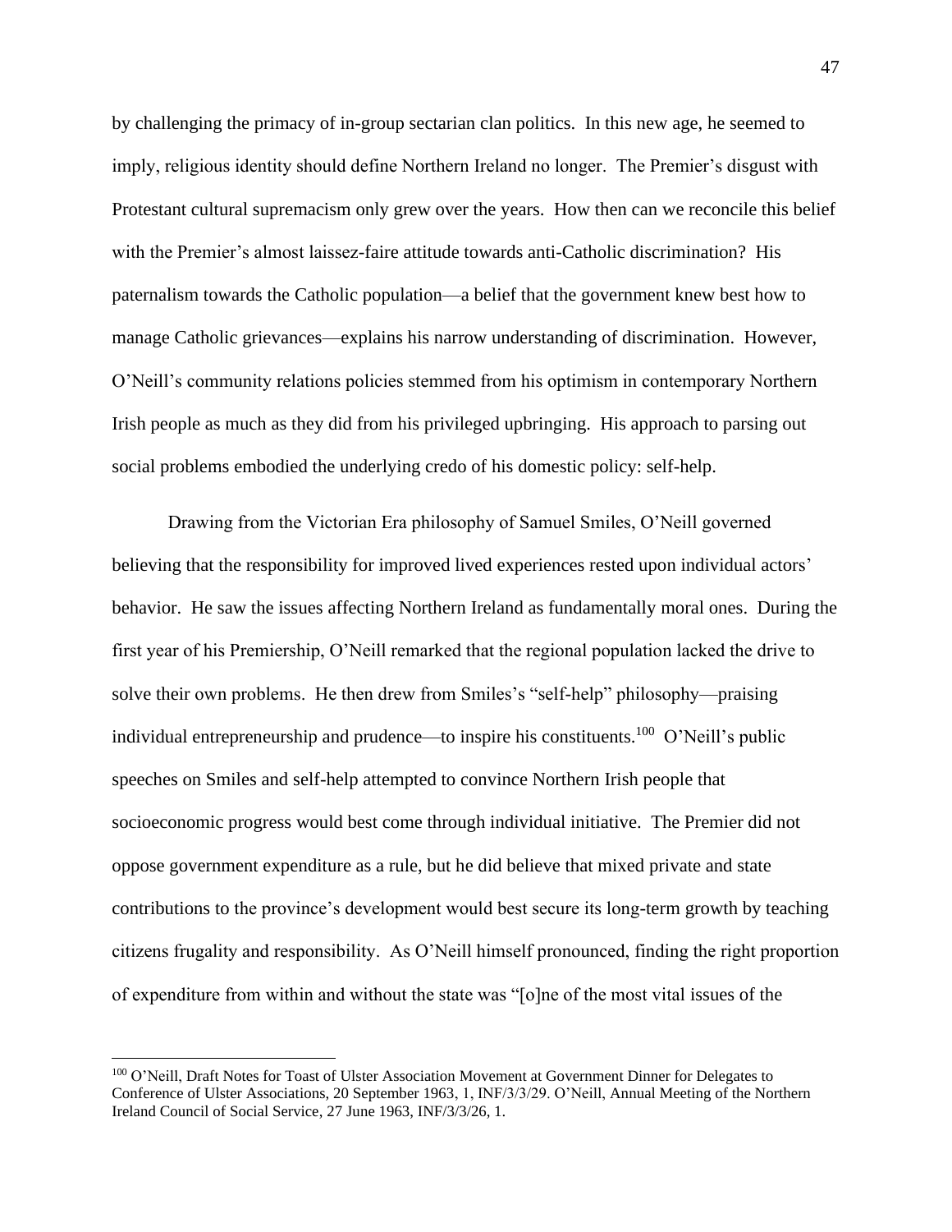by challenging the primacy of in-group sectarian clan politics. In this new age, he seemed to imply, religious identity should define Northern Ireland no longer. The Premier's disgust with Protestant cultural supremacism only grew over the years. How then can we reconcile this belief with the Premier's almost laissez-faire attitude towards anti-Catholic discrimination? His paternalism towards the Catholic population—a belief that the government knew best how to manage Catholic grievances—explains his narrow understanding of discrimination. However, O'Neill's community relations policies stemmed from his optimism in contemporary Northern Irish people as much as they did from his privileged upbringing. His approach to parsing out social problems embodied the underlying credo of his domestic policy: self-help.

Drawing from the Victorian Era philosophy of Samuel Smiles, O'Neill governed believing that the responsibility for improved lived experiences rested upon individual actors' behavior. He saw the issues affecting Northern Ireland as fundamentally moral ones. During the first year of his Premiership, O'Neill remarked that the regional population lacked the drive to solve their own problems. He then drew from Smiles's "self-help" philosophy—praising individual entrepreneurship and prudence—to inspire his constituents.[100] O'Neill's public speeches on Smiles and self-help attempted to convince Northern Irish people that socioeconomic progress would best come through individual initiative. The Premier did not oppose government expenditure as a rule, but he did believe that mixed private and state contributions to the province's development would best secure its long-term growth by teaching citizens frugality and responsibility. As O'Neill himself pronounced, finding the right proportion of expenditure from within and without the state was "[o]ne of the most vital issues of the

---

[100] O'Neill, Draft Notes for Toast of Ulster Association Movement at Government Dinner for Delegates to Conference of Ulster Associations, 20 September 1963, 1, INF/3/3/29. O'Neill, Annual Meeting of the Northern Ireland Council of Social Service, 27 June 1963, INF/3/3/26, 1.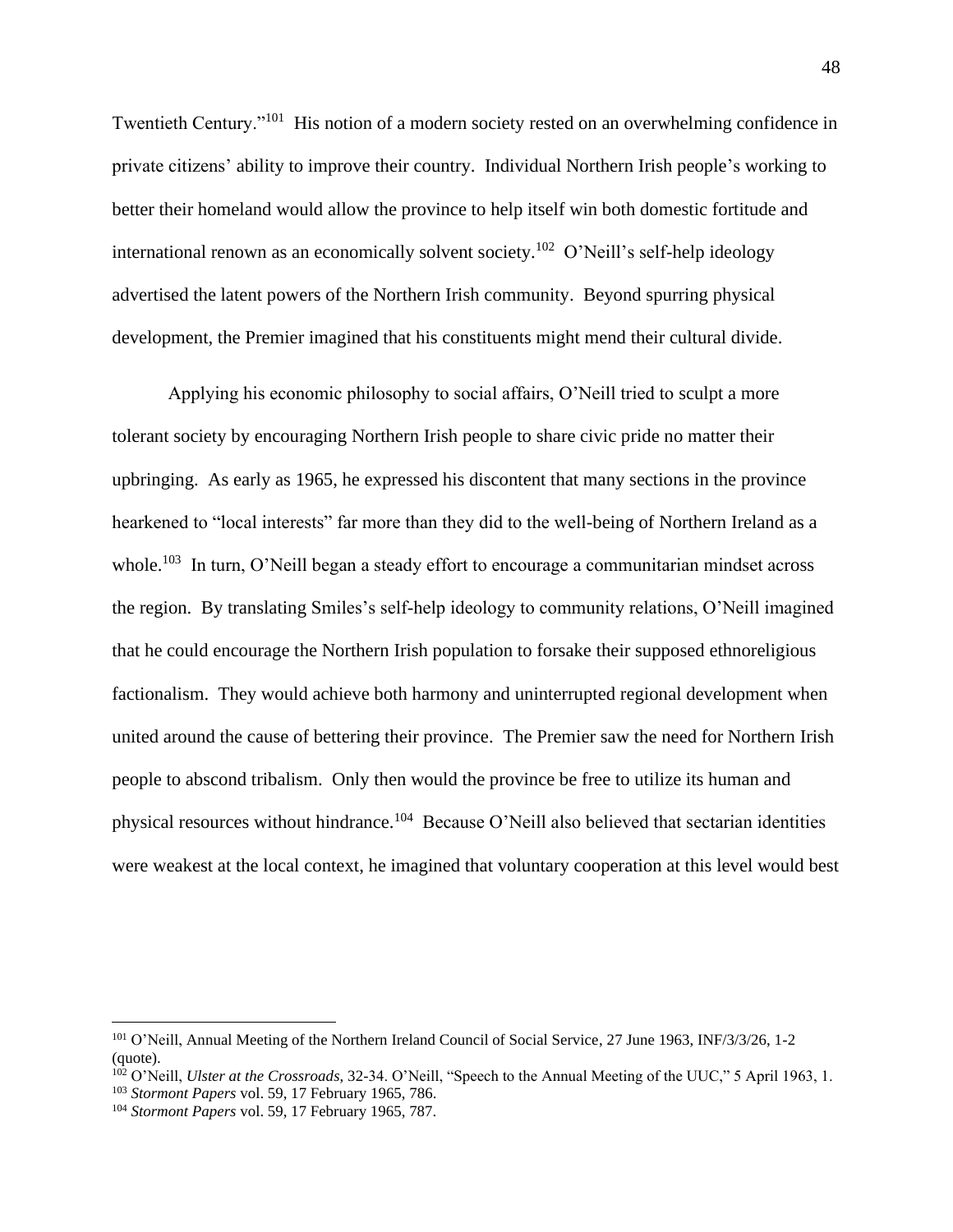Twentieth Century."[101] His notion of a modern society rested on an overwhelming confidence in private citizens' ability to improve their country. Individual Northern Irish people's working to better their homeland would allow the province to help itself win both domestic fortitude and international renown as an economically solvent society.[102] O'Neill's self-help ideology advertised the latent powers of the Northern Irish community. Beyond spurring physical development, the Premier imagined that his constituents might mend their cultural divide.

Applying his economic philosophy to social affairs, O'Neill tried to sculpt a more tolerant society by encouraging Northern Irish people to share civic pride no matter their upbringing. As early as 1965, he expressed his discontent that many sections in the province hearkened to "local interests" far more than they did to the well-being of Northern Ireland as a whole.[103] In turn, O'Neill began a steady effort to encourage a communitarian mindset across the region. By translating Smiles's self-help ideology to community relations, O'Neill imagined that he could encourage the Northern Irish population to forsake their supposed ethnoreligious factionalism. They would achieve both harmony and uninterrupted regional development when united around the cause of bettering their province. The Premier saw the need for Northern Irish people to abscond tribalism. Only then would the province be free to utilize its human and physical resources without hindrance.[104] Because O'Neill also believed that sectarian identities were weakest at the local context, he imagined that voluntary cooperation at this level would best

---

[101] O'Neill, Annual Meeting of the Northern Ireland Council of Social Service, 27 June 1963, INF/3/3/26, 1-2 (quote).

[102] O'Neill, *Ulster at the Crossroads*, 32-34. O'Neill, "Speech to the Annual Meeting of the UUC," 5 April 1963, 1.

[103] *Stormont Papers* vol. 59, 17 February 1965, 786.

[104] *Stormont Papers* vol. 59, 17 February 1965, 787.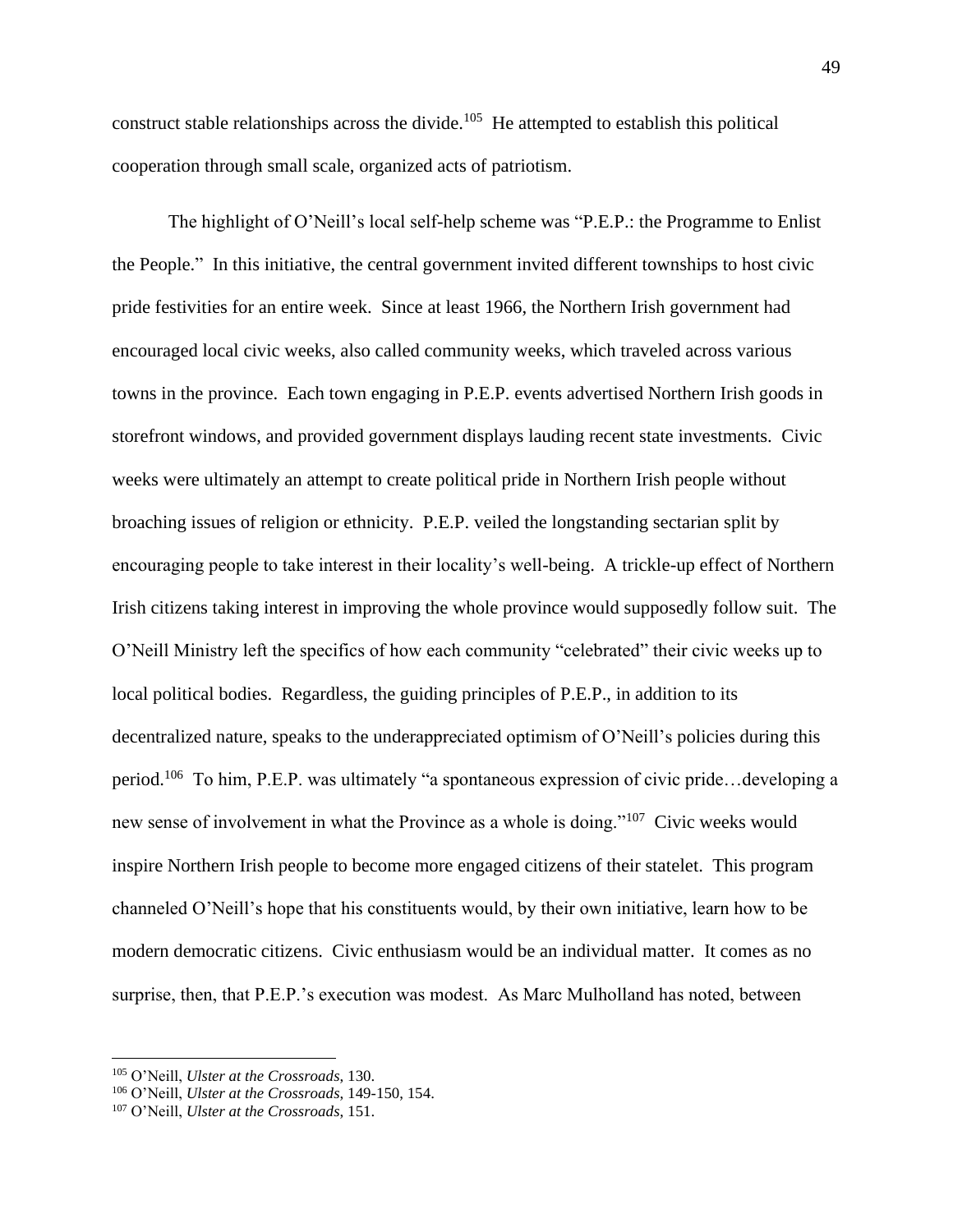construct stable relationships across the divide.[105] He attempted to establish this political cooperation through small scale, organized acts of patriotism.

The highlight of O'Neill's local self-help scheme was "P.E.P.: the Programme to Enlist the People." In this initiative, the central government invited different townships to host civic pride festivities for an entire week. Since at least 1966, the Northern Irish government had encouraged local civic weeks, also called community weeks, which traveled across various towns in the province. Each town engaging in P.E.P. events advertised Northern Irish goods in storefront windows, and provided government displays lauding recent state investments. Civic weeks were ultimately an attempt to create political pride in Northern Irish people without broaching issues of religion or ethnicity. P.E.P. veiled the longstanding sectarian split by encouraging people to take interest in their locality's well-being. A trickle-up effect of Northern Irish citizens taking interest in improving the whole province would supposedly follow suit. The O'Neill Ministry left the specifics of how each community "celebrated" their civic weeks up to local political bodies. Regardless, the guiding principles of P.E.P., in addition to its decentralized nature, speaks to the underappreciated optimism of O'Neill's policies during this period.[106] To him, P.E.P. was ultimately "a spontaneous expression of civic pride…developing a new sense of involvement in what the Province as a whole is doing."[107] Civic weeks would inspire Northern Irish people to become more engaged citizens of their statelet. This program channeled O'Neill's hope that his constituents would, by their own initiative, learn how to be modern democratic citizens. Civic enthusiasm would be an individual matter. It comes as no surprise, then, that P.E.P.'s execution was modest. As Marc Mulholland has noted, between

---

[105] O'Neill, *Ulster at the Crossroads*, 130.

[106] O'Neill, *Ulster at the Crossroads*, 149-150, 154.

[107] O'Neill, *Ulster at the Crossroads*, 151.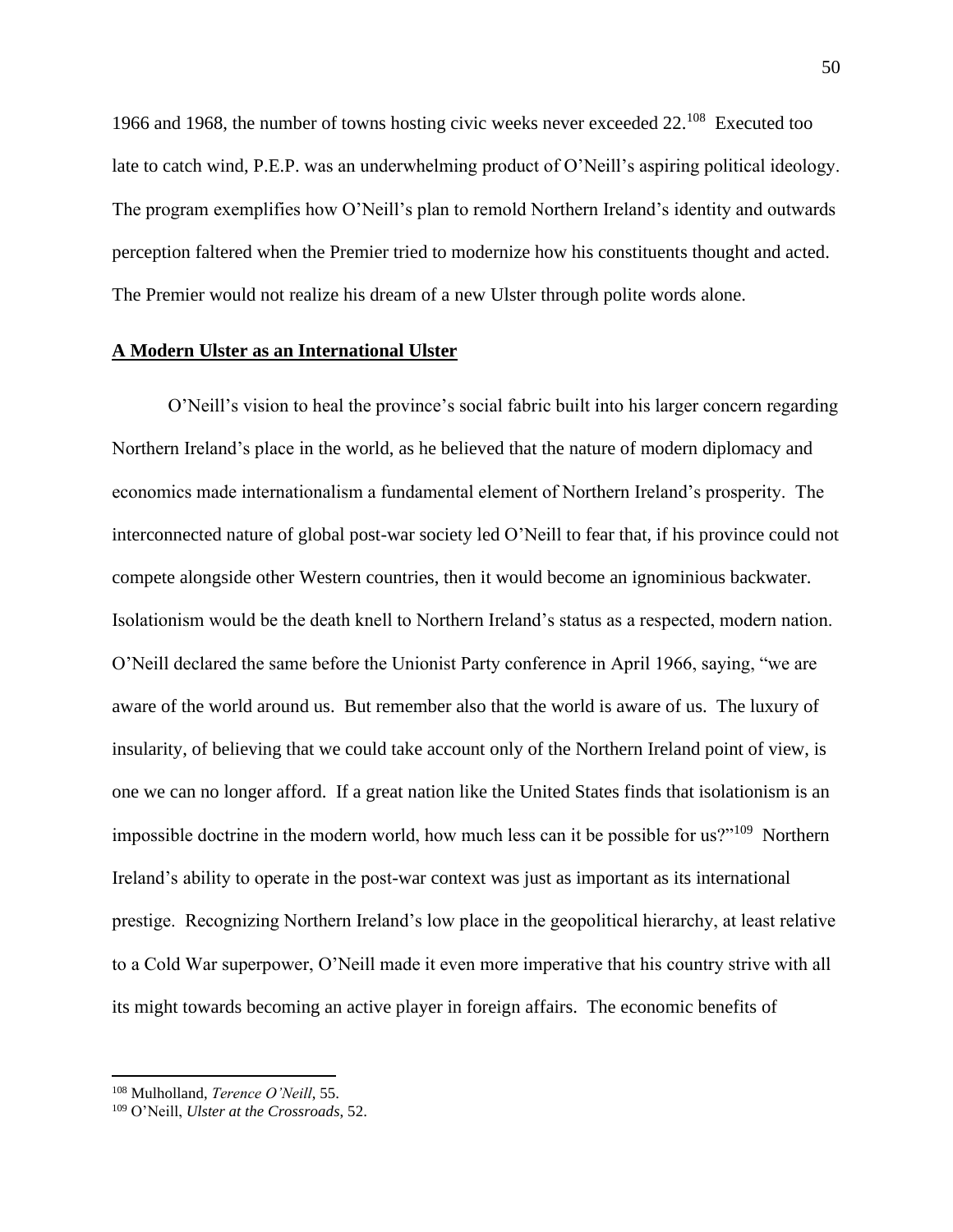1966 and 1968, the number of towns hosting civic weeks never exceeded 22.[108] Executed too late to catch wind, P.E.P. was an underwhelming product of O'Neill's aspiring political ideology. The program exemplifies how O'Neill's plan to remold Northern Ireland's identity and outwards perception faltered when the Premier tried to modernize how his constituents thought and acted. The Premier would not realize his dream of a new Ulster through polite words alone.

## **A Modern Ulster as an International Ulster**

O'Neill's vision to heal the province's social fabric built into his larger concern regarding Northern Ireland's place in the world, as he believed that the nature of modern diplomacy and economics made internationalism a fundamental element of Northern Ireland's prosperity. The interconnected nature of global post-war society led O'Neill to fear that, if his province could not compete alongside other Western countries, then it would become an ignominious backwater. Isolationism would be the death knell to Northern Ireland's status as a respected, modern nation. O'Neill declared the same before the Unionist Party conference in April 1966, saying, "we are aware of the world around us. But remember also that the world is aware of us. The luxury of insularity, of believing that we could take account only of the Northern Ireland point of view, is one we can no longer afford. If a great nation like the United States finds that isolationism is an impossible doctrine in the modern world, how much less can it be possible for us?"[109] Northern Ireland's ability to operate in the post-war context was just as important as its international prestige. Recognizing Northern Ireland's low place in the geopolitical hierarchy, at least relative to a Cold War superpower, O'Neill made it even more imperative that his country strive with all its might towards becoming an active player in foreign affairs. The economic benefits of

---

[108] Mulholland, *Terence O'Neill*, 55.

[109] O'Neill, *Ulster at the Crossroads*, 52.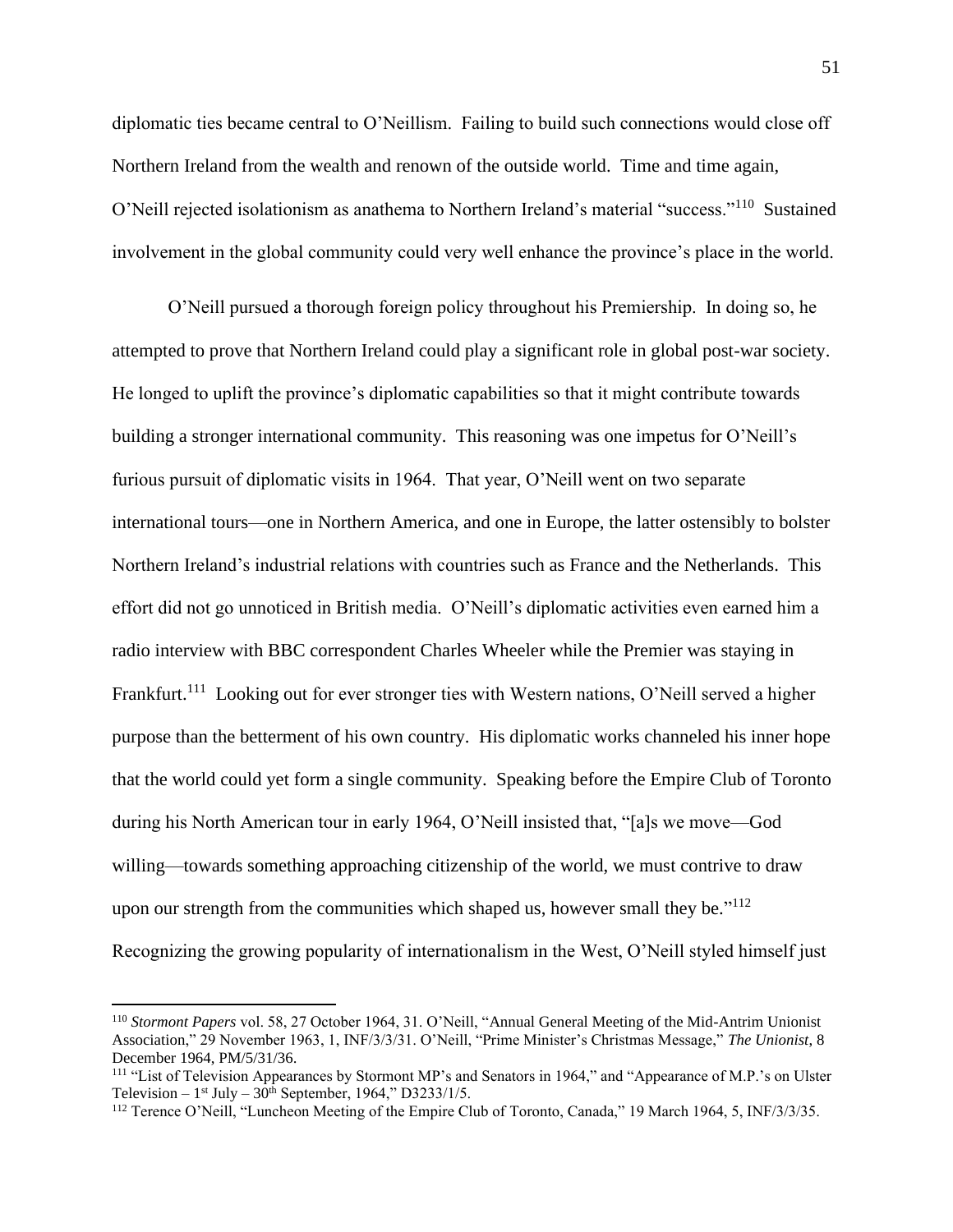diplomatic ties became central to O'Neillism. Failing to build such connections would close off Northern Ireland from the wealth and renown of the outside world. Time and time again, O'Neill rejected isolationism as anathema to Northern Ireland's material "success."[110] Sustained involvement in the global community could very well enhance the province's place in the world.

O'Neill pursued a thorough foreign policy throughout his Premiership. In doing so, he attempted to prove that Northern Ireland could play a significant role in global post-war society. He longed to uplift the province's diplomatic capabilities so that it might contribute towards building a stronger international community. This reasoning was one impetus for O'Neill's furious pursuit of diplomatic visits in 1964. That year, O'Neill went on two separate international tours—one in Northern America, and one in Europe, the latter ostensibly to bolster Northern Ireland's industrial relations with countries such as France and the Netherlands. This effort did not go unnoticed in British media. O'Neill's diplomatic activities even earned him a radio interview with BBC correspondent Charles Wheeler while the Premier was staying in Frankfurt.[111] Looking out for ever stronger ties with Western nations, O'Neill served a higher purpose than the betterment of his own country. His diplomatic works channeled his inner hope that the world could yet form a single community. Speaking before the Empire Club of Toronto during his North American tour in early 1964, O'Neill insisted that, "[a]s we move—God willing—towards something approaching citizenship of the world, we must contrive to draw upon our strength from the communities which shaped us, however small they be."[112] Recognizing the growing popularity of internationalism in the West, O'Neill styled himself just

---

[110] *Stormont Papers* vol. 58, 27 October 1964, 31. O'Neill, "Annual General Meeting of the Mid-Antrim Unionist Association," 29 November 1963, 1, INF/3/3/31. O'Neill, "Prime Minister's Christmas Message," *The Unionist*, 8 December 1964, PM/5/31/36.

[111] "List of Television Appearances by Stormont MP's and Senators in 1964," and "Appearance of M.P.'s on Ulster Television – 1st July – 30th September, 1964," D3233/1/5.

[112] Terence O'Neill, "Luncheon Meeting of the Empire Club of Toronto, Canada," 19 March 1964, 5, INF/3/3/35.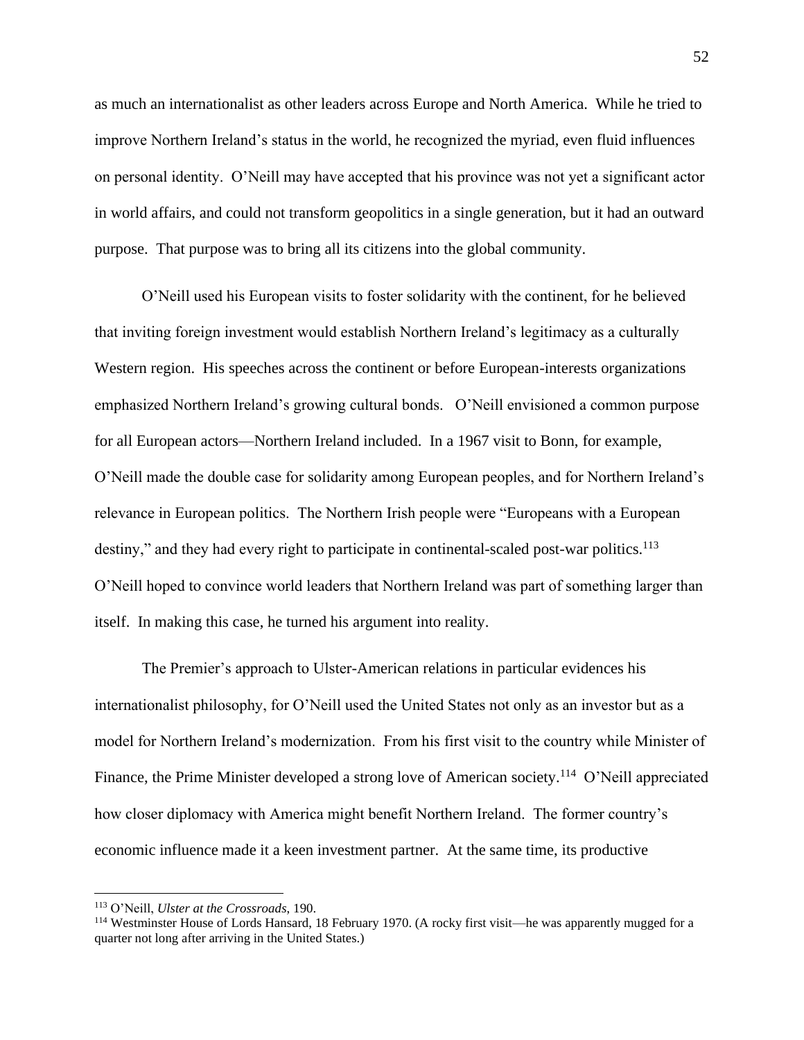as much an internationalist as other leaders across Europe and North America. While he tried to improve Northern Ireland's status in the world, he recognized the myriad, even fluid influences on personal identity. O'Neill may have accepted that his province was not yet a significant actor in world affairs, and could not transform geopolitics in a single generation, but it had an outward purpose. That purpose was to bring all its citizens into the global community.

O'Neill used his European visits to foster solidarity with the continent, for he believed that inviting foreign investment would establish Northern Ireland's legitimacy as a culturally Western region. His speeches across the continent or before European-interests organizations emphasized Northern Ireland's growing cultural bonds. O'Neill envisioned a common purpose for all European actors—Northern Ireland included. In a 1967 visit to Bonn, for example, O'Neill made the double case for solidarity among European peoples, and for Northern Ireland's relevance in European politics. The Northern Irish people were "Europeans with a European destiny," and they had every right to participate in continental-scaled post-war politics.[113] O'Neill hoped to convince world leaders that Northern Ireland was part of something larger than itself. In making this case, he turned his argument into reality.

The Premier's approach to Ulster-American relations in particular evidences his internationalist philosophy, for O'Neill used the United States not only as an investor but as a model for Northern Ireland's modernization. From his first visit to the country while Minister of Finance, the Prime Minister developed a strong love of American society.[114] O'Neill appreciated how closer diplomacy with America might benefit Northern Ireland. The former country's economic influence made it a keen investment partner. At the same time, its productive

---

[113] O'Neill, *Ulster at the Crossroads*, 190.

[114] Westminster House of Lords Hansard, 18 February 1970. (A rocky first visit—he was apparently mugged for a quarter not long after arriving in the United States.)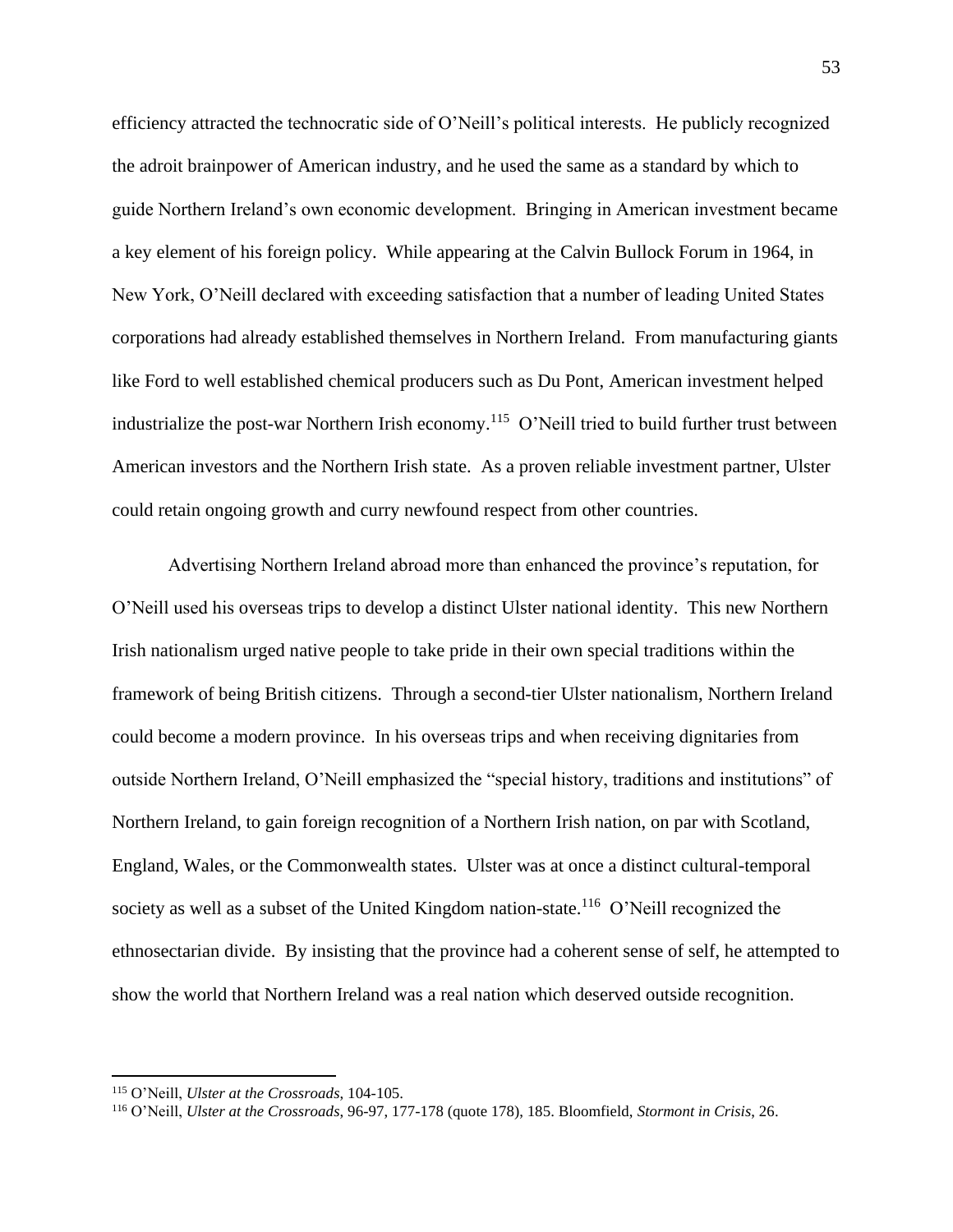efficiency attracted the technocratic side of O'Neill's political interests. He publicly recognized the adroit brainpower of American industry, and he used the same as a standard by which to guide Northern Ireland's own economic development. Bringing in American investment became a key element of his foreign policy. While appearing at the Calvin Bullock Forum in 1964, in New York, O'Neill declared with exceeding satisfaction that a number of leading United States corporations had already established themselves in Northern Ireland. From manufacturing giants like Ford to well established chemical producers such as Du Pont, American investment helped industrialize the post-war Northern Irish economy.[115] O'Neill tried to build further trust between American investors and the Northern Irish state. As a proven reliable investment partner, Ulster could retain ongoing growth and curry newfound respect from other countries.

Advertising Northern Ireland abroad more than enhanced the province's reputation, for O'Neill used his overseas trips to develop a distinct Ulster national identity. This new Northern Irish nationalism urged native people to take pride in their own special traditions within the framework of being British citizens. Through a second-tier Ulster nationalism, Northern Ireland could become a modern province. In his overseas trips and when receiving dignitaries from outside Northern Ireland, O'Neill emphasized the "special history, traditions and institutions" of Northern Ireland, to gain foreign recognition of a Northern Irish nation, on par with Scotland, England, Wales, or the Commonwealth states. Ulster was at once a distinct cultural-temporal society as well as a subset of the United Kingdom nation-state.[116] O'Neill recognized the ethnosectarian divide. By insisting that the province had a coherent sense of self, he attempted to show the world that Northern Ireland was a real nation which deserved outside recognition.

---

[115] O'Neill, *Ulster at the Crossroads,* 104-105.

[116] O'Neill, *Ulster at the Crossroads,* 96-97, 177-178 (quote 178), 185. Bloomfield, *Stormont in Crisis,* 26.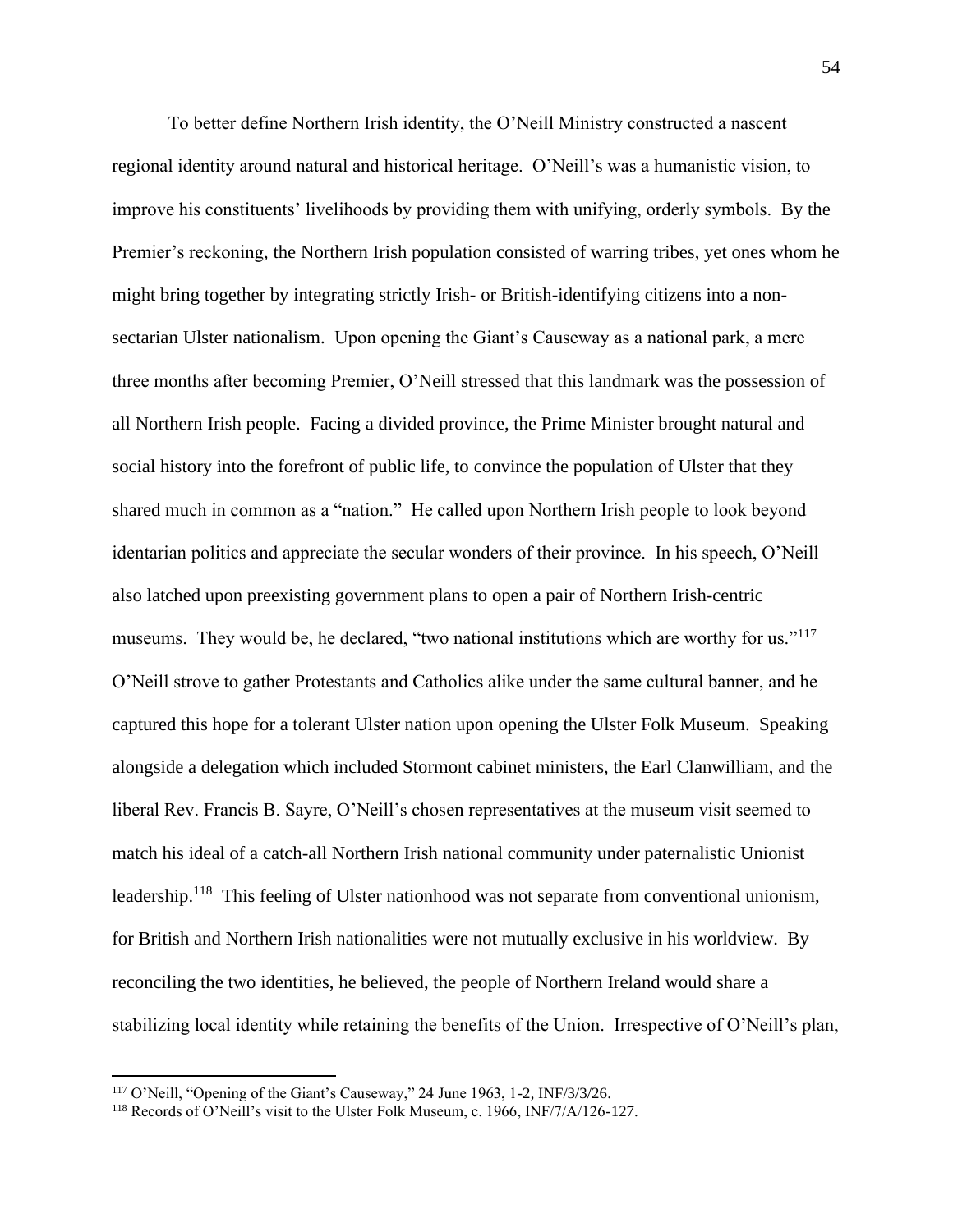To better define Northern Irish identity, the O'Neill Ministry constructed a nascent regional identity around natural and historical heritage. O'Neill's was a humanistic vision, to improve his constituents' livelihoods by providing them with unifying, orderly symbols. By the Premier's reckoning, the Northern Irish population consisted of warring tribes, yet ones whom he might bring together by integrating strictly Irish- or British-identifying citizens into a non-sectarian Ulster nationalism. Upon opening the Giant's Causeway as a national park, a mere three months after becoming Premier, O'Neill stressed that this landmark was the possession of all Northern Irish people. Facing a divided province, the Prime Minister brought natural and social history into the forefront of public life, to convince the population of Ulster that they shared much in common as a "nation." He called upon Northern Irish people to look beyond identarian politics and appreciate the secular wonders of their province. In his speech, O'Neill also latched upon preexisting government plans to open a pair of Northern Irish-centric museums. They would be, he declared, "two national institutions which are worthy for us."[117] O'Neill strove to gather Protestants and Catholics alike under the same cultural banner, and he captured this hope for a tolerant Ulster nation upon opening the Ulster Folk Museum. Speaking alongside a delegation which included Stormont cabinet ministers, the Earl Clanwilliam, and the liberal Rev. Francis B. Sayre, O'Neill's chosen representatives at the museum visit seemed to match his ideal of a catch-all Northern Irish national community under paternalistic Unionist leadership.[118] This feeling of Ulster nationhood was not separate from conventional unionism, for British and Northern Irish nationalities were not mutually exclusive in his worldview. By reconciling the two identities, he believed, the people of Northern Ireland would share a stabilizing local identity while retaining the benefits of the Union. Irrespective of O'Neill's plan,

---

[117] O'Neill, "Opening of the Giant's Causeway," 24 June 1963, 1-2, INF/3/3/26.

[118] Records of O'Neill's visit to the Ulster Folk Museum, c. 1966, INF/7/A/126-127.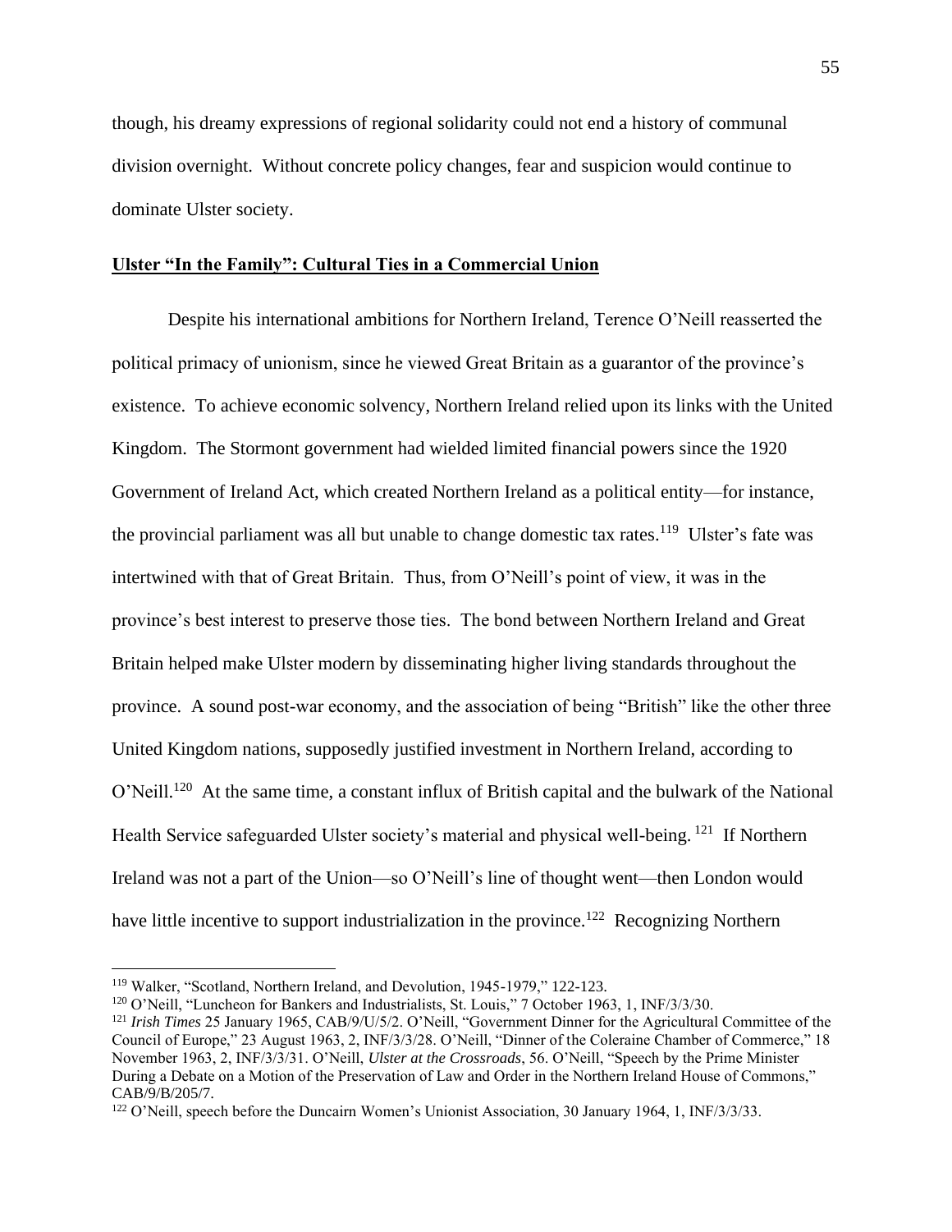though, his dreamy expressions of regional solidarity could not end a history of communal division overnight. Without concrete policy changes, fear and suspicion would continue to dominate Ulster society.

## **Ulster "In the Family": Cultural Ties in a Commercial Union**

Despite his international ambitions for Northern Ireland, Terence O'Neill reasserted the political primacy of unionism, since he viewed Great Britain as a guarantor of the province's existence. To achieve economic solvency, Northern Ireland relied upon its links with the United Kingdom. The Stormont government had wielded limited financial powers since the 1920 Government of Ireland Act, which created Northern Ireland as a political entity—for instance, the provincial parliament was all but unable to change domestic tax rates.[119] Ulster's fate was intertwined with that of Great Britain. Thus, from O'Neill's point of view, it was in the province's best interest to preserve those ties. The bond between Northern Ireland and Great Britain helped make Ulster modern by disseminating higher living standards throughout the province. A sound post-war economy, and the association of being "British" like the other three United Kingdom nations, supposedly justified investment in Northern Ireland, according to O'Neill.[120] At the same time, a constant influx of British capital and the bulwark of the National Health Service safeguarded Ulster society's material and physical well-being.[121] If Northern Ireland was not a part of the Union—so O'Neill's line of thought went—then London would have little incentive to support industrialization in the province.[122] Recognizing Northern

---

[119] Walker, "Scotland, Northern Ireland, and Devolution, 1945-1979," 122-123.

[120] O'Neill, "Luncheon for Bankers and Industrialists, St. Louis," 7 October 1963, 1, INF/3/3/30.

[121] *Irish Times* 25 January 1965, CAB/9/U/5/2. O'Neill, "Government Dinner for the Agricultural Committee of the Council of Europe," 23 August 1963, 2, INF/3/3/28. O'Neill, "Dinner of the Coleraine Chamber of Commerce," 18 November 1963, 2, INF/3/3/31. O'Neill, *Ulster at the Crossroads*, 56. O'Neill, "Speech by the Prime Minister During a Debate on a Motion of the Preservation of Law and Order in the Northern Ireland House of Commons," CAB/9/B/205/7.

[122] O'Neill, speech before the Duncairn Women's Unionist Association, 30 January 1964, 1, INF/3/3/33.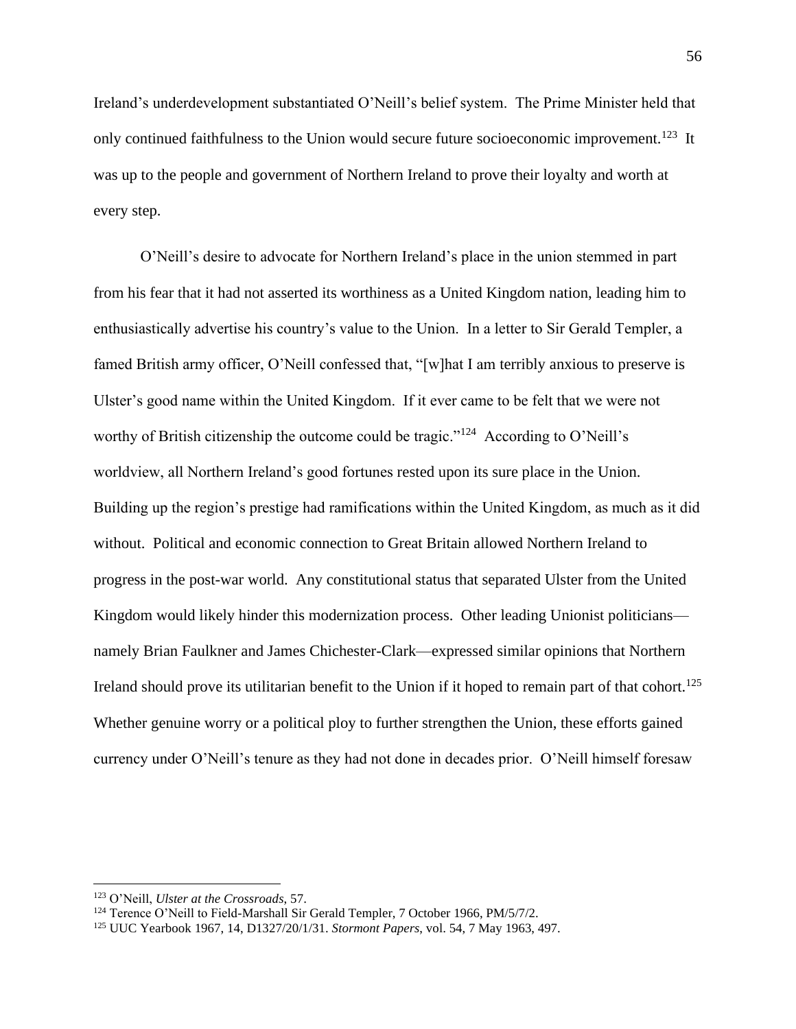Ireland's underdevelopment substantiated O'Neill's belief system. The Prime Minister held that only continued faithfulness to the Union would secure future socioeconomic improvement.[123] It was up to the people and government of Northern Ireland to prove their loyalty and worth at every step.

O'Neill's desire to advocate for Northern Ireland's place in the union stemmed in part from his fear that it had not asserted its worthiness as a United Kingdom nation, leading him to enthusiastically advertise his country's value to the Union. In a letter to Sir Gerald Templer, a famed British army officer, O'Neill confessed that, "[w]hat I am terribly anxious to preserve is Ulster's good name within the United Kingdom. If it ever came to be felt that we were not worthy of British citizenship the outcome could be tragic."[124] According to O'Neill's worldview, all Northern Ireland's good fortunes rested upon its sure place in the Union. Building up the region's prestige had ramifications within the United Kingdom, as much as it did without. Political and economic connection to Great Britain allowed Northern Ireland to progress in the post-war world. Any constitutional status that separated Ulster from the United Kingdom would likely hinder this modernization process. Other leading Unionist politicians—namely Brian Faulkner and James Chichester-Clark—expressed similar opinions that Northern Ireland should prove its utilitarian benefit to the Union if it hoped to remain part of that cohort.[125] Whether genuine worry or a political ploy to further strengthen the Union, these efforts gained currency under O'Neill's tenure as they had not done in decades prior. O'Neill himself foresaw

[123] O'Neill, *Ulster at the Crossroads*, 57.

[124] Terence O'Neill to Field-Marshall Sir Gerald Templer, 7 October 1966, PM/5/7/2.

[125] UUC Yearbook 1967, 14, D1327/20/1/31. *Stormont Papers*, vol. 54, 7 May 1963, 497.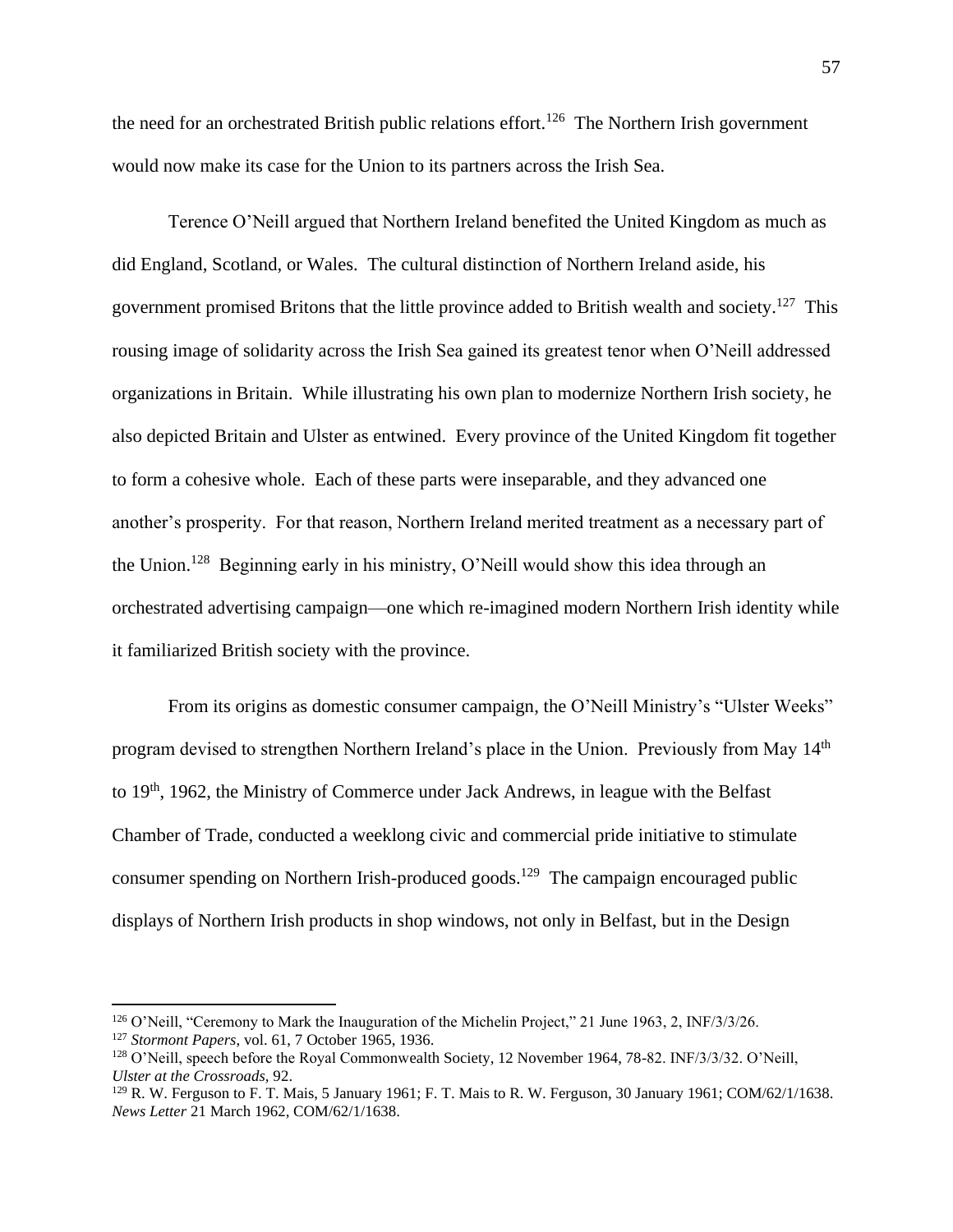the need for an orchestrated British public relations effort.[126] The Northern Irish government would now make its case for the Union to its partners across the Irish Sea.

Terence O'Neill argued that Northern Ireland benefited the United Kingdom as much as did England, Scotland, or Wales. The cultural distinction of Northern Ireland aside, his government promised Britons that the little province added to British wealth and society.[127] This rousing image of solidarity across the Irish Sea gained its greatest tenor when O'Neill addressed organizations in Britain. While illustrating his own plan to modernize Northern Irish society, he also depicted Britain and Ulster as entwined. Every province of the United Kingdom fit together to form a cohesive whole. Each of these parts were inseparable, and they advanced one another's prosperity. For that reason, Northern Ireland merited treatment as a necessary part of the Union.[128] Beginning early in his ministry, O'Neill would show this idea through an orchestrated advertising campaign—one which re-imagined modern Northern Irish identity while it familiarized British society with the province.

From its origins as domestic consumer campaign, the O'Neill Ministry's "Ulster Weeks" program devised to strengthen Northern Ireland's place in the Union. Previously from May 14th to 19th, 1962, the Ministry of Commerce under Jack Andrews, in league with the Belfast Chamber of Trade, conducted a weeklong civic and commercial pride initiative to stimulate consumer spending on Northern Irish-produced goods.[129] The campaign encouraged public displays of Northern Irish products in shop windows, not only in Belfast, but in the Design

---

[126] O'Neill, "Ceremony to Mark the Inauguration of the Michelin Project," 21 June 1963, 2, INF/3/3/26.

[127] *Stormont Papers*, vol. 61, 7 October 1965, 1936.

[128] O'Neill, speech before the Royal Commonwealth Society, 12 November 1964, 78-82. INF/3/3/32. O'Neill, *Ulster at the Crossroads*, 92.

[129] R. W. Ferguson to F. T. Mais, 5 January 1961; F. T. Mais to R. W. Ferguson, 30 January 1961; COM/62/1/1638. *News Letter* 21 March 1962, COM/62/1/1638.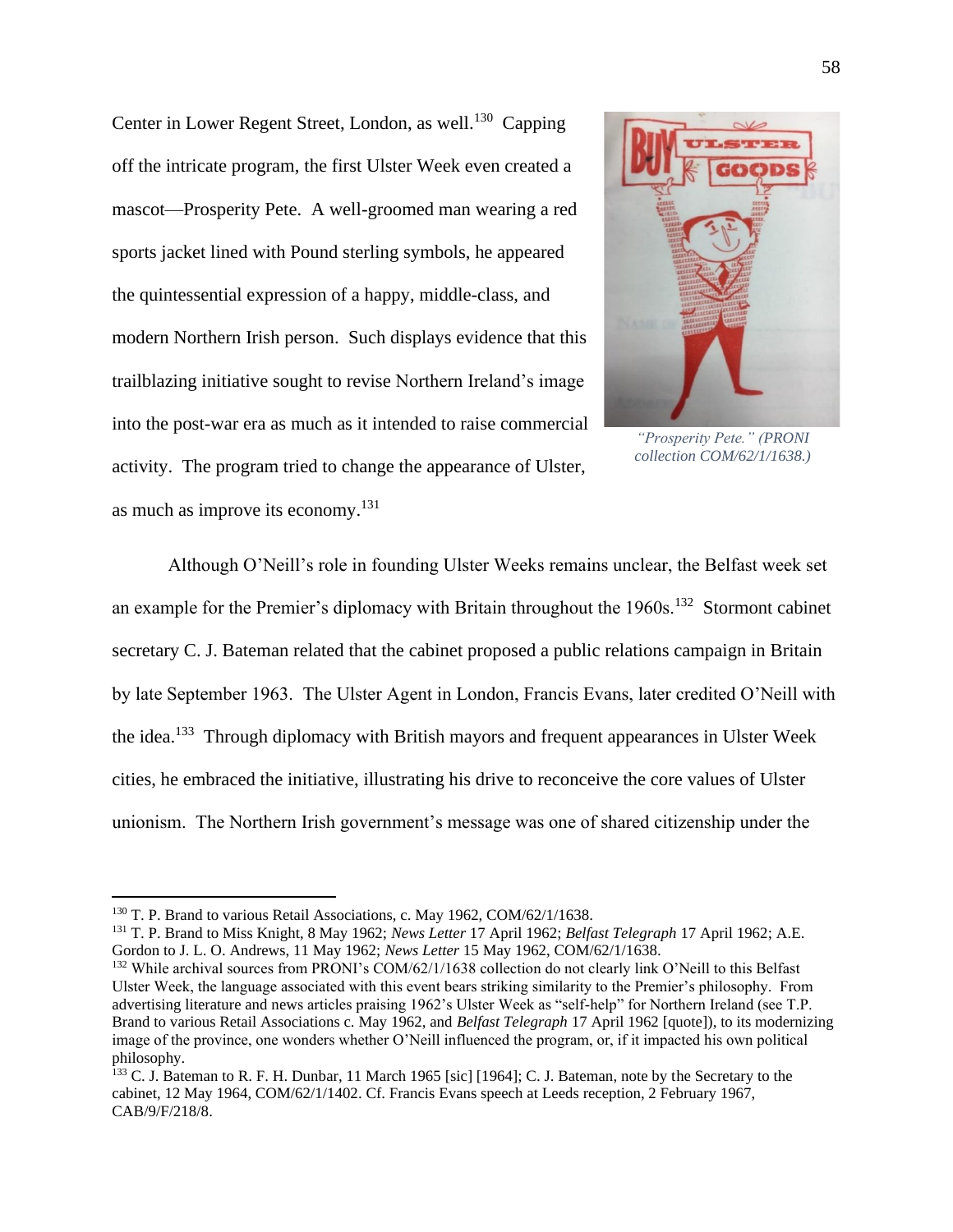Center in Lower Regent Street, London, as well.[130] Capping off the intricate program, the first Ulster Week even created a mascot—Prosperity Pete. A well-groomed man wearing a red sports jacket lined with Pound sterling symbols, he appeared the quintessential expression of a happy, middle-class, and modern Northern Irish person. Such displays evidence that this trailblazing initiative sought to revise Northern Ireland's image into the post-war era as much as it intended to raise commercial activity. The program tried to change the appearance of Ulster, as much as improve its economy.[131]

*"Prosperity Pete." (PRONI collection COM/62/1/1638.)*

Although O'Neill's role in founding Ulster Weeks remains unclear, the Belfast week set an example for the Premier's diplomacy with Britain throughout the 1960s.[132] Stormont cabinet secretary C. J. Bateman related that the cabinet proposed a public relations campaign in Britain by late September 1963. The Ulster Agent in London, Francis Evans, later credited O'Neill with the idea.[133] Through diplomacy with British mayors and frequent appearances in Ulster Week cities, he embraced the initiative, illustrating his drive to reconceive the core values of Ulster unionism. The Northern Irish government's message was one of shared citizenship under the

---

[130] T. P. Brand to various Retail Associations, c. May 1962, COM/62/1/1638.

[131] T. P. Brand to Miss Knight, 8 May 1962; *News Letter* 17 April 1962; *Belfast Telegraph* 17 April 1962; A.E. Gordon to J. L. O. Andrews, 11 May 1962; *News Letter* 15 May 1962, COM/62/1/1638.

[132] While archival sources from PRONI's COM/62/1/1638 collection do not clearly link O'Neill to this Belfast Ulster Week, the language associated with this event bears striking similarity to the Premier's philosophy. From advertising literature and news articles praising 1962's Ulster Week as "self-help" for Northern Ireland (see T.P. Brand to various Retail Associations c. May 1962, and *Belfast Telegraph* 17 April 1962 [quote]), to its modernizing image of the province, one wonders whether O'Neill influenced the program, or, if it impacted his own political philosophy.

[133] C. J. Bateman to R. F. H. Dunbar, 11 March 1965 [sic] [1964]; C. J. Bateman, note by the Secretary to the cabinet, 12 May 1964, COM/62/1/1402. Cf. Francis Evans speech at Leeds reception, 2 February 1967, CAB/9/F/218/8.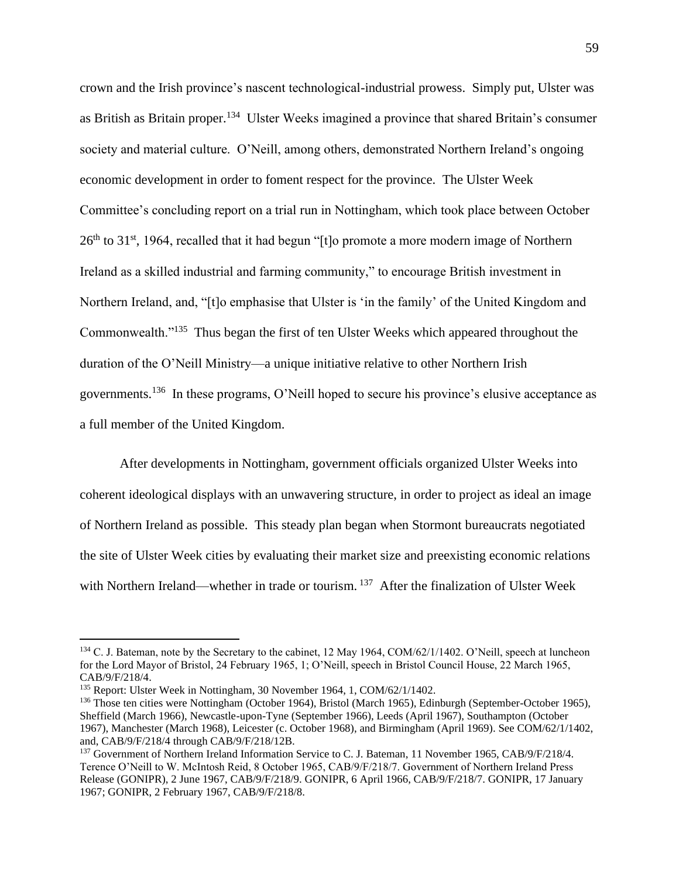crown and the Irish province's nascent technological-industrial prowess. Simply put, Ulster was as British as Britain proper.[134] Ulster Weeks imagined a province that shared Britain's consumer society and material culture. O'Neill, among others, demonstrated Northern Ireland's ongoing economic development in order to foment respect for the province. The Ulster Week Committee's concluding report on a trial run in Nottingham, which took place between October 26th to 31st, 1964, recalled that it had begun "[t]o promote a more modern image of Northern Ireland as a skilled industrial and farming community," to encourage British investment in Northern Ireland, and, "[t]o emphasise that Ulster is 'in the family' of the United Kingdom and Commonwealth."[135] Thus began the first of ten Ulster Weeks which appeared throughout the duration of the O'Neill Ministry—a unique initiative relative to other Northern Irish governments.[136] In these programs, O'Neill hoped to secure his province's elusive acceptance as a full member of the United Kingdom.

After developments in Nottingham, government officials organized Ulster Weeks into coherent ideological displays with an unwavering structure, in order to project as ideal an image of Northern Ireland as possible. This steady plan began when Stormont bureaucrats negotiated the site of Ulster Week cities by evaluating their market size and preexisting economic relations with Northern Ireland—whether in trade or tourism.[137] After the finalization of Ulster Week

---

[134] C. J. Bateman, note by the Secretary to the cabinet, 12 May 1964, COM/62/1/1402. O'Neill, speech at luncheon for the Lord Mayor of Bristol, 24 February 1965, 1; O'Neill, speech in Bristol Council House, 22 March 1965, CAB/9/F/218/4.

[135] Report: Ulster Week in Nottingham, 30 November 1964, 1, COM/62/1/1402.

[136] Those ten cities were Nottingham (October 1964), Bristol (March 1965), Edinburgh (September-October 1965), Sheffield (March 1966), Newcastle-upon-Tyne (September 1966), Leeds (April 1967), Southampton (October 1967), Manchester (March 1968), Leicester (c. October 1968), and Birmingham (April 1969). See COM/62/1/1402, and, CAB/9/F/218/4 through CAB/9/F/218/12B.

[137] Government of Northern Ireland Information Service to C. J. Bateman, 11 November 1965, CAB/9/F/218/4. Terence O'Neill to W. McIntosh Reid, 8 October 1965, CAB/9/F/218/7. Government of Northern Ireland Press Release (GONIPR), 2 June 1967, CAB/9/F/218/9. GONIPR, 6 April 1966, CAB/9/F/218/7. GONIPR, 17 January 1967; GONIPR, 2 February 1967, CAB/9/F/218/8.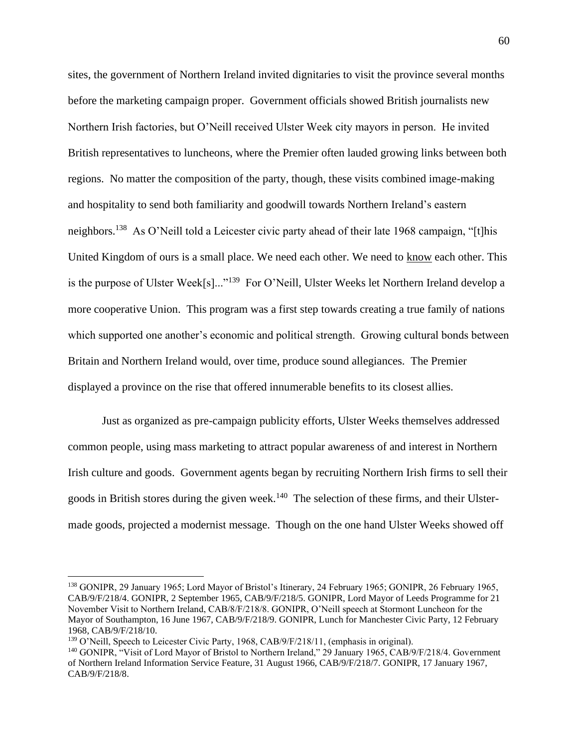sites, the government of Northern Ireland invited dignitaries to visit the province several months before the marketing campaign proper. Government officials showed British journalists new Northern Irish factories, but O'Neill received Ulster Week city mayors in person. He invited British representatives to luncheons, where the Premier often lauded growing links between both regions. No matter the composition of the party, though, these visits combined image-making and hospitality to send both familiarity and goodwill towards Northern Ireland's eastern neighbors.[138] As O'Neill told a Leicester civic party ahead of their late 1968 campaign, "[t]his United Kingdom of ours is a small place. We need each other. We need to <u>know</u> each other. This is the purpose of Ulster Week[s]..."[139] For O'Neill, Ulster Weeks let Northern Ireland develop a more cooperative Union. This program was a first step towards creating a true family of nations which supported one another's economic and political strength. Growing cultural bonds between Britain and Northern Ireland would, over time, produce sound allegiances. The Premier displayed a province on the rise that offered innumerable benefits to its closest allies.

Just as organized as pre-campaign publicity efforts, Ulster Weeks themselves addressed common people, using mass marketing to attract popular awareness of and interest in Northern Irish culture and goods. Government agents began by recruiting Northern Irish firms to sell their goods in British stores during the given week.[140] The selection of these firms, and their Ulster-made goods, projected a modernist message. Though on the one hand Ulster Weeks showed off

---

[138] GONIPR, 29 January 1965; Lord Mayor of Bristol's Itinerary, 24 February 1965; GONIPR, 26 February 1965, CAB/9/F/218/4. GONIPR, 2 September 1965, CAB/9/F/218/5. GONIPR, Lord Mayor of Leeds Programme for 21 November Visit to Northern Ireland, CAB/8/F/218/8. GONIPR, O'Neill speech at Stormont Luncheon for the Mayor of Southampton, 16 June 1967, CAB/9/F/218/9. GONIPR, Lunch for Manchester Civic Party, 12 February 1968, CAB/9/F/218/10.

[139] O'Neill, Speech to Leicester Civic Party, 1968, CAB/9/F/218/11, (emphasis in original).

[140] GONIPR, "Visit of Lord Mayor of Bristol to Northern Ireland," 29 January 1965, CAB/9/F/218/4. Government of Northern Ireland Information Service Feature, 31 August 1966, CAB/9/F/218/7. GONIPR, 17 January 1967, CAB/9/F/218/8.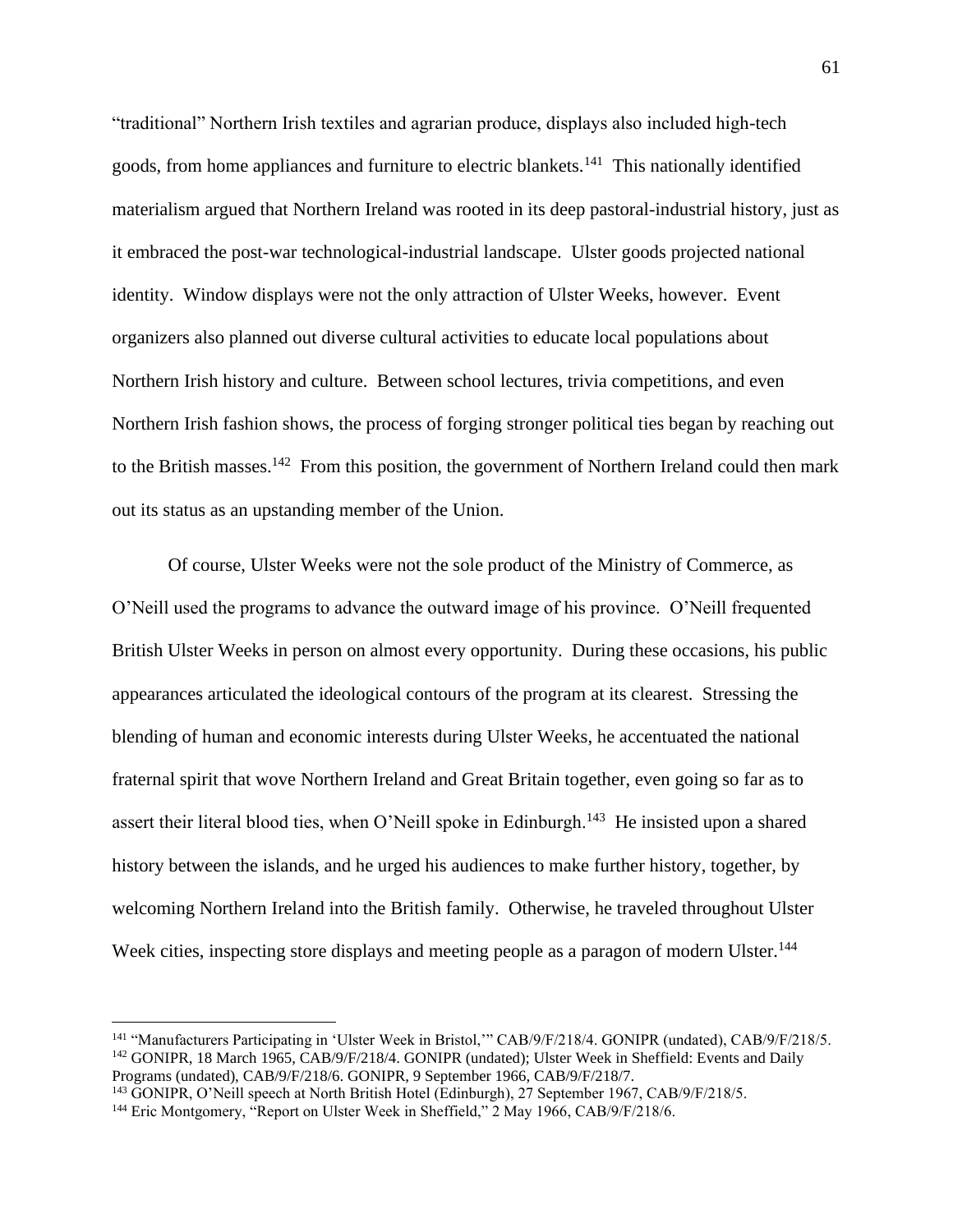"traditional" Northern Irish textiles and agrarian produce, displays also included high-tech goods, from home appliances and furniture to electric blankets.[141] This nationally identified materialism argued that Northern Ireland was rooted in its deep pastoral-industrial history, just as it embraced the post-war technological-industrial landscape. Ulster goods projected national identity. Window displays were not the only attraction of Ulster Weeks, however. Event organizers also planned out diverse cultural activities to educate local populations about Northern Irish history and culture. Between school lectures, trivia competitions, and even Northern Irish fashion shows, the process of forging stronger political ties began by reaching out to the British masses.[142] From this position, the government of Northern Ireland could then mark out its status as an upstanding member of the Union.

Of course, Ulster Weeks were not the sole product of the Ministry of Commerce, as O'Neill used the programs to advance the outward image of his province. O'Neill frequented British Ulster Weeks in person on almost every opportunity. During these occasions, his public appearances articulated the ideological contours of the program at its clearest. Stressing the blending of human and economic interests during Ulster Weeks, he accentuated the national fraternal spirit that wove Northern Ireland and Great Britain together, even going so far as to assert their literal blood ties, when O'Neill spoke in Edinburgh.[143] He insisted upon a shared history between the islands, and he urged his audiences to make further history, together, by welcoming Northern Ireland into the British family. Otherwise, he traveled throughout Ulster Week cities, inspecting store displays and meeting people as a paragon of modern Ulster.[144]

---

[141] "Manufacturers Participating in 'Ulster Week in Bristol,'" CAB/9/F/218/4. GONIPR (undated), CAB/9/F/218/5.

[142] GONIPR, 18 March 1965, CAB/9/F/218/4. GONIPR (undated); Ulster Week in Sheffield: Events and Daily Programs (undated), CAB/9/F/218/6. GONIPR, 9 September 1966, CAB/9/F/218/7.

[143] GONIPR, O'Neill speech at North British Hotel (Edinburgh), 27 September 1967, CAB/9/F/218/5.

[144] Eric Montgomery, "Report on Ulster Week in Sheffield," 2 May 1966, CAB/9/F/218/6.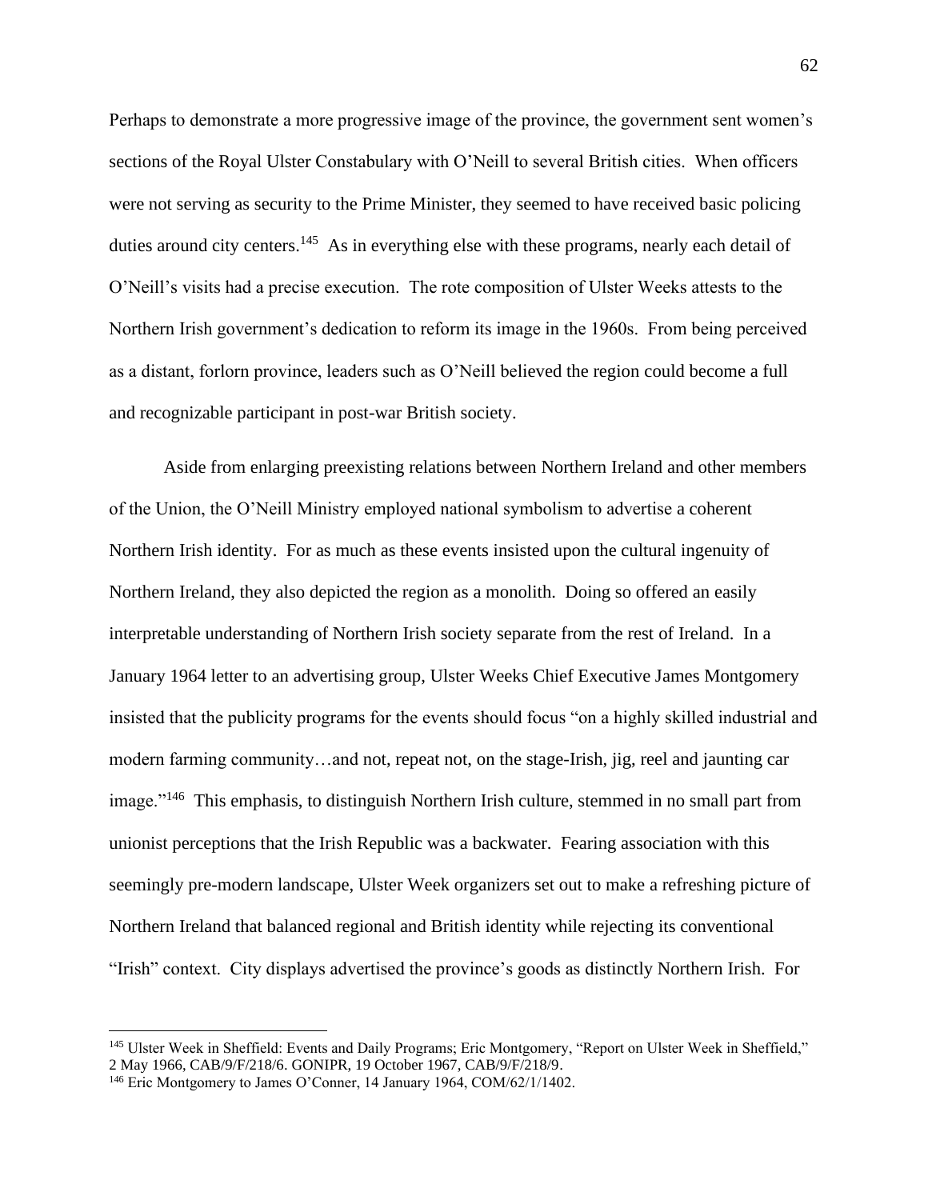Perhaps to demonstrate a more progressive image of the province, the government sent women's sections of the Royal Ulster Constabulary with O'Neill to several British cities. When officers were not serving as security to the Prime Minister, they seemed to have received basic policing duties around city centers.[145] As in everything else with these programs, nearly each detail of O'Neill's visits had a precise execution. The rote composition of Ulster Weeks attests to the Northern Irish government's dedication to reform its image in the 1960s. From being perceived as a distant, forlorn province, leaders such as O'Neill believed the region could become a full and recognizable participant in post-war British society.

Aside from enlarging preexisting relations between Northern Ireland and other members of the Union, the O'Neill Ministry employed national symbolism to advertise a coherent Northern Irish identity. For as much as these events insisted upon the cultural ingenuity of Northern Ireland, they also depicted the region as a monolith. Doing so offered an easily interpretable understanding of Northern Irish society separate from the rest of Ireland. In a January 1964 letter to an advertising group, Ulster Weeks Chief Executive James Montgomery insisted that the publicity programs for the events should focus "on a highly skilled industrial and modern farming community…and not, repeat not, on the stage-Irish, jig, reel and jaunting car image."[146] This emphasis, to distinguish Northern Irish culture, stemmed in no small part from unionist perceptions that the Irish Republic was a backwater. Fearing association with this seemingly pre-modern landscape, Ulster Week organizers set out to make a refreshing picture of Northern Ireland that balanced regional and British identity while rejecting its conventional "Irish" context. City displays advertised the province's goods as distinctly Northern Irish. For

---

[145] Ulster Week in Sheffield: Events and Daily Programs; Eric Montgomery, "Report on Ulster Week in Sheffield," 2 May 1966, CAB/9/F/218/6. GONIPR, 19 October 1967, CAB/9/F/218/9.

[146] Eric Montgomery to James O'Conner, 14 January 1964, COM/62/1/1402.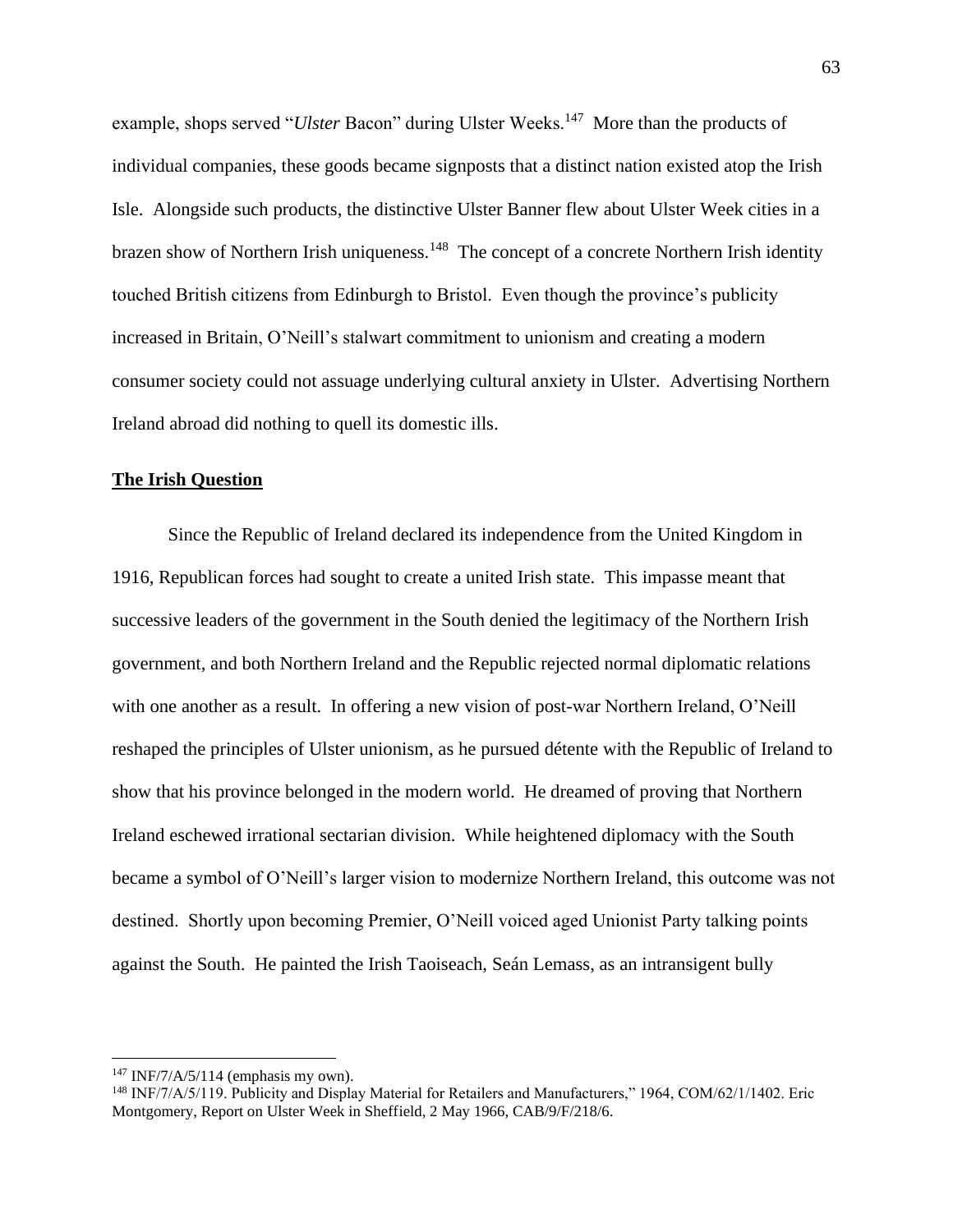example, shops served "*Ulster* Bacon" during Ulster Weeks.[147] More than the products of individual companies, these goods became signposts that a distinct nation existed atop the Irish Isle. Alongside such products, the distinctive Ulster Banner flew about Ulster Week cities in a brazen show of Northern Irish uniqueness.[148] The concept of a concrete Northern Irish identity touched British citizens from Edinburgh to Bristol. Even though the province's publicity increased in Britain, O'Neill's stalwart commitment to unionism and creating a modern consumer society could not assuage underlying cultural anxiety in Ulster. Advertising Northern Ireland abroad did nothing to quell its domestic ills.

## **The Irish Question**

Since the Republic of Ireland declared its independence from the United Kingdom in 1916, Republican forces had sought to create a united Irish state. This impasse meant that successive leaders of the government in the South denied the legitimacy of the Northern Irish government, and both Northern Ireland and the Republic rejected normal diplomatic relations with one another as a result. In offering a new vision of post-war Northern Ireland, O'Neill reshaped the principles of Ulster unionism, as he pursued détente with the Republic of Ireland to show that his province belonged in the modern world. He dreamed of proving that Northern Ireland eschewed irrational sectarian division. While heightened diplomacy with the South became a symbol of O'Neill's larger vision to modernize Northern Ireland, this outcome was not destined. Shortly upon becoming Premier, O'Neill voiced aged Unionist Party talking points against the South. He painted the Irish Taoiseach, Seán Lemass, as an intransigent bully

---

[147] INF/7/A/5/114 (emphasis my own).

[148] INF/7/A/5/119. Publicity and Display Material for Retailers and Manufacturers," 1964, COM/62/1/1402. Eric Montgomery, Report on Ulster Week in Sheffield, 2 May 1966, CAB/9/F/218/6.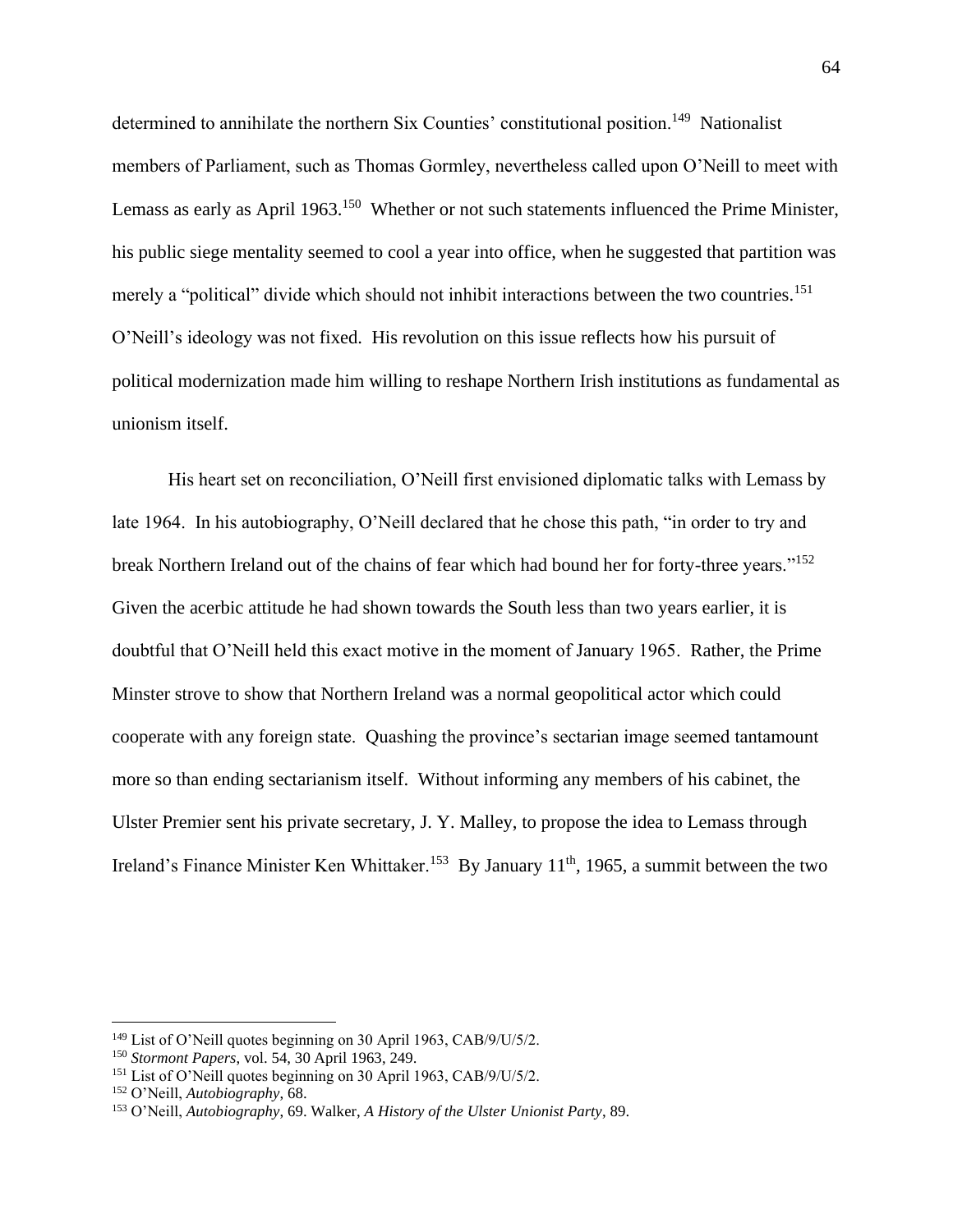determined to annihilate the northern Six Counties' constitutional position.[149] Nationalist members of Parliament, such as Thomas Gormley, nevertheless called upon O'Neill to meet with Lemass as early as April 1963.[150] Whether or not such statements influenced the Prime Minister, his public siege mentality seemed to cool a year into office, when he suggested that partition was merely a "political" divide which should not inhibit interactions between the two countries.[151] O'Neill's ideology was not fixed. His revolution on this issue reflects how his pursuit of political modernization made him willing to reshape Northern Irish institutions as fundamental as unionism itself.

His heart set on reconciliation, O'Neill first envisioned diplomatic talks with Lemass by late 1964. In his autobiography, O'Neill declared that he chose this path, "in order to try and break Northern Ireland out of the chains of fear which had bound her for forty-three years."[152] Given the acerbic attitude he had shown towards the South less than two years earlier, it is doubtful that O'Neill held this exact motive in the moment of January 1965. Rather, the Prime Minster strove to show that Northern Ireland was a normal geopolitical actor which could cooperate with any foreign state. Quashing the province's sectarian image seemed tantamount more so than ending sectarianism itself. Without informing any members of his cabinet, the Ulster Premier sent his private secretary, J. Y. Malley, to propose the idea to Lemass through Ireland's Finance Minister Ken Whittaker.[153] By January 11th, 1965, a summit between the two

---

[149] List of O'Neill quotes beginning on 30 April 1963, CAB/9/U/5/2.

[150] *Stormont Papers*, vol. 54, 30 April 1963, 249.

[151] List of O'Neill quotes beginning on 30 April 1963, CAB/9/U/5/2.

[152] O'Neill, *Autobiography*, 68.

[153] O'Neill, *Autobiography*, 69. Walker, *A History of the Ulster Unionist Party*, 89.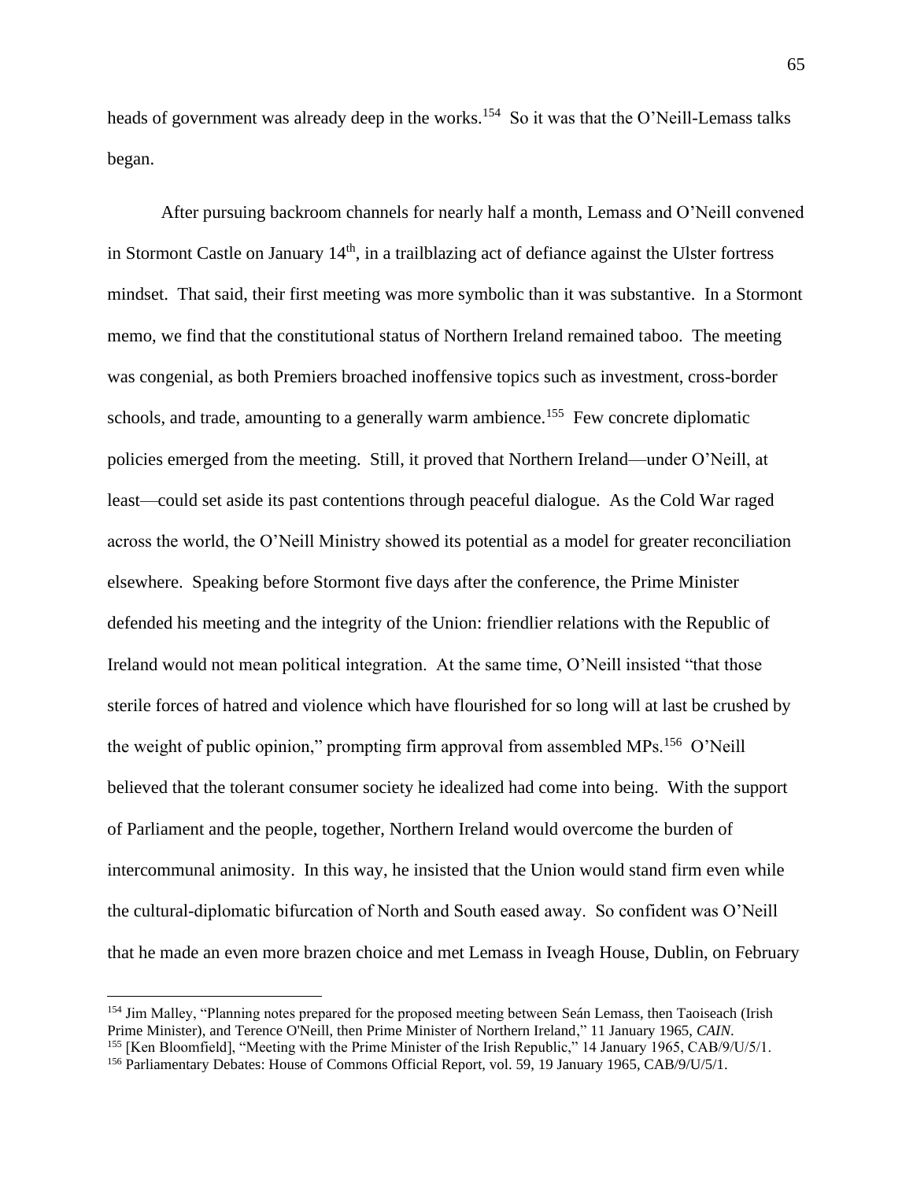heads of government was already deep in the works.[154] So it was that the O'Neill-Lemass talks began.

After pursuing backroom channels for nearly half a month, Lemass and O'Neill convened in Stormont Castle on January 14th, in a trailblazing act of defiance against the Ulster fortress mindset. That said, their first meeting was more symbolic than it was substantive. In a Stormont memo, we find that the constitutional status of Northern Ireland remained taboo. The meeting was congenial, as both Premiers broached inoffensive topics such as investment, cross-border schools, and trade, amounting to a generally warm ambience.[155] Few concrete diplomatic policies emerged from the meeting. Still, it proved that Northern Ireland—under O'Neill, at least—could set aside its past contentions through peaceful dialogue. As the Cold War raged across the world, the O'Neill Ministry showed its potential as a model for greater reconciliation elsewhere. Speaking before Stormont five days after the conference, the Prime Minister defended his meeting and the integrity of the Union: friendlier relations with the Republic of Ireland would not mean political integration. At the same time, O'Neill insisted "that those sterile forces of hatred and violence which have flourished for so long will at last be crushed by the weight of public opinion," prompting firm approval from assembled MPs.[156] O'Neill believed that the tolerant consumer society he idealized had come into being. With the support of Parliament and the people, together, Northern Ireland would overcome the burden of intercommunal animosity. In this way, he insisted that the Union would stand firm even while the cultural-diplomatic bifurcation of North and South eased away. So confident was O'Neill that he made an even more brazen choice and met Lemass in Iveagh House, Dublin, on February

---

[154] Jim Malley, "Planning notes prepared for the proposed meeting between Seán Lemass, then Taoiseach (Irish Prime Minister), and Terence O'Neill, then Prime Minister of Northern Ireland," 11 January 1965, *CAIN*.
[155] [Ken Bloomfield], "Meeting with the Prime Minister of the Irish Republic," 14 January 1965, CAB/9/U/5/1.
[156] Parliamentary Debates: House of Commons Official Report, vol. 59, 19 January 1965, CAB/9/U/5/1.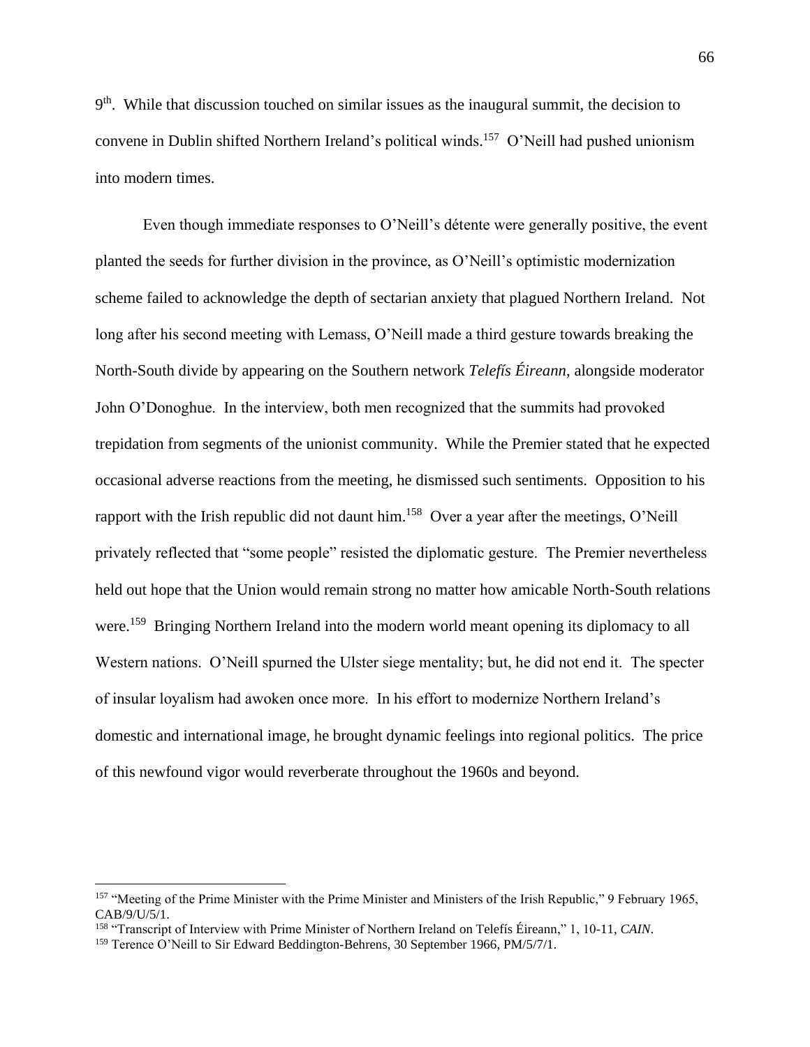9th.  While that discussion touched on similar issues as the inaugural summit, the decision to convene in Dublin shifted Northern Ireland's political winds.[157]  O'Neill had pushed unionism into modern times.

Even though immediate responses to O'Neill's détente were generally positive, the event planted the seeds for further division in the province, as O'Neill's optimistic modernization scheme failed to acknowledge the depth of sectarian anxiety that plagued Northern Ireland.  Not long after his second meeting with Lemass, O'Neill made a third gesture towards breaking the North-South divide by appearing on the Southern network *Telefís Éireann,* alongside moderator John O'Donoghue.  In the interview, both men recognized that the summits had provoked trepidation from segments of the unionist community.  While the Premier stated that he expected occasional adverse reactions from the meeting, he dismissed such sentiments.  Opposition to his rapport with the Irish republic did not daunt him.[158]  Over a year after the meetings, O'Neill privately reflected that "some people" resisted the diplomatic gesture.  The Premier nevertheless held out hope that the Union would remain strong no matter how amicable North-South relations were.[159]  Bringing Northern Ireland into the modern world meant opening its diplomacy to all Western nations.  O'Neill spurned the Ulster siege mentality; but, he did not end it.  The specter of insular loyalism had awoken once more.  In his effort to modernize Northern Ireland's domestic and international image, he brought dynamic feelings into regional politics.  The price of this newfound vigor would reverberate throughout the 1960s and beyond.

---

[157] "Meeting of the Prime Minister with the Prime Minister and Ministers of the Irish Republic," 9 February 1965, CAB/9/U/5/1.

[158] "Transcript of Interview with Prime Minister of Northern Ireland on Telefís Éireann," 1, 10-11, *CAIN*.

[159] Terence O'Neill to Sir Edward Beddington-Behrens, 30 September 1966, PM/5/7/1.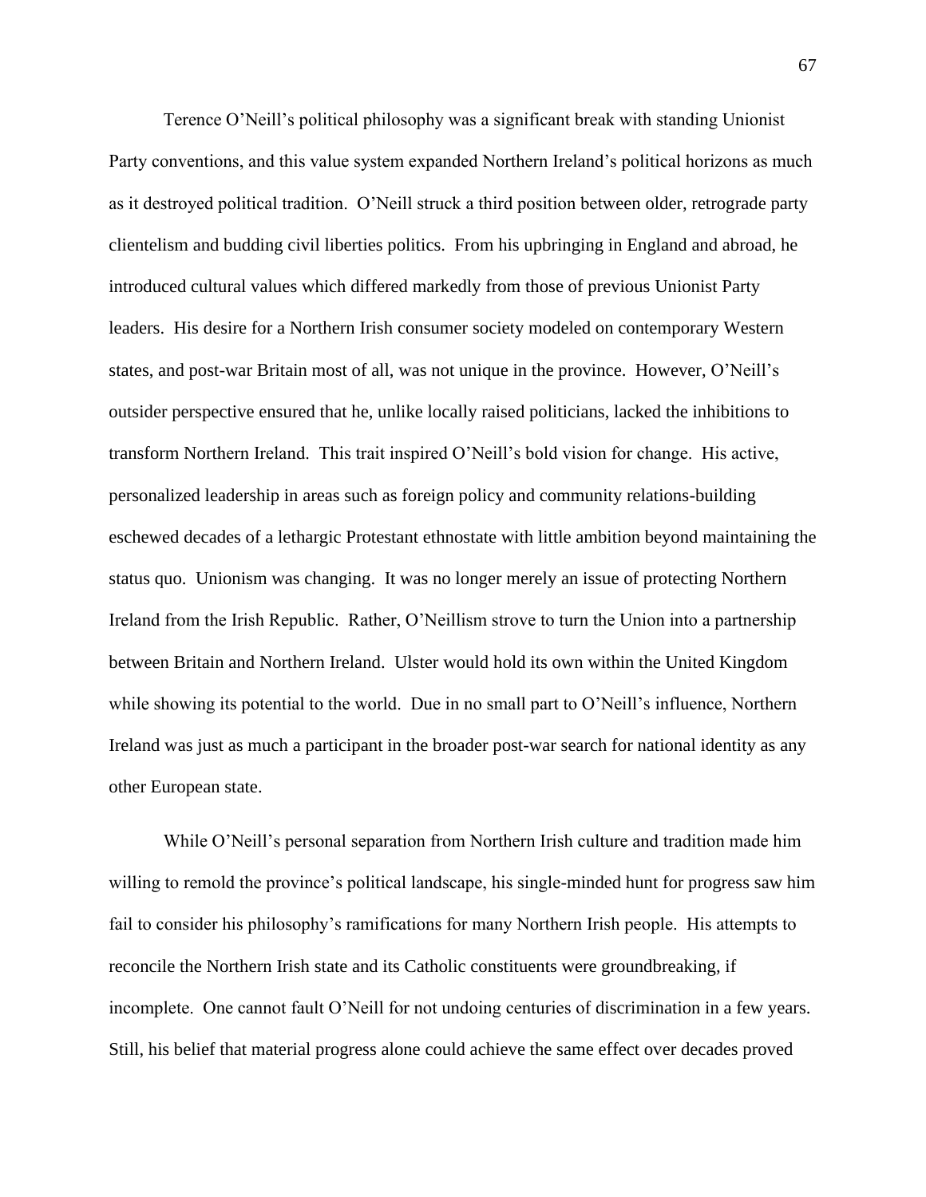Terence O'Neill's political philosophy was a significant break with standing Unionist Party conventions, and this value system expanded Northern Ireland's political horizons as much as it destroyed political tradition. O'Neill struck a third position between older, retrograde party clientelism and budding civil liberties politics. From his upbringing in England and abroad, he introduced cultural values which differed markedly from those of previous Unionist Party leaders. His desire for a Northern Irish consumer society modeled on contemporary Western states, and post-war Britain most of all, was not unique in the province. However, O'Neill's outsider perspective ensured that he, unlike locally raised politicians, lacked the inhibitions to transform Northern Ireland. This trait inspired O'Neill's bold vision for change. His active, personalized leadership in areas such as foreign policy and community relations-building eschewed decades of a lethargic Protestant ethnostate with little ambition beyond maintaining the status quo. Unionism was changing. It was no longer merely an issue of protecting Northern Ireland from the Irish Republic. Rather, O'Neillism strove to turn the Union into a partnership between Britain and Northern Ireland. Ulster would hold its own within the United Kingdom while showing its potential to the world. Due in no small part to O'Neill's influence, Northern Ireland was just as much a participant in the broader post-war search for national identity as any other European state.

While O'Neill's personal separation from Northern Irish culture and tradition made him willing to remold the province's political landscape, his single-minded hunt for progress saw him fail to consider his philosophy's ramifications for many Northern Irish people. His attempts to reconcile the Northern Irish state and its Catholic constituents were groundbreaking, if incomplete. One cannot fault O'Neill for not undoing centuries of discrimination in a few years. Still, his belief that material progress alone could achieve the same effect over decades proved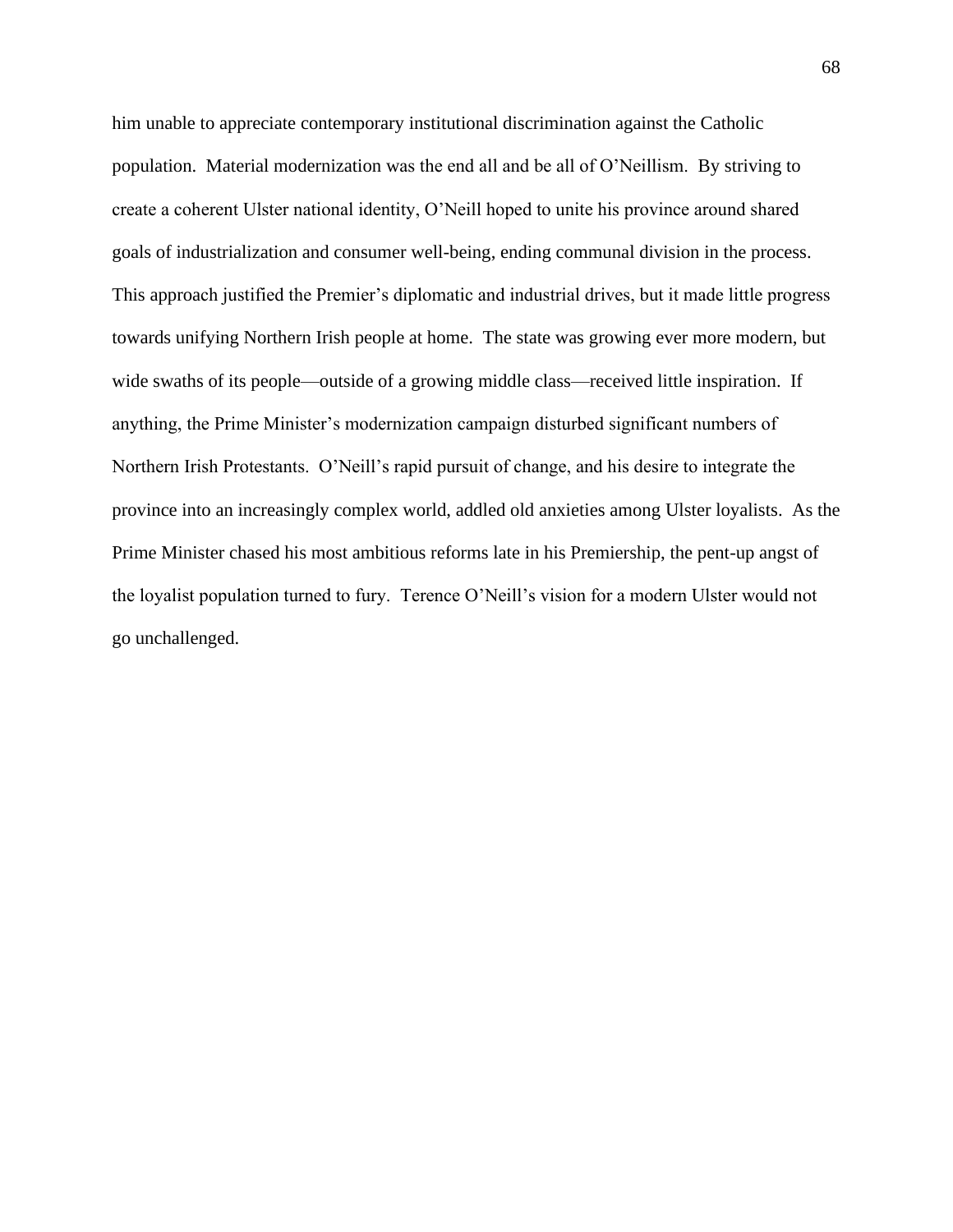him unable to appreciate contemporary institutional discrimination against the Catholic population. Material modernization was the end all and be all of O'Neillism. By striving to create a coherent Ulster national identity, O'Neill hoped to unite his province around shared goals of industrialization and consumer well-being, ending communal division in the process. This approach justified the Premier's diplomatic and industrial drives, but it made little progress towards unifying Northern Irish people at home. The state was growing ever more modern, but wide swaths of its people—outside of a growing middle class—received little inspiration. If anything, the Prime Minister's modernization campaign disturbed significant numbers of Northern Irish Protestants. O'Neill's rapid pursuit of change, and his desire to integrate the province into an increasingly complex world, addled old anxieties among Ulster loyalists. As the Prime Minister chased his most ambitious reforms late in his Premiership, the pent-up angst of the loyalist population turned to fury. Terence O'Neill's vision for a modern Ulster would not go unchallenged.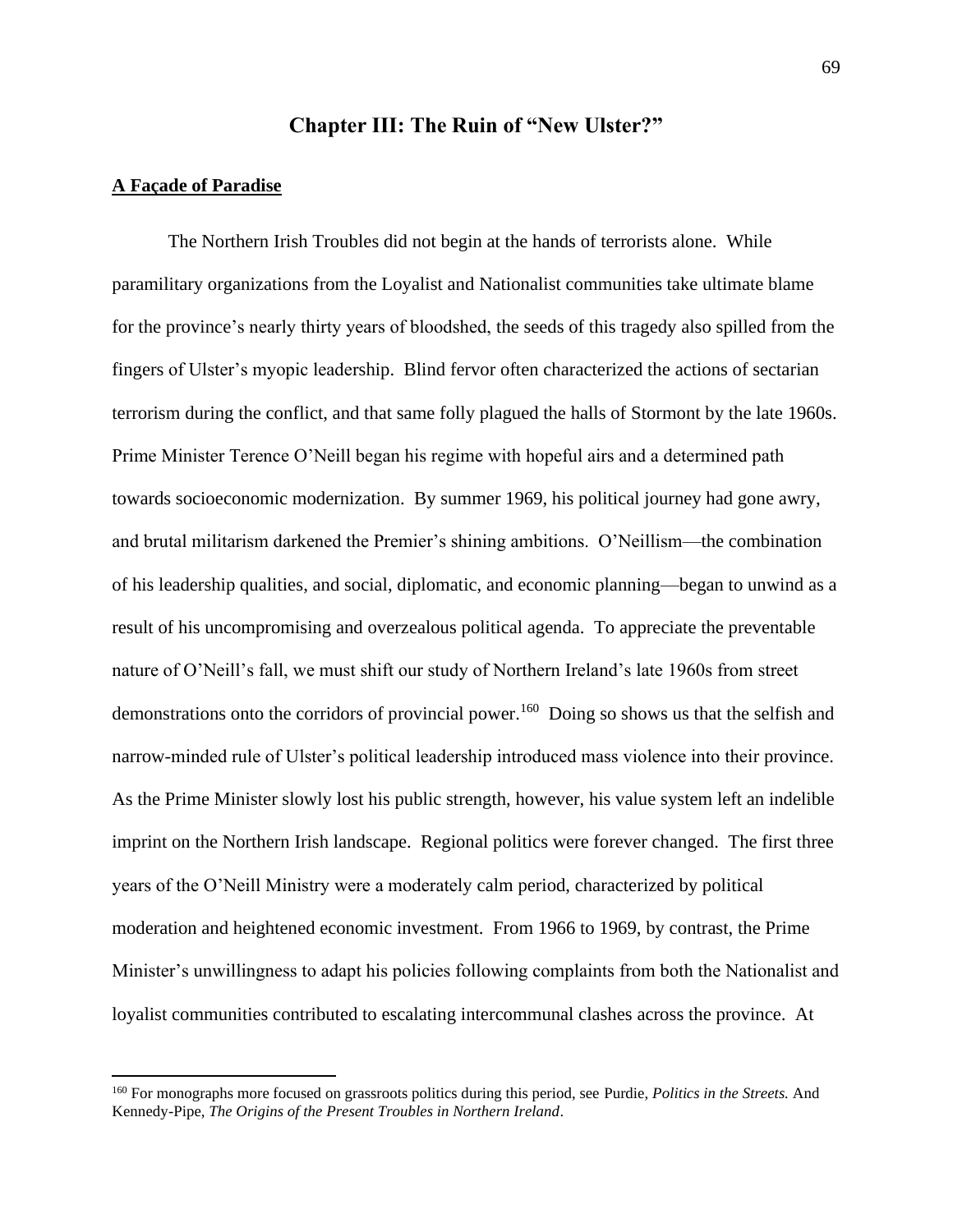# Chapter III: The Ruin of "New Ulster?"

**A Façade of Paradise**

The Northern Irish Troubles did not begin at the hands of terrorists alone. While paramilitary organizations from the Loyalist and Nationalist communities take ultimate blame for the province's nearly thirty years of bloodshed, the seeds of this tragedy also spilled from the fingers of Ulster's myopic leadership. Blind fervor often characterized the actions of sectarian terrorism during the conflict, and that same folly plagued the halls of Stormont by the late 1960s. Prime Minister Terence O'Neill began his regime with hopeful airs and a determined path towards socioeconomic modernization. By summer 1969, his political journey had gone awry, and brutal militarism darkened the Premier's shining ambitions. O'Neillism—the combination of his leadership qualities, and social, diplomatic, and economic planning—began to unwind as a result of his uncompromising and overzealous political agenda. To appreciate the preventable nature of O'Neill's fall, we must shift our study of Northern Ireland's late 1960s from street demonstrations onto the corridors of provincial power.[160] Doing so shows us that the selfish and narrow-minded rule of Ulster's political leadership introduced mass violence into their province. As the Prime Minister slowly lost his public strength, however, his value system left an indelible imprint on the Northern Irish landscape. Regional politics were forever changed. The first three years of the O'Neill Ministry were a moderately calm period, characterized by political moderation and heightened economic investment. From 1966 to 1969, by contrast, the Prime Minister's unwillingness to adapt his policies following complaints from both the Nationalist and loyalist communities contributed to escalating intercommunal clashes across the province. At

[160] For monographs more focused on grassroots politics during this period, see Purdie, *Politics in the Streets.* And Kennedy-Pipe, *The Origins of the Present Troubles in Northern Ireland*.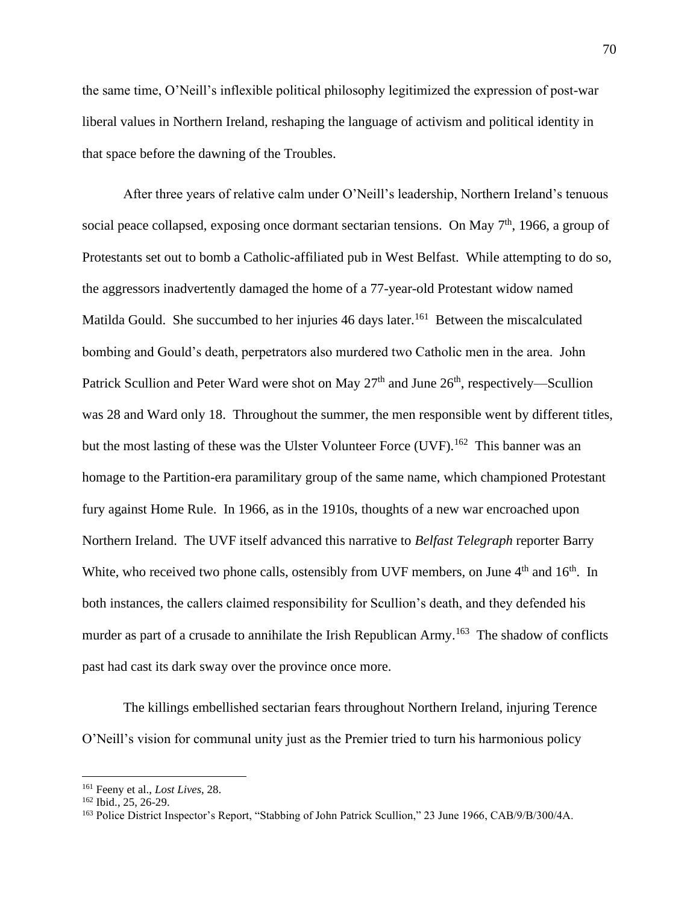the same time, O'Neill's inflexible political philosophy legitimized the expression of post-war liberal values in Northern Ireland, reshaping the language of activism and political identity in that space before the dawning of the Troubles.

After three years of relative calm under O'Neill's leadership, Northern Ireland's tenuous social peace collapsed, exposing once dormant sectarian tensions. On May 7th, 1966, a group of Protestants set out to bomb a Catholic-affiliated pub in West Belfast. While attempting to do so, the aggressors inadvertently damaged the home of a 77-year-old Protestant widow named Matilda Gould. She succumbed to her injuries 46 days later.[161] Between the miscalculated bombing and Gould's death, perpetrators also murdered two Catholic men in the area. John Patrick Scullion and Peter Ward were shot on May 27th and June 26th, respectively—Scullion was 28 and Ward only 18. Throughout the summer, the men responsible went by different titles, but the most lasting of these was the Ulster Volunteer Force (UVF).[162] This banner was an homage to the Partition-era paramilitary group of the same name, which championed Protestant fury against Home Rule. In 1966, as in the 1910s, thoughts of a new war encroached upon Northern Ireland. The UVF itself advanced this narrative to *Belfast Telegraph* reporter Barry White, who received two phone calls, ostensibly from UVF members, on June 4th and 16th. In both instances, the callers claimed responsibility for Scullion's death, and they defended his murder as part of a crusade to annihilate the Irish Republican Army.[163] The shadow of conflicts past had cast its dark sway over the province once more.

The killings embellished sectarian fears throughout Northern Ireland, injuring Terence O'Neill's vision for communal unity just as the Premier tried to turn his harmonious policy

---

[161] Feeny et al., *Lost Lives*, 28.

[162] Ibid., 25, 26-29.

[163] Police District Inspector's Report, "Stabbing of John Patrick Scullion," 23 June 1966, CAB/9/B/300/4A.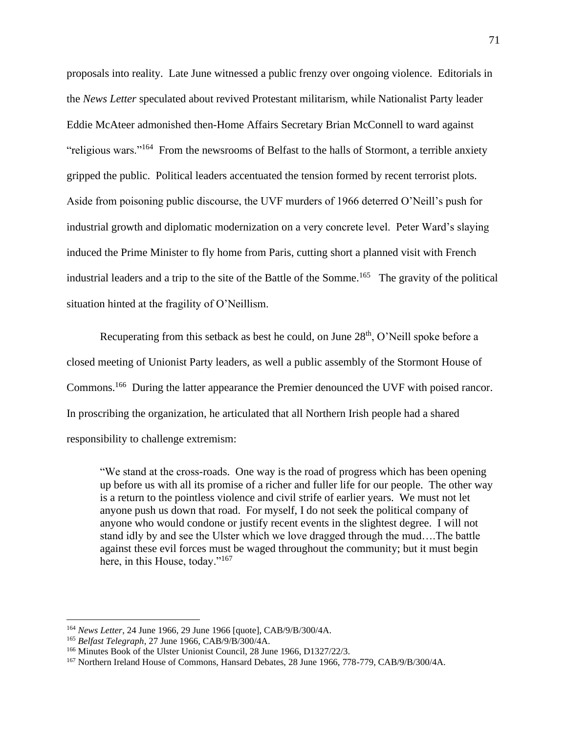proposals into reality. Late June witnessed a public frenzy over ongoing violence. Editorials in the *News Letter* speculated about revived Protestant militarism, while Nationalist Party leader Eddie McAteer admonished then-Home Affairs Secretary Brian McConnell to ward against "religious wars."[164] From the newsrooms of Belfast to the halls of Stormont, a terrible anxiety gripped the public. Political leaders accentuated the tension formed by recent terrorist plots. Aside from poisoning public discourse, the UVF murders of 1966 deterred O'Neill's push for industrial growth and diplomatic modernization on a very concrete level. Peter Ward's slaying induced the Prime Minister to fly home from Paris, cutting short a planned visit with French industrial leaders and a trip to the site of the Battle of the Somme.[165] The gravity of the political situation hinted at the fragility of O'Neillism.

Recuperating from this setback as best he could, on June 28th, O'Neill spoke before a closed meeting of Unionist Party leaders, as well a public assembly of the Stormont House of Commons.[166] During the latter appearance the Premier denounced the UVF with poised rancor. In proscribing the organization, he articulated that all Northern Irish people had a shared responsibility to challenge extremism:

> "We stand at the cross-roads. One way is the road of progress which has been opening up before us with all its promise of a richer and fuller life for our people. The other way is a return to the pointless violence and civil strife of earlier years. We must not let anyone push us down that road. For myself, I do not seek the political company of anyone who would condone or justify recent events in the slightest degree. I will not stand idly by and see the Ulster which we love dragged through the mud….The battle against these evil forces must be waged throughout the community; but it must begin here, in this House, today."[167]

---

[164] *News Letter*, 24 June 1966, 29 June 1966 [quote], CAB/9/B/300/4A.

[165] *Belfast Telegraph*, 27 June 1966, CAB/9/B/300/4A.

[166] Minutes Book of the Ulster Unionist Council, 28 June 1966, D1327/22/3.

[167] Northern Ireland House of Commons, Hansard Debates, 28 June 1966, 778-779, CAB/9/B/300/4A.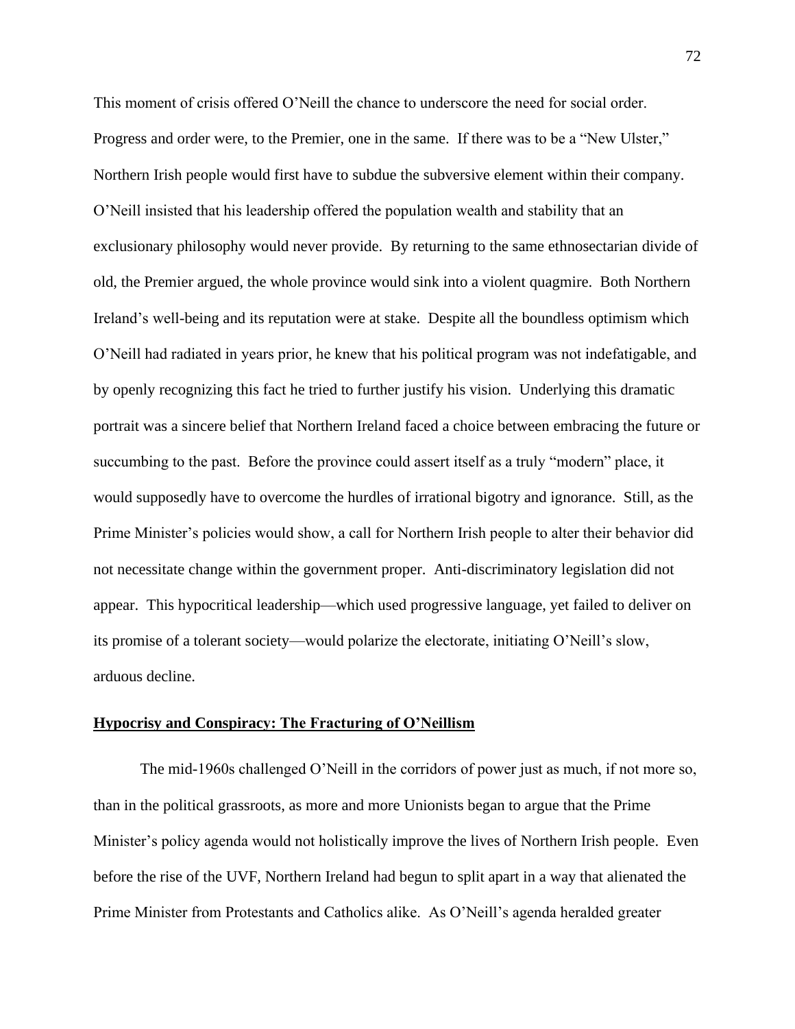This moment of crisis offered O'Neill the chance to underscore the need for social order. Progress and order were, to the Premier, one in the same. If there was to be a "New Ulster," Northern Irish people would first have to subdue the subversive element within their company. O'Neill insisted that his leadership offered the population wealth and stability that an exclusionary philosophy would never provide. By returning to the same ethnosectarian divide of old, the Premier argued, the whole province would sink into a violent quagmire. Both Northern Ireland's well-being and its reputation were at stake. Despite all the boundless optimism which O'Neill had radiated in years prior, he knew that his political program was not indefatigable, and by openly recognizing this fact he tried to further justify his vision. Underlying this dramatic portrait was a sincere belief that Northern Ireland faced a choice between embracing the future or succumbing to the past. Before the province could assert itself as a truly "modern" place, it would supposedly have to overcome the hurdles of irrational bigotry and ignorance. Still, as the Prime Minister's policies would show, a call for Northern Irish people to alter their behavior did not necessitate change within the government proper. Anti-discriminatory legislation did not appear. This hypocritical leadership—which used progressive language, yet failed to deliver on its promise of a tolerant society—would polarize the electorate, initiating O'Neill's slow, arduous decline.

## Hypocrisy and Conspiracy: The Fracturing of O'Neillism

The mid-1960s challenged O'Neill in the corridors of power just as much, if not more so, than in the political grassroots, as more and more Unionists began to argue that the Prime Minister's policy agenda would not holistically improve the lives of Northern Irish people. Even before the rise of the UVF, Northern Ireland had begun to split apart in a way that alienated the Prime Minister from Protestants and Catholics alike. As O'Neill's agenda heralded greater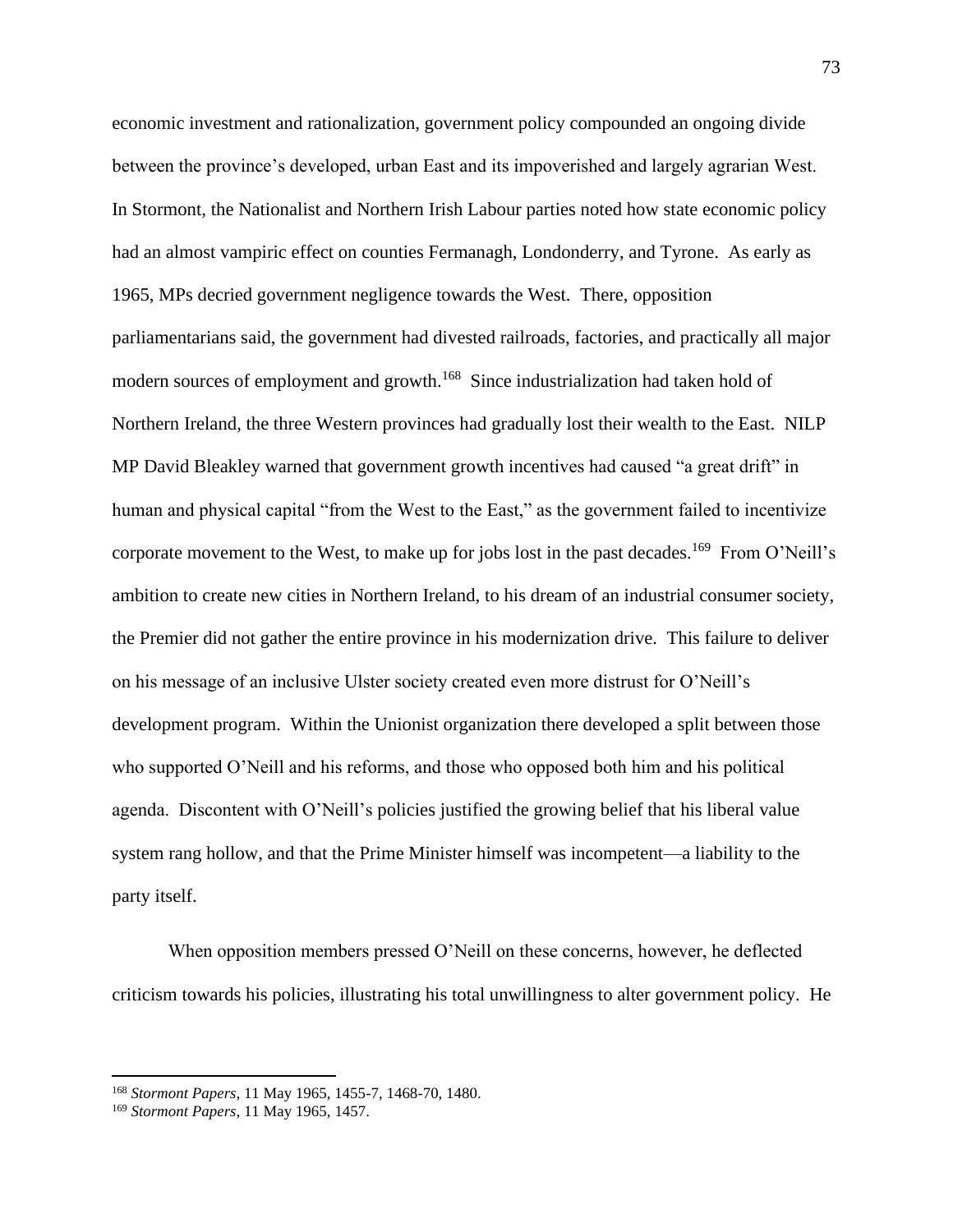economic investment and rationalization, government policy compounded an ongoing divide between the province's developed, urban East and its impoverished and largely agrarian West. In Stormont, the Nationalist and Northern Irish Labour parties noted how state economic policy had an almost vampiric effect on counties Fermanagh, Londonderry, and Tyrone. As early as 1965, MPs decried government negligence towards the West. There, opposition parliamentarians said, the government had divested railroads, factories, and practically all major modern sources of employment and growth.[168] Since industrialization had taken hold of Northern Ireland, the three Western provinces had gradually lost their wealth to the East. NILP MP David Bleakley warned that government growth incentives had caused "a great drift" in human and physical capital "from the West to the East," as the government failed to incentivize corporate movement to the West, to make up for jobs lost in the past decades.[169] From O'Neill's ambition to create new cities in Northern Ireland, to his dream of an industrial consumer society, the Premier did not gather the entire province in his modernization drive. This failure to deliver on his message of an inclusive Ulster society created even more distrust for O'Neill's development program. Within the Unionist organization there developed a split between those who supported O'Neill and his reforms, and those who opposed both him and his political agenda. Discontent with O'Neill's policies justified the growing belief that his liberal value system rang hollow, and that the Prime Minister himself was incompetent—a liability to the party itself.

When opposition members pressed O'Neill on these concerns, however, he deflected criticism towards his policies, illustrating his total unwillingness to alter government policy. He

---

[168] *Stormont Papers*, 11 May 1965, 1455-7, 1468-70, 1480.

[169] *Stormont Papers*, 11 May 1965, 1457.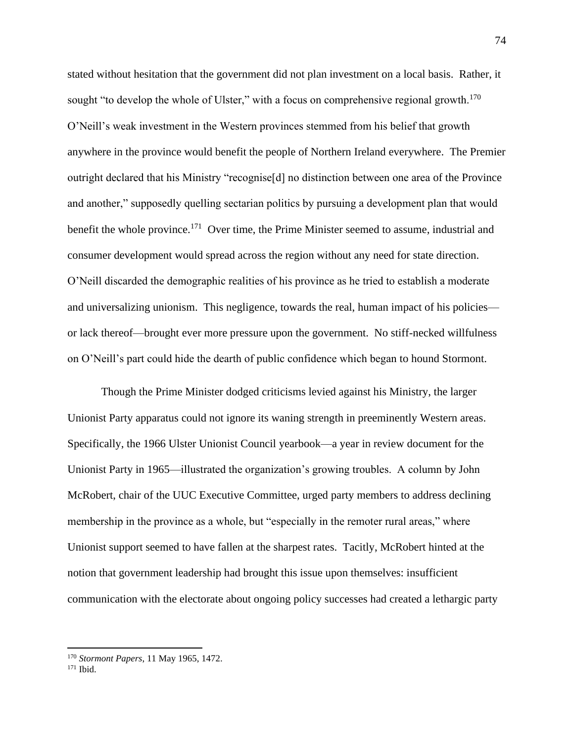stated without hesitation that the government did not plan investment on a local basis. Rather, it sought "to develop the whole of Ulster," with a focus on comprehensive regional growth.[170] O'Neill's weak investment in the Western provinces stemmed from his belief that growth anywhere in the province would benefit the people of Northern Ireland everywhere. The Premier outright declared that his Ministry "recognise[d] no distinction between one area of the Province and another," supposedly quelling sectarian politics by pursuing a development plan that would benefit the whole province.[171] Over time, the Prime Minister seemed to assume, industrial and consumer development would spread across the region without any need for state direction. O'Neill discarded the demographic realities of his province as he tried to establish a moderate and universalizing unionism. This negligence, towards the real, human impact of his policies—or lack thereof—brought ever more pressure upon the government. No stiff-necked willfulness on O'Neill's part could hide the dearth of public confidence which began to hound Stormont.

Though the Prime Minister dodged criticisms levied against his Ministry, the larger Unionist Party apparatus could not ignore its waning strength in preeminently Western areas. Specifically, the 1966 Ulster Unionist Council yearbook—a year in review document for the Unionist Party in 1965—illustrated the organization's growing troubles. A column by John McRobert, chair of the UUC Executive Committee, urged party members to address declining membership in the province as a whole, but "especially in the remoter rural areas," where Unionist support seemed to have fallen at the sharpest rates. Tacitly, McRobert hinted at the notion that government leadership had brought this issue upon themselves: insufficient communication with the electorate about ongoing policy successes had created a lethargic party

---

[170] *Stormont Papers*, 11 May 1965, 1472.

[171] Ibid.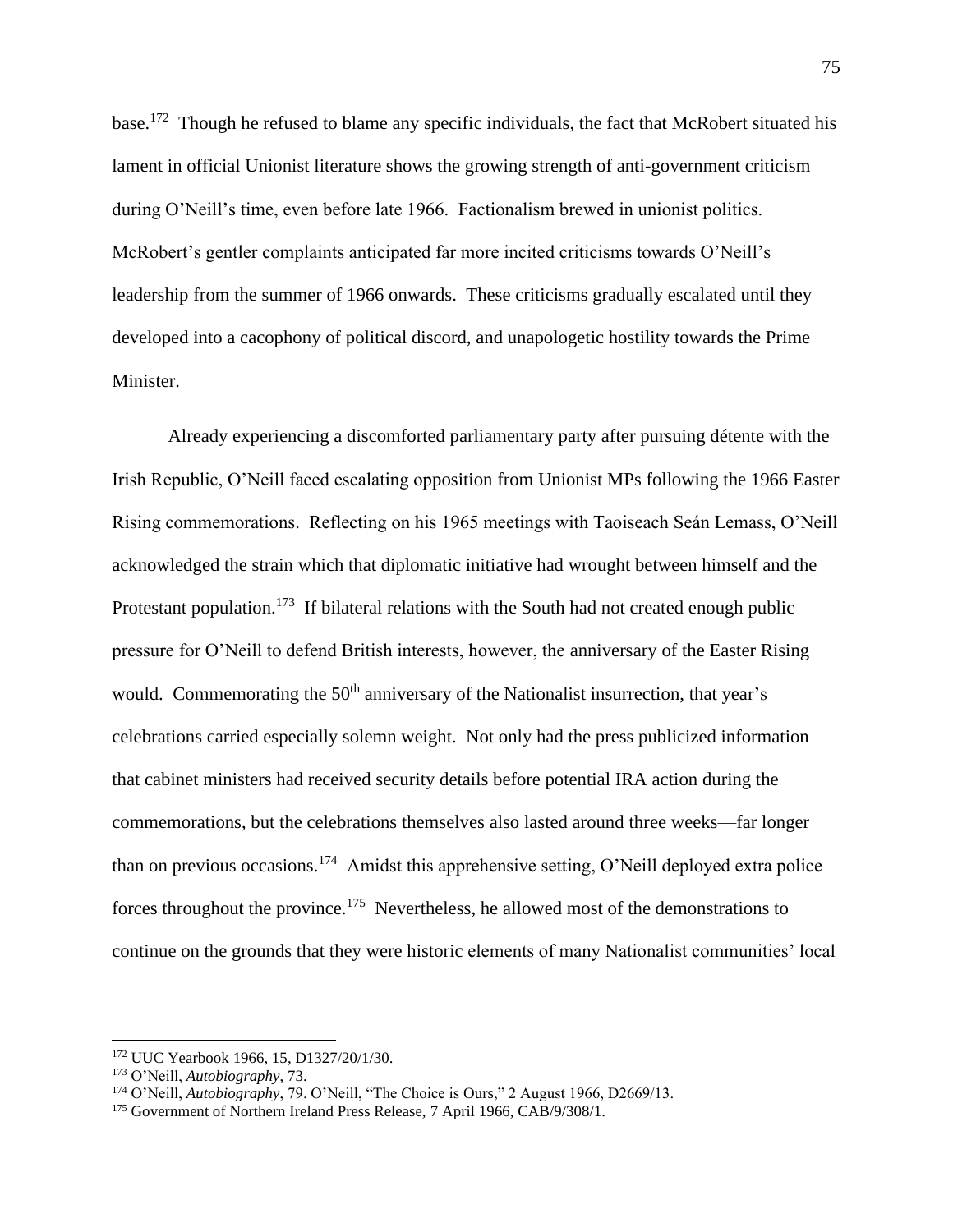base.[172] Though he refused to blame any specific individuals, the fact that McRobert situated his lament in official Unionist literature shows the growing strength of anti-government criticism during O'Neill's time, even before late 1966. Factionalism brewed in unionist politics. McRobert's gentler complaints anticipated far more incited criticisms towards O'Neill's leadership from the summer of 1966 onwards. These criticisms gradually escalated until they developed into a cacophony of political discord, and unapologetic hostility towards the Prime Minister.

Already experiencing a discomforted parliamentary party after pursuing détente with the Irish Republic, O'Neill faced escalating opposition from Unionist MPs following the 1966 Easter Rising commemorations. Reflecting on his 1965 meetings with Taoiseach Seán Lemass, O'Neill acknowledged the strain which that diplomatic initiative had wrought between himself and the Protestant population.[173] If bilateral relations with the South had not created enough public pressure for O'Neill to defend British interests, however, the anniversary of the Easter Rising would. Commemorating the 50th anniversary of the Nationalist insurrection, that year's celebrations carried especially solemn weight. Not only had the press publicized information that cabinet ministers had received security details before potential IRA action during the commemorations, but the celebrations themselves also lasted around three weeks—far longer than on previous occasions.[174] Amidst this apprehensive setting, O'Neill deployed extra police forces throughout the province.[175] Nevertheless, he allowed most of the demonstrations to continue on the grounds that they were historic elements of many Nationalist communities' local

---

[172] UUC Yearbook 1966, 15, D1327/20/1/30.

[173] O'Neill, *Autobiography*, 73.

[174] O'Neill, *Autobiography*, 79. O'Neill, "The Choice is Ours," 2 August 1966, D2669/13.

[175] Government of Northern Ireland Press Release, 7 April 1966, CAB/9/308/1.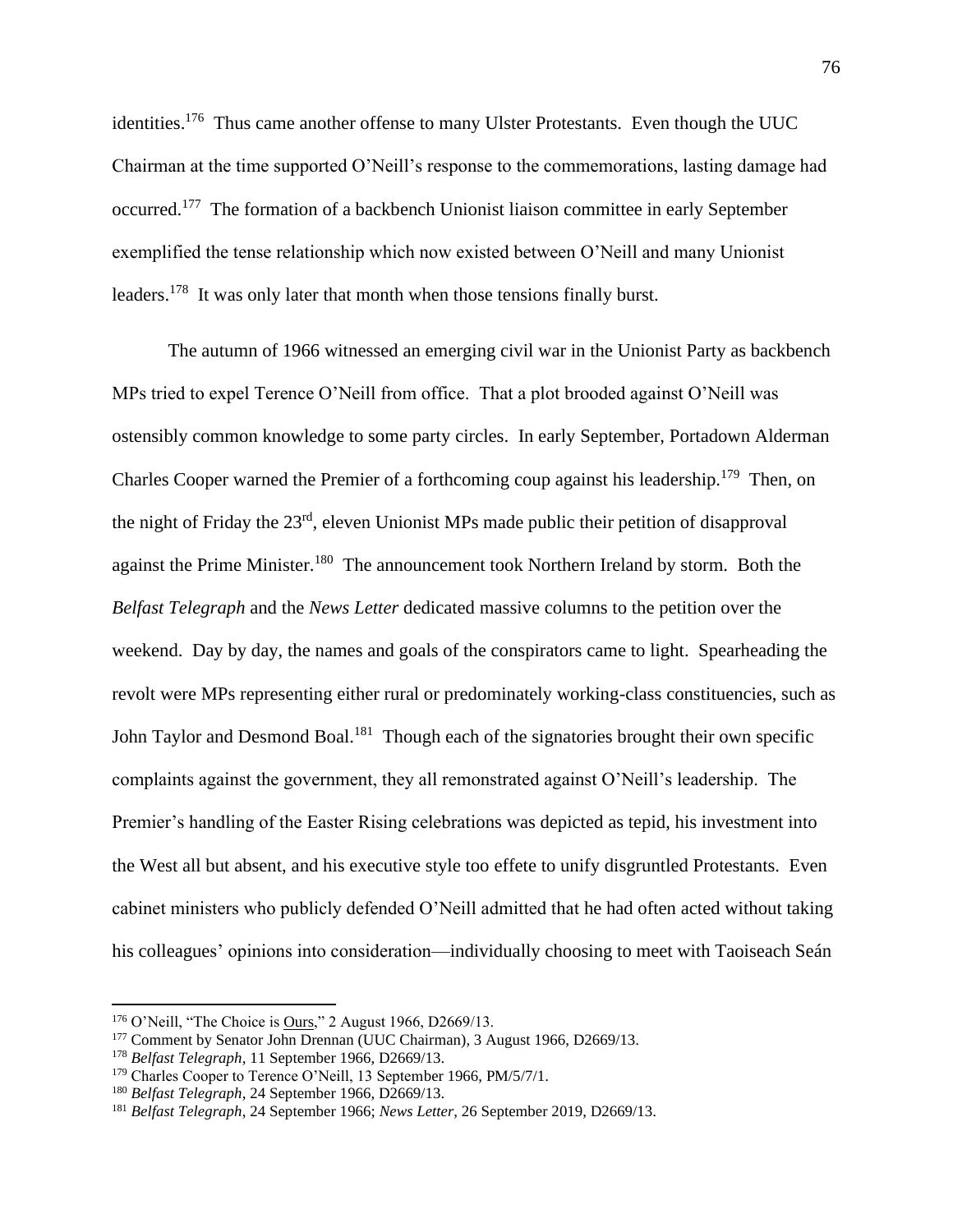identities.[176] Thus came another offense to many Ulster Protestants. Even though the UUC Chairman at the time supported O'Neill's response to the commemorations, lasting damage had occurred.[177] The formation of a backbench Unionist liaison committee in early September exemplified the tense relationship which now existed between O'Neill and many Unionist leaders.[178] It was only later that month when those tensions finally burst.

The autumn of 1966 witnessed an emerging civil war in the Unionist Party as backbench MPs tried to expel Terence O'Neill from office. That a plot brooded against O'Neill was ostensibly common knowledge to some party circles. In early September, Portadown Alderman Charles Cooper warned the Premier of a forthcoming coup against his leadership.[179] Then, on the night of Friday the 23rd, eleven Unionist MPs made public their petition of disapproval against the Prime Minister.[180] The announcement took Northern Ireland by storm. Both the *Belfast Telegraph* and the *News Letter* dedicated massive columns to the petition over the weekend. Day by day, the names and goals of the conspirators came to light. Spearheading the revolt were MPs representing either rural or predominately working-class constituencies, such as John Taylor and Desmond Boal.[181] Though each of the signatories brought their own specific complaints against the government, they all remonstrated against O'Neill's leadership. The Premier's handling of the Easter Rising celebrations was depicted as tepid, his investment into the West all but absent, and his executive style too effete to unify disgruntled Protestants. Even cabinet ministers who publicly defended O'Neill admitted that he had often acted without taking his colleagues' opinions into consideration—individually choosing to meet with Taoiseach Seán

---

[176] O'Neill, "The Choice is Ours," 2 August 1966, D2669/13.

[177] Comment by Senator John Drennan (UUC Chairman), 3 August 1966, D2669/13.

[178] *Belfast Telegraph*, 11 September 1966, D2669/13.

[179] Charles Cooper to Terence O'Neill, 13 September 1966, PM/5/7/1.

[180] *Belfast Telegraph*, 24 September 1966, D2669/13.

[181] *Belfast Telegraph*, 24 September 1966; *News Letter*, 26 September 2019, D2669/13.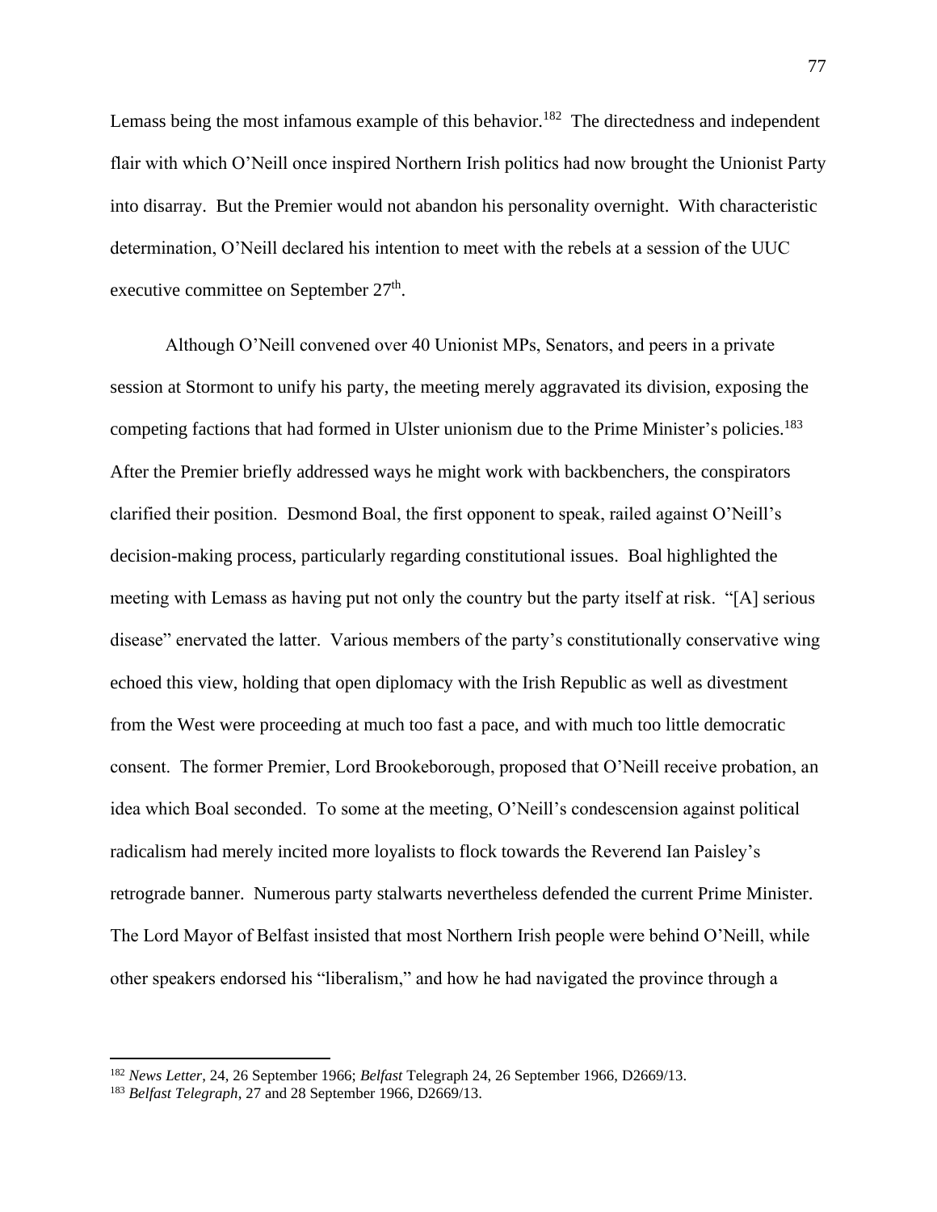Lemass being the most infamous example of this behavior.[182] The directedness and independent flair with which O'Neill once inspired Northern Irish politics had now brought the Unionist Party into disarray. But the Premier would not abandon his personality overnight. With characteristic determination, O'Neill declared his intention to meet with the rebels at a session of the UUC executive committee on September 27th.

Although O'Neill convened over 40 Unionist MPs, Senators, and peers in a private session at Stormont to unify his party, the meeting merely aggravated its division, exposing the competing factions that had formed in Ulster unionism due to the Prime Minister's policies.[183] After the Premier briefly addressed ways he might work with backbenchers, the conspirators clarified their position. Desmond Boal, the first opponent to speak, railed against O'Neill's decision-making process, particularly regarding constitutional issues. Boal highlighted the meeting with Lemass as having put not only the country but the party itself at risk. "[A] serious disease" enervated the latter. Various members of the party's constitutionally conservative wing echoed this view, holding that open diplomacy with the Irish Republic as well as divestment from the West were proceeding at much too fast a pace, and with much too little democratic consent. The former Premier, Lord Brookeborough, proposed that O'Neill receive probation, an idea which Boal seconded. To some at the meeting, O'Neill's condescension against political radicalism had merely incited more loyalists to flock towards the Reverend Ian Paisley's retrograde banner. Numerous party stalwarts nevertheless defended the current Prime Minister. The Lord Mayor of Belfast insisted that most Northern Irish people were behind O'Neill, while other speakers endorsed his "liberalism," and how he had navigated the province through a

---

[182] *News Letter*, 24, 26 September 1966; *Belfast* Telegraph 24, 26 September 1966, D2669/13.

[183] *Belfast Telegraph*, 27 and 28 September 1966, D2669/13.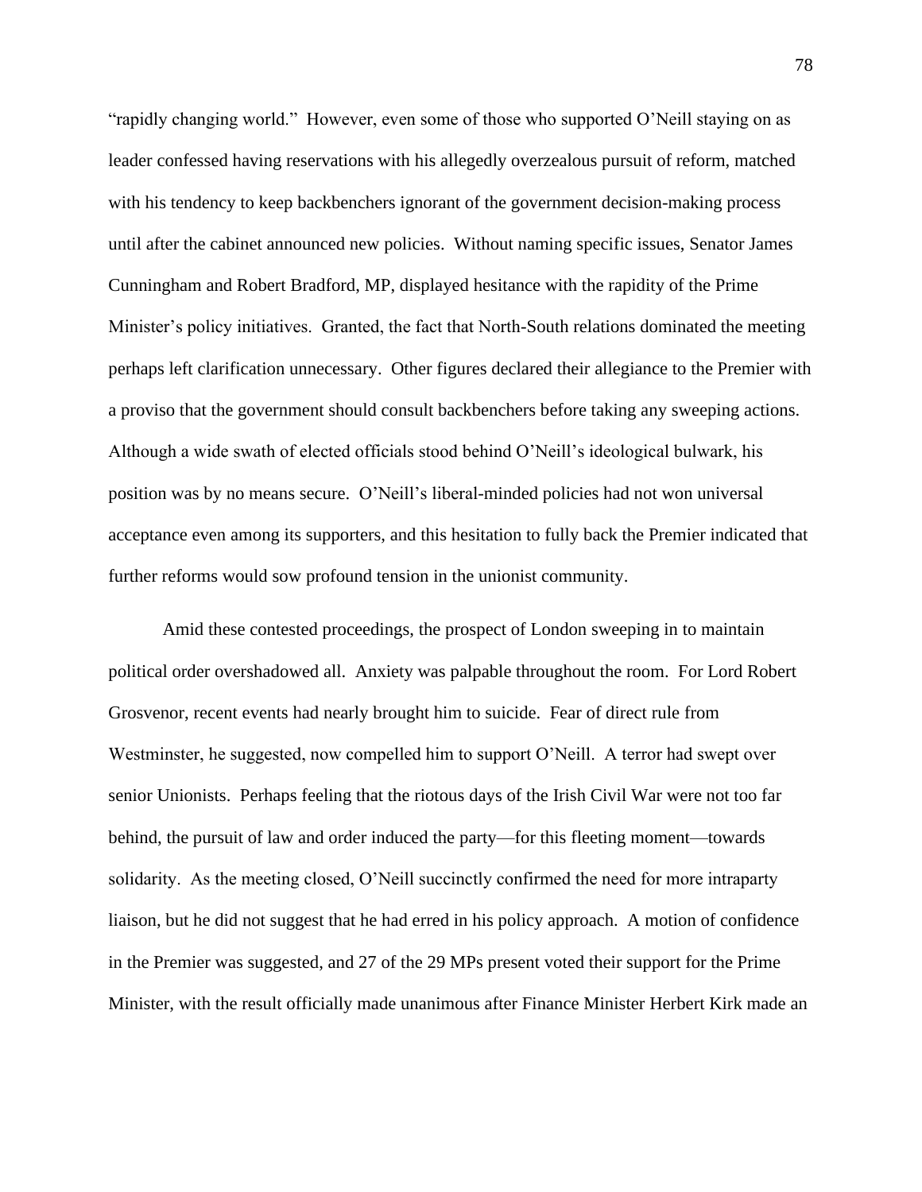"rapidly changing world." However, even some of those who supported O'Neill staying on as leader confessed having reservations with his allegedly overzealous pursuit of reform, matched with his tendency to keep backbenchers ignorant of the government decision-making process until after the cabinet announced new policies. Without naming specific issues, Senator James Cunningham and Robert Bradford, MP, displayed hesitance with the rapidity of the Prime Minister's policy initiatives. Granted, the fact that North-South relations dominated the meeting perhaps left clarification unnecessary. Other figures declared their allegiance to the Premier with a proviso that the government should consult backbenchers before taking any sweeping actions. Although a wide swath of elected officials stood behind O'Neill's ideological bulwark, his position was by no means secure. O'Neill's liberal-minded policies had not won universal acceptance even among its supporters, and this hesitation to fully back the Premier indicated that further reforms would sow profound tension in the unionist community.

Amid these contested proceedings, the prospect of London sweeping in to maintain political order overshadowed all. Anxiety was palpable throughout the room. For Lord Robert Grosvenor, recent events had nearly brought him to suicide. Fear of direct rule from Westminster, he suggested, now compelled him to support O'Neill. A terror had swept over senior Unionists. Perhaps feeling that the riotous days of the Irish Civil War were not too far behind, the pursuit of law and order induced the party—for this fleeting moment—towards solidarity. As the meeting closed, O'Neill succinctly confirmed the need for more intraparty liaison, but he did not suggest that he had erred in his policy approach. A motion of confidence in the Premier was suggested, and 27 of the 29 MPs present voted their support for the Prime Minister, with the result officially made unanimous after Finance Minister Herbert Kirk made an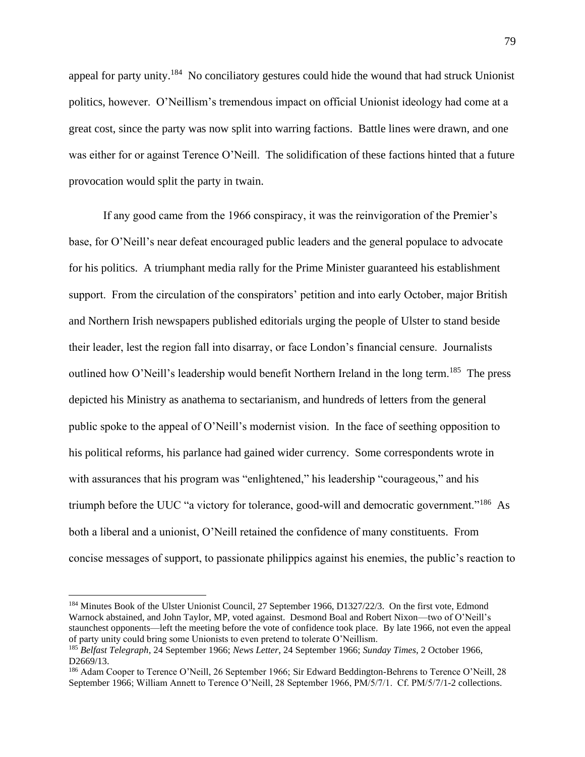appeal for party unity.[184] No conciliatory gestures could hide the wound that had struck Unionist politics, however. O'Neillism's tremendous impact on official Unionist ideology had come at a great cost, since the party was now split into warring factions. Battle lines were drawn, and one was either for or against Terence O'Neill. The solidification of these factions hinted that a future provocation would split the party in twain.

If any good came from the 1966 conspiracy, it was the reinvigoration of the Premier's base, for O'Neill's near defeat encouraged public leaders and the general populace to advocate for his politics. A triumphant media rally for the Prime Minister guaranteed his establishment support. From the circulation of the conspirators' petition and into early October, major British and Northern Irish newspapers published editorials urging the people of Ulster to stand beside their leader, lest the region fall into disarray, or face London's financial censure. Journalists outlined how O'Neill's leadership would benefit Northern Ireland in the long term.[185] The press depicted his Ministry as anathema to sectarianism, and hundreds of letters from the general public spoke to the appeal of O'Neill's modernist vision. In the face of seething opposition to his political reforms, his parlance had gained wider currency. Some correspondents wrote in with assurances that his program was "enlightened," his leadership "courageous," and his triumph before the UUC "a victory for tolerance, good-will and democratic government."[186] As both a liberal and a unionist, O'Neill retained the confidence of many constituents. From concise messages of support, to passionate philippics against his enemies, the public's reaction to

---

[184] Minutes Book of the Ulster Unionist Council, 27 September 1966, D1327/22/3. On the first vote, Edmond Warnock abstained, and John Taylor, MP, voted against. Desmond Boal and Robert Nixon—two of O'Neill's staunchest opponents—left the meeting before the vote of confidence took place. By late 1966, not even the appeal of party unity could bring some Unionists to even pretend to tolerate O'Neillism.

[185] *Belfast Telegraph*, 24 September 1966; *News Letter*, 24 September 1966; *Sunday Times*, 2 October 1966, D2669/13.

[186] Adam Cooper to Terence O'Neill, 26 September 1966; Sir Edward Beddington-Behrens to Terence O'Neill, 28 September 1966; William Annett to Terence O'Neill, 28 September 1966, PM/5/7/1. Cf. PM/5/7/1-2 collections.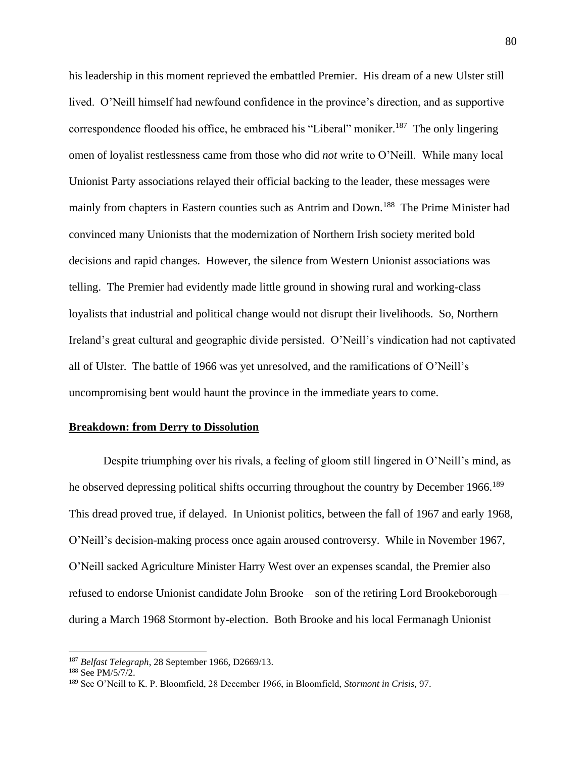his leadership in this moment reprieved the embattled Premier. His dream of a new Ulster still lived. O'Neill himself had newfound confidence in the province's direction, and as supportive correspondence flooded his office, he embraced his "Liberal" moniker.[187] The only lingering omen of loyalist restlessness came from those who did *not* write to O'Neill. While many local Unionist Party associations relayed their official backing to the leader, these messages were mainly from chapters in Eastern counties such as Antrim and Down.[188] The Prime Minister had convinced many Unionists that the modernization of Northern Irish society merited bold decisions and rapid changes. However, the silence from Western Unionist associations was telling. The Premier had evidently made little ground in showing rural and working-class loyalists that industrial and political change would not disrupt their livelihoods. So, Northern Ireland's great cultural and geographic divide persisted. O'Neill's vindication had not captivated all of Ulster. The battle of 1966 was yet unresolved, and the ramifications of O'Neill's uncompromising bent would haunt the province in the immediate years to come.

## **Breakdown: from Derry to Dissolution**

Despite triumphing over his rivals, a feeling of gloom still lingered in O'Neill's mind, as he observed depressing political shifts occurring throughout the country by December 1966.[189] This dread proved true, if delayed. In Unionist politics, between the fall of 1967 and early 1968, O'Neill's decision-making process once again aroused controversy. While in November 1967, O'Neill sacked Agriculture Minister Harry West over an expenses scandal, the Premier also refused to endorse Unionist candidate John Brooke—son of the retiring Lord Brookeborough—during a March 1968 Stormont by-election. Both Brooke and his local Fermanagh Unionist

---

[187] *Belfast Telegraph*, 28 September 1966, D2669/13.

[188] See PM/5/7/2.

[189] See O'Neill to K. P. Bloomfield, 28 December 1966, in Bloomfield, *Stormont in Crisis*, 97.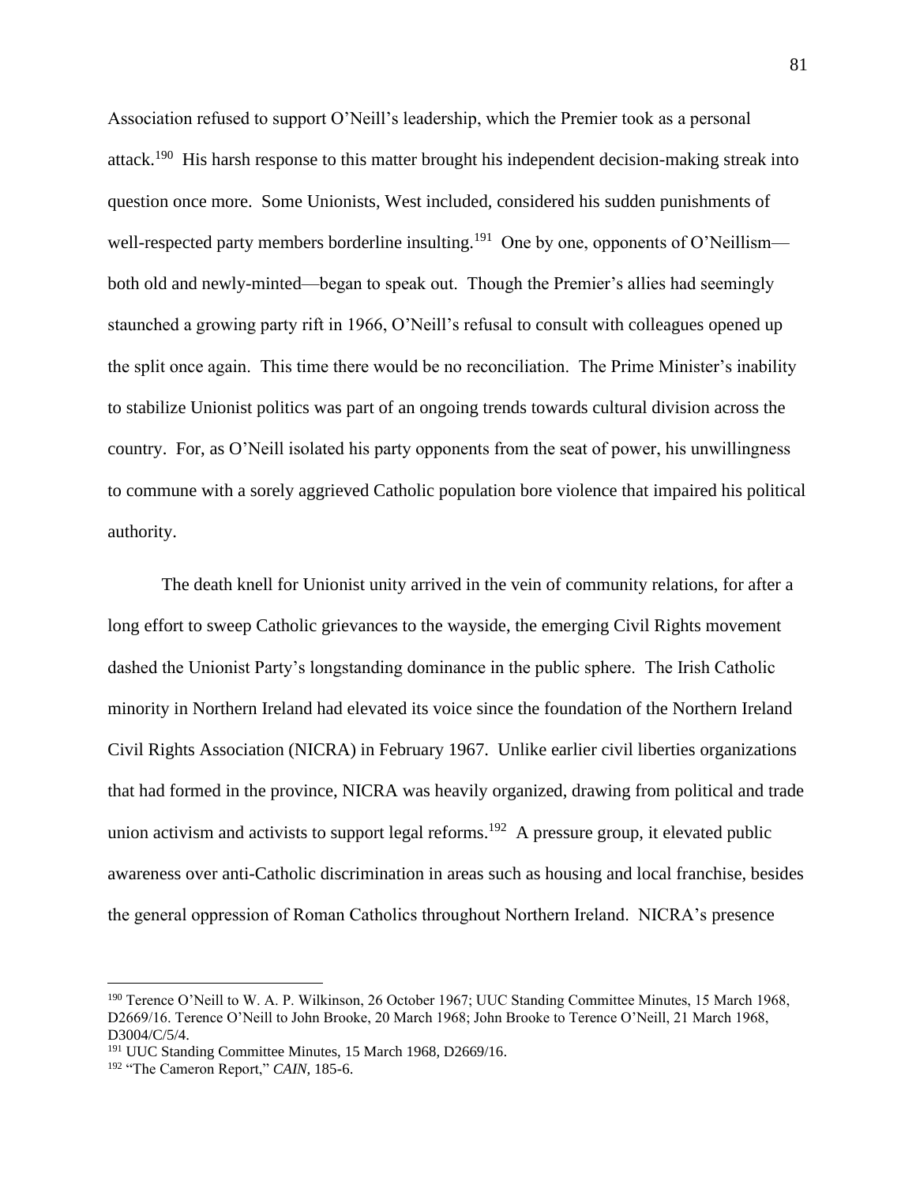Association refused to support O'Neill's leadership, which the Premier took as a personal attack.[190] His harsh response to this matter brought his independent decision-making streak into question once more. Some Unionists, West included, considered his sudden punishments of well-respected party members borderline insulting.[191] One by one, opponents of O'Neillism—both old and newly-minted—began to speak out. Though the Premier's allies had seemingly staunched a growing party rift in 1966, O'Neill's refusal to consult with colleagues opened up the split once again. This time there would be no reconciliation. The Prime Minister's inability to stabilize Unionist politics was part of an ongoing trends towards cultural division across the country. For, as O'Neill isolated his party opponents from the seat of power, his unwillingness to commune with a sorely aggrieved Catholic population bore violence that impaired his political authority.

The death knell for Unionist unity arrived in the vein of community relations, for after a long effort to sweep Catholic grievances to the wayside, the emerging Civil Rights movement dashed the Unionist Party's longstanding dominance in the public sphere. The Irish Catholic minority in Northern Ireland had elevated its voice since the foundation of the Northern Ireland Civil Rights Association (NICRA) in February 1967. Unlike earlier civil liberties organizations that had formed in the province, NICRA was heavily organized, drawing from political and trade union activism and activists to support legal reforms.[192] A pressure group, it elevated public awareness over anti-Catholic discrimination in areas such as housing and local franchise, besides the general oppression of Roman Catholics throughout Northern Ireland. NICRA's presence

---

[190] Terence O'Neill to W. A. P. Wilkinson, 26 October 1967; UUC Standing Committee Minutes, 15 March 1968, D2669/16. Terence O'Neill to John Brooke, 20 March 1968; John Brooke to Terence O'Neill, 21 March 1968, D3004/C/5/4.

[191] UUC Standing Committee Minutes, 15 March 1968, D2669/16.

[192] "The Cameron Report," *CAIN*, 185-6.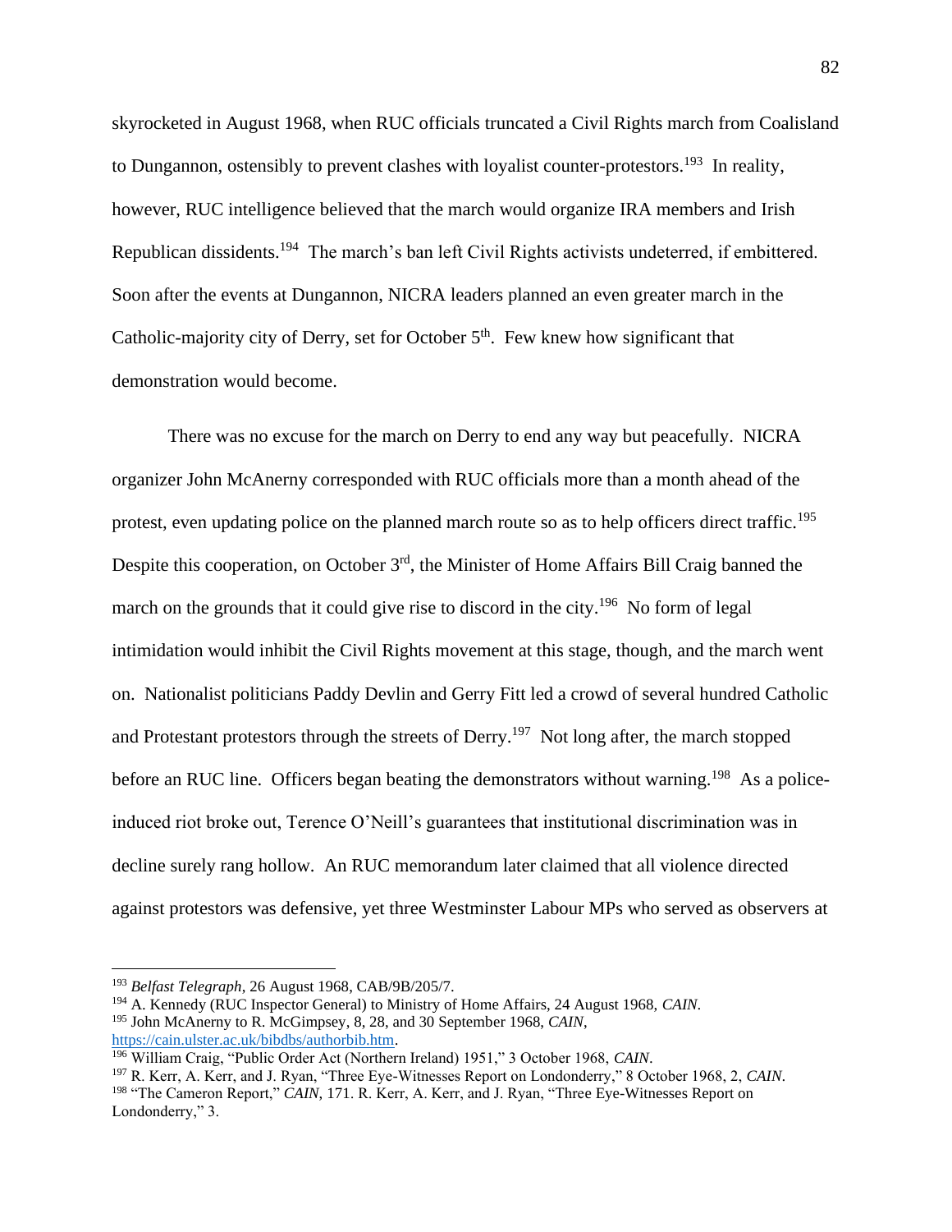skyrocketed in August 1968, when RUC officials truncated a Civil Rights march from Coalisland to Dungannon, ostensibly to prevent clashes with loyalist counter-protestors.[193] In reality, however, RUC intelligence believed that the march would organize IRA members and Irish Republican dissidents.[194] The march's ban left Civil Rights activists undeterred, if embittered. Soon after the events at Dungannon, NICRA leaders planned an even greater march in the Catholic-majority city of Derry, set for October 5th. Few knew how significant that demonstration would become.

There was no excuse for the march on Derry to end any way but peacefully. NICRA organizer John McAnerny corresponded with RUC officials more than a month ahead of the protest, even updating police on the planned march route so as to help officers direct traffic.[195] Despite this cooperation, on October 3rd, the Minister of Home Affairs Bill Craig banned the march on the grounds that it could give rise to discord in the city.[196] No form of legal intimidation would inhibit the Civil Rights movement at this stage, though, and the march went on. Nationalist politicians Paddy Devlin and Gerry Fitt led a crowd of several hundred Catholic and Protestant protestors through the streets of Derry.[197] Not long after, the march stopped before an RUC line. Officers began beating the demonstrators without warning.[198] As a police-induced riot broke out, Terence O'Neill's guarantees that institutional discrimination was in decline surely rang hollow. An RUC memorandum later claimed that all violence directed against protestors was defensive, yet three Westminster Labour MPs who served as observers at

---

[193] *Belfast Telegraph*, 26 August 1968, CAB/9B/205/7.

[194] A. Kennedy (RUC Inspector General) to Ministry of Home Affairs, 24 August 1968, *CAIN*.

[195] John McAnerny to R. McGimpsey, 8, 28, and 30 September 1968, *CAIN*, https://cain.ulster.ac.uk/bibdbs/authorbib.htm.

[196] William Craig, "Public Order Act (Northern Ireland) 1951," 3 October 1968, *CAIN*.

[197] R. Kerr, A. Kerr, and J. Ryan, "Three Eye-Witnesses Report on Londonderry," 8 October 1968, 2, *CAIN*.

[198] "The Cameron Report," *CAIN*, 171. R. Kerr, A. Kerr, and J. Ryan, "Three Eye-Witnesses Report on Londonderry," 3.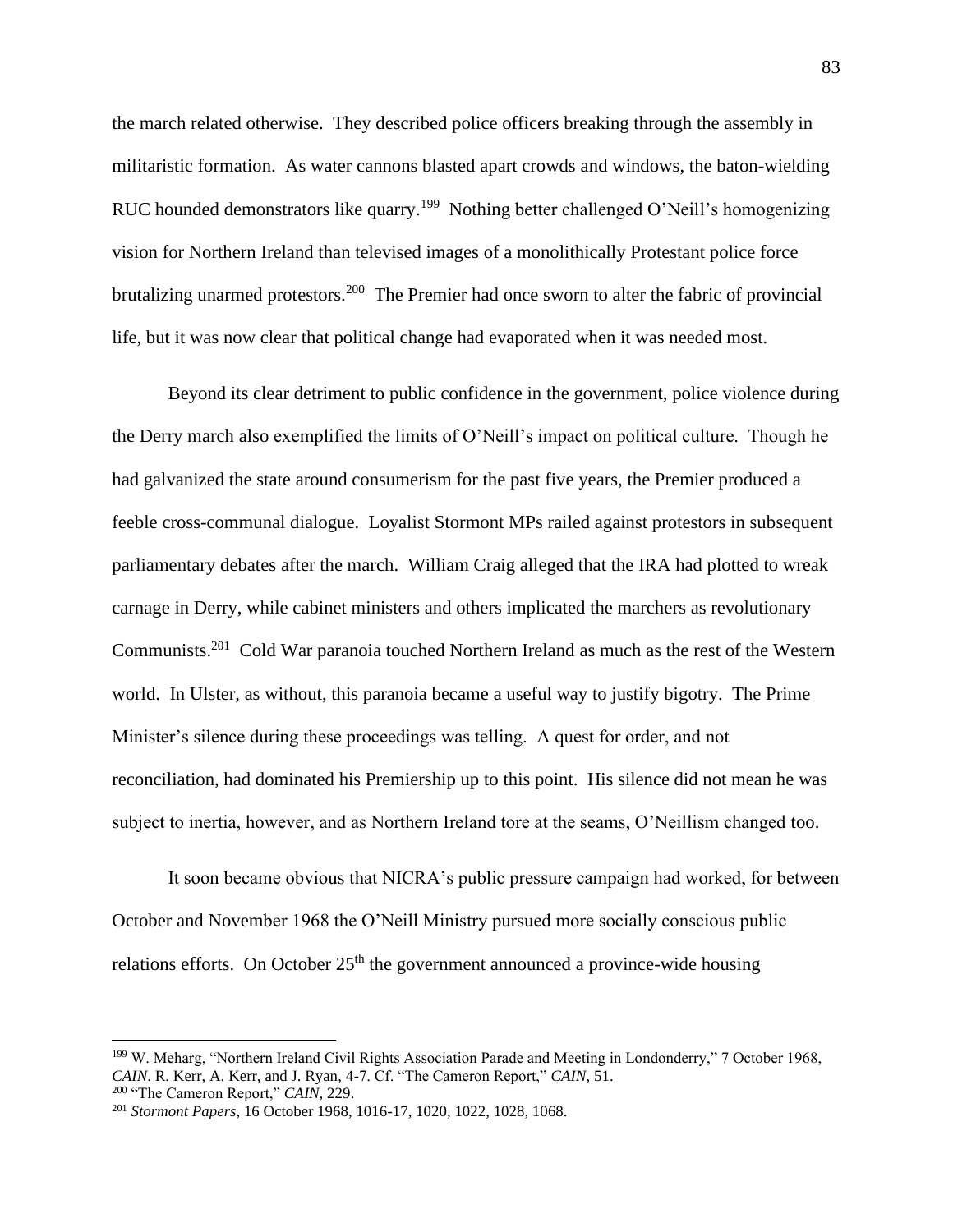the march related otherwise. They described police officers breaking through the assembly in militaristic formation. As water cannons blasted apart crowds and windows, the baton-wielding RUC hounded demonstrators like quarry.[199] Nothing better challenged O'Neill's homogenizing vision for Northern Ireland than televised images of a monolithically Protestant police force brutalizing unarmed protestors.[200] The Premier had once sworn to alter the fabric of provincial life, but it was now clear that political change had evaporated when it was needed most.

Beyond its clear detriment to public confidence in the government, police violence during the Derry march also exemplified the limits of O'Neill's impact on political culture. Though he had galvanized the state around consumerism for the past five years, the Premier produced a feeble cross-communal dialogue. Loyalist Stormont MPs railed against protestors in subsequent parliamentary debates after the march. William Craig alleged that the IRA had plotted to wreak carnage in Derry, while cabinet ministers and others implicated the marchers as revolutionary Communists.[201] Cold War paranoia touched Northern Ireland as much as the rest of the Western world. In Ulster, as without, this paranoia became a useful way to justify bigotry. The Prime Minister's silence during these proceedings was telling. A quest for order, and not reconciliation, had dominated his Premiership up to this point. His silence did not mean he was subject to inertia, however, and as Northern Ireland tore at the seams, O'Neillism changed too.

It soon became obvious that NICRA's public pressure campaign had worked, for between October and November 1968 the O'Neill Ministry pursued more socially conscious public relations efforts. On October 25th the government announced a province-wide housing

---

[199] W. Meharg, "Northern Ireland Civil Rights Association Parade and Meeting in Londonderry," 7 October 1968, *CAIN*. R. Kerr, A. Kerr, and J. Ryan, 4-7. Cf. "The Cameron Report," *CAIN*, 51.

[200] "The Cameron Report," *CAIN*, 229.

[201] *Stormont Papers*, 16 October 1968, 1016-17, 1020, 1022, 1028, 1068.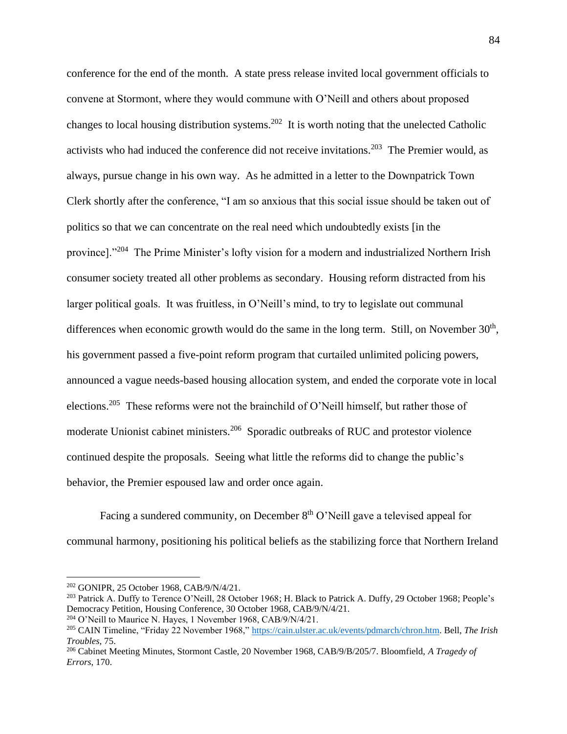conference for the end of the month. A state press release invited local government officials to convene at Stormont, where they would commune with O'Neill and others about proposed changes to local housing distribution systems.[202] It is worth noting that the unelected Catholic activists who had induced the conference did not receive invitations.[203] The Premier would, as always, pursue change in his own way. As he admitted in a letter to the Downpatrick Town Clerk shortly after the conference, "I am so anxious that this social issue should be taken out of politics so that we can concentrate on the real need which undoubtedly exists [in the province]."[204] The Prime Minister's lofty vision for a modern and industrialized Northern Irish consumer society treated all other problems as secondary. Housing reform distracted from his larger political goals. It was fruitless, in O'Neill's mind, to try to legislate out communal differences when economic growth would do the same in the long term. Still, on November 30th, his government passed a five-point reform program that curtailed unlimited policing powers, announced a vague needs-based housing allocation system, and ended the corporate vote in local elections.[205] These reforms were not the brainchild of O'Neill himself, but rather those of moderate Unionist cabinet ministers.[206] Sporadic outbreaks of RUC and protestor violence continued despite the proposals. Seeing what little the reforms did to change the public's behavior, the Premier espoused law and order once again.

Facing a sundered community, on December 8th O'Neill gave a televised appeal for communal harmony, positioning his political beliefs as the stabilizing force that Northern Ireland

---

[202] GONIPR, 25 October 1968, CAB/9/N/4/21.

[203] Patrick A. Duffy to Terence O'Neill, 28 October 1968; H. Black to Patrick A. Duffy, 29 October 1968; People's Democracy Petition, Housing Conference, 30 October 1968, CAB/9/N/4/21.

[204] O'Neill to Maurice N. Hayes, 1 November 1968, CAB/9/N/4/21.

[205] CAIN Timeline, "Friday 22 November 1968," https://cain.ulster.ac.uk/events/pdmarch/chron.htm. Bell, *The Irish Troubles*, 75.

[206] Cabinet Meeting Minutes, Stormont Castle, 20 November 1968, CAB/9/B/205/7. Bloomfield, *A Tragedy of Errors*, 170.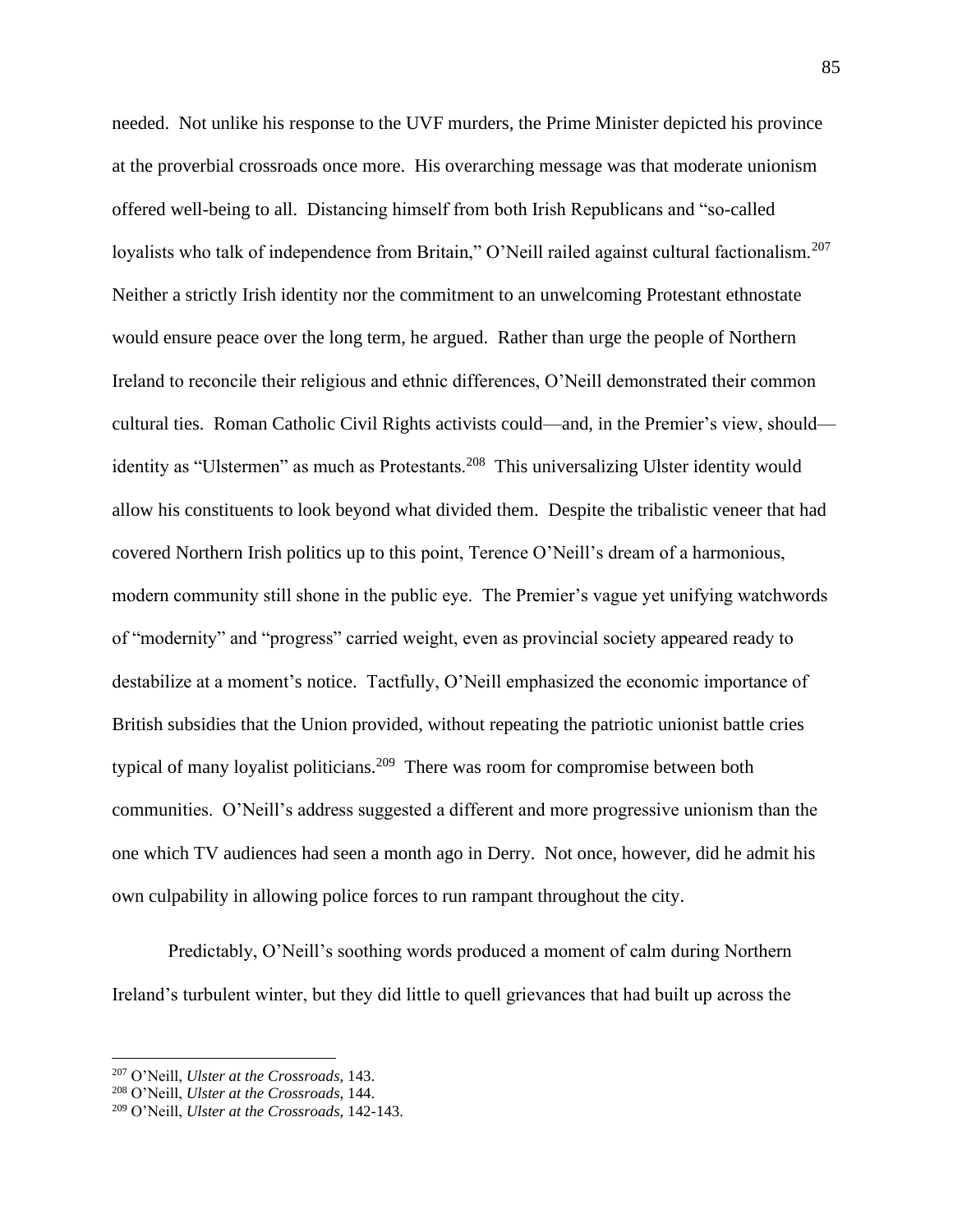needed. Not unlike his response to the UVF murders, the Prime Minister depicted his province at the proverbial crossroads once more. His overarching message was that moderate unionism offered well-being to all. Distancing himself from both Irish Republicans and "so-called loyalists who talk of independence from Britain," O'Neill railed against cultural factionalism.[207] Neither a strictly Irish identity nor the commitment to an unwelcoming Protestant ethnostate would ensure peace over the long term, he argued. Rather than urge the people of Northern Ireland to reconcile their religious and ethnic differences, O'Neill demonstrated their common cultural ties. Roman Catholic Civil Rights activists could—and, in the Premier's view, should—identity as "Ulstermen" as much as Protestants.[208] This universalizing Ulster identity would allow his constituents to look beyond what divided them. Despite the tribalistic veneer that had covered Northern Irish politics up to this point, Terence O'Neill's dream of a harmonious, modern community still shone in the public eye. The Premier's vague yet unifying watchwords of "modernity" and "progress" carried weight, even as provincial society appeared ready to destabilize at a moment's notice. Tactfully, O'Neill emphasized the economic importance of British subsidies that the Union provided, without repeating the patriotic unionist battle cries typical of many loyalist politicians.[209] There was room for compromise between both communities. O'Neill's address suggested a different and more progressive unionism than the one which TV audiences had seen a month ago in Derry. Not once, however, did he admit his own culpability in allowing police forces to run rampant throughout the city.

Predictably, O'Neill's soothing words produced a moment of calm during Northern Ireland's turbulent winter, but they did little to quell grievances that had built up across the

---

[207] O'Neill, *Ulster at the Crossroads*, 143.

[208] O'Neill, *Ulster at the Crossroads*, 144.

[209] O'Neill, *Ulster at the Crossroads*, 142-143.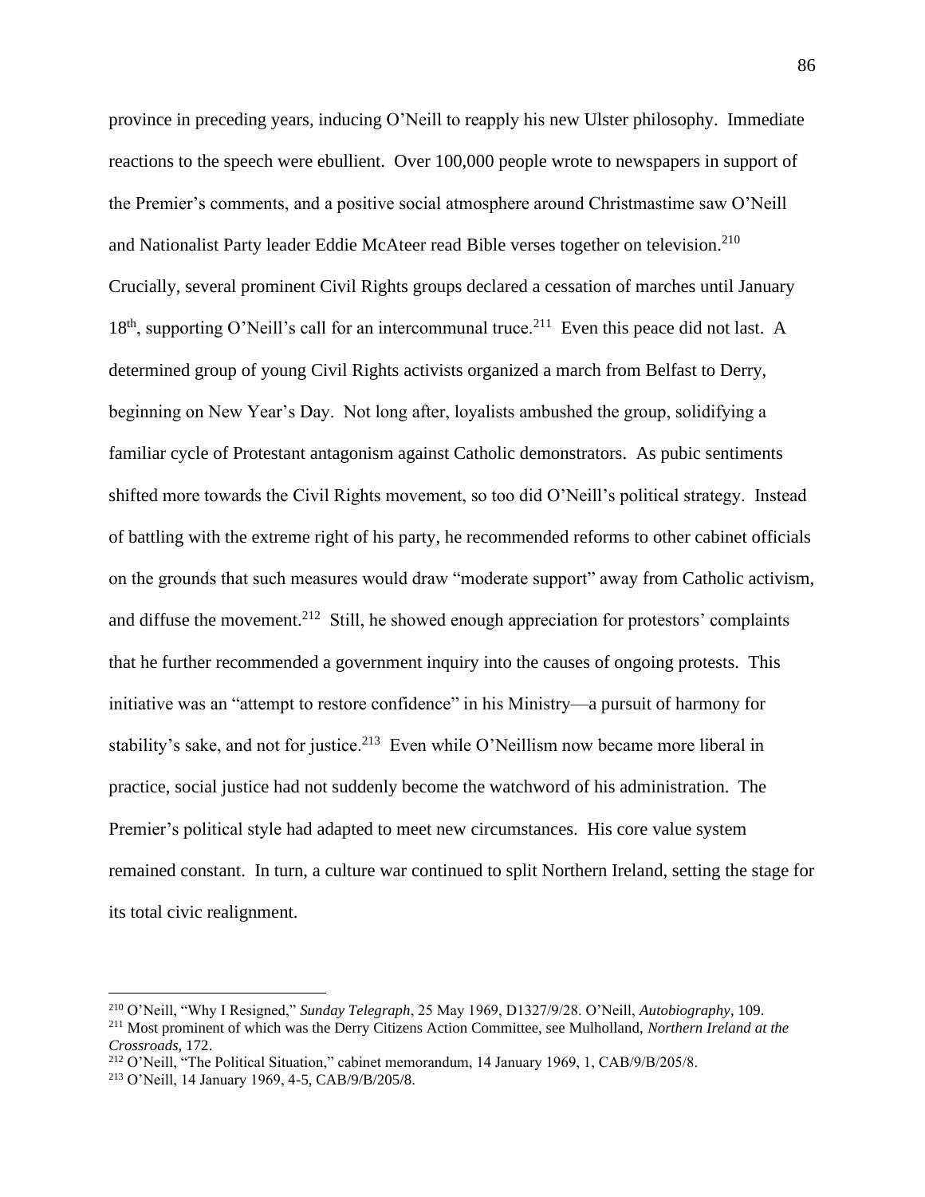province in preceding years, inducing O'Neill to reapply his new Ulster philosophy. Immediate reactions to the speech were ebullient. Over 100,000 people wrote to newspapers in support of the Premier's comments, and a positive social atmosphere around Christmastime saw O'Neill and Nationalist Party leader Eddie McAteer read Bible verses together on television.[210] Crucially, several prominent Civil Rights groups declared a cessation of marches until January 18th, supporting O'Neill's call for an intercommunal truce.[211] Even this peace did not last. A determined group of young Civil Rights activists organized a march from Belfast to Derry, beginning on New Year's Day. Not long after, loyalists ambushed the group, solidifying a familiar cycle of Protestant antagonism against Catholic demonstrators. As pubic sentiments shifted more towards the Civil Rights movement, so too did O'Neill's political strategy. Instead of battling with the extreme right of his party, he recommended reforms to other cabinet officials on the grounds that such measures would draw "moderate support" away from Catholic activism, and diffuse the movement.[212] Still, he showed enough appreciation for protestors' complaints that he further recommended a government inquiry into the causes of ongoing protests. This initiative was an "attempt to restore confidence" in his Ministry—a pursuit of harmony for stability's sake, and not for justice.[213] Even while O'Neillism now became more liberal in practice, social justice had not suddenly become the watchword of his administration. The Premier's political style had adapted to meet new circumstances. His core value system remained constant. In turn, a culture war continued to split Northern Ireland, setting the stage for its total civic realignment.

---

[210] O'Neill, "Why I Resigned," *Sunday Telegraph*, 25 May 1969, D1327/9/28. O'Neill, *Autobiography*, 109.

[211] Most prominent of which was the Derry Citizens Action Committee, see Mulholland, *Northern Ireland at the Crossroads*, 172.

[212] O'Neill, "The Political Situation," cabinet memorandum, 14 January 1969, 1, CAB/9/B/205/8.

[213] O'Neill, 14 January 1969, 4-5, CAB/9/B/205/8.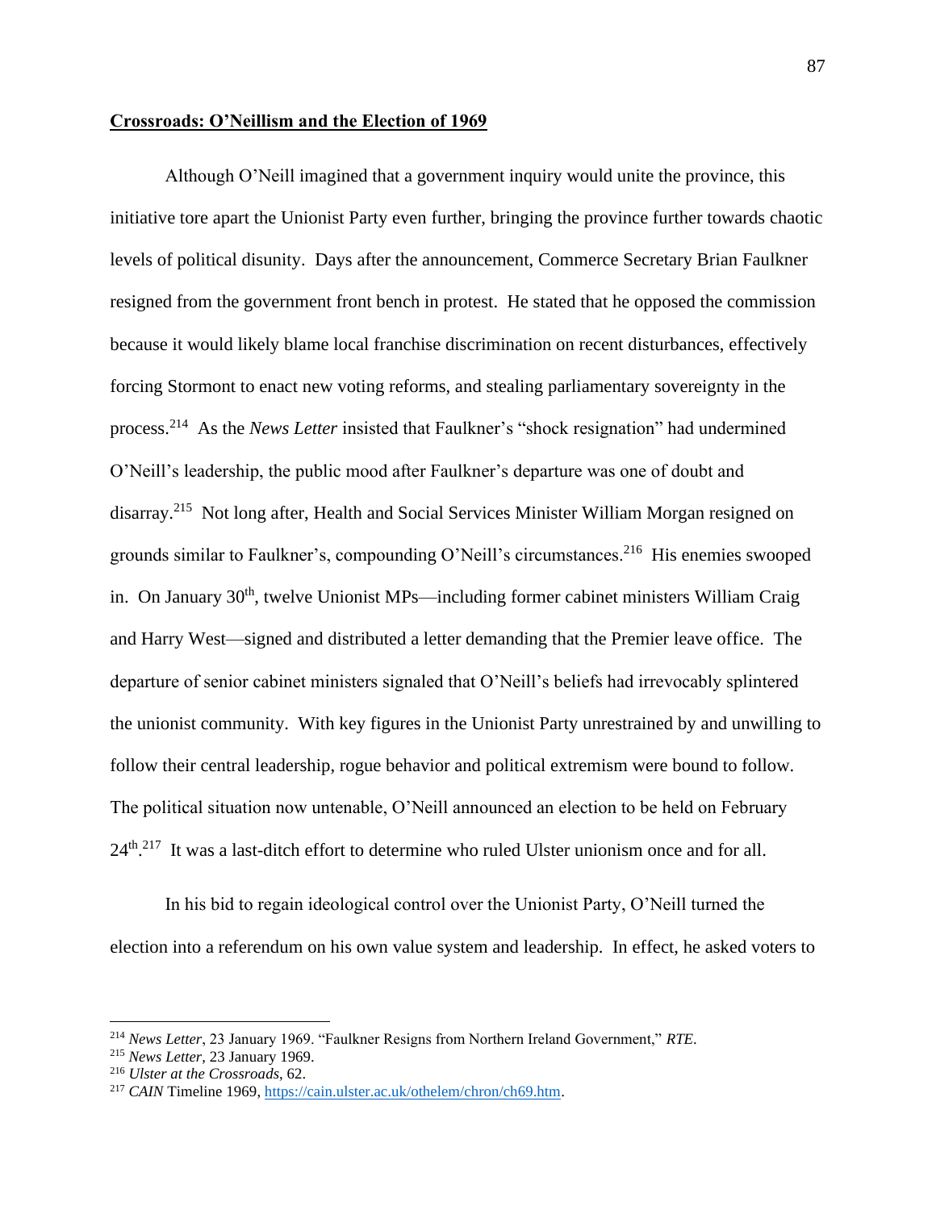**Crossroads: O'Neillism and the Election of 1969**

Although O'Neill imagined that a government inquiry would unite the province, this initiative tore apart the Unionist Party even further, bringing the province further towards chaotic levels of political disunity. Days after the announcement, Commerce Secretary Brian Faulkner resigned from the government front bench in protest. He stated that he opposed the commission because it would likely blame local franchise discrimination on recent disturbances, effectively forcing Stormont to enact new voting reforms, and stealing parliamentary sovereignty in the process.[214] As the *News Letter* insisted that Faulkner's "shock resignation" had undermined O'Neill's leadership, the public mood after Faulkner's departure was one of doubt and disarray.[215] Not long after, Health and Social Services Minister William Morgan resigned on grounds similar to Faulkner's, compounding O'Neill's circumstances.[216] His enemies swooped in. On January 30th, twelve Unionist MPs—including former cabinet ministers William Craig and Harry West—signed and distributed a letter demanding that the Premier leave office. The departure of senior cabinet ministers signaled that O'Neill's beliefs had irrevocably splintered the unionist community. With key figures in the Unionist Party unrestrained by and unwilling to follow their central leadership, rogue behavior and political extremism were bound to follow. The political situation now untenable, O'Neill announced an election to be held on February 24th.[217] It was a last-ditch effort to determine who ruled Ulster unionism once and for all.

In his bid to regain ideological control over the Unionist Party, O'Neill turned the election into a referendum on his own value system and leadership. In effect, he asked voters to

---

[214] *News Letter*, 23 January 1969. "Faulkner Resigns from Northern Ireland Government," *RTE*.

[215] *News Letter*, 23 January 1969.

[216] *Ulster at the Crossroads*, 62.

[217] *CAIN* Timeline 1969, https://cain.ulster.ac.uk/othelem/chron/ch69.htm.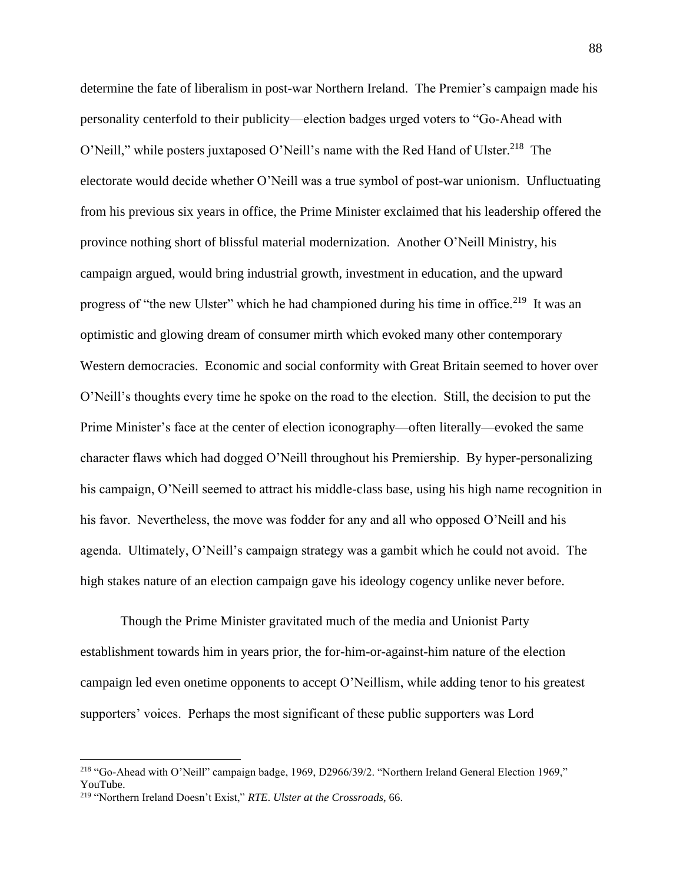determine the fate of liberalism in post-war Northern Ireland. The Premier's campaign made his personality centerfold to their publicity—election badges urged voters to "Go-Ahead with O'Neill," while posters juxtaposed O'Neill's name with the Red Hand of Ulster.[218] The electorate would decide whether O'Neill was a true symbol of post-war unionism. Unfluctuating from his previous six years in office, the Prime Minister exclaimed that his leadership offered the province nothing short of blissful material modernization. Another O'Neill Ministry, his campaign argued, would bring industrial growth, investment in education, and the upward progress of "the new Ulster" which he had championed during his time in office.[219] It was an optimistic and glowing dream of consumer mirth which evoked many other contemporary Western democracies. Economic and social conformity with Great Britain seemed to hover over O'Neill's thoughts every time he spoke on the road to the election. Still, the decision to put the Prime Minister's face at the center of election iconography—often literally—evoked the same character flaws which had dogged O'Neill throughout his Premiership. By hyper-personalizing his campaign, O'Neill seemed to attract his middle-class base, using his high name recognition in his favor. Nevertheless, the move was fodder for any and all who opposed O'Neill and his agenda. Ultimately, O'Neill's campaign strategy was a gambit which he could not avoid. The high stakes nature of an election campaign gave his ideology cogency unlike never before.

Though the Prime Minister gravitated much of the media and Unionist Party establishment towards him in years prior, the for-him-or-against-him nature of the election campaign led even onetime opponents to accept O'Neillism, while adding tenor to his greatest supporters' voices. Perhaps the most significant of these public supporters was Lord

---

[218] "Go-Ahead with O'Neill" campaign badge, 1969, D2966/39/2. "Northern Ireland General Election 1969," YouTube.

[219] "Northern Ireland Doesn't Exist," *RTE*. *Ulster at the Crossroads*, 66.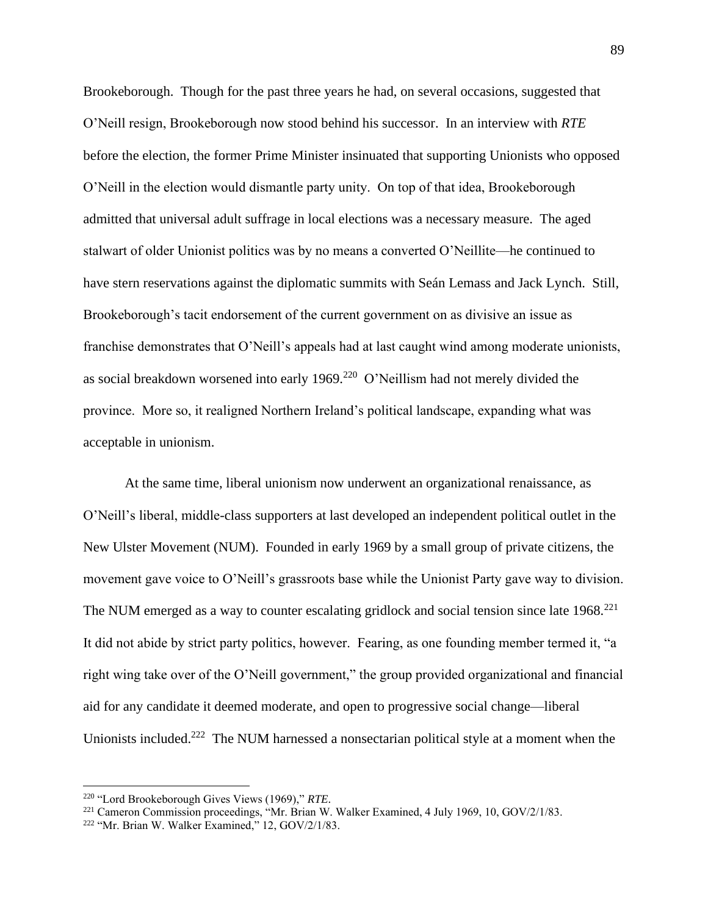Brookeborough. Though for the past three years he had, on several occasions, suggested that O'Neill resign, Brookeborough now stood behind his successor. In an interview with *RTE* before the election, the former Prime Minister insinuated that supporting Unionists who opposed O'Neill in the election would dismantle party unity. On top of that idea, Brookeborough admitted that universal adult suffrage in local elections was a necessary measure. The aged stalwart of older Unionist politics was by no means a converted O'Neillite—he continued to have stern reservations against the diplomatic summits with Seán Lemass and Jack Lynch. Still, Brookeborough's tacit endorsement of the current government on as divisive an issue as franchise demonstrates that O'Neill's appeals had at last caught wind among moderate unionists, as social breakdown worsened into early 1969.[220] O'Neillism had not merely divided the province. More so, it realigned Northern Ireland's political landscape, expanding what was acceptable in unionism.

At the same time, liberal unionism now underwent an organizational renaissance, as O'Neill's liberal, middle-class supporters at last developed an independent political outlet in the New Ulster Movement (NUM). Founded in early 1969 by a small group of private citizens, the movement gave voice to O'Neill's grassroots base while the Unionist Party gave way to division. The NUM emerged as a way to counter escalating gridlock and social tension since late 1968.[221] It did not abide by strict party politics, however. Fearing, as one founding member termed it, "a right wing take over of the O'Neill government," the group provided organizational and financial aid for any candidate it deemed moderate, and open to progressive social change—liberal Unionists included.[222] The NUM harnessed a nonsectarian political style at a moment when the

---

[220] "Lord Brookeborough Gives Views (1969)," *RTE*.

[221] Cameron Commission proceedings, "Mr. Brian W. Walker Examined, 4 July 1969, 10, GOV/2/1/83.

[222] "Mr. Brian W. Walker Examined," 12, GOV/2/1/83.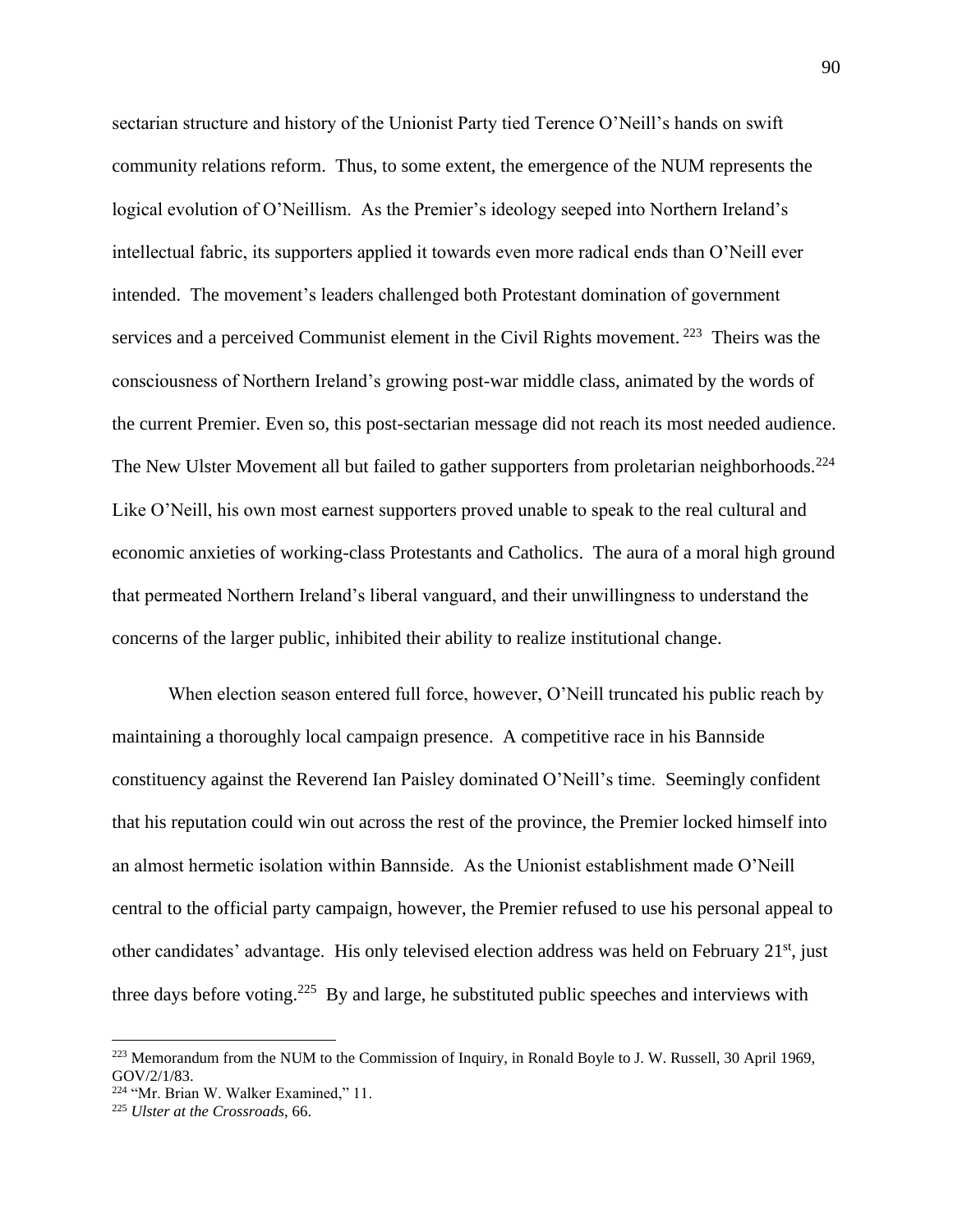sectarian structure and history of the Unionist Party tied Terence O'Neill's hands on swift community relations reform. Thus, to some extent, the emergence of the NUM represents the logical evolution of O'Neillism. As the Premier's ideology seeped into Northern Ireland's intellectual fabric, its supporters applied it towards even more radical ends than O'Neill ever intended. The movement's leaders challenged both Protestant domination of government services and a perceived Communist element in the Civil Rights movement.[223] Theirs was the consciousness of Northern Ireland's growing post-war middle class, animated by the words of the current Premier. Even so, this post-sectarian message did not reach its most needed audience. The New Ulster Movement all but failed to gather supporters from proletarian neighborhoods.[224] Like O'Neill, his own most earnest supporters proved unable to speak to the real cultural and economic anxieties of working-class Protestants and Catholics. The aura of a moral high ground that permeated Northern Ireland's liberal vanguard, and their unwillingness to understand the concerns of the larger public, inhibited their ability to realize institutional change.

When election season entered full force, however, O'Neill truncated his public reach by maintaining a thoroughly local campaign presence. A competitive race in his Bannside constituency against the Reverend Ian Paisley dominated O'Neill's time. Seemingly confident that his reputation could win out across the rest of the province, the Premier locked himself into an almost hermetic isolation within Bannside. As the Unionist establishment made O'Neill central to the official party campaign, however, the Premier refused to use his personal appeal to other candidates' advantage. His only televised election address was held on February 21st, just three days before voting.[225] By and large, he substituted public speeches and interviews with

---

[223] Memorandum from the NUM to the Commission of Inquiry, in Ronald Boyle to J. W. Russell, 30 April 1969, GOV/2/1/83.

[224] "Mr. Brian W. Walker Examined," 11.

[225] *Ulster at the Crossroads*, 66.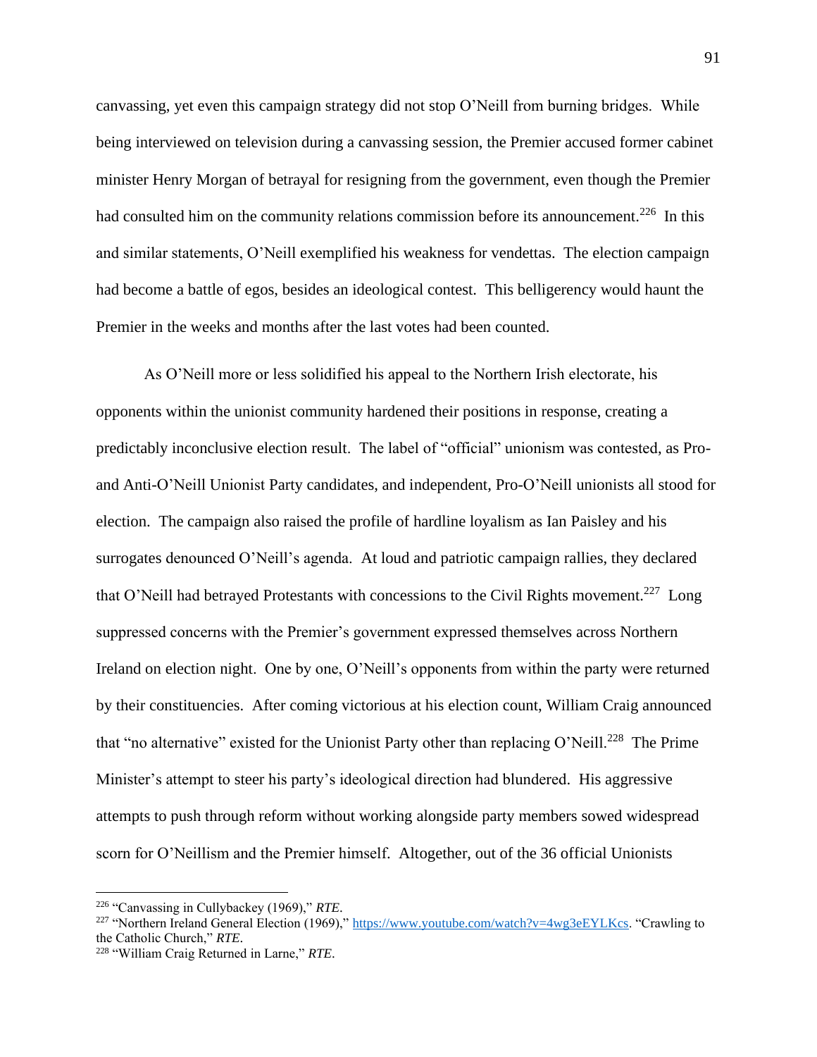canvassing, yet even this campaign strategy did not stop O'Neill from burning bridges. While being interviewed on television during a canvassing session, the Premier accused former cabinet minister Henry Morgan of betrayal for resigning from the government, even though the Premier had consulted him on the community relations commission before its announcement.[226] In this and similar statements, O'Neill exemplified his weakness for vendettas. The election campaign had become a battle of egos, besides an ideological contest. This belligerency would haunt the Premier in the weeks and months after the last votes had been counted.

As O'Neill more or less solidified his appeal to the Northern Irish electorate, his opponents within the unionist community hardened their positions in response, creating a predictably inconclusive election result. The label of "official" unionism was contested, as Pro- and Anti-O'Neill Unionist Party candidates, and independent, Pro-O'Neill unionists all stood for election. The campaign also raised the profile of hardline loyalism as Ian Paisley and his surrogates denounced O'Neill's agenda. At loud and patriotic campaign rallies, they declared that O'Neill had betrayed Protestants with concessions to the Civil Rights movement.[227] Long suppressed concerns with the Premier's government expressed themselves across Northern Ireland on election night. One by one, O'Neill's opponents from within the party were returned by their constituencies. After coming victorious at his election count, William Craig announced that "no alternative" existed for the Unionist Party other than replacing O'Neill.[228] The Prime Minister's attempt to steer his party's ideological direction had blundered. His aggressive attempts to push through reform without working alongside party members sowed widespread scorn for O'Neillism and the Premier himself. Altogether, out of the 36 official Unionists

---

[226] "Canvassing in Cullybackey (1969)," *RTE*.

[227] "Northern Ireland General Election (1969)," https://www.youtube.com/watch?v=4wg3eEYLKcs. "Crawling to the Catholic Church," *RTE*.

[228] "William Craig Returned in Larne," *RTE*.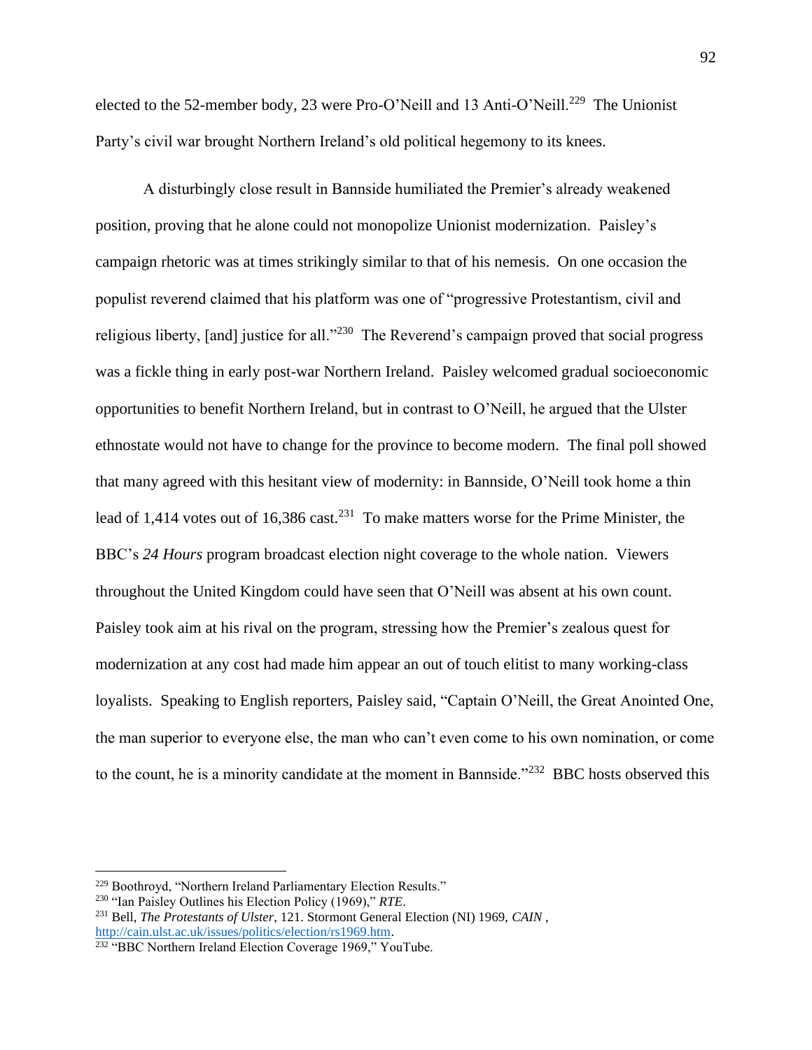elected to the 52-member body, 23 were Pro-O'Neill and 13 Anti-O'Neill.[229] The Unionist Party's civil war brought Northern Ireland's old political hegemony to its knees.

A disturbingly close result in Bannside humiliated the Premier's already weakened position, proving that he alone could not monopolize Unionist modernization. Paisley's campaign rhetoric was at times strikingly similar to that of his nemesis. On one occasion the populist reverend claimed that his platform was one of "progressive Protestantism, civil and religious liberty, [and] justice for all."[230] The Reverend's campaign proved that social progress was a fickle thing in early post-war Northern Ireland. Paisley welcomed gradual socioeconomic opportunities to benefit Northern Ireland, but in contrast to O'Neill, he argued that the Ulster ethnostate would not have to change for the province to become modern. The final poll showed that many agreed with this hesitant view of modernity: in Bannside, O'Neill took home a thin lead of 1,414 votes out of 16,386 cast.[231] To make matters worse for the Prime Minister, the BBC's *24 Hours* program broadcast election night coverage to the whole nation. Viewers throughout the United Kingdom could have seen that O'Neill was absent at his own count. Paisley took aim at his rival on the program, stressing how the Premier's zealous quest for modernization at any cost had made him appear an out of touch elitist to many working-class loyalists. Speaking to English reporters, Paisley said, "Captain O'Neill, the Great Anointed One, the man superior to everyone else, the man who can't even come to his own nomination, or come to the count, he is a minority candidate at the moment in Bannside."[232] BBC hosts observed this

---

[229] Boothroyd, "Northern Ireland Parliamentary Election Results."

[230] "Ian Paisley Outlines his Election Policy (1969)," *RTE*.

[231] Bell, *The Protestants of Ulster*, 121. Stormont General Election (NI) 1969, *CAIN* , http://cain.ulst.ac.uk/issues/politics/election/rs1969.htm.

[232] "BBC Northern Ireland Election Coverage 1969," YouTube.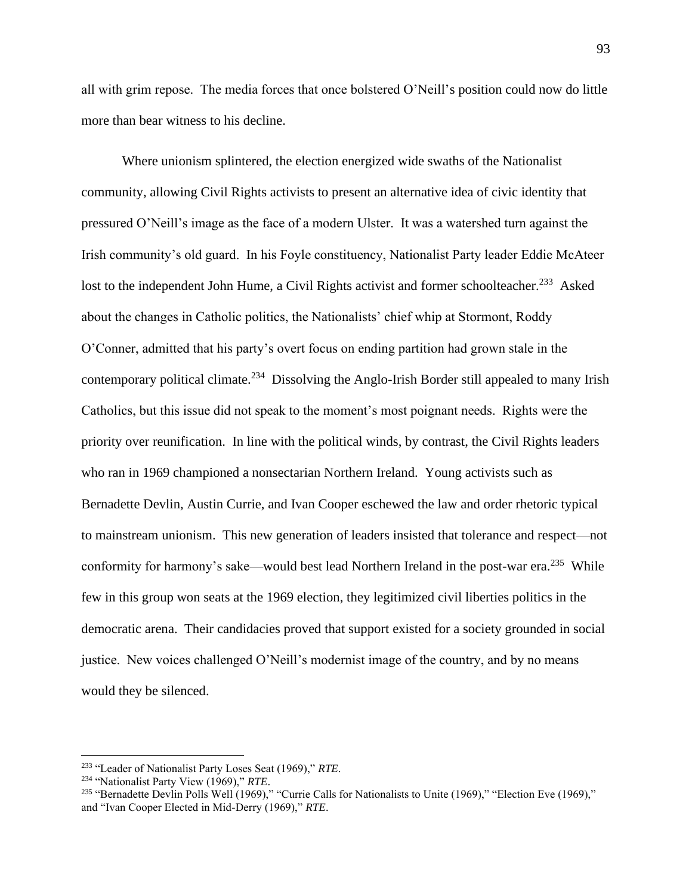all with grim repose. The media forces that once bolstered O'Neill's position could now do little more than bear witness to his decline.

Where unionism splintered, the election energized wide swaths of the Nationalist community, allowing Civil Rights activists to present an alternative idea of civic identity that pressured O'Neill's image as the face of a modern Ulster. It was a watershed turn against the Irish community's old guard. In his Foyle constituency, Nationalist Party leader Eddie McAteer lost to the independent John Hume, a Civil Rights activist and former schoolteacher.[233] Asked about the changes in Catholic politics, the Nationalists' chief whip at Stormont, Roddy O'Conner, admitted that his party's overt focus on ending partition had grown stale in the contemporary political climate.[234] Dissolving the Anglo-Irish Border still appealed to many Irish Catholics, but this issue did not speak to the moment's most poignant needs. Rights were the priority over reunification. In line with the political winds, by contrast, the Civil Rights leaders who ran in 1969 championed a nonsectarian Northern Ireland. Young activists such as Bernadette Devlin, Austin Currie, and Ivan Cooper eschewed the law and order rhetoric typical to mainstream unionism. This new generation of leaders insisted that tolerance and respect—not conformity for harmony's sake—would best lead Northern Ireland in the post-war era.[235] While few in this group won seats at the 1969 election, they legitimized civil liberties politics in the democratic arena. Their candidacies proved that support existed for a society grounded in social justice. New voices challenged O'Neill's modernist image of the country, and by no means would they be silenced.

---

[233] "Leader of Nationalist Party Loses Seat (1969)," *RTE*.

[234] "Nationalist Party View (1969)," *RTE*.

[235] "Bernadette Devlin Polls Well (1969)," "Currie Calls for Nationalists to Unite (1969)," "Election Eve (1969)," and "Ivan Cooper Elected in Mid-Derry (1969)," *RTE*.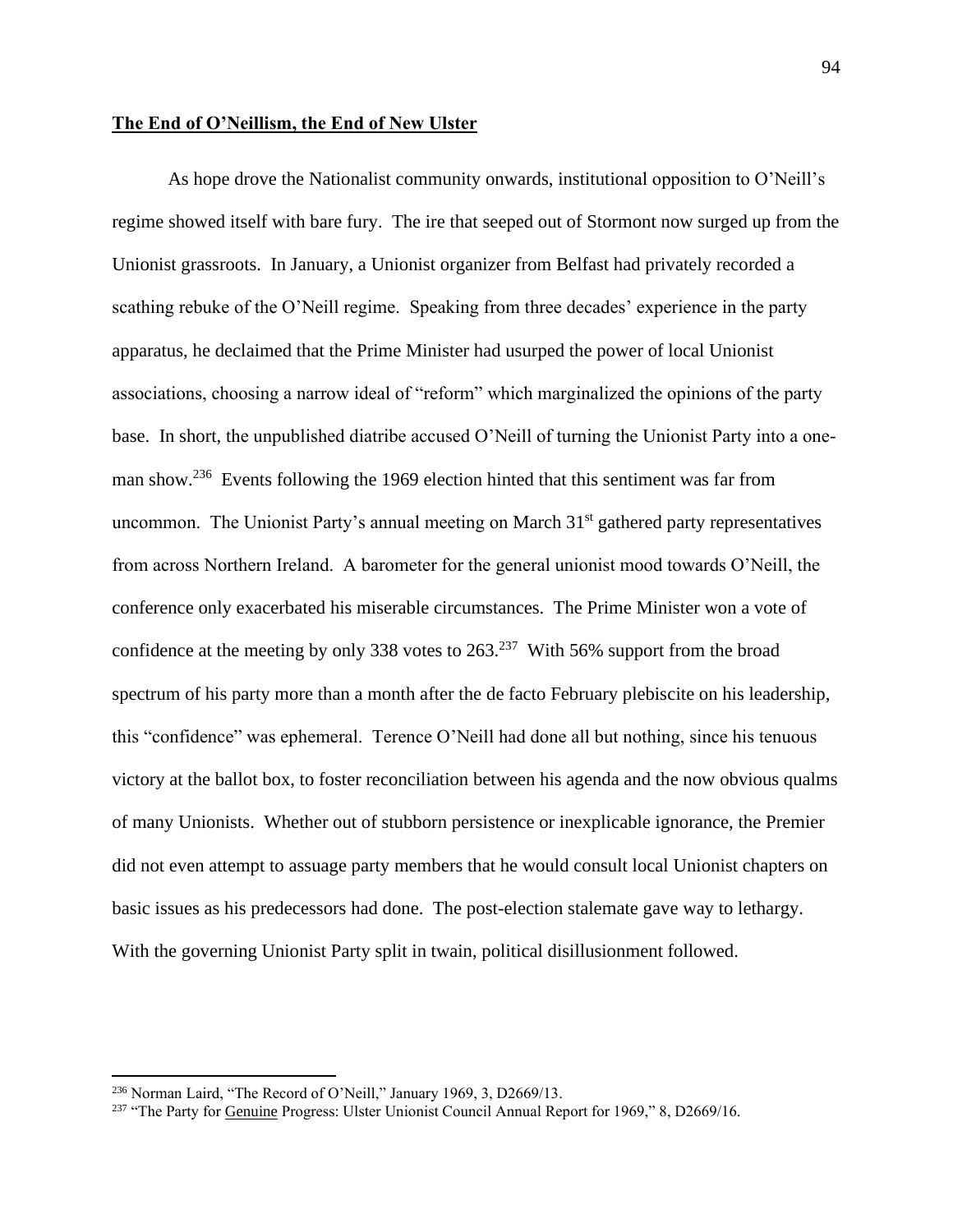## The End of O'Neillism, the End of New Ulster

As hope drove the Nationalist community onwards, institutional opposition to O'Neill's regime showed itself with bare fury. The ire that seeped out of Stormont now surged up from the Unionist grassroots. In January, a Unionist organizer from Belfast had privately recorded a scathing rebuke of the O'Neill regime. Speaking from three decades' experience in the party apparatus, he declaimed that the Prime Minister had usurped the power of local Unionist associations, choosing a narrow ideal of "reform" which marginalized the opinions of the party base. In short, the unpublished diatribe accused O'Neill of turning the Unionist Party into a one-man show.[236] Events following the 1969 election hinted that this sentiment was far from uncommon. The Unionist Party's annual meeting on March 31st gathered party representatives from across Northern Ireland. A barometer for the general unionist mood towards O'Neill, the conference only exacerbated his miserable circumstances. The Prime Minister won a vote of confidence at the meeting by only 338 votes to 263.[237] With 56% support from the broad spectrum of his party more than a month after the de facto February plebiscite on his leadership, this "confidence" was ephemeral. Terence O'Neill had done all but nothing, since his tenuous victory at the ballot box, to foster reconciliation between his agenda and the now obvious qualms of many Unionists. Whether out of stubborn persistence or inexplicable ignorance, the Premier did not even attempt to assuage party members that he would consult local Unionist chapters on basic issues as his predecessors had done. The post-election stalemate gave way to lethargy. With the governing Unionist Party split in twain, political disillusionment followed.

---

[236] Norman Laird, "The Record of O'Neill," January 1969, 3, D2669/13.

[237] "The Party for Genuine Progress: Ulster Unionist Council Annual Report for 1969," 8, D2669/16.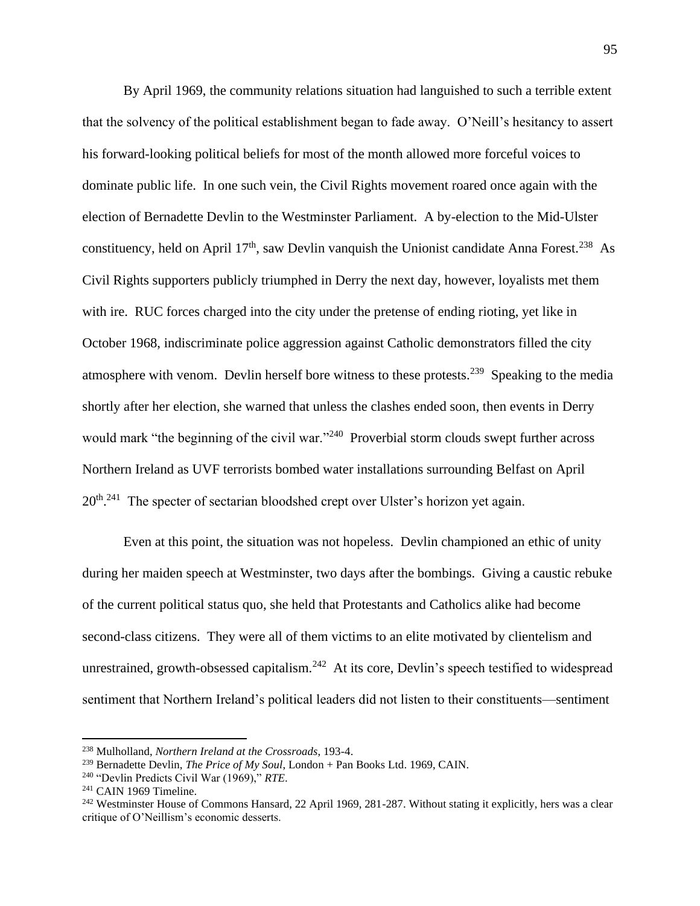By April 1969, the community relations situation had languished to such a terrible extent that the solvency of the political establishment began to fade away. O'Neill's hesitancy to assert his forward-looking political beliefs for most of the month allowed more forceful voices to dominate public life. In one such vein, the Civil Rights movement roared once again with the election of Bernadette Devlin to the Westminster Parliament. A by-election to the Mid-Ulster constituency, held on April 17th, saw Devlin vanquish the Unionist candidate Anna Forest.[238] As Civil Rights supporters publicly triumphed in Derry the next day, however, loyalists met them with ire. RUC forces charged into the city under the pretense of ending rioting, yet like in October 1968, indiscriminate police aggression against Catholic demonstrators filled the city atmosphere with venom. Devlin herself bore witness to these protests.[239] Speaking to the media shortly after her election, she warned that unless the clashes ended soon, then events in Derry would mark "the beginning of the civil war."[240] Proverbial storm clouds swept further across Northern Ireland as UVF terrorists bombed water installations surrounding Belfast on April 20th.[241] The specter of sectarian bloodshed crept over Ulster's horizon yet again.

Even at this point, the situation was not hopeless. Devlin championed an ethic of unity during her maiden speech at Westminster, two days after the bombings. Giving a caustic rebuke of the current political status quo, she held that Protestants and Catholics alike had become second-class citizens. They were all of them victims to an elite motivated by clientelism and unrestrained, growth-obsessed capitalism.[242] At its core, Devlin's speech testified to widespread sentiment that Northern Ireland's political leaders did not listen to their constituents—sentiment

---

[238] Mulholland, *Northern Ireland at the Crossroads*, 193-4.

[239] Bernadette Devlin, *The Price of My Soul*, London + Pan Books Ltd. 1969, CAIN.

[240] "Devlin Predicts Civil War (1969)," *RTE*.

[241] CAIN 1969 Timeline.

[242] Westminster House of Commons Hansard, 22 April 1969, 281-287. Without stating it explicitly, hers was a clear critique of O'Neillism's economic desserts.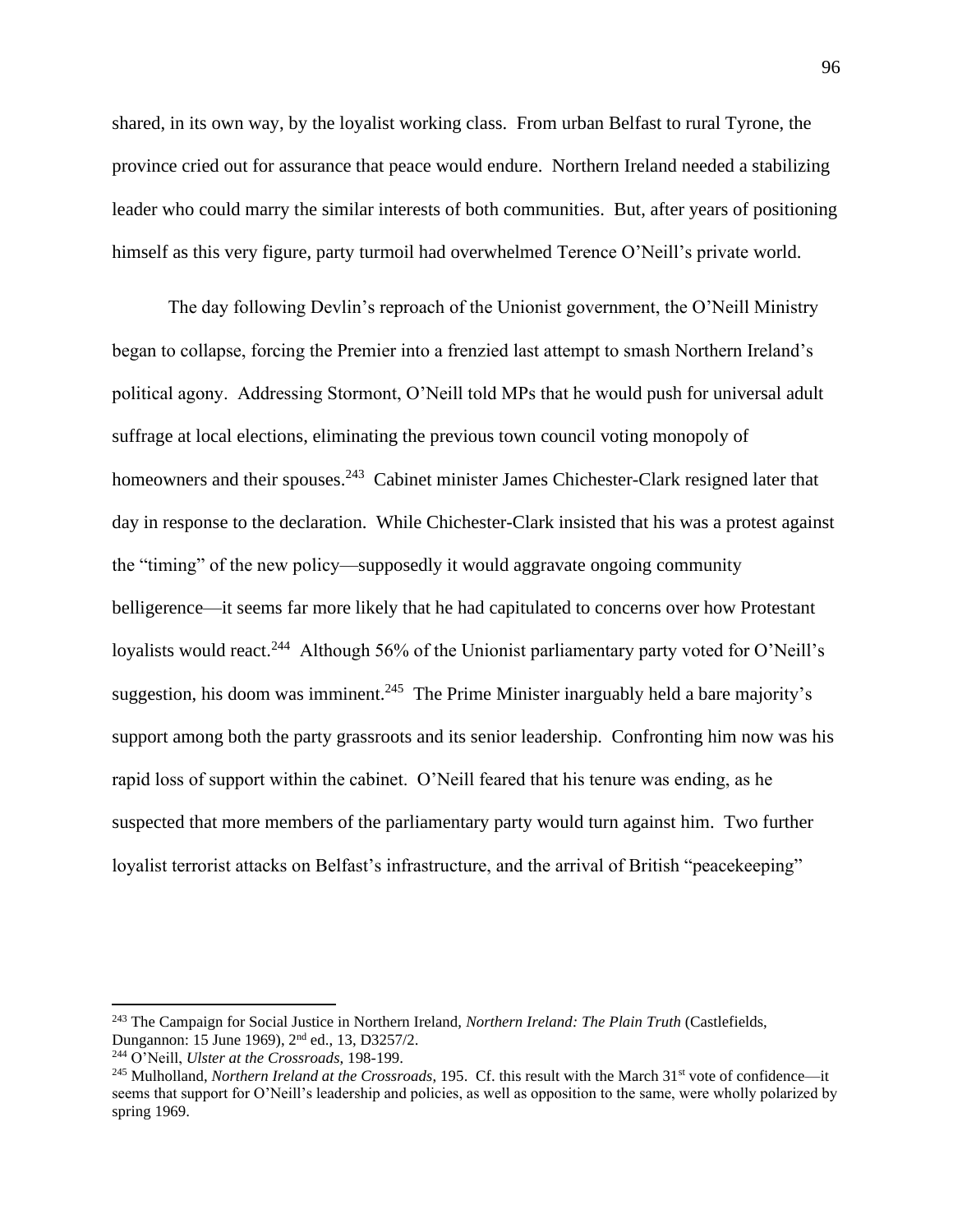shared, in its own way, by the loyalist working class. From urban Belfast to rural Tyrone, the province cried out for assurance that peace would endure. Northern Ireland needed a stabilizing leader who could marry the similar interests of both communities. But, after years of positioning himself as this very figure, party turmoil had overwhelmed Terence O'Neill's private world.

The day following Devlin's reproach of the Unionist government, the O'Neill Ministry began to collapse, forcing the Premier into a frenzied last attempt to smash Northern Ireland's political agony. Addressing Stormont, O'Neill told MPs that he would push for universal adult suffrage at local elections, eliminating the previous town council voting monopoly of homeowners and their spouses.[243] Cabinet minister James Chichester-Clark resigned later that day in response to the declaration. While Chichester-Clark insisted that his was a protest against the "timing" of the new policy—supposedly it would aggravate ongoing community belligerence—it seems far more likely that he had capitulated to concerns over how Protestant loyalists would react.[244] Although 56% of the Unionist parliamentary party voted for O'Neill's suggestion, his doom was imminent.[245] The Prime Minister inarguably held a bare majority's support among both the party grassroots and its senior leadership. Confronting him now was his rapid loss of support within the cabinet. O'Neill feared that his tenure was ending, as he suspected that more members of the parliamentary party would turn against him. Two further loyalist terrorist attacks on Belfast's infrastructure, and the arrival of British "peacekeeping"

---

[243] The Campaign for Social Justice in Northern Ireland, *Northern Ireland: The Plain Truth* (Castlefields, Dungannon: 15 June 1969), 2nd ed., 13, D3257/2.

[244] O'Neill, *Ulster at the Crossroads*, 198-199.

[245] Mulholland, *Northern Ireland at the Crossroads*, 195. Cf. this result with the March 31st vote of confidence—it seems that support for O'Neill's leadership and policies, as well as opposition to the same, were wholly polarized by spring 1969.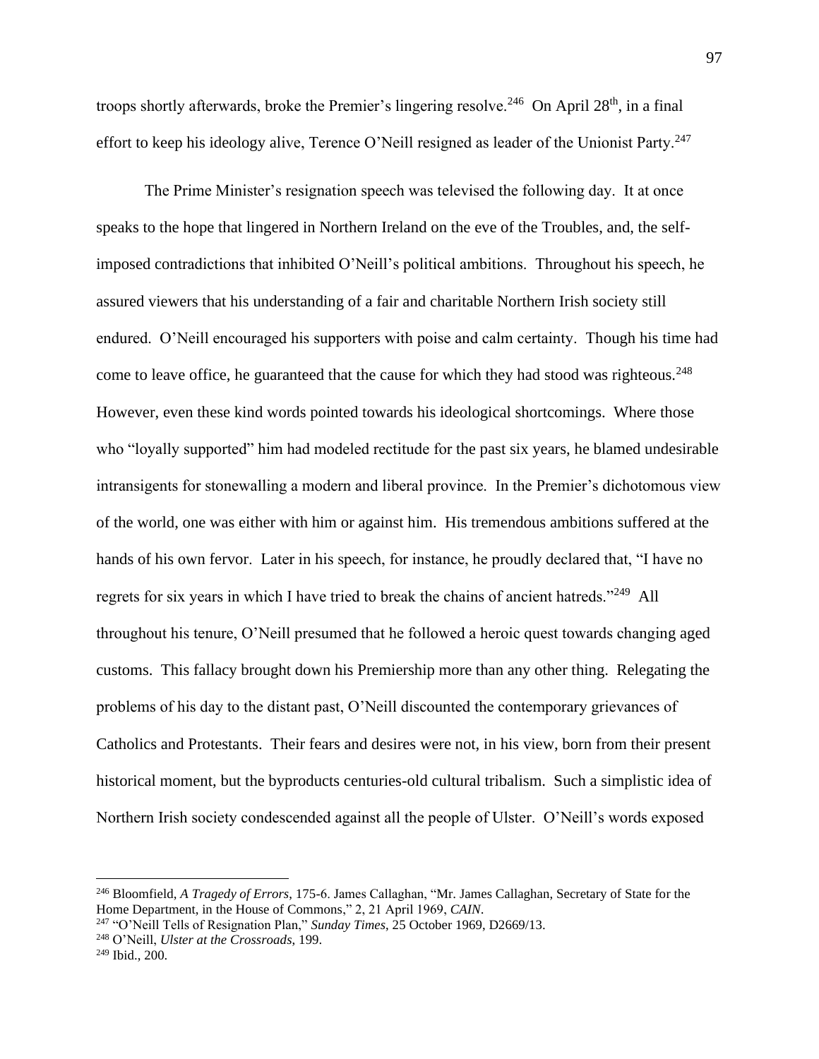troops shortly afterwards, broke the Premier's lingering resolve.[246] On April 28th, in a final effort to keep his ideology alive, Terence O'Neill resigned as leader of the Unionist Party.[247]

The Prime Minister's resignation speech was televised the following day. It at once speaks to the hope that lingered in Northern Ireland on the eve of the Troubles, and, the self-imposed contradictions that inhibited O'Neill's political ambitions. Throughout his speech, he assured viewers that his understanding of a fair and charitable Northern Irish society still endured. O'Neill encouraged his supporters with poise and calm certainty. Though his time had come to leave office, he guaranteed that the cause for which they had stood was righteous.[248] However, even these kind words pointed towards his ideological shortcomings. Where those who "loyally supported" him had modeled rectitude for the past six years, he blamed undesirable intransigents for stonewalling a modern and liberal province. In the Premier's dichotomous view of the world, one was either with him or against him. His tremendous ambitions suffered at the hands of his own fervor. Later in his speech, for instance, he proudly declared that, "I have no regrets for six years in which I have tried to break the chains of ancient hatreds."[249] All throughout his tenure, O'Neill presumed that he followed a heroic quest towards changing aged customs. This fallacy brought down his Premiership more than any other thing. Relegating the problems of his day to the distant past, O'Neill discounted the contemporary grievances of Catholics and Protestants. Their fears and desires were not, in his view, born from their present historical moment, but the byproducts centuries-old cultural tribalism. Such a simplistic idea of Northern Irish society condescended against all the people of Ulster. O'Neill's words exposed

---

[246] Bloomfield, *A Tragedy of Errors*, 175-6. James Callaghan, "Mr. James Callaghan, Secretary of State for the Home Department, in the House of Commons," 2, 21 April 1969, *CAIN*.

[247] "O'Neill Tells of Resignation Plan," *Sunday Times*, 25 October 1969, D2669/13.

[248] O'Neill, *Ulster at the Crossroads*, 199.

[249] Ibid., 200.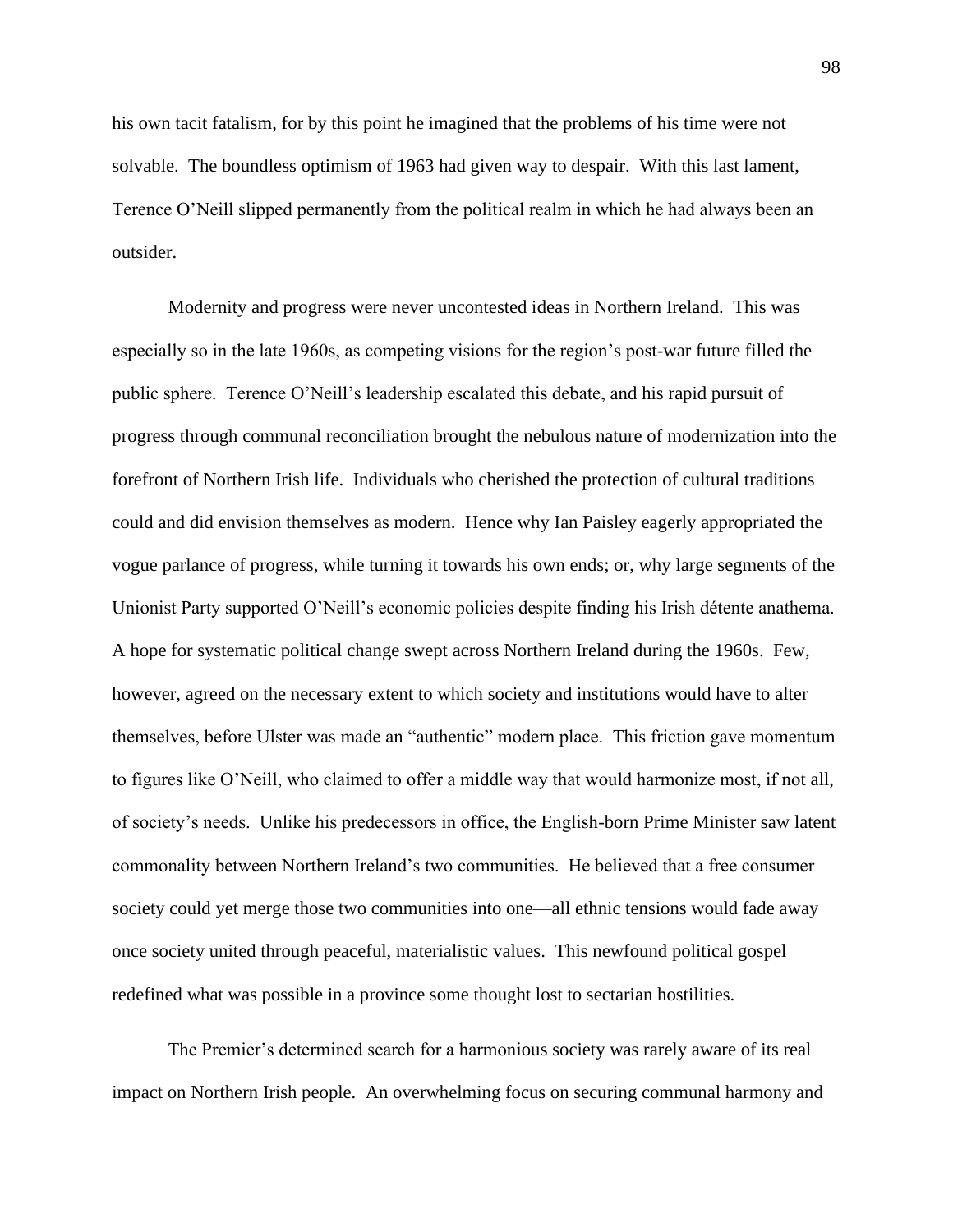his own tacit fatalism, for by this point he imagined that the problems of his time were not solvable. The boundless optimism of 1963 had given way to despair. With this last lament, Terence O'Neill slipped permanently from the political realm in which he had always been an outsider.

Modernity and progress were never uncontested ideas in Northern Ireland. This was especially so in the late 1960s, as competing visions for the region's post-war future filled the public sphere. Terence O'Neill's leadership escalated this debate, and his rapid pursuit of progress through communal reconciliation brought the nebulous nature of modernization into the forefront of Northern Irish life. Individuals who cherished the protection of cultural traditions could and did envision themselves as modern. Hence why Ian Paisley eagerly appropriated the vogue parlance of progress, while turning it towards his own ends; or, why large segments of the Unionist Party supported O'Neill's economic policies despite finding his Irish détente anathema. A hope for systematic political change swept across Northern Ireland during the 1960s. Few, however, agreed on the necessary extent to which society and institutions would have to alter themselves, before Ulster was made an "authentic" modern place. This friction gave momentum to figures like O'Neill, who claimed to offer a middle way that would harmonize most, if not all, of society's needs. Unlike his predecessors in office, the English-born Prime Minister saw latent commonality between Northern Ireland's two communities. He believed that a free consumer society could yet merge those two communities into one—all ethnic tensions would fade away once society united through peaceful, materialistic values. This newfound political gospel redefined what was possible in a province some thought lost to sectarian hostilities.

The Premier's determined search for a harmonious society was rarely aware of its real impact on Northern Irish people. An overwhelming focus on securing communal harmony and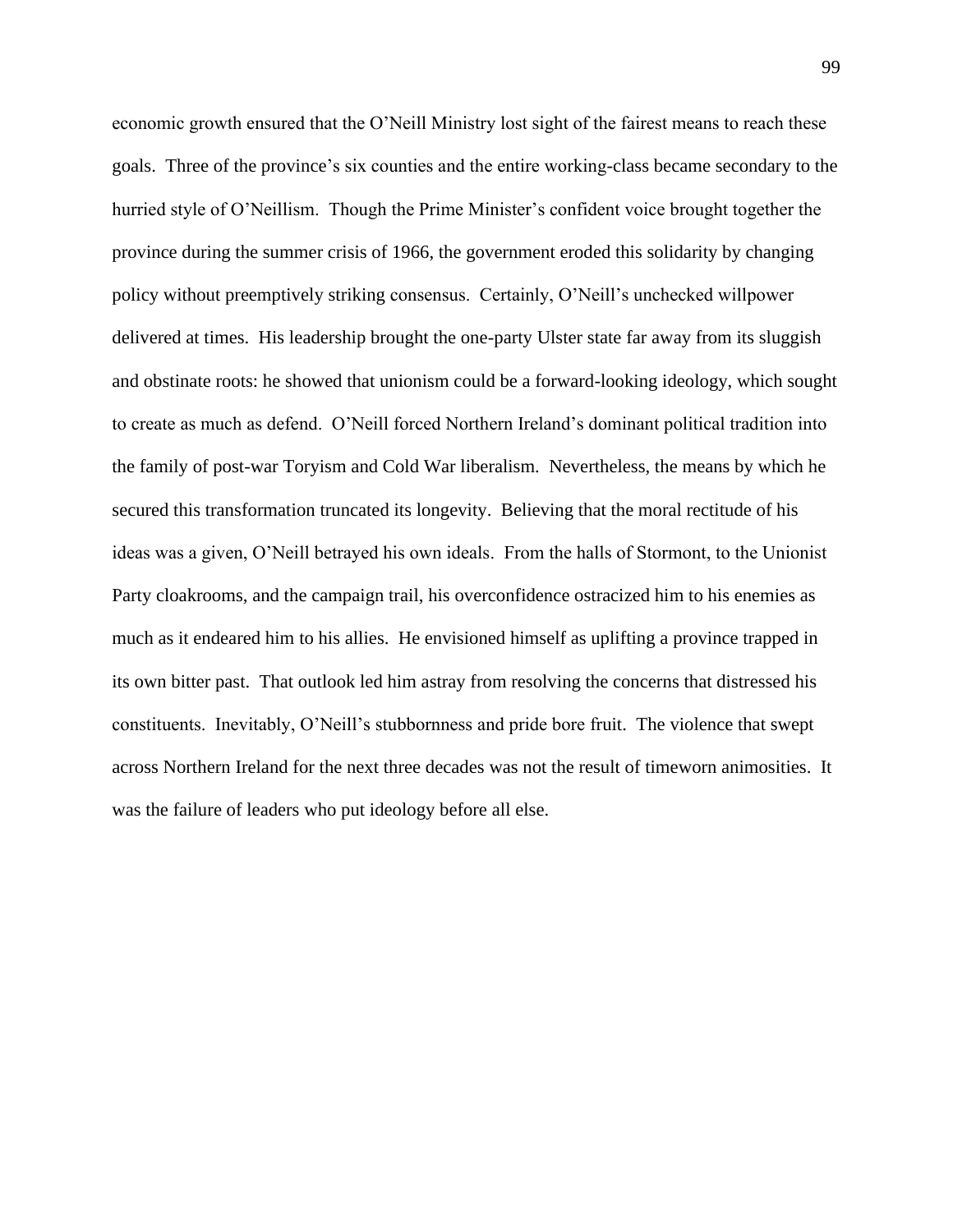economic growth ensured that the O'Neill Ministry lost sight of the fairest means to reach these goals. Three of the province's six counties and the entire working-class became secondary to the hurried style of O'Neillism. Though the Prime Minister's confident voice brought together the province during the summer crisis of 1966, the government eroded this solidarity by changing policy without preemptively striking consensus. Certainly, O'Neill's unchecked willpower delivered at times. His leadership brought the one-party Ulster state far away from its sluggish and obstinate roots: he showed that unionism could be a forward-looking ideology, which sought to create as much as defend. O'Neill forced Northern Ireland's dominant political tradition into the family of post-war Toryism and Cold War liberalism. Nevertheless, the means by which he secured this transformation truncated its longevity. Believing that the moral rectitude of his ideas was a given, O'Neill betrayed his own ideals. From the halls of Stormont, to the Unionist Party cloakrooms, and the campaign trail, his overconfidence ostracized him to his enemies as much as it endeared him to his allies. He envisioned himself as uplifting a province trapped in its own bitter past. That outlook led him astray from resolving the concerns that distressed his constituents. Inevitably, O'Neill's stubbornness and pride bore fruit. The violence that swept across Northern Ireland for the next three decades was not the result of timeworn animosities. It was the failure of leaders who put ideology before all else.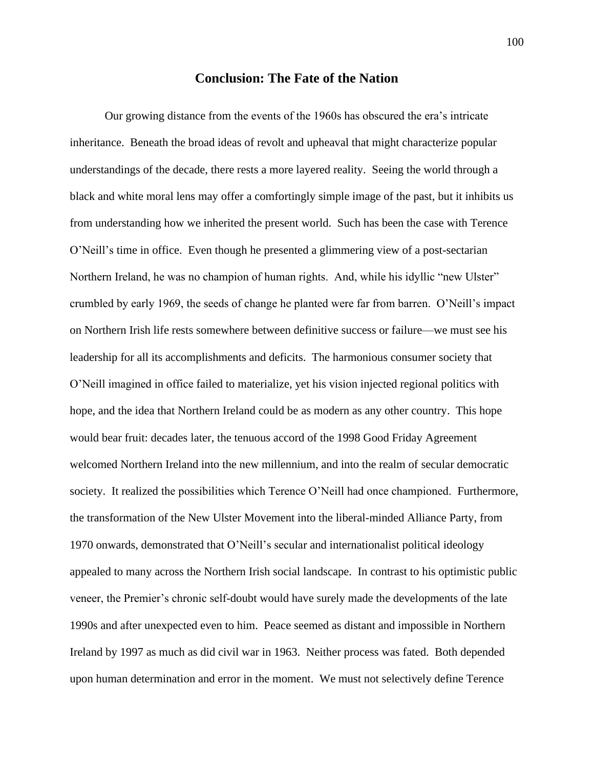## Conclusion: The Fate of the Nation

Our growing distance from the events of the 1960s has obscured the era's intricate inheritance. Beneath the broad ideas of revolt and upheaval that might characterize popular understandings of the decade, there rests a more layered reality. Seeing the world through a black and white moral lens may offer a comfortingly simple image of the past, but it inhibits us from understanding how we inherited the present world. Such has been the case with Terence O'Neill's time in office. Even though he presented a glimmering view of a post-sectarian Northern Ireland, he was no champion of human rights. And, while his idyllic "new Ulster" crumbled by early 1969, the seeds of change he planted were far from barren. O'Neill's impact on Northern Irish life rests somewhere between definitive success or failure—we must see his leadership for all its accomplishments and deficits. The harmonious consumer society that O'Neill imagined in office failed to materialize, yet his vision injected regional politics with hope, and the idea that Northern Ireland could be as modern as any other country. This hope would bear fruit: decades later, the tenuous accord of the 1998 Good Friday Agreement welcomed Northern Ireland into the new millennium, and into the realm of secular democratic society. It realized the possibilities which Terence O'Neill had once championed. Furthermore, the transformation of the New Ulster Movement into the liberal-minded Alliance Party, from 1970 onwards, demonstrated that O'Neill's secular and internationalist political ideology appealed to many across the Northern Irish social landscape. In contrast to his optimistic public veneer, the Premier's chronic self-doubt would have surely made the developments of the late 1990s and after unexpected even to him. Peace seemed as distant and impossible in Northern Ireland by 1997 as much as did civil war in 1963. Neither process was fated. Both depended upon human determination and error in the moment. We must not selectively define Terence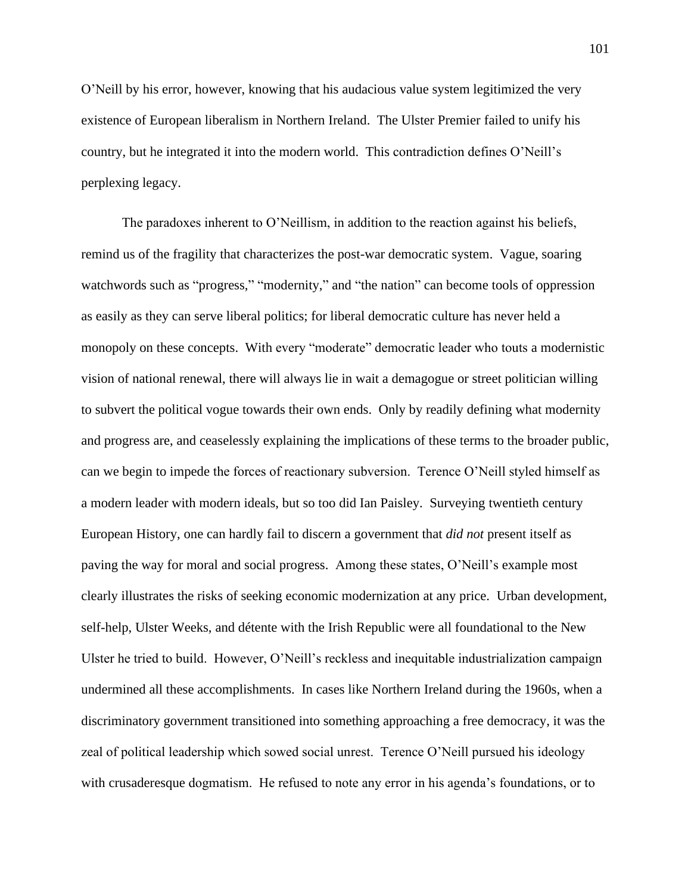O'Neill by his error, however, knowing that his audacious value system legitimized the very existence of European liberalism in Northern Ireland. The Ulster Premier failed to unify his country, but he integrated it into the modern world. This contradiction defines O'Neill's perplexing legacy.

The paradoxes inherent to O'Neillism, in addition to the reaction against his beliefs, remind us of the fragility that characterizes the post-war democratic system. Vague, soaring watchwords such as "progress," "modernity," and "the nation" can become tools of oppression as easily as they can serve liberal politics; for liberal democratic culture has never held a monopoly on these concepts. With every "moderate" democratic leader who touts a modernistic vision of national renewal, there will always lie in wait a demagogue or street politician willing to subvert the political vogue towards their own ends. Only by readily defining what modernity and progress are, and ceaselessly explaining the implications of these terms to the broader public, can we begin to impede the forces of reactionary subversion. Terence O'Neill styled himself as a modern leader with modern ideals, but so too did Ian Paisley. Surveying twentieth century European History, one can hardly fail to discern a government that *did not* present itself as paving the way for moral and social progress. Among these states, O'Neill's example most clearly illustrates the risks of seeking economic modernization at any price. Urban development, self-help, Ulster Weeks, and détente with the Irish Republic were all foundational to the New Ulster he tried to build. However, O'Neill's reckless and inequitable industrialization campaign undermined all these accomplishments. In cases like Northern Ireland during the 1960s, when a discriminatory government transitioned into something approaching a free democracy, it was the zeal of political leadership which sowed social unrest. Terence O'Neill pursued his ideology with crusaderesque dogmatism. He refused to note any error in his agenda's foundations, or to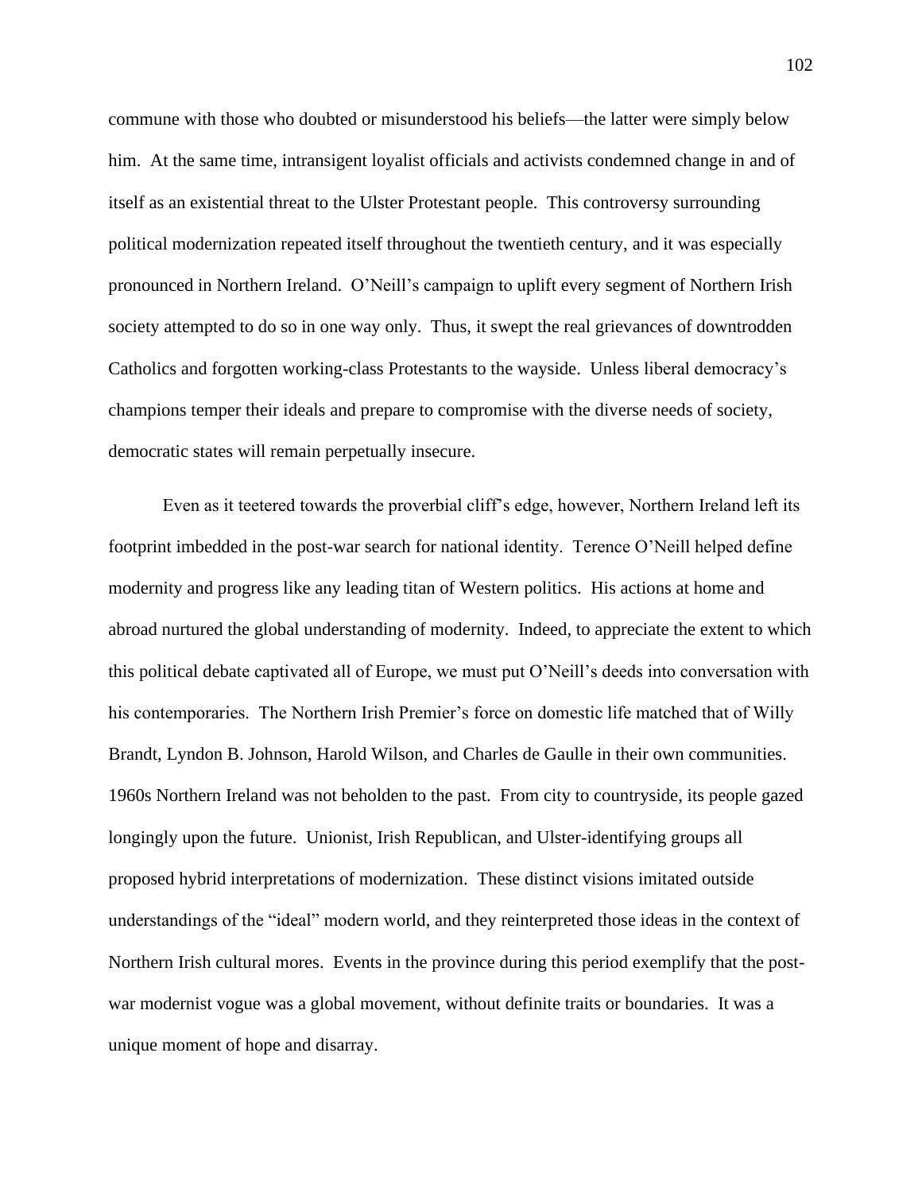commune with those who doubted or misunderstood his beliefs—the latter were simply below him. At the same time, intransigent loyalist officials and activists condemned change in and of itself as an existential threat to the Ulster Protestant people. This controversy surrounding political modernization repeated itself throughout the twentieth century, and it was especially pronounced in Northern Ireland. O'Neill's campaign to uplift every segment of Northern Irish society attempted to do so in one way only. Thus, it swept the real grievances of downtrodden Catholics and forgotten working-class Protestants to the wayside. Unless liberal democracy's champions temper their ideals and prepare to compromise with the diverse needs of society, democratic states will remain perpetually insecure.

Even as it teetered towards the proverbial cliff's edge, however, Northern Ireland left its footprint imbedded in the post-war search for national identity. Terence O'Neill helped define modernity and progress like any leading titan of Western politics. His actions at home and abroad nurtured the global understanding of modernity. Indeed, to appreciate the extent to which this political debate captivated all of Europe, we must put O'Neill's deeds into conversation with his contemporaries. The Northern Irish Premier's force on domestic life matched that of Willy Brandt, Lyndon B. Johnson, Harold Wilson, and Charles de Gaulle in their own communities. 1960s Northern Ireland was not beholden to the past. From city to countryside, its people gazed longingly upon the future. Unionist, Irish Republican, and Ulster-identifying groups all proposed hybrid interpretations of modernization. These distinct visions imitated outside understandings of the "ideal" modern world, and they reinterpreted those ideas in the context of Northern Irish cultural mores. Events in the province during this period exemplify that the post-war modernist vogue was a global movement, without definite traits or boundaries. It was a unique moment of hope and disarray.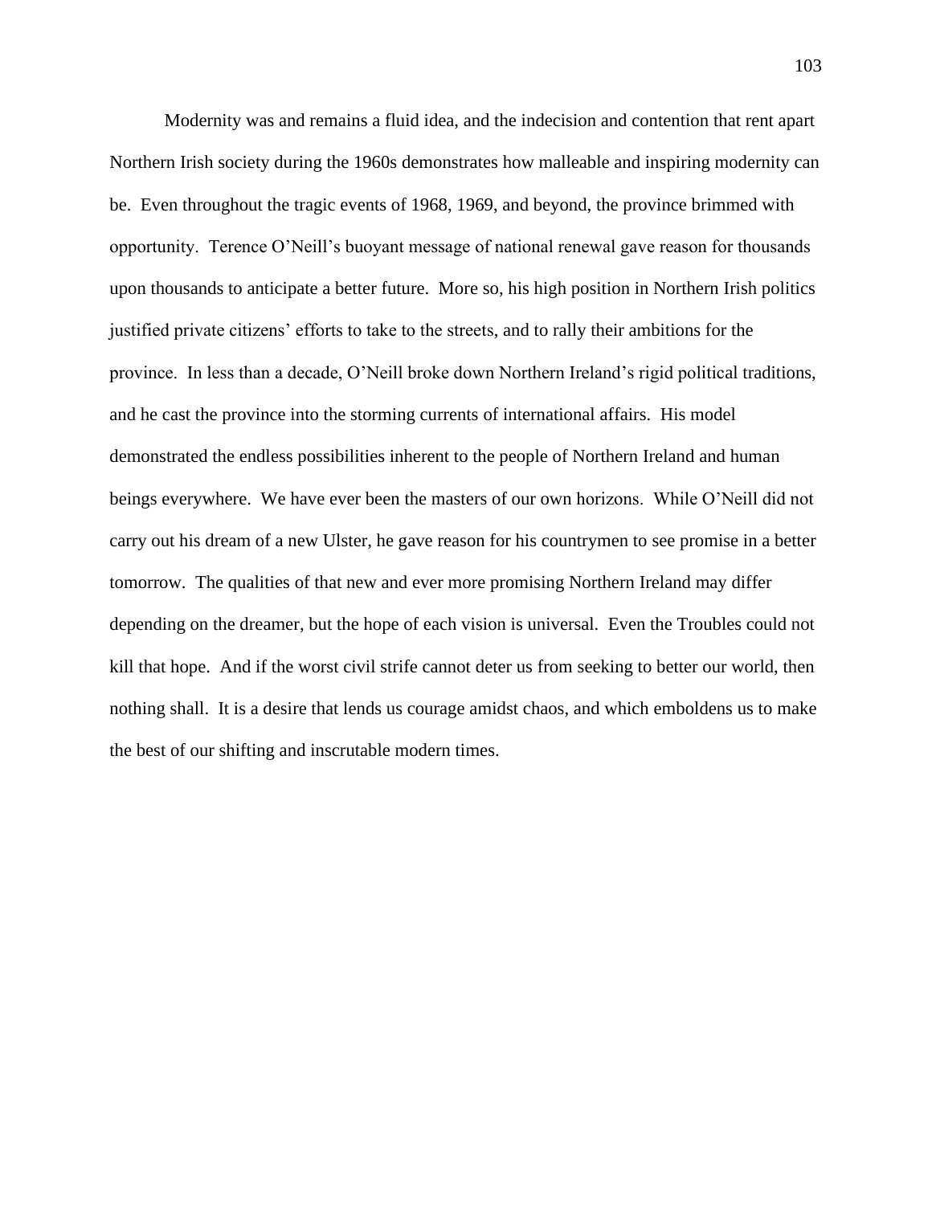Modernity was and remains a fluid idea, and the indecision and contention that rent apart Northern Irish society during the 1960s demonstrates how malleable and inspiring modernity can be. Even throughout the tragic events of 1968, 1969, and beyond, the province brimmed with opportunity. Terence O'Neill's buoyant message of national renewal gave reason for thousands upon thousands to anticipate a better future. More so, his high position in Northern Irish politics justified private citizens' efforts to take to the streets, and to rally their ambitions for the province. In less than a decade, O'Neill broke down Northern Ireland's rigid political traditions, and he cast the province into the storming currents of international affairs. His model demonstrated the endless possibilities inherent to the people of Northern Ireland and human beings everywhere. We have ever been the masters of our own horizons. While O'Neill did not carry out his dream of a new Ulster, he gave reason for his countrymen to see promise in a better tomorrow. The qualities of that new and ever more promising Northern Ireland may differ depending on the dreamer, but the hope of each vision is universal. Even the Troubles could not kill that hope. And if the worst civil strife cannot deter us from seeking to better our world, then nothing shall. It is a desire that lends us courage amidst chaos, and which emboldens us to make the best of our shifting and inscrutable modern times.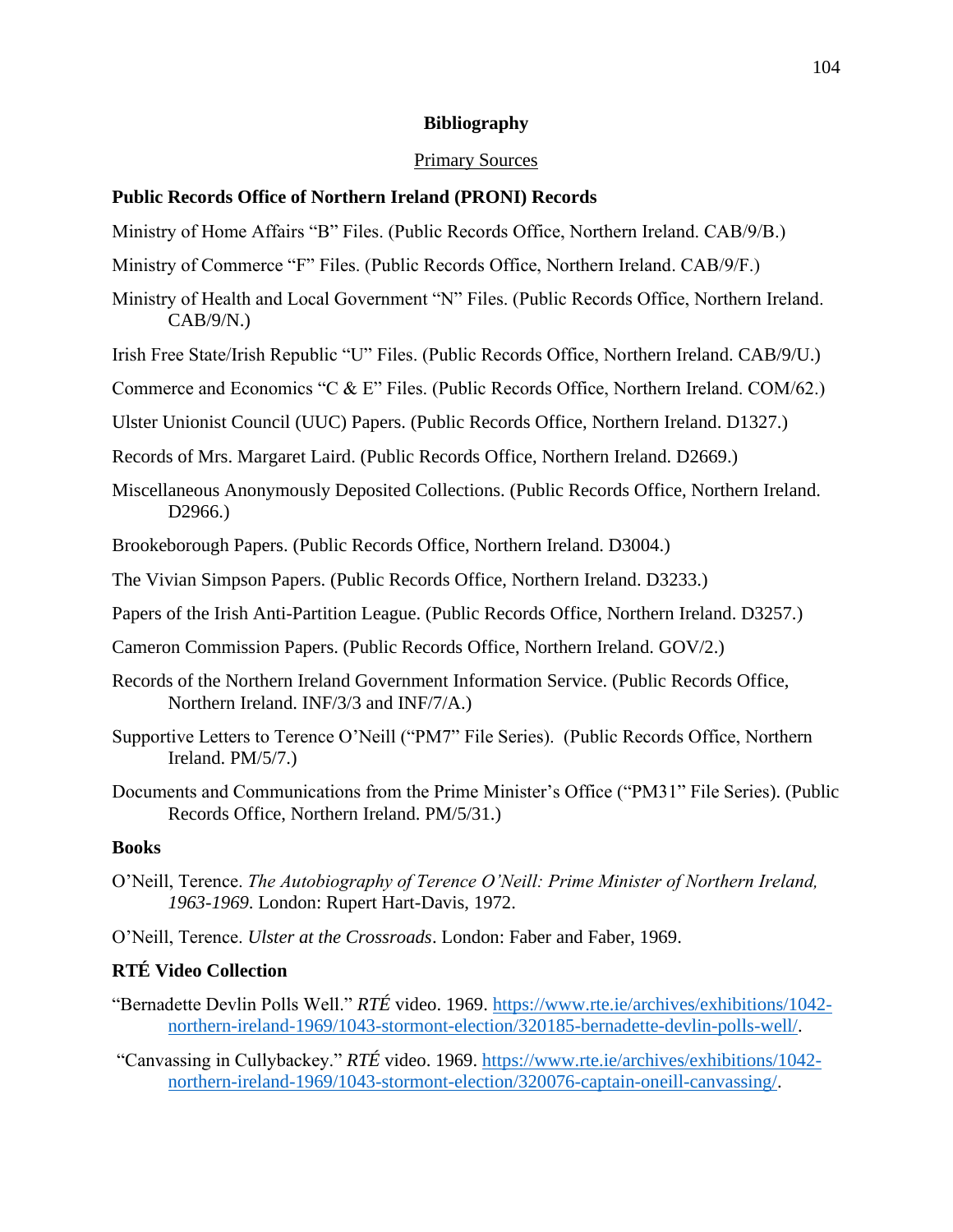# Bibliography

## Primary Sources

### Public Records Office of Northern Ireland (PRONI) Records

Ministry of Home Affairs "B" Files. (Public Records Office, Northern Ireland. CAB/9/B.)

Ministry of Commerce "F" Files. (Public Records Office, Northern Ireland. CAB/9/F.)

Ministry of Health and Local Government "N" Files. (Public Records Office, Northern Ireland. CAB/9/N.)

Irish Free State/Irish Republic "U" Files. (Public Records Office, Northern Ireland. CAB/9/U.)

Commerce and Economics "C & E" Files. (Public Records Office, Northern Ireland. COM/62.)

Ulster Unionist Council (UUC) Papers. (Public Records Office, Northern Ireland. D1327.)

Records of Mrs. Margaret Laird. (Public Records Office, Northern Ireland. D2669.)

Miscellaneous Anonymously Deposited Collections. (Public Records Office, Northern Ireland. D2966.)

Brookeborough Papers. (Public Records Office, Northern Ireland. D3004.)

The Vivian Simpson Papers. (Public Records Office, Northern Ireland. D3233.)

Papers of the Irish Anti-Partition League. (Public Records Office, Northern Ireland. D3257.)

Cameron Commission Papers. (Public Records Office, Northern Ireland. GOV/2.)

Records of the Northern Ireland Government Information Service. (Public Records Office, Northern Ireland. INF/3/3 and INF/7/A.)

Supportive Letters to Terence O'Neill ("PM7" File Series). (Public Records Office, Northern Ireland. PM/5/7.)

Documents and Communications from the Prime Minister's Office ("PM31" File Series). (Public Records Office, Northern Ireland. PM/5/31.)

### Books

O'Neill, Terence. *The Autobiography of Terence O'Neill: Prime Minister of Northern Ireland, 1963-1969*. London: Rupert Hart-Davis, 1972.

O'Neill, Terence. *Ulster at the Crossroads*. London: Faber and Faber, 1969.

### RTÉ Video Collection

"Bernadette Devlin Polls Well." *RTÉ* video. 1969. https://www.rte.ie/archives/exhibitions/1042-northern-ireland-1969/1043-stormont-election/320185-bernadette-devlin-polls-well/.

"Canvassing in Cullybackey." *RTÉ* video. 1969. https://www.rte.ie/archives/exhibitions/1042-northern-ireland-1969/1043-stormont-election/320076-captain-oneill-canvassing/.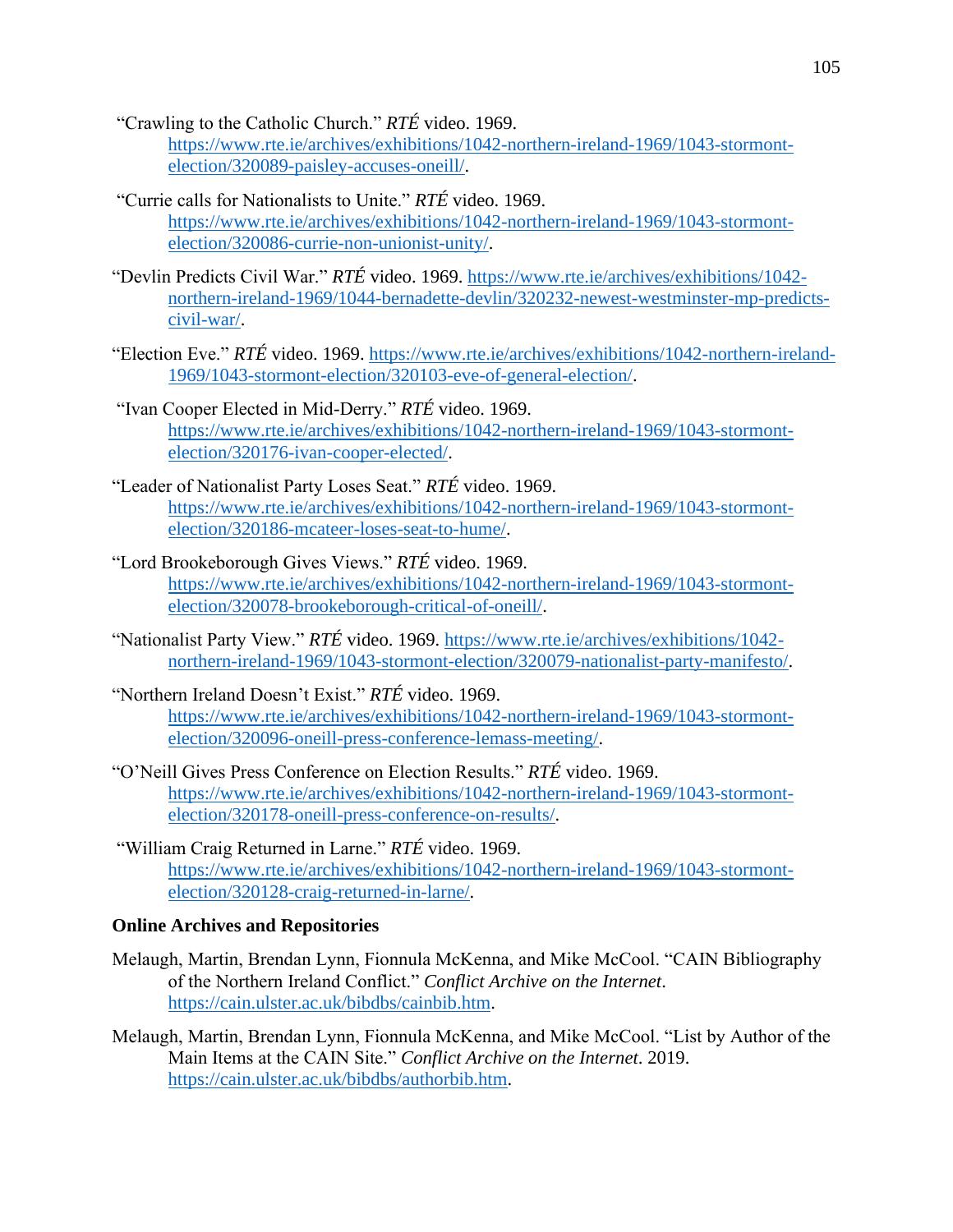"Crawling to the Catholic Church." *RTÉ* video. 1969. https://www.rte.ie/archives/exhibitions/1042-northern-ireland-1969/1043-stormont-election/320089-paisley-accuses-oneill/.

"Currie calls for Nationalists to Unite." *RTÉ* video. 1969. https://www.rte.ie/archives/exhibitions/1042-northern-ireland-1969/1043-stormont-election/320086-currie-non-unionist-unity/.

"Devlin Predicts Civil War." *RTÉ* video. 1969. https://www.rte.ie/archives/exhibitions/1042-northern-ireland-1969/1044-bernadette-devlin/320232-newest-westminster-mp-predicts-civil-war/.

"Election Eve." *RTÉ* video. 1969. https://www.rte.ie/archives/exhibitions/1042-northern-ireland-1969/1043-stormont-election/320103-eve-of-general-election/.

"Ivan Cooper Elected in Mid-Derry." *RTÉ* video. 1969. https://www.rte.ie/archives/exhibitions/1042-northern-ireland-1969/1043-stormont-election/320176-ivan-cooper-elected/.

"Leader of Nationalist Party Loses Seat." *RTÉ* video. 1969. https://www.rte.ie/archives/exhibitions/1042-northern-ireland-1969/1043-stormont-election/320186-mcateer-loses-seat-to-hume/.

"Lord Brookeborough Gives Views." *RTÉ* video. 1969. https://www.rte.ie/archives/exhibitions/1042-northern-ireland-1969/1043-stormont-election/320078-brookeborough-critical-of-oneill/.

"Nationalist Party View." *RTÉ* video. 1969. https://www.rte.ie/archives/exhibitions/1042-northern-ireland-1969/1043-stormont-election/320079-nationalist-party-manifesto/.

"Northern Ireland Doesn't Exist." *RTÉ* video. 1969. https://www.rte.ie/archives/exhibitions/1042-northern-ireland-1969/1043-stormont-election/320096-oneill-press-conference-lemass-meeting/.

"O'Neill Gives Press Conference on Election Results." *RTÉ* video. 1969. https://www.rte.ie/archives/exhibitions/1042-northern-ireland-1969/1043-stormont-election/320178-oneill-press-conference-on-results/.

"William Craig Returned in Larne." *RTÉ* video. 1969. https://www.rte.ie/archives/exhibitions/1042-northern-ireland-1969/1043-stormont-election/320128-craig-returned-in-larne/.

**Online Archives and Repositories**

Melaugh, Martin, Brendan Lynn, Fionnula McKenna, and Mike McCool. "CAIN Bibliography of the Northern Ireland Conflict." *Conflict Archive on the Internet*. https://cain.ulster.ac.uk/bibdbs/cainbib.htm.

Melaugh, Martin, Brendan Lynn, Fionnula McKenna, and Mike McCool. "List by Author of the Main Items at the CAIN Site." *Conflict Archive on the Internet*. 2019. https://cain.ulster.ac.uk/bibdbs/authorbib.htm.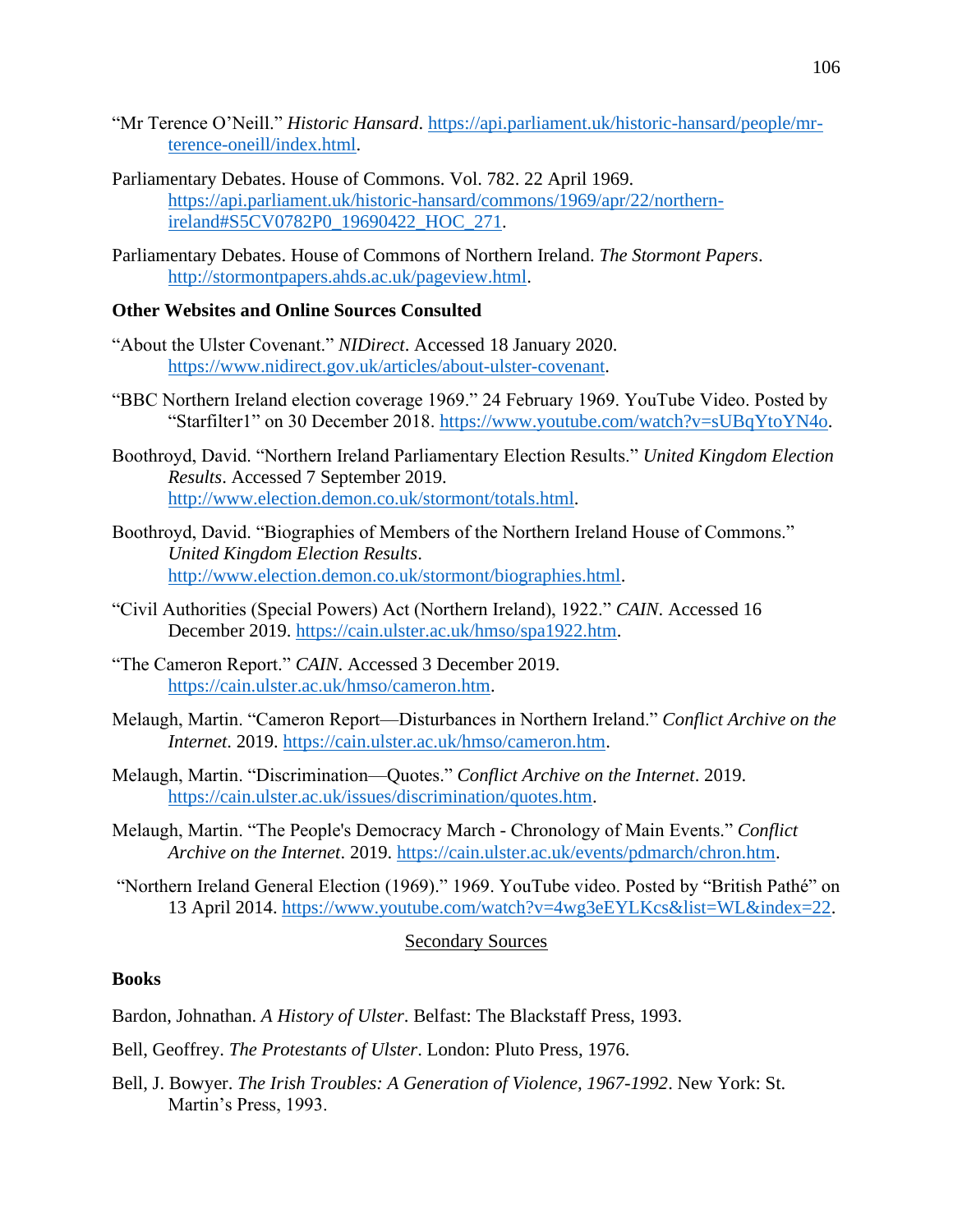"Mr Terence O'Neill." *Historic Hansard*. https://api.parliament.uk/historic-hansard/people/mr-terence-oneill/index.html.

Parliamentary Debates. House of Commons. Vol. 782. 22 April 1969. https://api.parliament.uk/historic-hansard/commons/1969/apr/22/northern-ireland#S5CV0782P0_19690422_HOC_271.

Parliamentary Debates. House of Commons of Northern Ireland. *The Stormont Papers*. http://stormontpapers.ahds.ac.uk/pageview.html.

**Other Websites and Online Sources Consulted**

"About the Ulster Covenant." *NIDirect*. Accessed 18 January 2020. https://www.nidirect.gov.uk/articles/about-ulster-covenant.

"BBC Northern Ireland election coverage 1969." 24 February 1969. YouTube Video. Posted by "Starfilter1" on 30 December 2018. https://www.youtube.com/watch?v=sUBqYtoYN4o.

Boothroyd, David. "Northern Ireland Parliamentary Election Results." *United Kingdom Election Results*. Accessed 7 September 2019. http://www.election.demon.co.uk/stormont/totals.html.

Boothroyd, David. "Biographies of Members of the Northern Ireland House of Commons." *United Kingdom Election Results*. http://www.election.demon.co.uk/stormont/biographies.html.

"Civil Authorities (Special Powers) Act (Northern Ireland), 1922." *CAIN*. Accessed 16 December 2019. https://cain.ulster.ac.uk/hmso/spa1922.htm.

"The Cameron Report." *CAIN*. Accessed 3 December 2019. https://cain.ulster.ac.uk/hmso/cameron.htm.

Melaugh, Martin. "Cameron Report—Disturbances in Northern Ireland." *Conflict Archive on the Internet*. 2019. https://cain.ulster.ac.uk/hmso/cameron.htm.

Melaugh, Martin. "Discrimination—Quotes." *Conflict Archive on the Internet*. 2019. https://cain.ulster.ac.uk/issues/discrimination/quotes.htm.

Melaugh, Martin. "The People's Democracy March - Chronology of Main Events." *Conflict Archive on the Internet*. 2019. https://cain.ulster.ac.uk/events/pdmarch/chron.htm.

"Northern Ireland General Election (1969)." 1969. YouTube video. Posted by "British Pathé" on 13 April 2014. https://www.youtube.com/watch?v=4wg3eEYLKcs&list=WL&index=22.

## Secondary Sources

**Books**

Bardon, Johnathan. *A History of Ulster*. Belfast: The Blackstaff Press, 1993.

Bell, Geoffrey. *The Protestants of Ulster*. London: Pluto Press, 1976.

Bell, J. Bowyer. *The Irish Troubles: A Generation of Violence, 1967-1992*. New York: St. Martin's Press, 1993.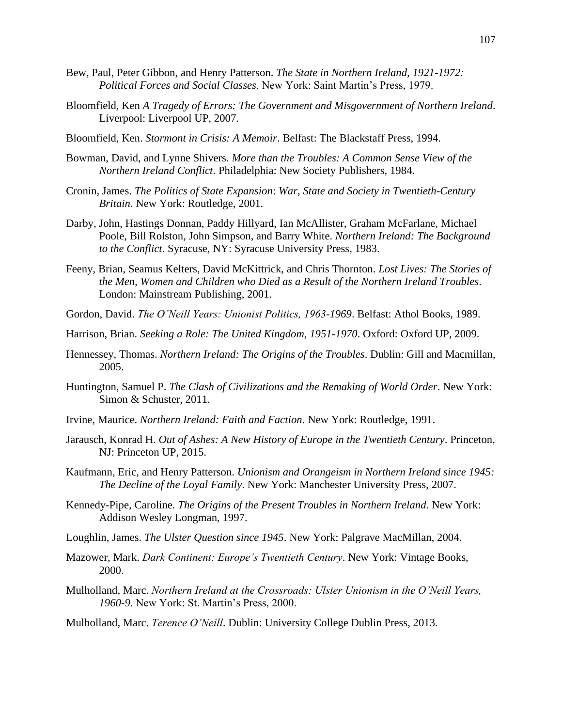Bew, Paul, Peter Gibbon, and Henry Patterson. *The State in Northern Ireland, 1921-1972: Political Forces and Social Classes*. New York: Saint Martin's Press, 1979.

Bloomfield, Ken *A Tragedy of Errors: The Government and Misgovernment of Northern Ireland*. Liverpool: Liverpool UP, 2007.

Bloomfield, Ken. *Stormont in Crisis: A Memoir*. Belfast: The Blackstaff Press, 1994.

Bowman, David, and Lynne Shivers. *More than the Troubles: A Common Sense View of the Northern Ireland Conflict*. Philadelphia: New Society Publishers, 1984.

Cronin, James. *The Politics of State Expansion*: *War, State and Society in Twentieth-Century Britain*. New York: Routledge, 2001.

Darby, John, Hastings Donnan, Paddy Hillyard, Ian McAllister, Graham McFarlane, Michael Poole, Bill Rolston, John Simpson, and Barry White. *Northern Ireland: The Background to the Conflict*. Syracuse, NY: Syracuse University Press, 1983.

Feeny, Brian, Seamus Kelters, David McKittrick, and Chris Thornton. *Lost Lives: The Stories of the Men, Women and Children who Died as a Result of the Northern Ireland Troubles*. London: Mainstream Publishing, 2001.

Gordon, David. *The O'Neill Years: Unionist Politics, 1963-1969*. Belfast: Athol Books, 1989.

Harrison, Brian. *Seeking a Role: The United Kingdom, 1951-1970*. Oxford: Oxford UP, 2009.

Hennessey, Thomas. *Northern Ireland: The Origins of the Troubles*. Dublin: Gill and Macmillan, 2005.

Huntington, Samuel P. *The Clash of Civilizations and the Remaking of World Order*. New York: Simon & Schuster, 2011.

Irvine, Maurice. *Northern Ireland: Faith and Faction*. New York: Routledge, 1991.

Jarausch, Konrad H. *Out of Ashes: A New History of Europe in the Twentieth Century*. Princeton, NJ: Princeton UP, 2015.

Kaufmann, Eric, and Henry Patterson. *Unionism and Orangeism in Northern Ireland since 1945: The Decline of the Loyal Family*. New York: Manchester University Press, 2007.

Kennedy-Pipe, Caroline. *The Origins of the Present Troubles in Northern Ireland*. New York: Addison Wesley Longman, 1997.

Loughlin, James. *The Ulster Question since 1945*. New York: Palgrave MacMillan, 2004.

Mazower, Mark. *Dark Continent: Europe's Twentieth Century*. New York: Vintage Books, 2000.

Mulholland, Marc. *Northern Ireland at the Crossroads: Ulster Unionism in the O'Neill Years, 1960-9*. New York: St. Martin's Press, 2000.

Mulholland, Marc. *Terence O'Neill*. Dublin: University College Dublin Press, 2013.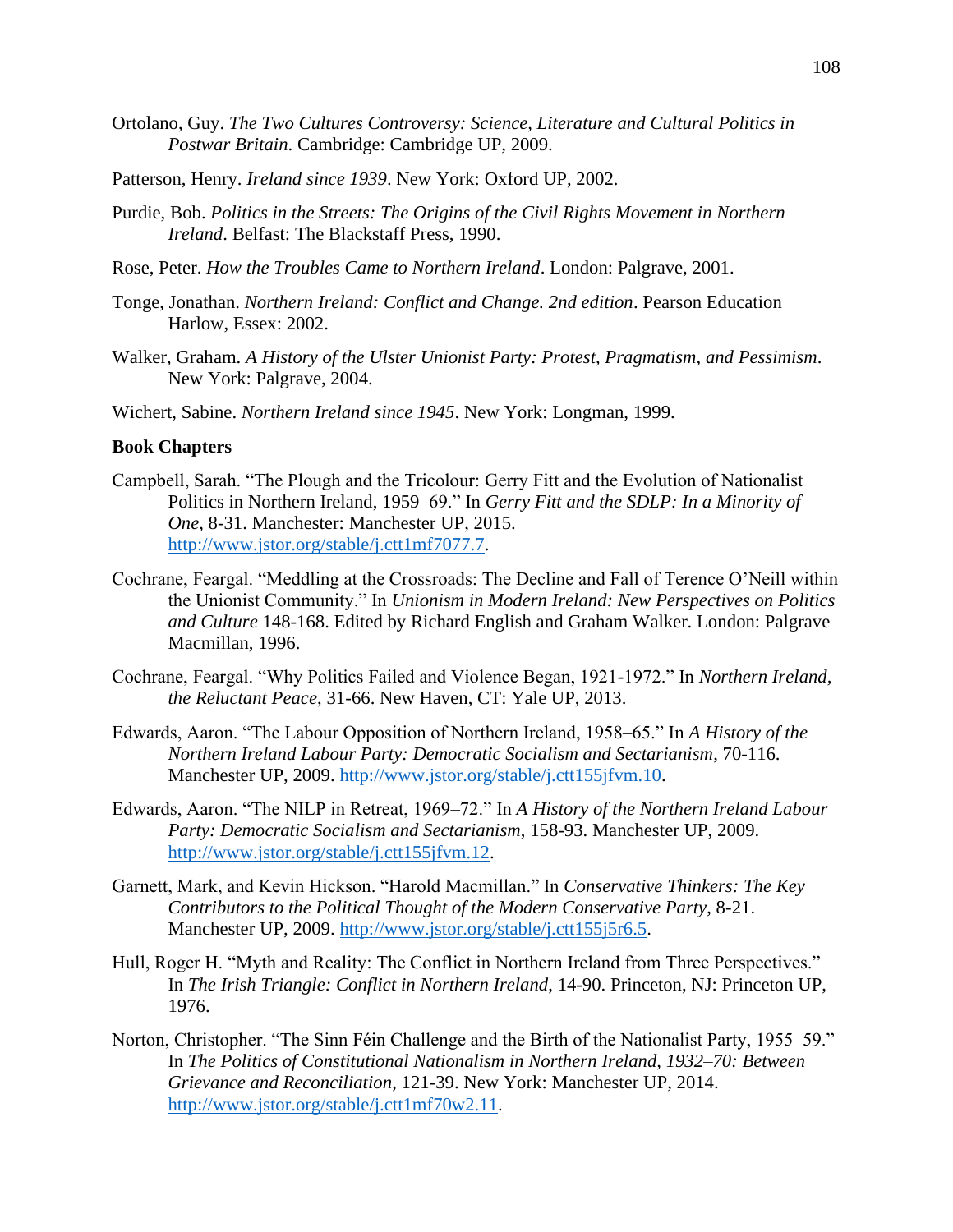Ortolano, Guy. *The Two Cultures Controversy: Science, Literature and Cultural Politics in Postwar Britain*. Cambridge: Cambridge UP, 2009.

Patterson, Henry. *Ireland since 1939*. New York: Oxford UP, 2002.

Purdie, Bob. *Politics in the Streets: The Origins of the Civil Rights Movement in Northern Ireland*. Belfast: The Blackstaff Press, 1990.

Rose, Peter. *How the Troubles Came to Northern Ireland*. London: Palgrave, 2001.

Tonge, Jonathan. *Northern Ireland: Conflict and Change. 2nd edition*. Pearson Education Harlow, Essex: 2002.

Walker, Graham. *A History of the Ulster Unionist Party: Protest, Pragmatism, and Pessimism*. New York: Palgrave, 2004.

Wichert, Sabine. *Northern Ireland since 1945*. New York: Longman, 1999.

**Book Chapters**

Campbell, Sarah. "The Plough and the Tricolour: Gerry Fitt and the Evolution of Nationalist Politics in Northern Ireland, 1959–69." In *Gerry Fitt and the SDLP: In a Minority of One*, 8-31. Manchester: Manchester UP, 2015. http://www.jstor.org/stable/j.ctt1mf7077.7.

Cochrane, Feargal. "Meddling at the Crossroads: The Decline and Fall of Terence O'Neill within the Unionist Community." In *Unionism in Modern Ireland: New Perspectives on Politics and Culture* 148-168. Edited by Richard English and Graham Walker. London: Palgrave Macmillan, 1996.

Cochrane, Feargal. "Why Politics Failed and Violence Began, 1921-1972." In *Northern Ireland, the Reluctant Peace*, 31-66. New Haven, CT: Yale UP, 2013.

Edwards, Aaron. "The Labour Opposition of Northern Ireland, 1958–65." In *A History of the Northern Ireland Labour Party: Democratic Socialism and Sectarianism*, 70-116. Manchester UP, 2009. http://www.jstor.org/stable/j.ctt155jfvm.10.

Edwards, Aaron. "The NILP in Retreat, 1969–72." In *A History of the Northern Ireland Labour Party: Democratic Socialism and Sectarianism*, 158-93. Manchester UP, 2009. http://www.jstor.org/stable/j.ctt155jfvm.12.

Garnett, Mark, and Kevin Hickson. "Harold Macmillan." In *Conservative Thinkers: The Key Contributors to the Political Thought of the Modern Conservative Party*, 8-21. Manchester UP, 2009. http://www.jstor.org/stable/j.ctt155j5r6.5.

Hull, Roger H. "Myth and Reality: The Conflict in Northern Ireland from Three Perspectives." In *The Irish Triangle: Conflict in Northern Ireland*, 14-90. Princeton, NJ: Princeton UP, 1976.

Norton, Christopher. "The Sinn Féin Challenge and the Birth of the Nationalist Party, 1955–59." In *The Politics of Constitutional Nationalism in Northern Ireland, 1932–70: Between Grievance and Reconciliation*, 121-39. New York: Manchester UP, 2014. http://www.jstor.org/stable/j.ctt1mf70w2.11.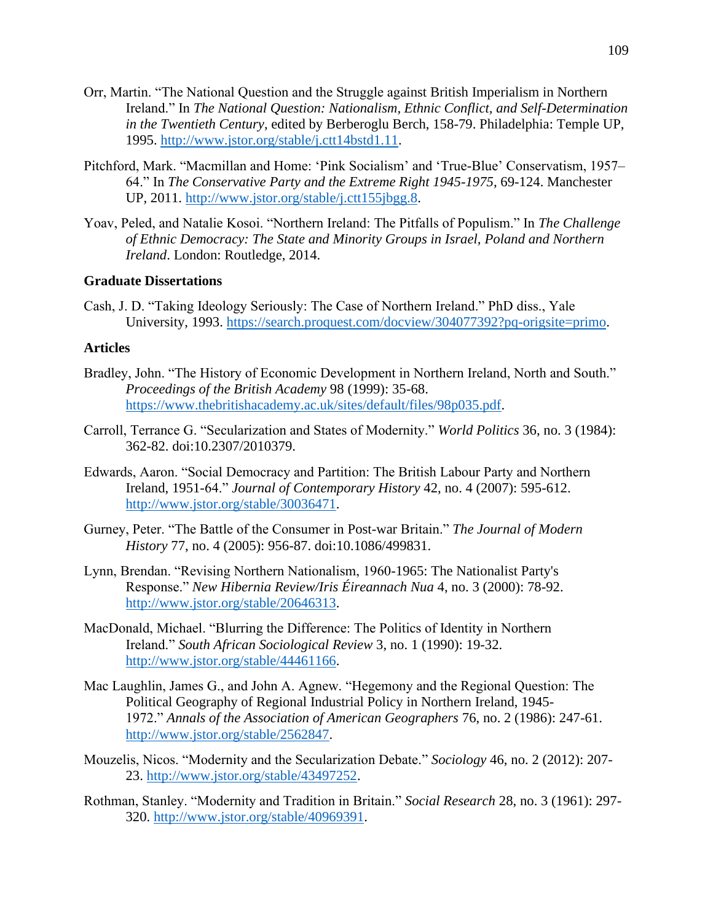Orr, Martin. "The National Question and the Struggle against British Imperialism in Northern Ireland." In *The National Question: Nationalism, Ethnic Conflict, and Self-Determination in the Twentieth Century*, edited by Berberoglu Berch, 158-79. Philadelphia: Temple UP, 1995. http://www.jstor.org/stable/j.ctt14bstd1.11.

Pitchford, Mark. "Macmillan and Home: 'Pink Socialism' and 'True-Blue' Conservatism, 1957–64." In *The Conservative Party and the Extreme Right 1945-1975*, 69-124. Manchester UP, 2011. http://www.jstor.org/stable/j.ctt155jbgg.8.

Yoav, Peled, and Natalie Kosoi. "Northern Ireland: The Pitfalls of Populism." In *The Challenge of Ethnic Democracy: The State and Minority Groups in Israel, Poland and Northern Ireland*. London: Routledge, 2014.

**Graduate Dissertations**

Cash, J. D. "Taking Ideology Seriously: The Case of Northern Ireland." PhD diss., Yale University, 1993. https://search.proquest.com/docview/304077392?pq-origsite=primo.

**Articles**

Bradley, John. "The History of Economic Development in Northern Ireland, North and South." *Proceedings of the British Academy* 98 (1999): 35-68. https://www.thebritishacademy.ac.uk/sites/default/files/98p035.pdf.

Carroll, Terrance G. "Secularization and States of Modernity." *World Politics* 36, no. 3 (1984): 362-82. doi:10.2307/2010379.

Edwards, Aaron. "Social Democracy and Partition: The British Labour Party and Northern Ireland, 1951-64." *Journal of Contemporary History* 42, no. 4 (2007): 595-612. http://www.jstor.org/stable/30036471.

Gurney, Peter. "The Battle of the Consumer in Post-war Britain." *The Journal of Modern History* 77, no. 4 (2005): 956-87. doi:10.1086/499831.

Lynn, Brendan. "Revising Northern Nationalism, 1960-1965: The Nationalist Party's Response." *New Hibernia Review/Iris Éireannach Nua* 4, no. 3 (2000): 78-92. http://www.jstor.org/stable/20646313.

MacDonald, Michael. "Blurring the Difference: The Politics of Identity in Northern Ireland." *South African Sociological Review* 3, no. 1 (1990): 19-32. http://www.jstor.org/stable/44461166.

Mac Laughlin, James G., and John A. Agnew. "Hegemony and the Regional Question: The Political Geography of Regional Industrial Policy in Northern Ireland, 1945-1972." *Annals of the Association of American Geographers* 76, no. 2 (1986): 247-61. http://www.jstor.org/stable/2562847.

Mouzelis, Nicos. "Modernity and the Secularization Debate." *Sociology* 46, no. 2 (2012): 207-23. http://www.jstor.org/stable/43497252.

Rothman, Stanley. "Modernity and Tradition in Britain." *Social Research* 28, no. 3 (1961): 297-320. http://www.jstor.org/stable/40969391.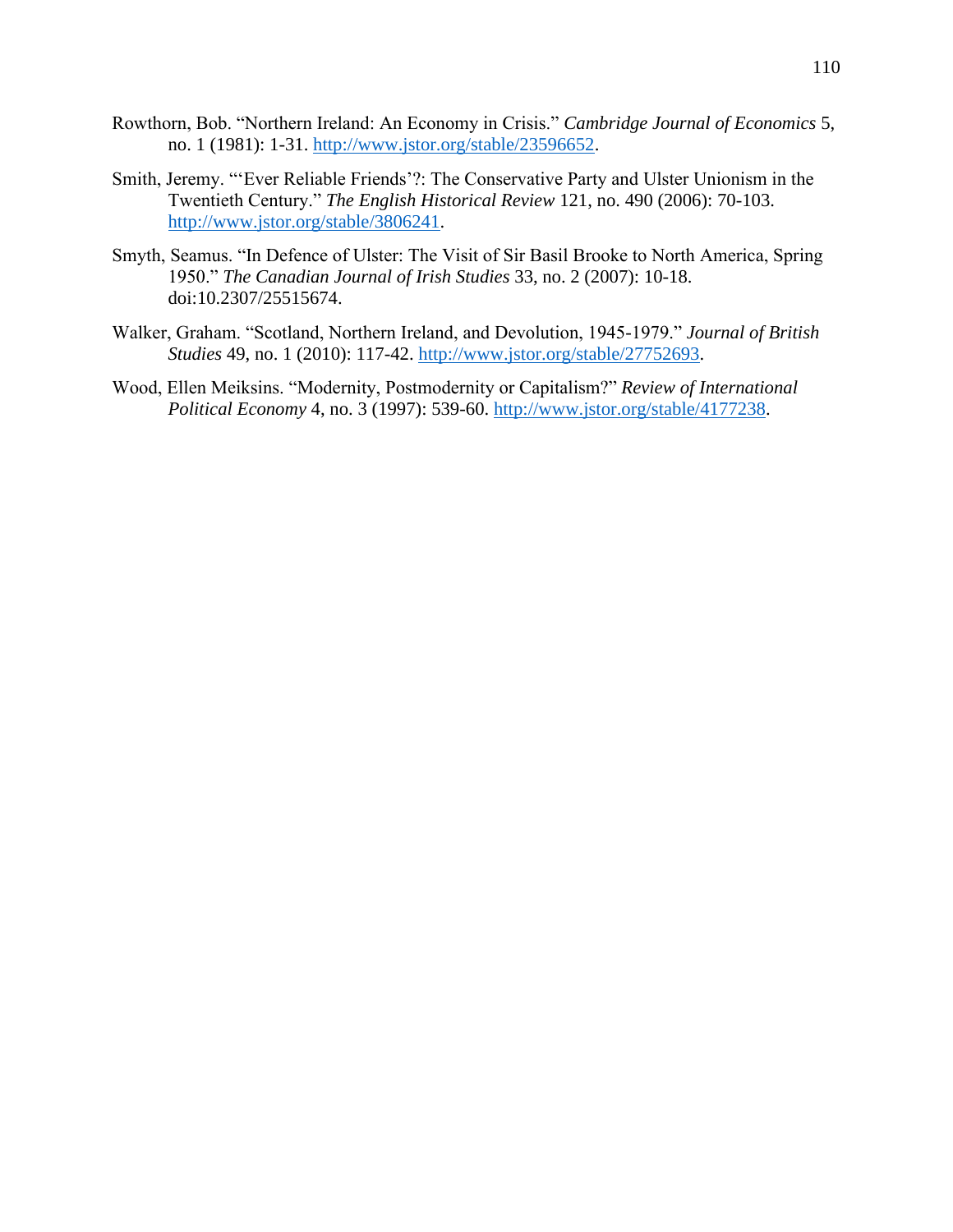Rowthorn, Bob. "Northern Ireland: An Economy in Crisis." *Cambridge Journal of Economics* 5, no. 1 (1981): 1-31. http://www.jstor.org/stable/23596652.

Smith, Jeremy. "'Ever Reliable Friends'?: The Conservative Party and Ulster Unionism in the Twentieth Century." *The English Historical Review* 121, no. 490 (2006): 70-103. http://www.jstor.org/stable/3806241.

Smyth, Seamus. "In Defence of Ulster: The Visit of Sir Basil Brooke to North America, Spring 1950." *The Canadian Journal of Irish Studies* 33, no. 2 (2007): 10-18. doi:10.2307/25515674.

Walker, Graham. "Scotland, Northern Ireland, and Devolution, 1945-1979." *Journal of British Studies* 49, no. 1 (2010): 117-42. http://www.jstor.org/stable/27752693.

Wood, Ellen Meiksins. "Modernity, Postmodernity or Capitalism?" *Review of International Political Economy* 4, no. 3 (1997): 539-60. http://www.jstor.org/stable/4177238.